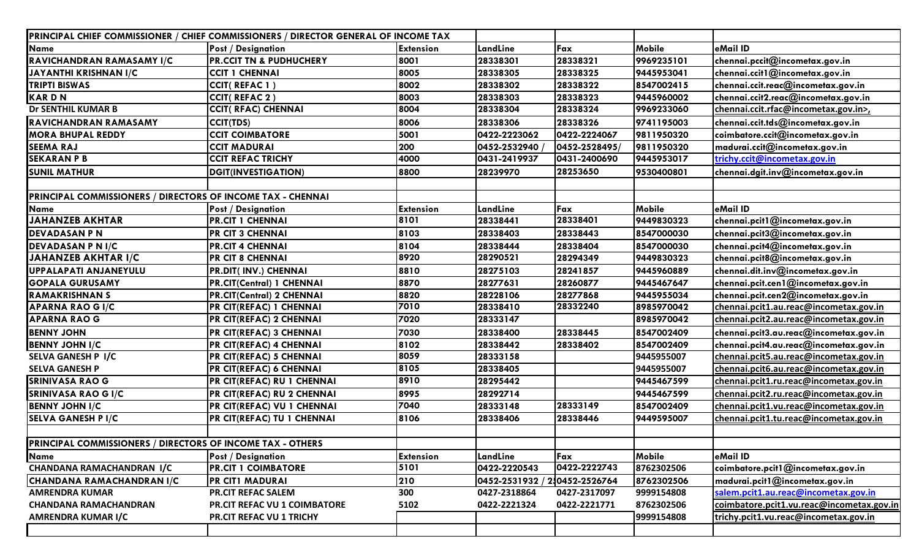| PRINCIPAL CHIEF COMMISSIONER / CHIEF COMMISSIONERS / DIRECTOR GENERAL OF INCOME TAX | | | | | | |
|---|---|---|---|---|---|---|
| Name | Post / Designation | Extension | LandLine | Fax | Mobile | eMail ID |
| RAVICHANDRAN RAMASAMY I/C | PR.CCIT TN & PUDHUCHERY | 8001 | 28338301 | 28338321 | 9969235101 | chennai.pccit@incometax.gov.in |
| JAYANTHI KRISHNAN I/C | CCIT 1 CHENNAI | 8005 | 28338305 | 28338325 | 9445953041 | chennai.ccit1@incometax.gov.in |
| TRIPTI BISWAS | CCIT( REFAC 1 ) | 8002 | 28338302 | 28338322 | 8547002415 | chennai.ccit.reac@incometax.gov.in |
| KAR D N | CCIT( REFAC 2 ) | 8003 | 28338303 | 28338323 | 9445960002 | chennai.ccit2.reac@incometax.gov.in |
| Dr SENTHIL KUMAR B | CCIT( RFAC) CHENNAI | 8004 | 28338304 | 28338324 | 9969233060 | chennai.ccit.rfac@incometax.gov.in>, |
| RAVICHANDRAN RAMASAMY | CCIT(TDS) | 8006 | 28338306 | 28338326 | 9741195003 | chennai.ccit.tds@incometax.gov.in |
| MORA BHUPAL REDDY | CCIT COIMBATORE | 5001 | 0422-2223062 | 0422-2224067 | 9811950320 | coimbatore.ccit@incometax.gov.in |
| SEEMA RAJ | CCIT MADURAI | 200 | 0452-2532940 / | 0452-2528495/ | 9811950320 | madurai.ccit@incometax.gov.in |
| SEKARAN P B | CCIT REFAC TRICHY | 4000 | 0431-2419937 | 0431-2400690 | 9445953017 | trichy.ccit@incometax.gov.in |
| SUNIL MATHUR | DGIT(INVESTIGATION) | 8800 | 28239970 | 28253650 | 9530400801 | chennai.dgit.inv@incometax.gov.in |
| | | | | | | |
| PRINCIPAL COMMISSIONERS / DIRECTORS OF INCOME TAX - CHENNAI | | | | | | |
| Name | Post / Designation | Extension | LandLine | Fax | Mobile | eMail ID |
| JAHANZEB AKHTAR | PR.CIT 1 CHENNAI | 8101 | 28338441 | 28338401 | 9449830323 | chennai.pcit1@incometax.gov.in |
| DEVADASAN P N | PR CIT 3 CHENNAI | 8103 | 28338403 | 28338443 | 8547000030 | chennai.pcit3@incometax.gov.in |
| DEVADASAN P N I/C | PR.CIT 4 CHENNAI | 8104 | 28338444 | 28338404 | 8547000030 | chennai.pcit4@incometax.gov.in |
| JAHANZEB AKHTAR I/C | PR CIT 8 CHENNAI | 8920 | 28290521 | 28294349 | 9449830323 | chennai.pcit8@incometax.gov.in |
| UPPALAPATI ANJANEYULU | PR.DIT( INV.) CHENNAI | 8810 | 28275103 | 28241857 | 9445960889 | chennai.dit.inv@incometax.gov.in |
| GOPALA GURUSAMY | PR.CIT(Central) 1 CHENNAI | 8870 | 28277631 | 28260877 | 9445467647 | chennai.pcit.cen1@incometax.gov.in |
| RAMAKRISHNAN S | PR.CIT(Central) 2 CHENNAI | 8820 | 28228106 | 28277868 | 9445955034 | chennai.pcit.cen2@incometax.gov.in |
| APARNA RAO G I/C | PR CIT(REFAC) 1 CHENNAI | 7010 | 28338410 | 28332240 | 8985970042 | chennai.pcit1.au.reac@incometax.gov.in |
| APARNA RAO G | PR CIT(REFAC) 2 CHENNAI | 7020 | 28333147 | | 8985970042 | chennai.pcit2.au.reac@incometax.gov.in |
| BENNY JOHN | PR CIT(REFAC) 3 CHENNAI | 7030 | 28338400 | 28338445 | 8547002409 | chennai.pcit3.au.reac@incometax.gov.in |
| BENNY JOHN I/C | PR CIT(REFAC) 4 CHENNAI | 8102 | 28338442 | 28338402 | 8547002409 | chennai.pcit4.au.reac@incometax.gov.in |
| SELVA GANESH P I/C | PR CIT(REFAC) 5 CHENNAI | 8059 | 28333158 | | 9445955007 | chennai.pcit5.au.reac@incometax.gov.in |
| SELVA GANESH P | PR CIT(REFAC) 6 CHENNAI | 8105 | 28338405 | | 9445955007 | chennai.pcit6.au.reac@incometax.gov.in |
| SRINIVASA RAO G | PR CIT(REFAC) RU 1 CHENNAI | 8910 | 28295442 | | 9445467599 | chennai.pcit1.ru.reac@incometax.gov.in |
| SRINIVASA RAO G I/C | PR CIT(REFAC) RU 2 CHENNAI | 8995 | 28292714 | | 9445467599 | chennai.pcit2.ru.reac@incometax.gov.in |
| BENNY JOHN I/C | PR CIT(REFAC) VU 1 CHENNAI | 7040 | 28333148 | 28333149 | 8547002409 | chennai.pcit1.vu.reac@incometax.gov.in |
| SELVA GANESH P I/C | PR CIT(REFAC) TU 1 CHENNAI | 8106 | 28338406 | 28338446 | 9449595007 | chennai.pcit1.tu.reac@incometax.gov.in |
| | | | | | | |
| PRINCIPAL COMMISSIONERS / DIRECTORS OF INCOME TAX - OTHERS | | | | | | |
| Name | Post / Designation | Extension | LandLine | Fax | Mobile | eMail ID |
| CHANDANA RAMACHANDRAN I/C | PR.CIT 1 COIMBATORE | 5101 | 0422-2220543 | 0422-2222743 | 8762302506 | coimbatore.pcit1@incometax.gov.in |
| CHANDANA RAMACHANDRAN I/C | PR CIT1 MADURAI | 210 | 0452-2531932 / 2 | 0452-2526764 | 8762302506 | madurai.pcit1@incometax.gov.in |
| AMRENDRA KUMAR | PR.CIT REFAC SALEM | 300 | 0427-2318864 | 0427-2317097 | 9999154808 | salem.pcit1.au.reac@incometax.gov.in |
| CHANDANA RAMACHANDRAN | PR.CIT REFAC VU 1 COIMBATORE | 5102 | 0422-2221324 | 0422-2221771 | 8762302506 | coimbatore.pcit1.vu.reac@incometax.gov.in |
| AMRENDRA KUMAR I/C | PR.CIT REFAC VU 1 TRICHY | | | | 9999154808 | trichy.pcit1.vu.reac@incometax.gov.in |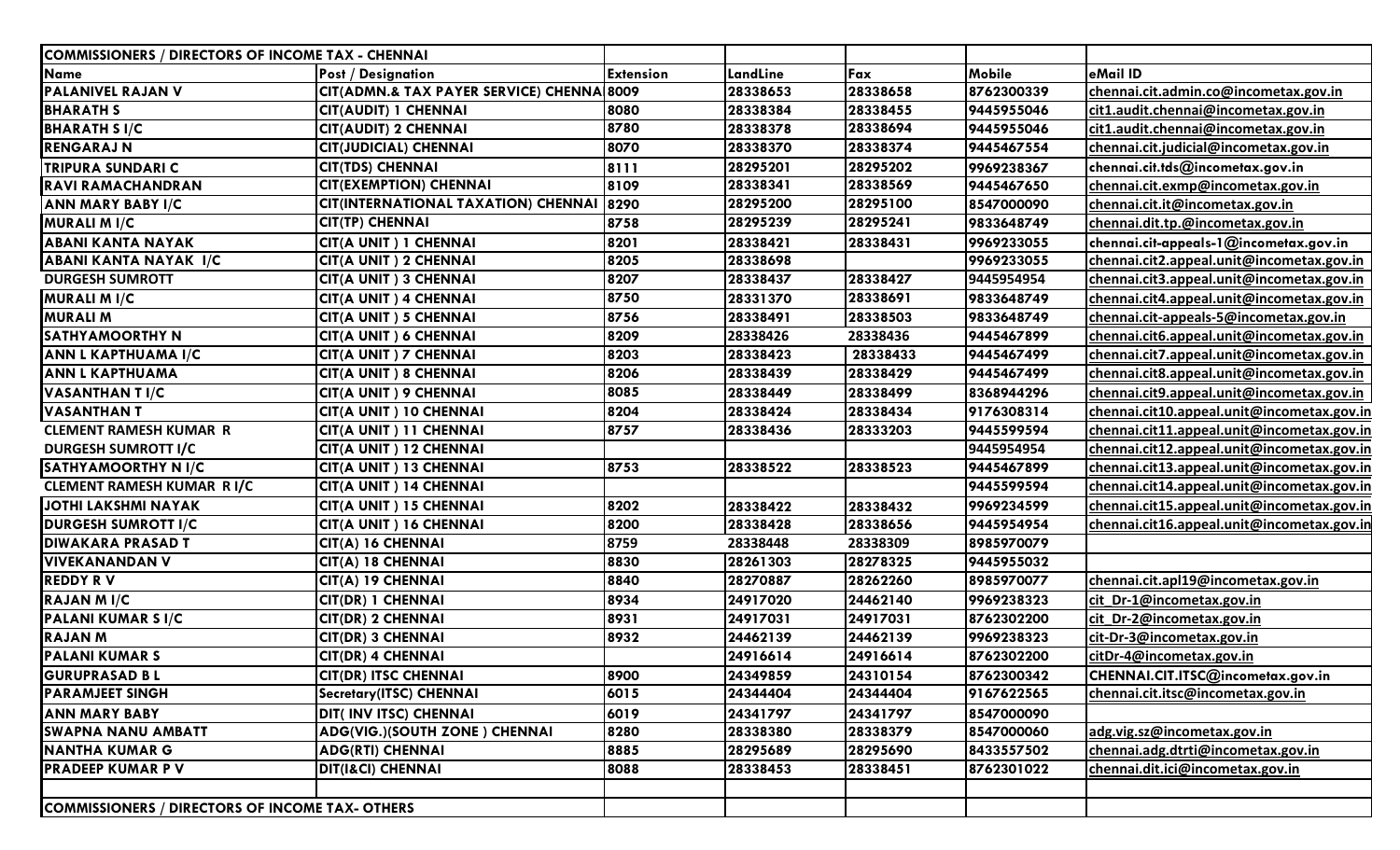| COMMISSIONERS / DIRECTORS OF INCOME TAX - CHENNAI | | | | | | |
|---|---|---|---|---|---|---|
| Name | Post / Designation | Extension | LandLine | Fax | Mobile | eMail ID |
| PALANIVEL RAJAN V | CIT(ADMN.& TAX PAYER SERVICE) CHENNA | 8009 | 28338653 | 28338658 | 8762300339 | chennai.cit.admin.co@incometax.gov.in |
| BHARATH S | CIT(AUDIT) 1 CHENNAI | 8080 | 28338384 | 28338455 | 9445955046 | cit1.audit.chennai@incometax.gov.in |
| BHARATH S I/C | CIT(AUDIT) 2 CHENNAI | 8780 | 28338378 | 28338694 | 9445955046 | cit1.audit.chennai@incometax.gov.in |
| RENGARAJ N | CIT(JUDICIAL) CHENNAI | 8070 | 28338370 | 28338374 | 9445467554 | chennai.cit.judicial@incometax.gov.in |
| TRIPURA SUNDARI C | CIT(TDS) CHENNAI | 8111 | 28295201 | 28295202 | 9969238367 | chennai.cit.tds@incometax.gov.in |
| RAVI RAMACHANDRAN | CIT(EXEMPTION) CHENNAI | 8109 | 28338341 | 28338569 | 9445467650 | chennai.cit.exmp@incometax.gov.in |
| ANN MARY BABY I/C | CIT(INTERNATIONAL TAXATION) CHENNAI | 8290 | 28295200 | 28295100 | 8547000090 | chennai.cit.it@incometax.gov.in |
| MURALI M I/C | CIT(TP) CHENNAI | 8758 | 28295239 | 28295241 | 9833648749 | chennai.dit.tp.@incometax.gov.in |
| ABANI KANTA NAYAK | CIT(A UNIT ) 1 CHENNAI | 8201 | 28338421 | 28338431 | 9969233055 | chennai.cit-appeals-1@incometax.gov.in |
| ABANI KANTA NAYAK I/C | CIT(A UNIT ) 2 CHENNAI | 8205 | 28338698 | | 9969233055 | chennai.cit2.appeal.unit@incometax.gov.in |
| DURGESH SUMROTT | CIT(A UNIT ) 3 CHENNAI | 8207 | 28338437 | 28338427 | 9445954954 | chennai.cit3.appeal.unit@incometax.gov.in |
| MURALI M I/C | CIT(A UNIT ) 4 CHENNAI | 8750 | 28331370 | 28338691 | 9833648749 | chennai.cit4.appeal.unit@incometax.gov.in |
| MURALI M | CIT(A UNIT ) 5 CHENNAI | 8756 | 28338491 | 28338503 | 9833648749 | chennai.cit-appeals-5@incometax.gov.in |
| SATHYAMOORTHY N | CIT(A UNIT ) 6 CHENNAI | 8209 | 28338426 | 28338436 | 9445467899 | chennai.cit6.appeal.unit@incometax.gov.in |
| ANN L KAPTHUAMA I/C | CIT(A UNIT ) 7 CHENNAI | 8203 | 28338423 | 28338433 | 9445467499 | chennai.cit7.appeal.unit@incometax.gov.in |
| ANN L KAPTHUAMA | CIT(A UNIT ) 8 CHENNAI | 8206 | 28338439 | 28338429 | 9445467499 | chennai.cit8.appeal.unit@incometax.gov.in |
| VASANTHAN T I/C | CIT(A UNIT ) 9 CHENNAI | 8085 | 28338449 | 28338499 | 8368944296 | chennai.cit9.appeal.unit@incometax.gov.in |
| VASANTHAN T | CIT(A UNIT ) 10 CHENNAI | 8204 | 28338424 | 28338434 | 9176308314 | chennai.cit10.appeal.unit@incometax.gov.in |
| CLEMENT RAMESH KUMAR R | CIT(A UNIT ) 11 CHENNAI | 8757 | 28338436 | 28333203 | 9445599594 | chennai.cit11.appeal.unit@incometax.gov.in |
| DURGESH SUMROTT I/C | CIT(A UNIT ) 12 CHENNAI | | | | 9445954954 | chennai.cit12.appeal.unit@incometax.gov.in |
| SATHYAMOORTHY N I/C | CIT(A UNIT ) 13 CHENNAI | 8753 | 28338522 | 28338523 | 9445467899 | chennai.cit13.appeal.unit@incometax.gov.in |
| CLEMENT RAMESH KUMAR R I/C | CIT(A UNIT ) 14 CHENNAI | | | | 9445599594 | chennai.cit14.appeal.unit@incometax.gov.in |
| JOTHI LAKSHMI NAYAK | CIT(A UNIT ) 15 CHENNAI | 8202 | 28338422 | 28338432 | 9969234599 | chennai.cit15.appeal.unit@incometax.gov.in |
| DURGESH SUMROTT I/C | CIT(A UNIT ) 16 CHENNAI | 8200 | 28338428 | 28338656 | 9445954954 | chennai.cit16.appeal.unit@incometax.gov.in |
| DIWAKARA PRASAD T | CIT(A) 16 CHENNAI | 8759 | 28338448 | 28338309 | 8985970079 | |
| VIVEKANANDAN V | CIT(A) 18 CHENNAI | 8830 | 28261303 | 28278325 | 9445955032 | |
| REDDY R V | CIT(A) 19 CHENNAI | 8840 | 28270887 | 28262260 | 8985970077 | chennai.cit.apl19@incometax.gov.in |
| RAJAN M I/C | CIT(DR) 1 CHENNAI | 8934 | 24917020 | 24462140 | 9969238323 | cit_Dr-1@incometax.gov.in |
| PALANI KUMAR S I/C | CIT(DR) 2 CHENNAI | 8931 | 24917031 | 24917031 | 8762302200 | cit_Dr-2@incometax.gov.in |
| RAJAN M | CIT(DR) 3 CHENNAI | 8932 | 24462139 | 24462139 | 9969238323 | cit-Dr-3@incometax.gov.in |
| PALANI KUMAR S | CIT(DR) 4 CHENNAI | | 24916614 | 24916614 | 8762302200 | citDr-4@incometax.gov.in |
| GURUPRASAD B L | CIT(DR) ITSC CHENNAI | 8900 | 24349859 | 24310154 | 8762300342 | CHENNAI.CIT.ITSC@incometax.gov.in |
| PARAMJEET SINGH | Secretary(ITSC) CHENNAI | 6015 | 24344404 | 24344404 | 9167622565 | chennai.cit.itsc@incometax.gov.in |
| ANN MARY BABY | DIT( INV ITSC) CHENNAI | 6019 | 24341797 | 24341797 | 8547000090 | |
| SWAPNA NANU AMBATT | ADG(VIG.)(SOUTH ZONE ) CHENNAI | 8280 | 28338380 | 28338379 | 8547000060 | adg.vig.sz@incometax.gov.in |
| NANTHA KUMAR G | ADG(RTI) CHENNAI | 8885 | 28295689 | 28295690 | 8433557502 | chennai.adg.dtrti@incometax.gov.in |
| PRADEEP KUMAR P V | DIT(I&CI) CHENNAI | 8088 | 28338453 | 28338451 | 8762301022 | chennai.dit.ici@incometax.gov.in |
| | | | | | | |
| COMMISSIONERS / DIRECTORS OF INCOME TAX- OTHERS | | | | | | |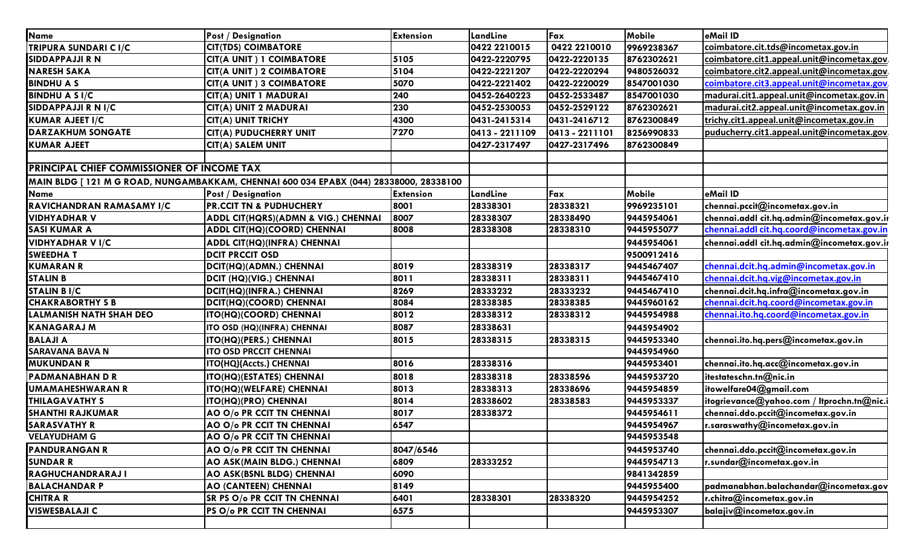| Name | Post / Designation | Extension | LandLine | Fax | Mobile | eMail ID |
|---|---|---|---|---|---|---|
| TRIPURA SUNDARI C I/C | CIT(TDS) COIMBATORE | | 0422 2210015 | 0422 2210010 | 9969238367 | coimbatore.cit.tds@incometax.gov.in |
| SIDDAPPAJJI R N | CIT(A UNIT ) 1 COIMBATORE | 5105 | 0422-2220795 | 0422-2220135 | 8762302621 | coimbatore.cit1.appeal.unit@incometax.gov. |
| NARESH SAKA | CIT(A UNIT ) 2 COIMBATORE | 5104 | 0422-2221207 | 0422-2220294 | 9480526032 | coimbatore.cit2.appeal.unit@incometax.gov. |
| BINDHU A S | CIT(A UNIT ) 3 COIMBATORE | 5070 | 0422-2221402 | 0422-2220029 | 8547001030 | coimbatore.cit3.appeal.unit@incometax.gov. |
| BINDHU A S I/C | CIT(A) UNIT 1 MADURAI | 240 | 0452-2640223 | 0452-2533487 | 8547001030 | madurai.cit1.appeal.unit@incometax.gov.in |
| SIDDAPPAJJI R N I/C | CIT(A) UNIT 2 MADURAI | 230 | 0452-2530053 | 0452-2529122 | 8762302621 | madurai.cit2.appeal.unit@incometax.gov.in |
| KUMAR AJEET I/C | CIT(A) UNIT TRICHY | 4300 | 0431-2415314 | 0431-2416712 | 8762300849 | trichy.cit1.appeal.unit@incometax.gov.in |
| DARZAKHUM SONGATE | CIT(A) PUDUCHERRY UNIT | 7270 | 0413 - 2211109 | 0413 - 2211101 | 8256990833 | puducherry.cit1.appeal.unit@incometax.gov. |
| KUMAR AJEET | CIT(A) SALEM UNIT | | 0427-2317497 | 0427-2317496 | 8762300849 | |
| | | | | | | |
| **PRINCIPAL CHIEF COMMISSIONER OF INCOME TAX** | | | | | | |
| **MAIN BLDG [ 121 M G ROAD, NUNGAMBAKKAM, CHENNAI 600 034 EPABX (044) 28338000, 28338100** | | | | | | |
| **Name** | **Post / Designation** | **Extension** | **LandLine** | **Fax** | **Mobile** | **eMail ID** |
| RAVICHANDRAN RAMASAMY I/C | PR.CCIT TN & PUDHUCHERY | 8001 | 28338301 | 28338321 | 9969235101 | chennai.pccit@incometax.gov.in |
| VIDHYADHAR V | ADDL CIT(HQRS)(ADMN & VIG.) CHENNAI | 8007 | 28338307 | 28338490 | 9445954061 | chennai.addl cit.hq.admin@incometax.gov.i |
| SASI KUMAR A | ADDL CIT(HQ)(COORD) CHENNAI | 8008 | 28338308 | 28338310 | 9445955077 | chennai.addl cit.hq.coord@incometax.gov.in |
| VIDHYADHAR V I/C | ADDL CIT(HQ)(INFRA) CHENNAI | | | | 9445954061 | chennai.addl cit.hq.admin@incometax.gov.i |
| SWEEDHA T | DCIT PRCCIT OSD | | | | 9500912416 | |
| KUMARAN R | DCIT(HQ)(ADMN.) CHENNAI | 8019 | 28338319 | 28338317 | 9445467407 | chennai.dcit.hq.admin@incometax.gov.in |
| STALIN B | DCIT (HQ)(VIG.) CHENNAI | 8011 | 28338311 | 28338311 | 9445467410 | chennai.dcit.hq.vig@incometax.gov.in |
| STALIN B I/C | DCIT(HQ)(INFRA.) CHENNAI | 8269 | 28333232 | 28333232 | 9445467410 | chennai.dcit.hq.infra@incometax.gov.in |
| CHAKRABORTHY S B | DCIT(HQ)(COORD) CHENNAI | 8084 | 28338385 | 28338385 | 9445960162 | chennai.dcit.hq.coord@incometax.gov.in |
| LALMANISH NATH SHAH DEO | ITO(HQ)(COORD) CHENNAI | 8012 | 28338312 | 28338312 | 9445954988 | chennai.ito.hq.coord@incometax.gov.in |
| KANAGARAJ M | ITO OSD (HQ)(INFRA) CHENNAI | 8087 | 28338631 | | 9445954902 | |
| BALAJI A | ITO(HQ)(PERS.) CHENNAI | 8015 | 28338315 | 28338315 | 9445953340 | chennai.ito.hq.pers@incometax.gov.in |
| SARAVANA BAVA N | ITO OSD PRCCIT CHENNAI | | | | 9445954960 | |
| MUKUNDAN R | ITO(HQ)(Accts.) CHENNAI | 8016 | 28338316 | | 9445953401 | chennai.ito.hq.acc@incometax.gov.in |
| PADMANABHAN D R | ITO(HQ)(ESTATES) CHENNAI | 8018 | 28338318 | 28338596 | 9445953720 | itestateschn.tn@nic.in |
| UMAMAHESHWARAN R | ITO(HQ)(WELFARE) CHENNAI | 8013 | 28338313 | 28338696 | 9445954859 | itowelfare04@gmail.com |
| THILAGAVATHY S | ITO(HQ)(PRO) CHENNAI | 8014 | 28338602 | 28338583 | 9445953337 | itogrievance@yahoo.com / ltprochn.tn@nic.i |
| SHANTHI RAJKUMAR | AO O/o PR CCIT TN CHENNAI | 8017 | 28338372 | | 9445954611 | chennai.ddo.pccit@incometax.gov.in |
| SARASVATHY R | AO O/o PR CCIT TN CHENNAI | 6547 | | | 9445954967 | r.saraswathy@incometax.gov.in |
| VELAYUDHAM G | AO O/o PR CCIT TN CHENNAI | | | | 9445953548 | |
| PANDURANGAN R | AO O/o PR CCIT TN CHENNAI | 8047/6546 | | | 9445953740 | chennai.ddo.pccit@incometax.gov.in |
| SUNDAR R | AO ASK(MAIN BLDG.) CHENNAI | 6809 | 28333252 | | 9445954713 | r.sundar@incometax.gov.in |
| RAGHUCHANDRARAJ I | AO ASK(BSNL BLDG) CHENNAI | 6090 | | | 9841342859 | |
| BALACHANDAR P | AO (CANTEEN) CHENNAI | 8149 | | | 9445955400 | padmanabhan.balachandar@incometax.gov |
| CHITRA R | SR PS O/o PR CCIT TN CHENNAI | 6401 | 28338301 | 28338320 | 9445954252 | r.chitra@incometax.gov.in |
| VISWESBALAJI C | PS O/o PR CCIT TN CHENNAI | 6575 | | | 9445953307 | balajiv@incometax.gov.in |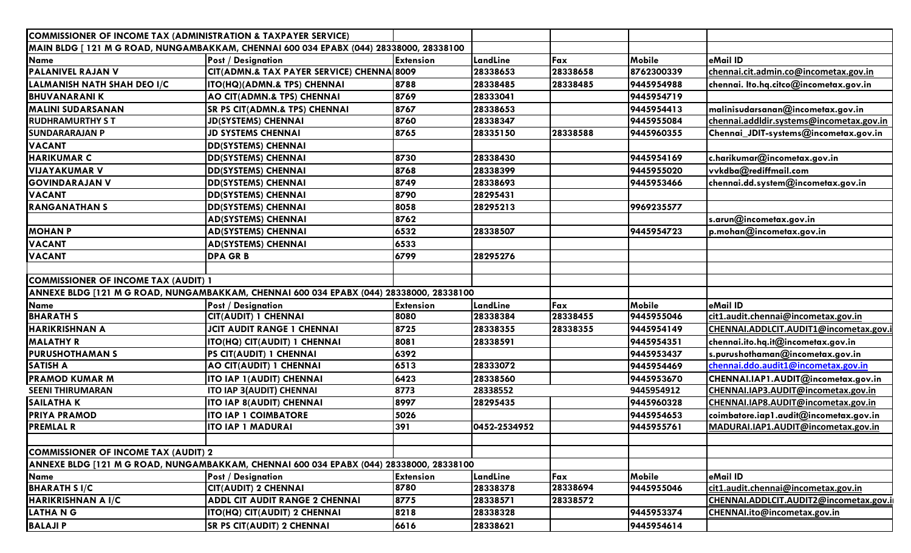| COMMISSIONER OF INCOME TAX (ADMINISTRATION & TAXPAYER SERVICE) | | | | | | |
|---|---|---|---|---|---|---|
| MAIN BLDG [ 121 M G ROAD, NUNGAMBAKKAM, CHENNAI 600 034 EPABX (044) 28338000, 28338100 | | | | | | |
| **Name** | **Post / Designation** | **Extension** | **LandLine** | **Fax** | **Mobile** | **eMail ID** |
| PALANIVEL RAJAN V | CIT(ADMN.& TAX PAYER SERVICE) CHENNAI | 8009 | 28338653 | 28338658 | 8762300339 | chennai.cit.admin.co@incometax.gov.in |
| LALMANISH NATH SHAH DEO I/C | ITO(HQ)(ADMN.& TPS) CHENNAI | 8788 | 28338485 | 28338485 | 9445954988 | chennai. Ito.hq.citco@incometax.gov.in |
| BHUVANARANI K | AO CIT(ADMN.& TPS) CHENNAI | 8769 | 28333041 | | 9445954719 | |
| MALINI SUDARSANAN | SR PS CIT(ADMN.& TPS) CHENNAI | 8767 | 28338653 | | 9445954413 | malinisudarsanan@incometax.gov.in |
| RUDHRAMURTHY S T | JD(SYSTEMS) CHENNAI | 8760 | 28338347 | | 9445955084 | chennai.addldir.systems@incometax.gov.in |
| SUNDARARAJAN P | JD SYSTEMS CHENNAI | 8765 | 28335150 | 28338588 | 9445960355 | Chennai_JDIT-systems@incometax.gov.in |
| VACANT | DD(SYSTEMS) CHENNAI | | | | | |
| HARIKUMAR C | DD(SYSTEMS) CHENNAI | 8730 | 28338430 | | 9445954169 | c.harikumar@incometax.gov.in |
| VIJAYAKUMAR V | DD(SYSTEMS) CHENNAI | 8768 | 28338399 | | 9445955020 | vvkdba@rediffmail.com |
| GOVINDARAJAN V | DD(SYSTEMS) CHENNAI | 8749 | 28338693 | | 9445953466 | chennai.dd.system@incometax.gov.in |
| VACANT | DD(SYSTEMS) CHENNAI | 8790 | 28295431 | | | |
| RANGANATHAN S | DD(SYSTEMS) CHENNAI | 8058 | 28295213 | | 9969235577 | |
| | AD(SYSTEMS) CHENNAI | 8762 | | | | s.arun@incometax.gov.in |
| MOHAN P | AD(SYSTEMS) CHENNAI | 6532 | 28338507 | | 9445954723 | p.mohan@incometax.gov.in |
| VACANT | AD(SYSTEMS) CHENNAI | 6533 | | | | |
| VACANT | DPA GR B | 6799 | 28295276 | | | |
| | | | | | | |
| **COMMISSIONER OF INCOME TAX (AUDIT) 1** | | | | | | |
| ANNEXE BLDG [121 M G ROAD, NUNGAMBAKKAM, CHENNAI 600 034 EPABX (044) 28338000, 28338100 | | | | | | |
| **Name** | **Post / Designation** | **Extension** | **LandLine** | **Fax** | **Mobile** | **eMail ID** |
| BHARATH S | CIT(AUDIT) 1 CHENNAI | 8080 | 28338384 | 28338455 | 9445955046 | cit1.audit.chennai@incometax.gov.in |
| HARIKRISHNAN A | JCIT AUDIT RANGE 1 CHENNAI | 8725 | 28338355 | 28338355 | 9445954149 | CHENNAI.ADDLCIT.AUDIT1@incometax.gov.i |
| MALATHY R | ITO(HQ) CIT(AUDIT) 1 CHENNAI | 8081 | 28338591 | | 9445954351 | chennai.ito.hq.it@incometax.gov.in |
| PURUSHOTHAMAN S | PS CIT(AUDIT) 1 CHENNAI | 6392 | | | 9445953437 | s.purushothaman@incometax.gov.in |
| SATISH A | AO CIT(AUDIT) 1 CHENNAI | 6513 | 28333072 | | 9445954469 | chennai.ddo.audit1@incometax.gov.in |
| PRAMOD KUMAR M | ITO IAP 1(AUDIT) CHENNAI | 6423 | 28338560 | | 9445953670 | CHENNAI.IAP1.AUDIT@incometax.gov.in |
| SEENI THIRUMARAN | ITO IAP 3(AUDIT) CHENNAI | 8773 | 28338552 | | 9445954912 | CHENNAI.IAP3.AUDIT@incometax.gov.in |
| SAILATHA K | ITO IAP 8(AUDIT) CHENNAI | 8997 | 28295435 | | 9445960328 | CHENNAI.IAP8.AUDIT@incometax.gov.in |
| PRIYA PRAMOD | ITO IAP 1 COIMBATORE | 5026 | | | 9445954653 | coimbatore.iap1.audit@incometax.gov.in |
| PREMLAL R | ITO IAP 1 MADURAI | 391 | 0452-2534952 | | 9445955761 | MADURAI.IAP1.AUDIT@incometax.gov.in |
| | | | | | | |
| **COMMISSIONER OF INCOME TAX (AUDIT) 2** | | | | | | |
| ANNEXE BLDG [121 M G ROAD, NUNGAMBAKKAM, CHENNAI 600 034 EPABX (044) 28338000, 28338100 | | | | | | |
| **Name** | **Post / Designation** | **Extension** | **LandLine** | **Fax** | **Mobile** | **eMail ID** |
| BHARATH S I/C | CIT(AUDIT) 2 CHENNAI | 8780 | 28338378 | 28338694 | 9445955046 | cit1.audit.chennai@incometax.gov.in |
| HARIKRISHNAN A I/C | ADDL CIT AUDIT RANGE 2 CHENNAI | 8775 | 28338571 | 28338572 | | CHENNAI.ADDLCIT.AUDIT2@incometax.gov.i |
| LATHA N G | ITO(HQ) CIT(AUDIT) 2 CHENNAI | 8218 | 28338328 | | 9445953374 | CHENNAI.ito@incometax.gov.in |
| BALAJI P | SR PS CIT(AUDIT) 2 CHENNAI | 6616 | 28338621 | | 9445954614 | |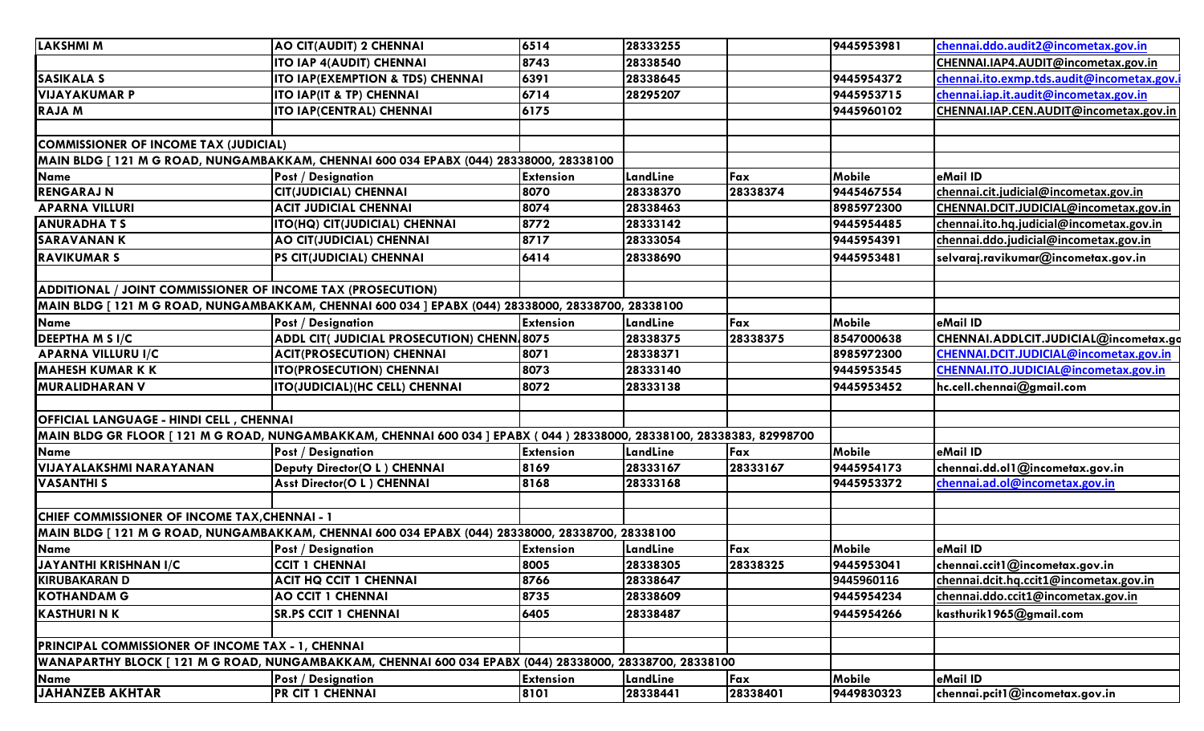| | | | | | | |
|---|---|---|---|---|---|---|
| LAKSHMI M | AO CIT(AUDIT) 2 CHENNAI | 6514 | 28333255 | | 9445953981 | chennai.ddo.audit2@incometax.gov.in |
| | ITO IAP 4(AUDIT) CHENNAI | 8743 | 28338540 | | | CHENNAI.IAP4.AUDIT@incometax.gov.in |
| SASIKALA S | ITO IAP(EXEMPTION & TDS) CHENNAI | 6391 | 28338645 | | 9445954372 | chennai.ito.exmp.tds.audit@incometax.gov.i |
| VIJAYAKUMAR P | ITO IAP(IT & TP) CHENNAI | 6714 | 28295207 | | 9445953715 | chennai.iap.it.audit@incometax.gov.in |
| RAJA M | ITO IAP(CENTRAL) CHENNAI | 6175 | | | 9445960102 | CHENNAI.IAP.CEN.AUDIT@incometax.gov.in |
| | | | | | | |
| **COMMISSIONER OF INCOME TAX (JUDICIAL)** | | | | | | |
| MAIN BLDG [ 121 M G ROAD, NUNGAMBAKKAM, CHENNAI 600 034 EPABX (044) 28338000, 28338100 | | | | | | |
| **Name** | **Post / Designation** | **Extension** | **LandLine** | **Fax** | **Mobile** | **eMail ID** |
| RENGARAJ N | CIT(JUDICIAL) CHENNAI | 8070 | 28338370 | 28338374 | 9445467554 | chennai.cit.judicial@incometax.gov.in |
| APARNA VILLURI | ACIT JUDICIAL CHENNAI | 8074 | 28338463 | | 8985972300 | CHENNAI.DCIT.JUDICIAL@incometax.gov.in |
| ANURADHA T S | ITO(HQ) CIT(JUDICIAL) CHENNAI | 8772 | 28333142 | | 9445954485 | chennai.ito.hq.judicial@incometax.gov.in |
| SARAVANAN K | AO CIT(JUDICIAL) CHENNAI | 8717 | 28333054 | | 9445954391 | chennai.ddo.judicial@incometax.gov.in |
| RAVIKUMAR S | PS CIT(JUDICIAL) CHENNAI | 6414 | 28338690 | | 9445953481 | selvaraj.ravikumar@incometax.gov.in |
| | | | | | | |
| **ADDITIONAL / JOINT COMMISSIONER OF INCOME TAX (PROSECUTION)** | | | | | | |
| MAIN BLDG [ 121 M G ROAD, NUNGAMBAKKAM, CHENNAI 600 034 ] EPABX (044) 28338000, 28338700, 28338100 | | | | | | |
| **Name** | **Post / Designation** | **Extension** | **LandLine** | **Fax** | **Mobile** | **eMail ID** |
| DEEPTHA M S I/C | ADDL CIT( JUDICIAL PROSECUTION) CHENN | 8075 | 28338375 | 28338375 | 8547000638 | CHENNAI.ADDLCIT.JUDICIAL@incometax.go |
| APARNA VILLURU I/C | ACIT(PROSECUTION) CHENNAI | 8071 | 28338371 | | 8985972300 | CHENNAI.DCIT.JUDICIAL@incometax.gov.in |
| MAHESH KUMAR K K | ITO(PROSECUTION) CHENNAI | 8073 | 28333140 | | 9445953545 | CHENNAI.ITO.JUDICIAL@incometax.gov.in |
| MURALIDHARAN V | ITO(JUDICIAL)(HC CELL) CHENNAI | 8072 | 28333138 | | 9445953452 | hc.cell.chennai@gmail.com |
| | | | | | | |
| **OFFICIAL LANGUAGE - HINDI CELL , CHENNAI** | | | | | | |
| MAIN BLDG GR FLOOR [ 121 M G ROAD, NUNGAMBAKKAM, CHENNAI 600 034 ] EPABX ( 044 ) 28338000, 28338100, 28338383, 82998700 | | | | | | |
| **Name** | **Post / Designation** | **Extension** | **LandLine** | **Fax** | **Mobile** | **eMail ID** |
| VIJAYALAKSHMI NARAYANAN | Deputy Director(O L ) CHENNAI | 8169 | 28333167 | 28333167 | 9445954173 | chennai.dd.ol1@incometax.gov.in |
| VASANTHI S | Asst Director(O L ) CHENNAI | 8168 | 28333168 | | 9445953372 | chennai.ad.ol@incometax.gov.in |
| | | | | | | |
| **CHIEF COMMISSIONER OF INCOME TAX,CHENNAI - 1** | | | | | | |
| MAIN BLDG [ 121 M G ROAD, NUNGAMBAKKAM, CHENNAI 600 034 EPABX (044) 28338000, 28338700, 28338100 | | | | | | |
| **Name** | **Post / Designation** | **Extension** | **LandLine** | **Fax** | **Mobile** | **eMail ID** |
| JAYANTHI KRISHNAN I/C | CCIT 1 CHENNAI | 8005 | 28338305 | 28338325 | 9445953041 | chennai.ccit1@incometax.gov.in |
| KIRUBAKARAN D | ACIT HQ CCIT 1 CHENNAI | 8766 | 28338647 | | 9445960116 | chennai.dcit.hq.ccit1@incometax.gov.in |
| KOTHANDAM G | AO CCIT 1 CHENNAI | 8735 | 28338609 | | 9445954234 | chennai.ddo.ccit1@incometax.gov.in |
| KASTHURI N K | SR.PS CCIT 1 CHENNAI | 6405 | 28338487 | | 9445954266 | kasthurik1965@gmail.com |
| | | | | | | |
| **PRINCIPAL COMMISSIONER OF INCOME TAX - 1, CHENNAI** | | | | | | |
| WANAPARTHY BLOCK [ 121 M G ROAD, NUNGAMBAKKAM, CHENNAI 600 034 EPABX (044) 28338000, 28338700, 28338100 | | | | | | |
| **Name** | **Post / Designation** | **Extension** | **LandLine** | **Fax** | **Mobile** | **eMail ID** |
| JAHANZEB AKHTAR | PR CIT 1 CHENNAI | 8101 | 28338441 | 28338401 | 9449830323 | chennai.pcit1@incometax.gov.in |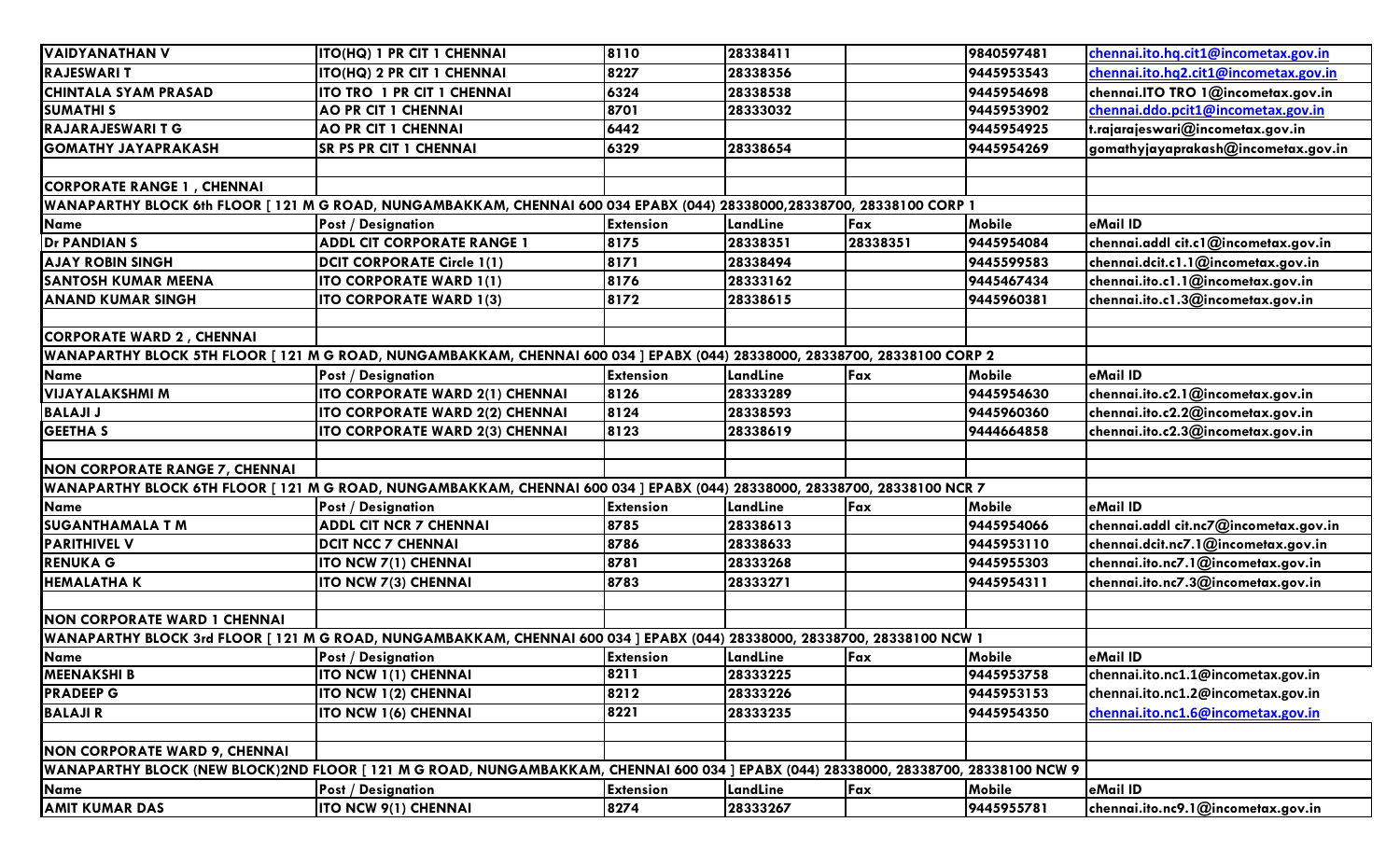| | | | | | | |
|---|---|---|---|---|---|---|
| **VAIDYANATHAN V** | **ITO(HQ) 1 PR CIT 1 CHENNAI** | **8110** | **28338411** | | **9840597481** | **chennai.ito.hq.cit1@incometax.gov.in** |
| **RAJESWARI T** | **ITO(HQ) 2 PR CIT 1 CHENNAI** | **8227** | **28338356** | | **9445953543** | **chennai.ito.hq2.cit1@incometax.gov.in** |
| **CHINTALA SYAM PRASAD** | **ITO TRO 1 PR CIT 1 CHENNAI** | **6324** | **28338538** | | **9445954698** | **chennai.ITO TRO 1@incometax.gov.in** |
| **SUMATHI S** | **AO PR CIT 1 CHENNAI** | **8701** | **28333032** | | **9445953902** | **chennai.ddo.pcit1@incometax.gov.in** |
| **RAJARAJESWARI T G** | **AO PR CIT 1 CHENNAI** | **6442** | | | **9445954925** | **t.rajarajeswari@incometax.gov.in** |
| **GOMATHY JAYAPRAKASH** | **SR PS PR CIT 1 CHENNAI** | **6329** | **28338654** | | **9445954269** | **gomathyjayaprakash@incometax.gov.in** |
| | | | | | | |
| **CORPORATE RANGE 1 , CHENNAI** | | | | | | |
| **WANAPARTHY BLOCK 6th FLOOR [ 121 M G ROAD, NUNGAMBAKKAM, CHENNAI 600 034 EPABX (044) 28338000,28338700, 28338100 CORP 1** | | | | | | |
| **Name** | **Post / Designation** | **Extension** | **LandLine** | **Fax** | **Mobile** | **eMail ID** |
| **Dr PANDIAN S** | **ADDL CIT CORPORATE RANGE 1** | **8175** | **28338351** | **28338351** | **9445954084** | **chennai.addl cit.c1@incometax.gov.in** |
| **AJAY ROBIN SINGH** | **DCIT CORPORATE Circle 1(1)** | **8171** | **28338494** | | **9445599583** | **chennai.dcit.c1.1@incometax.gov.in** |
| **SANTOSH KUMAR MEENA** | **ITO CORPORATE WARD 1(1)** | **8176** | **28333162** | | **9445467434** | **chennai.ito.c1.1@incometax.gov.in** |
| **ANAND KUMAR SINGH** | **ITO CORPORATE WARD 1(3)** | **8172** | **28338615** | | **9445960381** | **chennai.ito.c1.3@incometax.gov.in** |
| | | | | | | |
| **CORPORATE WARD 2 , CHENNAI** | | | | | | |
| **WANAPARTHY BLOCK 5TH FLOOR [ 121 M G ROAD, NUNGAMBAKKAM, CHENNAI 600 034 ] EPABX (044) 28338000, 28338700, 28338100 CORP 2** | | | | | | |
| **Name** | **Post / Designation** | **Extension** | **LandLine** | **Fax** | **Mobile** | **eMail ID** |
| **VIJAYALAKSHMI M** | **ITO CORPORATE WARD 2(1) CHENNAI** | **8126** | **28333289** | | **9445954630** | **chennai.ito.c2.1@incometax.gov.in** |
| **BALAJI J** | **ITO CORPORATE WARD 2(2) CHENNAI** | **8124** | **28338593** | | **9445960360** | **chennai.ito.c2.2@incometax.gov.in** |
| **GEETHA S** | **ITO CORPORATE WARD 2(3) CHENNAI** | **8123** | **28338619** | | **9444664858** | **chennai.ito.c2.3@incometax.gov.in** |
| | | | | | | |
| **NON CORPORATE RANGE 7, CHENNAI** | | | | | | |
| **WANAPARTHY BLOCK 6TH FLOOR [ 121 M G ROAD, NUNGAMBAKKAM, CHENNAI 600 034 ] EPABX (044) 28338000, 28338700, 28338100 NCR 7** | | | | | | |
| **Name** | **Post / Designation** | **Extension** | **LandLine** | **Fax** | **Mobile** | **eMail ID** |
| **SUGANTHAMALA T M** | **ADDL CIT NCR 7 CHENNAI** | **8785** | **28338613** | | **9445954066** | **chennai.addl cit.nc7@incometax.gov.in** |
| **PARITHIVEL V** | **DCIT NCC 7 CHENNAI** | **8786** | **28338633** | | **9445953110** | **chennai.dcit.nc7.1@incometax.gov.in** |
| **RENUKA G** | **ITO NCW 7(1) CHENNAI** | **8781** | **28333268** | | **9445955303** | **chennai.ito.nc7.1@incometax.gov.in** |
| **HEMALATHA K** | **ITO NCW 7(3) CHENNAI** | **8783** | **28333271** | | **9445954311** | **chennai.ito.nc7.3@incometax.gov.in** |
| | | | | | | |
| **NON CORPORATE WARD 1 CHENNAI** | | | | | | |
| **WANAPARTHY BLOCK 3rd FLOOR [ 121 M G ROAD, NUNGAMBAKKAM, CHENNAI 600 034 ] EPABX (044) 28338000, 28338700, 28338100 NCW 1** | | | | | | |
| **Name** | **Post / Designation** | **Extension** | **LandLine** | **Fax** | **Mobile** | **eMail ID** |
| **MEENAKSHI B** | **ITO NCW 1(1) CHENNAI** | **8211** | **28333225** | | **9445953758** | **chennai.ito.nc1.1@incometax.gov.in** |
| **PRADEEP G** | **ITO NCW 1(2) CHENNAI** | **8212** | **28333226** | | **9445953153** | **chennai.ito.nc1.2@incometax.gov.in** |
| **BALAJI R** | **ITO NCW 1(6) CHENNAI** | **8221** | **28333235** | | **9445954350** | **chennai.ito.nc1.6@incometax.gov.in** |
| | | | | | | |
| **NON CORPORATE WARD 9, CHENNAI** | | | | | | |
| **WANAPARTHY BLOCK (NEW BLOCK)2ND FLOOR [ 121 M G ROAD, NUNGAMBAKKAM, CHENNAI 600 034 ] EPABX (044) 28338000, 28338700, 28338100 NCW 9** | | | | | | |
| **Name** | **Post / Designation** | **Extension** | **LandLine** | **Fax** | **Mobile** | **eMail ID** |
| **AMIT KUMAR DAS** | **ITO NCW 9(1) CHENNAI** | **8274** | **28333267** | | **9445955781** | **chennai.ito.nc9.1@incometax.gov.in** |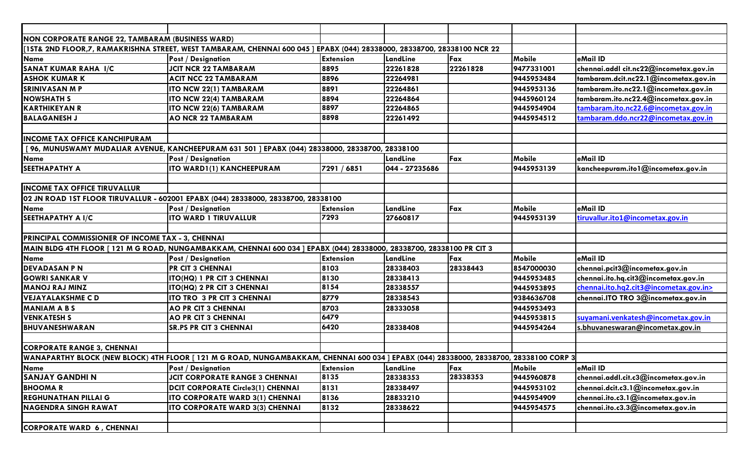| | | | | | | |
|---|---|---|---|---|---|---|
| **NON CORPORATE RANGE 22, TAMBARAM (BUSINESS WARD)** | | | | | | |
| **[1ST& 2ND FLOOR,7, RAMAKRISHNA STREET, WEST TAMBARAM, CHENNAI 600 045 ] EPABX (044) 28338000, 28338700, 28338100 NCR 22** | | | | | | |
| **Name** | **Post / Designation** | **Extension** | **LandLine** | **Fax** | **Mobile** | **eMail ID** |
| **SANAT KUMAR RAHA I/C** | **JCIT NCR 22 TAMBARAM** | **8895** | **22261828** | **22261828** | **9477331001** | **chennai.addl cit.nc22@incometax.gov.in** |
| **ASHOK KUMAR K** | **ACIT NCC 22 TAMBARAM** | **8896** | **22264981** | | **9445953484** | **tambaram.dcit.nc22.1@incometax.gov.in** |
| **SRINIVASAN M P** | **ITO NCW 22(1) TAMBARAM** | **8891** | **22264861** | | **9445953136** | **tambaram.ito.nc22.1@incometax.gov.in** |
| **NOWSHATH S** | **ITO NCW 22(4) TAMBARAM** | **8894** | **22264864** | | **9445960124** | **tambaram.ito.nc22.4@incometax.gov.in** |
| **KARTHIKEYAN R** | **ITO NCW 22(6) TAMBARAM** | **8897** | **22264865** | | **9445954904** | **tambaram.ito.nc22.6@incometax.gov.in** |
| **BALAGANESH J** | **AO NCR 22 TAMBARAM** | **8898** | **22261492** | | **9445954512** | **tambaram.ddo.ncr22@incometax.gov.in** |
| | | | | | | |
| **INCOME TAX OFFICE KANCHIPURAM** | | | | | | |
| **[ 96, MUNUSWAMY MUDALIAR AVENUE, KANCHEEPURAM 631 501 ] EPABX (044) 28338000, 28338700, 28338100** | | | | | | |
| **Name** | **Post / Designation** | | **LandLine** | **Fax** | **Mobile** | **eMail ID** |
| **SEETHAPATHY A** | **ITO WARD1(1) KANCHEEPURAM** | **7291 / 6851** | **044 - 27235686** | | **9445953139** | **kancheepuram.ito1@incometax.gov.in** |
| | | | | | | |
| **INCOME TAX OFFICE TIRUVALLUR** | | | | | | |
| **02 JN ROAD 1ST FLOOR TIRUVALLUR - 602001 EPABX (044) 28338000, 28338700, 28338100** | | | | | | |
| **Name** | **Post / Designation** | **Extension** | **LandLine** | **Fax** | **Mobile** | **eMail ID** |
| **SEETHAPATHY A I/C** | **ITO WARD 1 TIRUVALLUR** | **7293** | **27660817** | | **9445953139** | **tiruvallur.ito1@incometax.gov.in** |
| | | | | | | |
| **PRINCIPAL COMMISSIONER OF INCOME TAX - 3, CHENNAI** | | | | | | |
| **MAIN BLDG 4TH FLOOR [ 121 M G ROAD, NUNGAMBAKKAM, CHENNAI 600 034 ] EPABX (044) 28338000, 28338700, 28338100 PR CIT 3** | | | | | | |
| **Name** | **Post / Designation** | **Extension** | **LandLine** | **Fax** | **Mobile** | **eMail ID** |
| **DEVADASAN P N** | **PR CIT 3 CHENNAI** | **8103** | **28338403** | **28338443** | **8547000030** | **chennai.pcit3@incometax.gov.in** |
| **GOWRI SANKAR V** | **ITO(HQ) 1 PR CIT 3 CHENNAI** | **8130** | **28338413** | | **9445953485** | **chennai.ito.hq.cit3@incometax.gov.in** |
| **MANOJ RAJ MINZ** | **ITO(HQ) 2 PR CIT 3 CHENNAI** | **8154** | **28338557** | | **9445953895** | **chennai.ito.hq2.cit3@incometax.gov.in>** |
| **VEJAYALAKSHME C D** | **ITO TRO 3 PR CIT 3 CHENNAI** | **8779** | **28338543** | | **9384636708** | **chennai.ITO TRO 3@incometax.gov.in** |
| **MANIAM A B S** | **AO PR CIT 3 CHENNAI** | **8703** | **28333058** | | **9445953493** | |
| **VENKATESH S** | **AO PR CIT 3 CHENNAI** | **6479** | | | **9445953815** | **suyamani.venkatesh@incometax.gov.in** |
| **BHUVANESHWARAN** | **SR.PS PR CIT 3 CHENNAI** | **6420** | **28338408** | | **9445954264** | **s.bhuvaneswaran@incometax.gov.in** |
| | | | | | | |
| **CORPORATE RANGE 3, CHENNAI** | | | | | | |
| **WANAPARTHY BLOCK (NEW BLOCK) 4TH FLOOR [ 121 M G ROAD, NUNGAMBAKKAM, CHENNAI 600 034 ] EPABX (044) 28338000, 28338700, 28338100 CORP 3** | | | | | | |
| **Name** | **Post / Designation** | **Extension** | **LandLine** | **Fax** | **Mobile** | **eMail ID** |
| **SANJAY GANDHI N** | **JCIT CORPORATE RANGE 3 CHENNAI** | **8135** | **28338353** | **28338353** | **9445960878** | **chennai.addl.cit.c3@incometax.gov.in** |
| **BHOOMA R** | **DCIT CORPORATE Circle3(1) CHENNAI** | **8131** | **28338497** | | **9445953102** | **chennai.dcit.c3.1@incometax.gov.in** |
| **REGHUNATHAN PILLAI G** | **ITO CORPORATE WARD 3(1) CHENNAI** | **8136** | **28833210** | | **9445954909** | **chennai.ito.c3.1@incometax.gov.in** |
| **NAGENDRA SINGH RAWAT** | **ITO CORPORATE WARD 3(3) CHENNAI** | **8132** | **28338622** | | **9445954575** | **chennai.ito.c3.3@incometax.gov.in** |
| | | | | | | |
| **CORPORATE WARD 6 , CHENNAI** | | | | | | |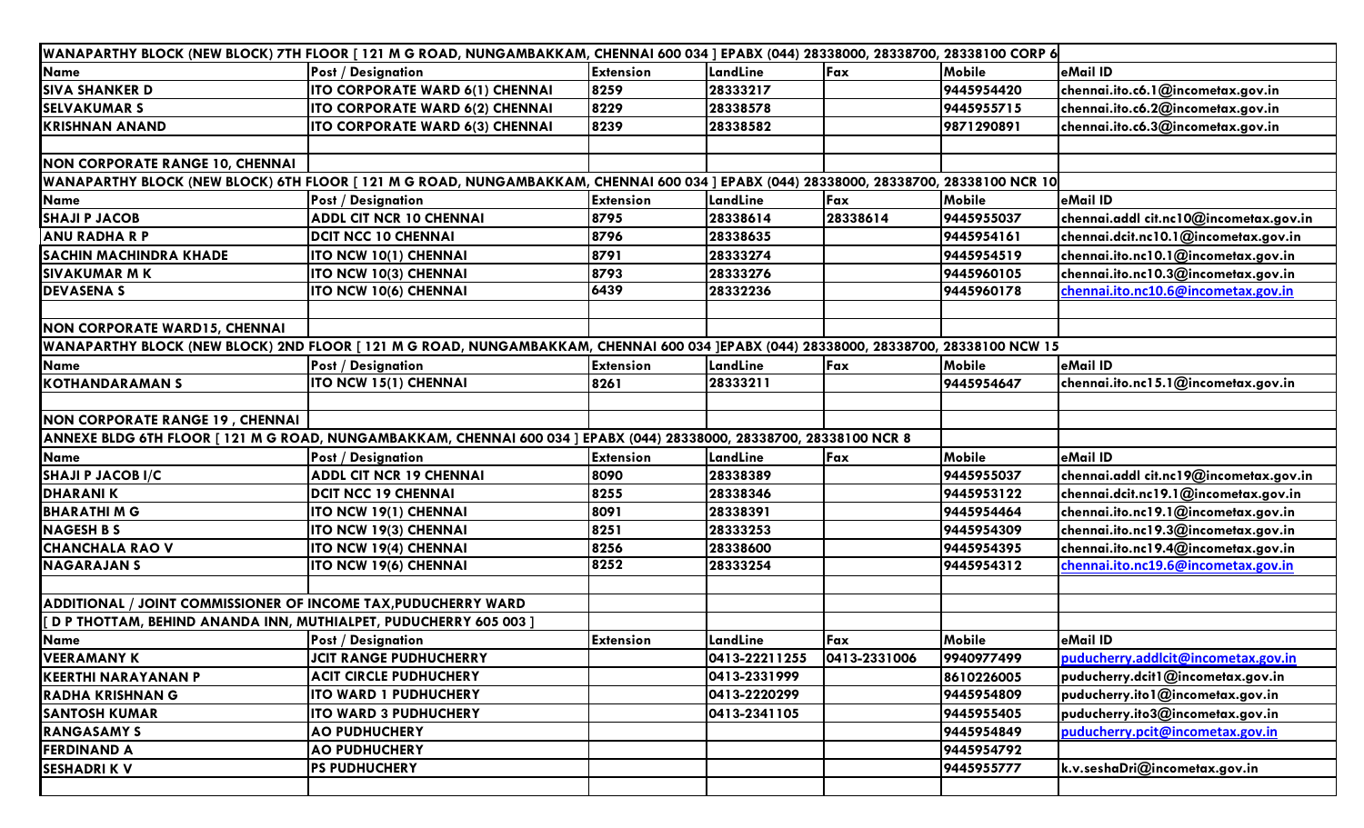| WANAPARTHY BLOCK (NEW BLOCK) 7TH FLOOR [ 121 M G ROAD, NUNGAMBAKKAM, CHENNAI 600 034 ] EPABX (044) 28338000, 28338700, 28338100 CORP 6 | | | | | | |
|---|---|---|---|---|---|---|
| **Name** | **Post / Designation** | **Extension** | **LandLine** | **Fax** | **Mobile** | **eMail ID** |
| SIVA SHANKER D | ITO CORPORATE WARD 6(1) CHENNAI | 8259 | 28333217 | | 9445954420 | chennai.ito.c6.1@incometax.gov.in |
| SELVAKUMAR S | ITO CORPORATE WARD 6(2) CHENNAI | 8229 | 28338578 | | 9445955715 | chennai.ito.c6.2@incometax.gov.in |
| KRISHNAN ANAND | ITO CORPORATE WARD 6(3) CHENNAI | 8239 | 28338582 | | 9871290891 | chennai.ito.c6.3@incometax.gov.in |
| | | | | | | |
| **NON CORPORATE RANGE 10, CHENNAI** | | | | | | |
| WANAPARTHY BLOCK (NEW BLOCK) 6TH FLOOR [ 121 M G ROAD, NUNGAMBAKKAM, CHENNAI 600 034 ] EPABX (044) 28338000, 28338700, 28338100 NCR 10 | | | | | | |
| **Name** | **Post / Designation** | **Extension** | **LandLine** | **Fax** | **Mobile** | **eMail ID** |
| SHAJI P JACOB | ADDL CIT NCR 10 CHENNAI | 8795 | 28338614 | 28338614 | 9445955037 | chennai.addl cit.nc10@incometax.gov.in |
| ANU RADHA R P | DCIT NCC 10 CHENNAI | 8796 | 28338635 | | 9445954161 | chennai.dcit.nc10.1@incometax.gov.in |
| SACHIN MACHINDRA KHADE | ITO NCW 10(1) CHENNAI | 8791 | 28333274 | | 9445954519 | chennai.ito.nc10.1@incometax.gov.in |
| SIVAKUMAR M K | ITO NCW 10(3) CHENNAI | 8793 | 28333276 | | 9445960105 | chennai.ito.nc10.3@incometax.gov.in |
| DEVASENA S | ITO NCW 10(6) CHENNAI | 6439 | 28332236 | | 9445960178 | chennai.ito.nc10.6@incometax.gov.in |
| | | | | | | |
| **NON CORPORATE WARD15, CHENNAI** | | | | | | |
| WANAPARTHY BLOCK (NEW BLOCK) 2ND FLOOR [ 121 M G ROAD, NUNGAMBAKKAM, CHENNAI 600 034 ]EPABX (044) 28338000, 28338700, 28338100 NCW 15 | | | | | | |
| **Name** | **Post / Designation** | **Extension** | **LandLine** | **Fax** | **Mobile** | **eMail ID** |
| KOTHANDARAMAN S | ITO NCW 15(1) CHENNAI | 8261 | 28333211 | | 9445954647 | chennai.ito.nc15.1@incometax.gov.in |
| | | | | | | |
| **NON CORPORATE RANGE 19 , CHENNAI** | | | | | | |
| ANNEXE BLDG 6TH FLOOR [ 121 M G ROAD, NUNGAMBAKKAM, CHENNAI 600 034 ] EPABX (044) 28338000, 28338700, 28338100 NCR 8 | | | | | | |
| **Name** | **Post / Designation** | **Extension** | **LandLine** | **Fax** | **Mobile** | **eMail ID** |
| SHAJI P JACOB I/C | ADDL CIT NCR 19 CHENNAI | 8090 | 28338389 | | 9445955037 | chennai.addl cit.nc19@incometax.gov.in |
| DHARANI K | DCIT NCC 19 CHENNAI | 8255 | 28338346 | | 9445953122 | chennai.dcit.nc19.1@incometax.gov.in |
| BHARATHI M G | ITO NCW 19(1) CHENNAI | 8091 | 28338391 | | 9445954464 | chennai.ito.nc19.1@incometax.gov.in |
| NAGESH B S | ITO NCW 19(3) CHENNAI | 8251 | 28333253 | | 9445954309 | chennai.ito.nc19.3@incometax.gov.in |
| CHANCHALA RAO V | ITO NCW 19(4) CHENNAI | 8256 | 28338600 | | 9445954395 | chennai.ito.nc19.4@incometax.gov.in |
| NAGARAJAN S | ITO NCW 19(6) CHENNAI | 8252 | 28333254 | | 9445954312 | chennai.ito.nc19.6@incometax.gov.in |
| | | | | | | |
| **ADDITIONAL / JOINT COMMISSIONER OF INCOME TAX,PUDUCHERRY WARD** | | | | | | |
| [ D P THOTTAM, BEHIND ANANDA INN, MUTHIALPET, PUDUCHERRY 605 003 ] | | | | | | |
| **Name** | **Post / Designation** | **Extension** | **LandLine** | **Fax** | **Mobile** | **eMail ID** |
| VEERAMANY K | JCIT RANGE PUDHUCHERRY | | 0413-22211255 | 0413-2331006 | 9940977499 | puducherry.addlcit@incometax.gov.in |
| KEERTHI NARAYANAN P | ACIT CIRCLE PUDHUCHERY | | 0413-2331999 | | 8610226005 | puducherry.dcit1@incometax.gov.in |
| RADHA KRISHNAN G | ITO WARD 1 PUDHUCHERY | | 0413-2220299 | | 9445954809 | puducherry.ito1@incometax.gov.in |
| SANTOSH KUMAR | ITO WARD 3 PUDHUCHERY | | 0413-2341105 | | 9445955405 | puducherry.ito3@incometax.gov.in |
| RANGASAMY S | AO PUDHUCHERY | | | | 9445954849 | puducherry.pcit@incometax.gov.in |
| FERDINAND A | AO PUDHUCHERY | | | | 9445954792 | |
| SESHADRI K V | PS PUDHUCHERY | | | | 9445955777 | k.v.seshaDri@incometax.gov.in |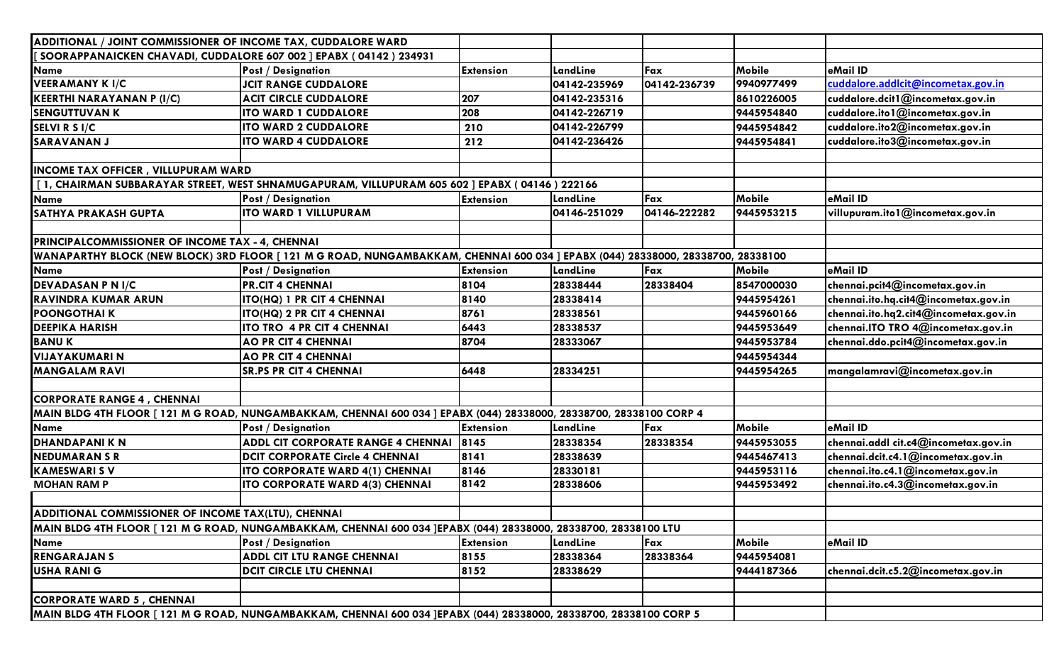| ADDITIONAL / JOINT COMMISSIONER OF INCOME TAX, CUDDALORE WARD | | | | | | |
|---|---|---|---|---|---|---|
| [ SOORAPPANAICKEN CHAVADI, CUDDALORE 607 002 ] EPABX ( 04142 ) 234931 | | | | | | |
| **Name** | **Post / Designation** | **Extension** | **LandLine** | **Fax** | **Mobile** | **eMail ID** |
| VEERAMANY K I/C | JCIT RANGE CUDDALORE | | 04142-235969 | 04142-236739 | 9940977499 | cuddalore.addlcit@incometax.gov.in |
| KEERTHI NARAYANAN P (I/C) | ACIT CIRCLE CUDDALORE | 207 | 04142-235316 | | 8610226005 | cuddalore.dcit1@incometax.gov.in |
| SENGUTTUVAN K | ITO WARD 1 CUDDALORE | 208 | 04142-226719 | | 9445954840 | cuddalore.ito1@incometax.gov.in |
| SELVI R S I/C | ITO WARD 2 CUDDALORE | 210 | 04142-226799 | | 9445954842 | cuddalore.ito2@incometax.gov.in |
| SARAVANAN J | ITO WARD 4 CUDDALORE | 212 | 04142-236426 | | 9445954841 | cuddalore.ito3@incometax.gov.in |
| | | | | | | |
| **INCOME TAX OFFICER , VILLUPURAM WARD** | | | | | | |
| [ 1, CHAIRMAN SUBBARAYAR STREET, WEST SHNAMUGAPURAM, VILLUPURAM 605 602 ] EPABX ( 04146 ) 222166 | | | | | | |
| **Name** | **Post / Designation** | **Extension** | **LandLine** | **Fax** | **Mobile** | **eMail ID** |
| SATHYA PRAKASH GUPTA | ITO WARD 1 VILLUPURAM | | 04146-251029 | 04146-222282 | 9445953215 | villupuram.ito1@incometax.gov.in |
| | | | | | | |
| **PRINCIPALCOMMISSIONER OF INCOME TAX - 4, CHENNAI** | | | | | | |
| WANAPARTHY BLOCK (NEW BLOCK) 3RD FLOOR [ 121 M G ROAD, NUNGAMBAKKAM, CHENNAI 600 034 ] EPABX (044) 28338000, 28338700, 28338100 | | | | | | |
| **Name** | **Post / Designation** | **Extension** | **LandLine** | **Fax** | **Mobile** | **eMail ID** |
| DEVADASAN P N I/C | PR.CIT 4 CHENNAI | 8104 | 28338444 | 28338404 | 8547000030 | chennai.pcit4@incometax.gov.in |
| RAVINDRA KUMAR ARUN | ITO(HQ) 1 PR CIT 4 CHENNAI | 8140 | 28338414 | | 9445954261 | chennai.ito.hq.cit4@incometax.gov.in |
| POONGOTHAI K | ITO(HQ) 2 PR CIT 4 CHENNAI | 8761 | 28338561 | | 9445960166 | chennai.ito.hq2.cit4@incometax.gov.in |
| DEEPIKA HARISH | ITO TRO 4 PR CIT 4 CHENNAI | 6443 | 28338537 | | 9445953649 | chennai.ITO TRO 4@incometax.gov.in |
| BANU K | AO PR CIT 4 CHENNAI | 8704 | 28333067 | | 9445953784 | chennai.ddo.pcit4@incometax.gov.in |
| VIJAYAKUMARI N | AO PR CIT 4 CHENNAI | | | | 9445954344 | |
| MANGALAM RAVI | SR.PS PR CIT 4 CHENNAI | 6448 | 28334251 | | 9445954265 | mangalamravi@incometax.gov.in |
| | | | | | | |
| **CORPORATE RANGE 4 , CHENNAI** | | | | | | |
| MAIN BLDG 4TH FLOOR [ 121 M G ROAD, NUNGAMBAKKAM, CHENNAI 600 034 ] EPABX (044) 28338000, 28338700, 28338100 CORP 4 | | | | | | |
| **Name** | **Post / Designation** | **Extension** | **LandLine** | **Fax** | **Mobile** | **eMail ID** |
| DHANDAPANI K N | ADDL CIT CORPORATE RANGE 4 CHENNAI | 8145 | 28338354 | 28338354 | 9445953055 | chennai.addl cit.c4@incometax.gov.in |
| NEDUMARAN S R | DCIT CORPORATE Circle 4 CHENNAI | 8141 | 28338639 | | 9445467413 | chennai.dcit.c4.1@incometax.gov.in |
| KAMESWARI S V | ITO CORPORATE WARD 4(1) CHENNAI | 8146 | 28330181 | | 9445953116 | chennai.ito.c4.1@incometax.gov.in |
| MOHAN RAM P | ITO CORPORATE WARD 4(3) CHENNAI | 8142 | 28338606 | | 9445953492 | chennai.ito.c4.3@incometax.gov.in |
| | | | | | | |
| **ADDITIONAL COMMISSIONER OF INCOME TAX(LTU), CHENNAI** | | | | | | |
| MAIN BLDG 4TH FLOOR [ 121 M G ROAD, NUNGAMBAKKAM, CHENNAI 600 034 ]EPABX (044) 28338000, 28338700, 28338100 LTU | | | | | | |
| **Name** | **Post / Designation** | **Extension** | **LandLine** | **Fax** | **Mobile** | **eMail ID** |
| RENGARAJAN S | ADDL CIT LTU RANGE CHENNAI | 8155 | 28338364 | 28338364 | 9445954081 | |
| USHA RANI G | DCIT CIRCLE LTU CHENNAI | 8152 | 28338629 | | 9444187366 | chennai.dcit.c5.2@incometax.gov.in |
| | | | | | | |
| **CORPORATE WARD 5 , CHENNAI** | | | | | | |
| MAIN BLDG 4TH FLOOR [ 121 M G ROAD, NUNGAMBAKKAM, CHENNAI 600 034 ]EPABX (044) 28338000, 28338700, 28338100 CORP 5 | | | | | | |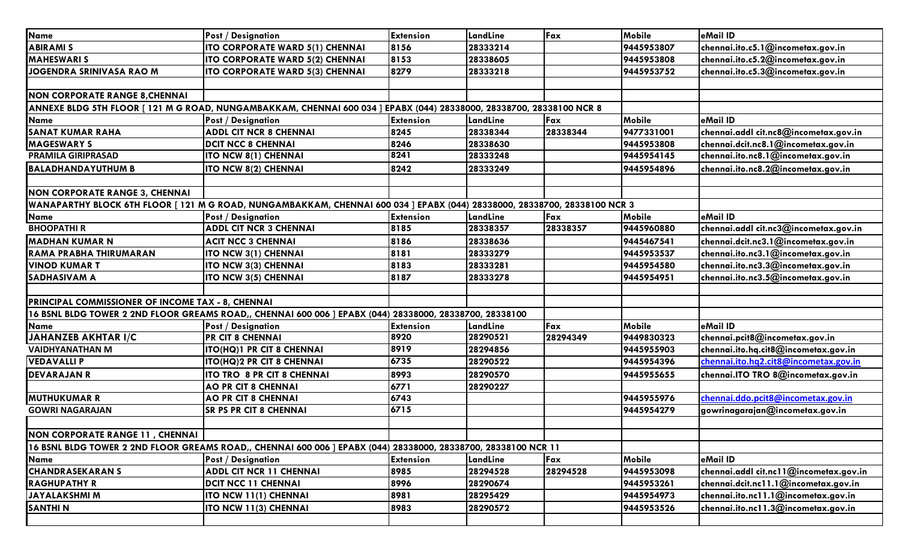| Name | Post / Designation | Extension | LandLine | Fax | Mobile | eMail ID |
|---|---|---|---|---|---|---|
| ABIRAMI S | ITO CORPORATE WARD 5(1) CHENNAI | 8156 | 28333214 | | 9445953807 | chennai.ito.c5.1@incometax.gov.in |
| MAHESWARI S | ITO CORPORATE WARD 5(2) CHENNAI | 8153 | 28338605 | | 9445953808 | chennai.ito.c5.2@incometax.gov.in |
| JOGENDRA SRINIVASA RAO M | ITO CORPORATE WARD 5(3) CHENNAI | 8279 | 28333218 | | 9445953752 | chennai.ito.c5.3@incometax.gov.in |
| | | | | | | |
| NON CORPORATE RANGE 8,CHENNAI | | | | | | |
| ANNEXE BLDG 5TH FLOOR [ 121 M G ROAD, NUNGAMBAKKAM, CHENNAI 600 034 ] EPABX (044) 28338000, 28338700, 28338100 NCR 8 | | | | | | |
| Name | Post / Designation | Extension | LandLine | Fax | Mobile | eMail ID |
| SANAT KUMAR RAHA | ADDL CIT NCR 8 CHENNAI | 8245 | 28338344 | 28338344 | 9477331001 | chennai.addl cit.nc8@incometax.gov.in |
| MAGESWARY S | DCIT NCC 8 CHENNAI | 8246 | 28338630 | | 9445953808 | chennai.dcit.nc8.1@incometax.gov.in |
| PRAMILA GIRIPRASAD | ITO NCW 8(1) CHENNAI | 8241 | 28333248 | | 9445954145 | chennai.ito.nc8.1@incometax.gov.in |
| BALADHANDAYUTHUM B | ITO NCW 8(2) CHENNAI | 8242 | 28333249 | | 9445954896 | chennai.ito.nc8.2@incometax.gov.in |
| | | | | | | |
| NON CORPORATE RANGE 3, CHENNAI | | | | | | |
| WANAPARTHY BLOCK 6TH FLOOR [ 121 M G ROAD, NUNGAMBAKKAM, CHENNAI 600 034 ] EPABX (044) 28338000, 28338700, 28338100 NCR 3 | | | | | | |
| Name | Post / Designation | Extension | LandLine | Fax | Mobile | eMail ID |
| BHOOPATHI R | ADDL CIT NCR 3 CHENNAI | 8185 | 28338357 | 28338357 | 9445960880 | chennai.addl cit.nc3@incometax.gov.in |
| MADHAN KUMAR N | ACIT NCC 3 CHENNAI | 8186 | 28338636 | | 9445467541 | chennai.dcit.nc3.1@incometax.gov.in |
| RAMA PRABHA THIRUMARAN | ITO NCW 3(1) CHENNAI | 8181 | 28333279 | | 9445953537 | chennai.ito.nc3.1@incometax.gov.in |
| VINOD KUMAR T | ITO NCW 3(3) CHENNAI | 8183 | 28333281 | | 9445954580 | chennai.ito.nc3.3@incometax.gov.in |
| SADHASIVAM A | ITO NCW 3(5) CHENNAI | 8187 | 28333278 | | 9445954951 | chennai.ito.nc3.5@incometax.gov.in |
| | | | | | | |
| PRINCIPAL COMMISSIONER OF INCOME TAX - 8, CHENNAI | | | | | | |
| 16 BSNL BLDG TOWER 2 2ND FLOOR GREAMS ROAD,, CHENNAI 600 006 ] EPABX (044) 28338000, 28338700, 28338100 | | | | | | |
| Name | Post / Designation | Extension | LandLine | Fax | Mobile | eMail ID |
| JAHANZEB AKHTAR I/C | PR CIT 8 CHENNAI | 8920 | 28290521 | 28294349 | 9449830323 | chennai.pcit8@incometax.gov.in |
| VAIDHYANATHAN M | ITO(HQ)1 PR CIT 8 CHENNAI | 8919 | 28294856 | | 9445955903 | chennai.ito.hq.cit8@incometax.gov.in |
| VEDAVALLI P | ITO(HQ)2 PR CIT 8 CHENNAI | 6735 | 28290522 | | 9445954396 | chennai.ito.hq2.cit8@incometax.gov.in |
| DEVARAJAN R | ITO TRO 8 PR CIT 8 CHENNAI | 8993 | 28290570 | | 9445955655 | chennai.ITO TRO 8@incometax.gov.in |
| | AO PR CIT 8 CHENNAI | 6771 | 28290227 | | | |
| MUTHUKUMAR R | AO PR CIT 8 CHENNAI | 6743 | | | 9445955976 | chennai.ddo.pcit8@incometax.gov.in |
| GOWRI NAGARAJAN | SR PS PR CIT 8 CHENNAI | 6715 | | | 9445954279 | gowrinagarajan@incometax.gov.in |
| | | | | | | |
| NON CORPORATE RANGE 11 , CHENNAI | | | | | | |
| 16 BSNL BLDG TOWER 2 2ND FLOOR GREAMS ROAD,, CHENNAI 600 006 ] EPABX (044) 28338000, 28338700, 28338100 NCR 11 | | | | | | |
| Name | Post / Designation | Extension | LandLine | Fax | Mobile | eMail ID |
| CHANDRASEKARAN S | ADDL CIT NCR 11 CHENNAI | 8985 | 28294528 | 28294528 | 9445953098 | chennai.addl cit.nc11@incometax.gov.in |
| RAGHUPATHY R | DCIT NCC 11 CHENNAI | 8996 | 28290674 | | 9445953261 | chennai.dcit.nc11.1@incometax.gov.in |
| JAYALAKSHMI M | ITO NCW 11(1) CHENNAI | 8981 | 28295429 | | 9445954973 | chennai.ito.nc11.1@incometax.gov.in |
| SANTHI N | ITO NCW 11(3) CHENNAI | 8983 | 28290572 | | 9445953526 | chennai.ito.nc11.3@incometax.gov.in |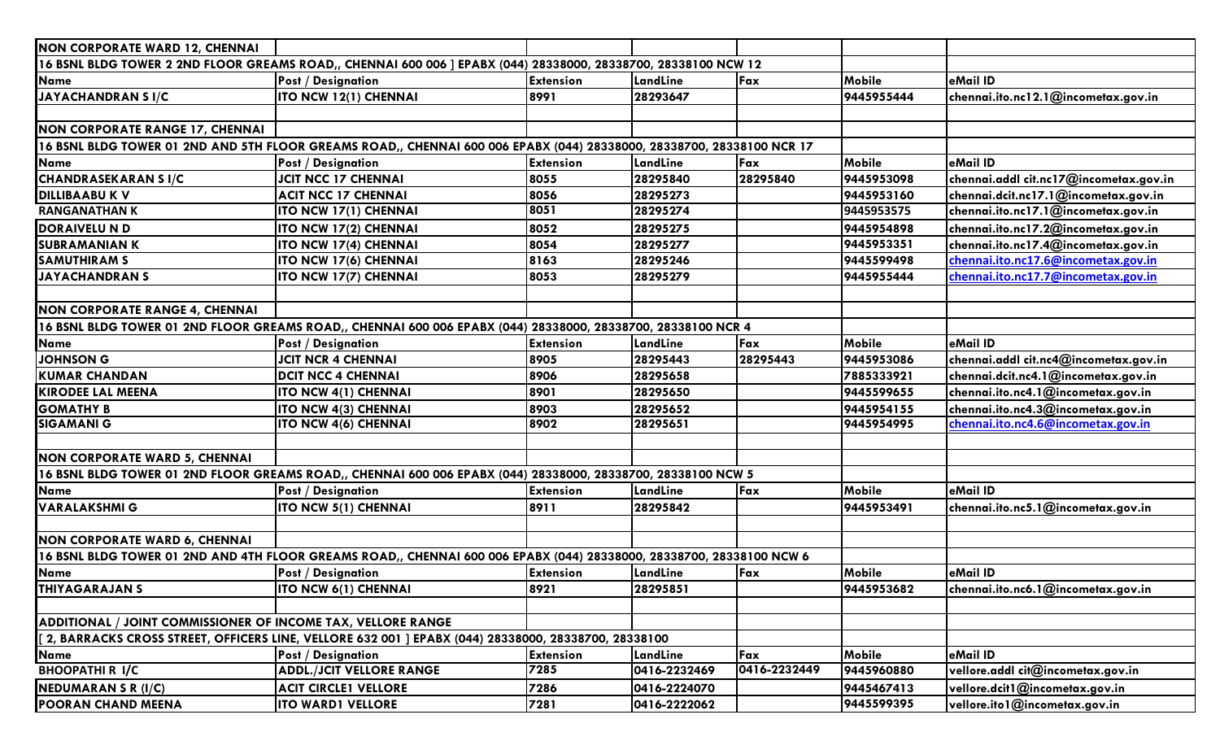| NON CORPORATE WARD 12, CHENNAI | | | | | | |
|---|---|---|---|---|---|---|
| 16 BSNL BLDG TOWER 2 2ND FLOOR GREAMS ROAD,, CHENNAI 600 006 ] EPABX (044) 28338000, 28338700, 28338100 NCW 12 | | | | | | |
| Name | Post / Designation | Extension | LandLine | Fax | Mobile | eMail ID |
| JAYACHANDRAN S I/C | ITO NCW 12(1) CHENNAI | 8991 | 28293647 | | 9445955444 | chennai.ito.nc12.1@incometax.gov.in |
| | | | | | | |
| NON CORPORATE RANGE 17, CHENNAI | | | | | | |
| 16 BSNL BLDG TOWER 01 2ND AND 5TH FLOOR GREAMS ROAD,, CHENNAI 600 006 EPABX (044) 28338000, 28338700, 28338100 NCR 17 | | | | | | |
| Name | Post / Designation | Extension | LandLine | Fax | Mobile | eMail ID |
| CHANDRASEKARAN S I/C | JCIT NCC 17 CHENNAI | 8055 | 28295840 | 28295840 | 9445953098 | chennai.addl cit.nc17@incometax.gov.in |
| DILLIBAABU K V | ACIT NCC 17 CHENNAI | 8056 | 28295273 | | 9445953160 | chennai.dcit.nc17.1@incometax.gov.in |
| RANGANATHAN K | ITO NCW 17(1) CHENNAI | 8051 | 28295274 | | 9445953575 | chennai.ito.nc17.1@incometax.gov.in |
| DORAIVELU N D | ITO NCW 17(2) CHENNAI | 8052 | 28295275 | | 9445954898 | chennai.ito.nc17.2@incometax.gov.in |
| SUBRAMANIAN K | ITO NCW 17(4) CHENNAI | 8054 | 28295277 | | 9445953351 | chennai.ito.nc17.4@incometax.gov.in |
| SAMUTHIRAM S | ITO NCW 17(6) CHENNAI | 8163 | 28295246 | | 9445599498 | chennai.ito.nc17.6@incometax.gov.in |
| JAYACHANDRAN S | ITO NCW 17(7) CHENNAI | 8053 | 28295279 | | 9445955444 | chennai.ito.nc17.7@incometax.gov.in |
| | | | | | | |
| NON CORPORATE RANGE 4, CHENNAI | | | | | | |
| 16 BSNL BLDG TOWER 01 2ND FLOOR GREAMS ROAD,, CHENNAI 600 006 EPABX (044) 28338000, 28338700, 28338100 NCR 4 | | | | | | |
| Name | Post / Designation | Extension | LandLine | Fax | Mobile | eMail ID |
| JOHNSON G | JCIT NCR 4 CHENNAI | 8905 | 28295443 | 28295443 | 9445953086 | chennai.addl cit.nc4@incometax.gov.in |
| KUMAR CHANDAN | DCIT NCC 4 CHENNAI | 8906 | 28295658 | | 7885333921 | chennai.dcit.nc4.1@incometax.gov.in |
| KIRODEE LAL MEENA | ITO NCW 4(1) CHENNAI | 8901 | 28295650 | | 9445599655 | chennai.ito.nc4.1@incometax.gov.in |
| GOMATHY B | ITO NCW 4(3) CHENNAI | 8903 | 28295652 | | 9445954155 | chennai.ito.nc4.3@incometax.gov.in |
| SIGAMANI G | ITO NCW 4(6) CHENNAI | 8902 | 28295651 | | 9445954995 | chennai.ito.nc4.6@incometax.gov.in |
| | | | | | | |
| NON CORPORATE WARD 5, CHENNAI | | | | | | |
| 16 BSNL BLDG TOWER 01 2ND FLOOR GREAMS ROAD,, CHENNAI 600 006 EPABX (044) 28338000, 28338700, 28338100 NCW 5 | | | | | | |
| Name | Post / Designation | Extension | LandLine | Fax | Mobile | eMail ID |
| VARALAKSHMI G | ITO NCW 5(1) CHENNAI | 8911 | 28295842 | | 9445953491 | chennai.ito.nc5.1@incometax.gov.in |
| | | | | | | |
| NON CORPORATE WARD 6, CHENNAI | | | | | | |
| 16 BSNL BLDG TOWER 01 2ND AND 4TH FLOOR GREAMS ROAD,, CHENNAI 600 006 EPABX (044) 28338000, 28338700, 28338100 NCW 6 | | | | | | |
| Name | Post / Designation | Extension | LandLine | Fax | Mobile | eMail ID |
| THIYAGARAJAN S | ITO NCW 6(1) CHENNAI | 8921 | 28295851 | | 9445953682 | chennai.ito.nc6.1@incometax.gov.in |
| | | | | | | |
| ADDITIONAL / JOINT COMMISSIONER OF INCOME TAX, VELLORE RANGE | | | | | | |
| [ 2, BARRACKS CROSS STREET, OFFICERS LINE, VELLORE 632 001 ] EPABX (044) 28338000, 28338700, 28338100 | | | | | | |
| Name | Post / Designation | Extension | LandLine | Fax | Mobile | eMail ID |
| BHOOPATHI R I/C | ADDL./JCIT VELLORE RANGE | 7285 | 0416-2232469 | 0416-2232449 | 9445960880 | vellore.addl cit@incometax.gov.in |
| NEDUMARAN S R (I/C) | ACIT CIRCLE1 VELLORE | 7286 | 0416-2224070 | | 9445467413 | vellore.dcit1@incometax.gov.in |
| POORAN CHAND MEENA | ITO WARD1 VELLORE | 7281 | 0416-2222062 | | 9445599395 | vellore.ito1@incometax.gov.in |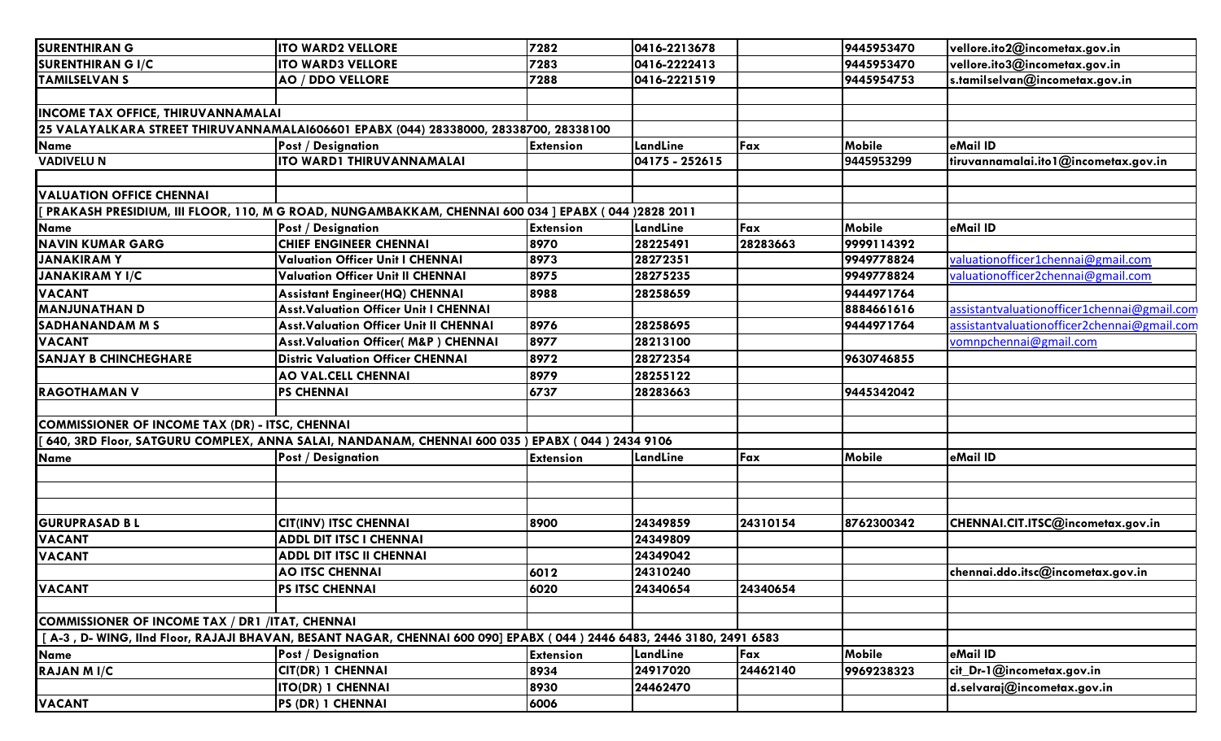| | | | | | | |
|---|---|---|---|---|---|---|
| **SURENTHIRAN G** | **ITO WARD2 VELLORE** | 7282 | 0416-2213678 | | 9445953470 | vellore.ito2@incometax.gov.in |
| **SURENTHIRAN G I/C** | **ITO WARD3 VELLORE** | 7283 | 0416-2222413 | | 9445953470 | vellore.ito3@incometax.gov.in |
| **TAMILSELVAN S** | **AO / DDO VELLORE** | 7288 | 0416-2221519 | | 9445954753 | s.tamilselvan@incometax.gov.in |
| | | | | | | |
| **INCOME TAX OFFICE, THIRUVANNAMALAI** | | | | | | |
| **25 VALAYALKARA STREET THIRUVANNAMALAI606601 EPABX (044) 28338000, 28338700, 28338100** | | | | | | |
| **Name** | **Post / Designation** | **Extension** | **LandLine** | **Fax** | **Mobile** | **eMail ID** |
| **VADIVELU N** | **ITO WARD1 THIRUVANNAMALAI** | | 04175 - 252615 | | 9445953299 | tiruvannamalai.ito1@incometax.gov.in |
| | | | | | | |
| **VALUATION OFFICE CHENNAI** | | | | | | |
| **[ PRAKASH PRESIDIUM, III FLOOR, 110, M G ROAD, NUNGAMBAKKAM, CHENNAI 600 034 ] EPABX ( 044 )2828 2011** | | | | | | |
| **Name** | **Post / Designation** | **Extension** | **LandLine** | **Fax** | **Mobile** | **eMail ID** |
| **NAVIN KUMAR GARG** | **CHIEF ENGINEER CHENNAI** | 8970 | 28225491 | 28283663 | 9999114392 | |
| **JANAKIRAM Y** | **Valuation Officer Unit I CHENNAI** | 8973 | 28272351 | | 9949778824 | valuationofficer1chennai@gmail.com |
| **JANAKIRAM Y I/C** | **Valuation Officer Unit II CHENNAI** | 8975 | 28275235 | | 9949778824 | valuationofficer2chennai@gmail.com |
| **VACANT** | **Assistant Engineer(HQ) CHENNAI** | 8988 | 28258659 | | 9444971764 | |
| **MANJUNATHAN D** | **Asst.Valuation Officer Unit I CHENNAI** | | | | 8884661616 | assistantvaluationofficer1chennai@gmail.com |
| **SADHANANDAM M S** | **Asst.Valuation Officer Unit II CHENNAI** | 8976 | 28258695 | | 9444971764 | assistantvaluationofficer2chennai@gmail.com |
| **VACANT** | **Asst.Valuation Officer( M&P ) CHENNAI** | 8977 | 28213100 | | | vomnpchennai@gmail.com |
| **SANJAY B CHINCHEGHARE** | **Distric Valuation Officer CHENNAI** | 8972 | 28272354 | | 9630746855 | |
| | **AO VAL.CELL CHENNAI** | 8979 | 28255122 | | | |
| **RAGOTHAMAN V** | **PS CHENNAI** | 6737 | 28283663 | | 9445342042 | |
| | | | | | | |
| **COMMISSIONER OF INCOME TAX (DR) - ITSC, CHENNAI** | | | | | | |
| **[ 640, 3RD Floor, SATGURU COMPLEX, ANNA SALAI, NANDANAM, CHENNAI 600 035 ) EPABX ( 044 ) 2434 9106** | | | | | | |
| **Name** | **Post / Designation** | **Extension** | **LandLine** | **Fax** | **Mobile** | **eMail ID** |
| | | | | | | |
| | | | | | | |
| | | | | | | |
| **GURUPRASAD B L** | **CIT(INV) ITSC CHENNAI** | 8900 | 24349859 | 24310154 | 8762300342 | CHENNAI.CIT.ITSC@incometax.gov.in |
| **VACANT** | **ADDL DIT ITSC I CHENNAI** | | 24349809 | | | |
| **VACANT** | **ADDL DIT ITSC II CHENNAI** | | 24349042 | | | |
| | **AO ITSC CHENNAI** | 6012 | 24310240 | | | chennai.ddo.itsc@incometax.gov.in |
| **VACANT** | **PS ITSC CHENNAI** | 6020 | 24340654 | 24340654 | | |
| | | | | | | |
| **COMMISSIONER OF INCOME TAX / DR1 /ITAT, CHENNAI** | | | | | | |
| **[ A-3 , D- WING, IInd Floor, RAJAJI BHAVAN, BESANT NAGAR, CHENNAI 600 090] EPABX ( 044 ) 2446 6483, 2446 3180, 2491 6583** | | | | | | |
| **Name** | **Post / Designation** | **Extension** | **LandLine** | **Fax** | **Mobile** | **eMail ID** |
| **RAJAN M I/C** | **CIT(DR) 1 CHENNAI** | 8934 | 24917020 | 24462140 | 9969238323 | cit_Dr-1@incometax.gov.in |
| | **ITO(DR) 1 CHENNAI** | 8930 | 24462470 | | | d.selvaraj@incometax.gov.in |
| **VACANT** | **PS (DR) 1 CHENNAI** | 6006 | | | | |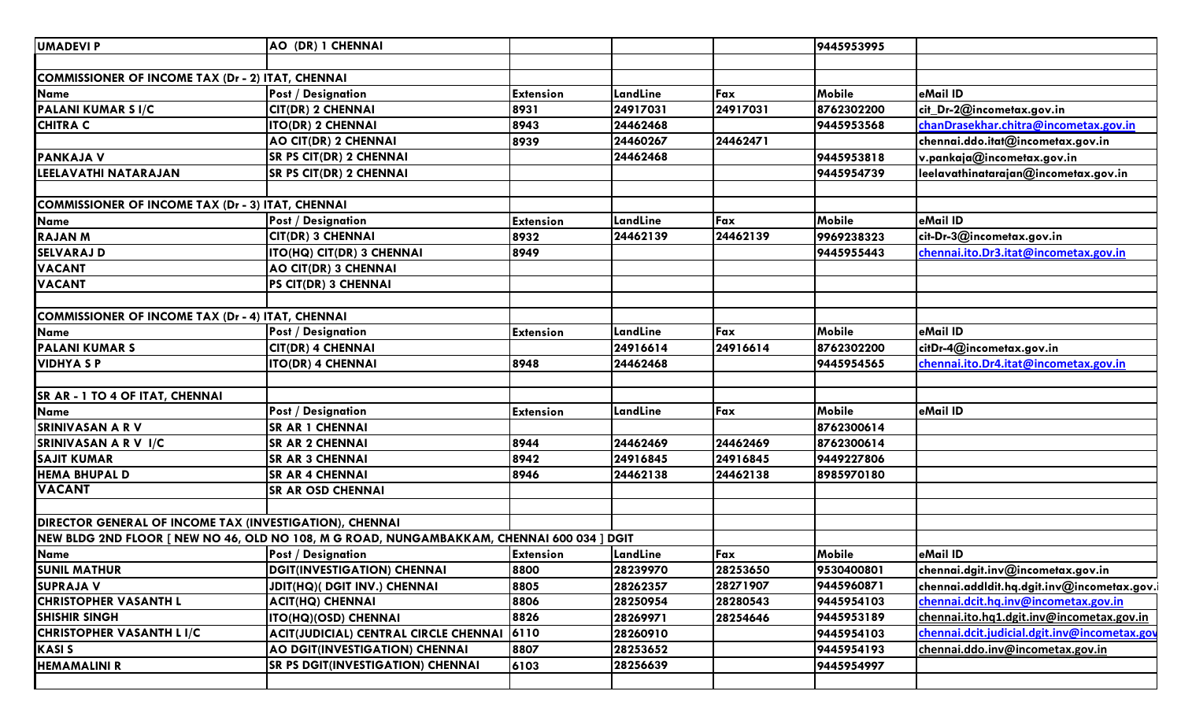| UMADEVI P | AO (DR) 1 CHENNAI | | | | 9445953995 | |
|---|---|---|---|---|---|---|
| | | | | | | |
| **COMMISSIONER OF INCOME TAX (Dr - 2) ITAT, CHENNAI** | | | | | | |
| Name | Post / Designation | Extension | LandLine | Fax | Mobile | eMail ID |
| PALANI KUMAR S I/C | CIT(DR) 2 CHENNAI | 8931 | 24917031 | 24917031 | 8762302200 | cit_Dr-2@incometax.gov.in |
| CHITRA C | ITO(DR) 2 CHENNAI | 8943 | 24462468 | | 9445953568 | chanDrasekhar.chitra@incometax.gov.in |
| | AO CIT(DR) 2 CHENNAI | 8939 | 24460267 | 24462471 | | chennai.ddo.itat@incometax.gov.in |
| PANKAJA V | SR PS CIT(DR) 2 CHENNAI | | 24462468 | | 9445953818 | v.pankaja@incometax.gov.in |
| LEELAVATHI NATARAJAN | SR PS CIT(DR) 2 CHENNAI | | | | 9445954739 | leelavathinatarajan@incometax.gov.in |
| | | | | | | |
| **COMMISSIONER OF INCOME TAX (Dr - 3) ITAT, CHENNAI** | | | | | | |
| Name | Post / Designation | Extension | LandLine | Fax | Mobile | eMail ID |
| RAJAN M | CIT(DR) 3 CHENNAI | 8932 | 24462139 | 24462139 | 9969238323 | cit-Dr-3@incometax.gov.in |
| SELVARAJ D | ITO(HQ) CIT(DR) 3 CHENNAI | 8949 | | | 9445955443 | chennai.ito.Dr3.itat@incometax.gov.in |
| VACANT | AO CIT(DR) 3 CHENNAI | | | | | |
| VACANT | PS CIT(DR) 3 CHENNAI | | | | | |
| | | | | | | |
| **COMMISSIONER OF INCOME TAX (Dr - 4) ITAT, CHENNAI** | | | | | | |
| Name | Post / Designation | Extension | LandLine | Fax | Mobile | eMail ID |
| PALANI KUMAR S | CIT(DR) 4 CHENNAI | | 24916614 | 24916614 | 8762302200 | citDr-4@incometax.gov.in |
| VIDHYA S P | ITO(DR) 4 CHENNAI | 8948 | 24462468 | | 9445954565 | chennai.ito.Dr4.itat@incometax.gov.in |
| | | | | | | |
| **SR AR - 1 TO 4 OF ITAT, CHENNAI** | | | | | | |
| Name | Post / Designation | Extension | LandLine | Fax | Mobile | eMail ID |
| SRINIVASAN A R V | SR AR 1 CHENNAI | | | | 8762300614 | |
| SRINIVASAN A R V I/C | SR AR 2 CHENNAI | 8944 | 24462469 | 24462469 | 8762300614 | |
| SAJIT KUMAR | SR AR 3 CHENNAI | 8942 | 24916845 | 24916845 | 9449227806 | |
| HEMA BHUPAL D | SR AR 4 CHENNAI | 8946 | 24462138 | 24462138 | 8985970180 | |
| VACANT | SR AR OSD CHENNAI | | | | | |
| | | | | | | |
| **DIRECTOR GENERAL OF INCOME TAX (INVESTIGATION), CHENNAI** | | | | | | |
| **NEW BLDG 2ND FLOOR [ NEW NO 46, OLD NO 108, M G ROAD, NUNGAMBAKKAM, CHENNAI 600 034 ] DGIT** | | | | | | |
| Name | Post / Designation | Extension | LandLine | Fax | Mobile | eMail ID |
| SUNIL MATHUR | DGIT(INVESTIGATION) CHENNAI | 8800 | 28239970 | 28253650 | 9530400801 | chennai.dgit.inv@incometax.gov.in |
| SUPRAJA V | JDIT(HQ)( DGIT INV.) CHENNAI | 8805 | 28262357 | 28271907 | 9445960871 | chennai.addldit.hq.dgit.inv@incometax.gov.i |
| CHRISTOPHER VASANTH L | ACIT(HQ) CHENNAI | 8806 | 28250954 | 28280543 | 9445954103 | chennai.dcit.hq.inv@incometax.gov.in |
| SHISHIR SINGH | ITO(HQ)(OSD) CHENNAI | 8826 | 28269971 | 28254646 | 9445953189 | chennai.ito.hq1.dgit.inv@incometax.gov.in |
| CHRISTOPHER VASANTH L I/C | ACIT(JUDICIAL) CENTRAL CIRCLE CHENNAI | 6110 | 28260910 | | 9445954103 | chennai.dcit.judicial.dgit.inv@incometax.gov |
| KASI S | AO DGIT(INVESTIGATION) CHENNAI | 8807 | 28253652 | | 9445954193 | chennai.ddo.inv@incometax.gov.in |
| HEMAMALINI R | SR PS DGIT(INVESTIGATION) CHENNAI | 6103 | 28256639 | | 9445954997 | |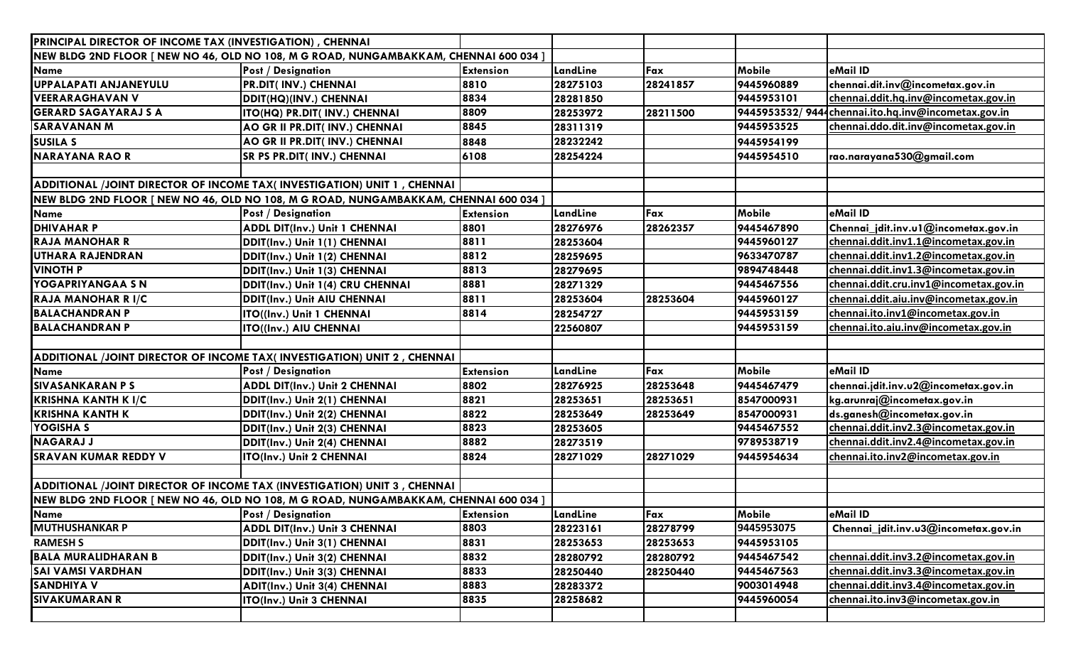| PRINCIPAL DIRECTOR OF INCOME TAX (INVESTIGATION) , CHENNAI | | | | | | |
|---|---|---|---|---|---|---|
| NEW BLDG 2ND FLOOR [ NEW NO 46, OLD NO 108, M G ROAD, NUNGAMBAKKAM, CHENNAI 600 034 ] | | | | | | |
| **Name** | **Post / Designation** | **Extension** | **LandLine** | **Fax** | **Mobile** | **eMail ID** |
| UPPALAPATI ANJANEYULU | PR.DIT( INV.) CHENNAI | 8810 | 28275103 | 28241857 | 9445960889 | chennai.dit.inv@incometax.gov.in |
| VEERARAGHAVAN V | DDIT(HQ)(INV.) CHENNAI | 8834 | 28281850 | | 9445953101 | chennai.ddit.hq.inv@incometax.gov.in |
| GERARD SAGAYARAJ S A | ITO(HQ) PR.DIT( INV.) CHENNAI | 8809 | 28253972 | 28211500 | 9445953532/ 944 | chennai.ito.hq.inv@incometax.gov.in |
| SARAVANAN M | AO GR II PR.DIT( INV.) CHENNAI | 8845 | 28311319 | | 9445953525 | chennai.ddo.dit.inv@incometax.gov.in |
| SUSILA S | AO GR II PR.DIT( INV.) CHENNAI | 8848 | 28232242 | | 9445954199 | |
| NARAYANA RAO R | SR PS PR.DIT( INV.) CHENNAI | 6108 | 28254224 | | 9445954510 | rao.narayana530@gmail.com |
| | | | | | | |
| ADDITIONAL /JOINT DIRECTOR OF INCOME TAX( INVESTIGATION) UNIT 1 , CHENNAI | | | | | | |
| NEW BLDG 2ND FLOOR [ NEW NO 46, OLD NO 108, M G ROAD, NUNGAMBAKKAM, CHENNAI 600 034 ] | | | | | | |
| **Name** | **Post / Designation** | **Extension** | **LandLine** | **Fax** | **Mobile** | **eMail ID** |
| DHIVAHAR P | ADDL DIT(Inv.) Unit 1 CHENNAI | 8801 | 28276976 | 28262357 | 9445467890 | Chennai_jdit.inv.u1@incometax.gov.in |
| RAJA MANOHAR R | DDIT(Inv.) Unit 1(1) CHENNAI | 8811 | 28253604 | | 9445960127 | chennai.ddit.inv1.1@incometax.gov.in |
| UTHARA RAJENDRAN | DDIT(Inv.) Unit 1(2) CHENNAI | 8812 | 28259695 | | 9633470787 | chennai.ddit.inv1.2@incometax.gov.in |
| VINOTH P | DDIT(Inv.) Unit 1(3) CHENNAI | 8813 | 28279695 | | 9894748448 | chennai.ddit.inv1.3@incometax.gov.in |
| YOGAPRIYANGAA S N | DDIT(Inv.) Unit 1(4) CRU CHENNAI | 8881 | 28271329 | | 9445467556 | chennai.ddit.cru.inv1@incometax.gov.in |
| RAJA MANOHAR R I/C | DDIT(Inv.) Unit AIU CHENNAI | 8811 | 28253604 | 28253604 | 9445960127 | chennai.ddit.aiu.inv@incometax.gov.in |
| BALACHANDRAN P | ITO((Inv.) Unit 1 CHENNAI | 8814 | 28254727 | | 9445953159 | chennai.ito.inv1@incometax.gov.in |
| BALACHANDRAN P | ITO((Inv.) AIU CHENNAI | | 22560807 | | 9445953159 | chennai.ito.aiu.inv@incometax.gov.in |
| | | | | | | |
| ADDITIONAL /JOINT DIRECTOR OF INCOME TAX( INVESTIGATION) UNIT 2 , CHENNAI | | | | | | |
| **Name** | **Post / Designation** | **Extension** | **LandLine** | **Fax** | **Mobile** | **eMail ID** |
| SIVASANKARAN P S | ADDL DIT(Inv.) Unit 2 CHENNAI | 8802 | 28276925 | 28253648 | 9445467479 | chennai.jdit.inv.u2@incometax.gov.in |
| KRISHNA KANTH K I/C | DDIT(Inv.) Unit 2(1) CHENNAI | 8821 | 28253651 | 28253651 | 8547000931 | kg.arunraj@incometax.gov.in |
| KRISHNA KANTH K | DDIT(Inv.) Unit 2(2) CHENNAI | 8822 | 28253649 | 28253649 | 8547000931 | ds.ganesh@incometax.gov.in |
| YOGISHA S | DDIT(Inv.) Unit 2(3) CHENNAI | 8823 | 28253605 | | 9445467552 | chennai.ddit.inv2.3@incometax.gov.in |
| NAGARAJ J | DDIT(Inv.) Unit 2(4) CHENNAI | 8882 | 28273519 | | 9789538719 | chennai.ddit.inv2.4@incometax.gov.in |
| SRAVAN KUMAR REDDY V | ITO(Inv.) Unit 2 CHENNAI | 8824 | 28271029 | 28271029 | 9445954634 | chennai.ito.inv2@incometax.gov.in |
| | | | | | | |
| ADDITIONAL /JOINT DIRECTOR OF INCOME TAX (INVESTIGATION) UNIT 3 , CHENNAI | | | | | | |
| NEW BLDG 2ND FLOOR [ NEW NO 46, OLD NO 108, M G ROAD, NUNGAMBAKKAM, CHENNAI 600 034 ] | | | | | | |
| **Name** | **Post / Designation** | **Extension** | **LandLine** | **Fax** | **Mobile** | **eMail ID** |
| MUTHUSHANKAR P | ADDL DIT(Inv.) Unit 3 CHENNAI | 8803 | 28223161 | 28278799 | 9445953075 | Chennai_jdit.inv.u3@incometax.gov.in |
| RAMESH S | DDIT(Inv.) Unit 3(1) CHENNAI | 8831 | 28253653 | 28253653 | 9445953105 | |
| BALA MURALIDHARAN B | DDIT(Inv.) Unit 3(2) CHENNAI | 8832 | 28280792 | 28280792 | 9445467542 | chennai.ddit.inv3.2@incometax.gov.in |
| SAI VAMSI VARDHAN | DDIT(Inv.) Unit 3(3) CHENNAI | 8833 | 28250440 | 28250440 | 9445467563 | chennai.ddit.inv3.3@incometax.gov.in |
| SANDHIYA V | ADIT(Inv.) Unit 3(4) CHENNAI | 8883 | 28283372 | | 9003014948 | chennai.ddit.inv3.4@incometax.gov.in |
| SIVAKUMARAN R | ITO(Inv.) Unit 3 CHENNAI | 8835 | 28258682 | | 9445960054 | chennai.ito.inv3@incometax.gov.in |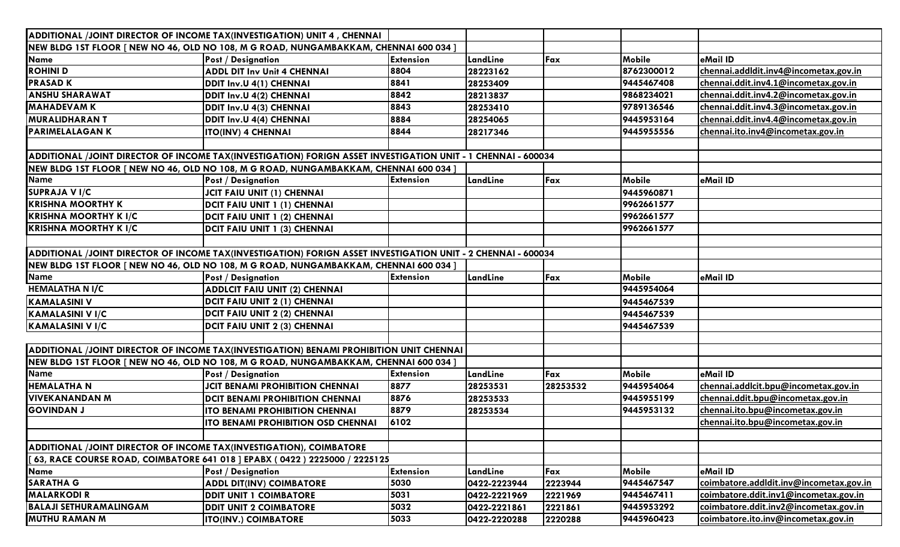| ADDITIONAL /JOINT DIRECTOR OF INCOME TAX(INVESTIGATION) UNIT 4 , CHENNAI | | | | | | |
|---|---|---|---|---|---|---|
| NEW BLDG 1ST FLOOR [ NEW NO 46, OLD NO 108, M G ROAD, NUNGAMBAKKAM, CHENNAI 600 034 ] | | | | | | |
| **Name** | **Post / Designation** | **Extension** | **LandLine** | **Fax** | **Mobile** | **eMail ID** |
| ROHINI D | ADDL DIT Inv Unit 4 CHENNAI | 8804 | 28223162 | | 8762300012 | chennai.addldit.inv4@incometax.gov.in |
| PRASAD K | DDIT Inv.U 4(1) CHENNAI | 8841 | 28253409 | | 9445467408 | chennai.ddit.inv4.1@incometax.gov.in |
| ANSHU SHARAWAT | DDIT Inv.U 4(2) CHENNAI | 8842 | 28213837 | | 9868234021 | chennai.ddit.inv4.2@incometax.gov.in |
| MAHADEVAM K | DDIT Inv.U 4(3) CHENNAI | 8843 | 28253410 | | 9789136546 | chennai.ddit.inv4.3@incometax.gov.in |
| MURALIDHARAN T | DDIT Inv.U 4(4) CHENNAI | 8884 | 28254065 | | 9445953164 | chennai.ddit.inv4.4@incometax.gov.in |
| PARIMELALAGAN K | ITO(INV) 4 CHENNAI | 8844 | 28217346 | | 9445955556 | chennai.ito.inv4@incometax.gov.in |

| ADDITIONAL /JOINT DIRECTOR OF INCOME TAX(INVESTIGATION) FORIGN ASSET INVESTIGATION UNIT - 1 CHENNAI - 600034 | | | | | | |
|---|---|---|---|---|---|---|
| NEW BLDG 1ST FLOOR [ NEW NO 46, OLD NO 108, M G ROAD, NUNGAMBAKKAM, CHENNAI 600 034 ] | | | | | | |
| **Name** | **Post / Designation** | **Extension** | **LandLine** | **Fax** | **Mobile** | **eMail ID** |
| SUPRAJA V I/C | JCIT FAIU UNIT (1) CHENNAI | | | | 9445960871 | |
| KRISHNA MOORTHY K | DCIT FAIU UNIT 1 (1) CHENNAI | | | | 9962661577 | |
| KRISHNA MOORTHY K I/C | DCIT FAIU UNIT 1 (2) CHENNAI | | | | 9962661577 | |
| KRISHNA MOORTHY K I/C | DCIT FAIU UNIT 1 (3) CHENNAI | | | | 9962661577 | |

| ADDITIONAL /JOINT DIRECTOR OF INCOME TAX(INVESTIGATION) FORIGN ASSET INVESTIGATION UNIT - 2 CHENNAI - 600034 | | | | | | |
|---|---|---|---|---|---|---|
| NEW BLDG 1ST FLOOR [ NEW NO 46, OLD NO 108, M G ROAD, NUNGAMBAKKAM, CHENNAI 600 034 ] | | | | | | |
| **Name** | **Post / Designation** | **Extension** | **LandLine** | **Fax** | **Mobile** | **eMail ID** |
| HEMALATHA N I/C | ADDLCIT FAIU UNIT (2) CHENNAI | | | | 9445954064 | |
| KAMALASINI V | DCIT FAIU UNIT 2 (1) CHENNAI | | | | 9445467539 | |
| KAMALASINI V I/C | DCIT FAIU UNIT 2 (2) CHENNAI | | | | 9445467539 | |
| KAMALASINI V I/C | DCIT FAIU UNIT 2 (3) CHENNAI | | | | 9445467539 | |

| ADDITIONAL /JOINT DIRECTOR OF INCOME TAX(INVESTIGATION) BENAMI PROHIBITION UNIT CHENNAI | | | | | | |
|---|---|---|---|---|---|---|
| NEW BLDG 1ST FLOOR [ NEW NO 46, OLD NO 108, M G ROAD, NUNGAMBAKKAM, CHENNAI 600 034 ] | | | | | | |
| **Name** | **Post / Designation** | **Extension** | **LandLine** | **Fax** | **Mobile** | **eMail ID** |
| HEMALATHA N | JCIT BENAMI PROHIBITION CHENNAI | 8877 | 28253531 | 28253532 | 9445954064 | chennai.addlcit.bpu@incometax.gov.in |
| VIVEKANANDAN M | DCIT BENAMI PROHIBITION CHENNAI | 8876 | 28253533 | | 9445955199 | chennai.ddit.bpu@incometax.gov.in |
| GOVINDAN J | ITO BENAMI PROHIBITION CHENNAI | 8879 | 28253534 | | 9445953132 | chennai.ito.bpu@incometax.gov.in |
| | ITO BENAMI PROHIBITION OSD CHENNAI | 6102 | | | | chennai.ito.bpu@incometax.gov.in |

| ADDITIONAL /JOINT DIRECTOR OF INCOME TAX(INVESTIGATION), COIMBATORE | | | | | | |
|---|---|---|---|---|---|---|
| [ 63, RACE COURSE ROAD, COIMBATORE 641 018 ] EPABX ( 0422 ) 2225000 / 2225125 | | | | | | |
| **Name** | **Post / Designation** | **Extension** | **LandLine** | **Fax** | **Mobile** | **eMail ID** |
| SARATHA G | ADDL DIT(INV) COIMBATORE | 5030 | 0422-2223944 | 2223944 | 9445467547 | coimbatore.addldit.inv@incometax.gov.in |
| MALARKODI R | DDIT UNIT 1 COIMBATORE | 5031 | 0422-2221969 | 2221969 | 9445467411 | coimbatore.ddit.inv1@incometax.gov.in |
| BALAJI SETHURAMALINGAM | DDIT UNIT 2 COIMBATORE | 5032 | 0422-2221861 | 2221861 | 9445953292 | coimbatore.ddit.inv2@incometax.gov.in |
| MUTHU RAMAN M | ITO(INV.) COIMBATORE | 5033 | 0422-2220288 | 2220288 | 9445960423 | coimbatore.ito.inv@incometax.gov.in |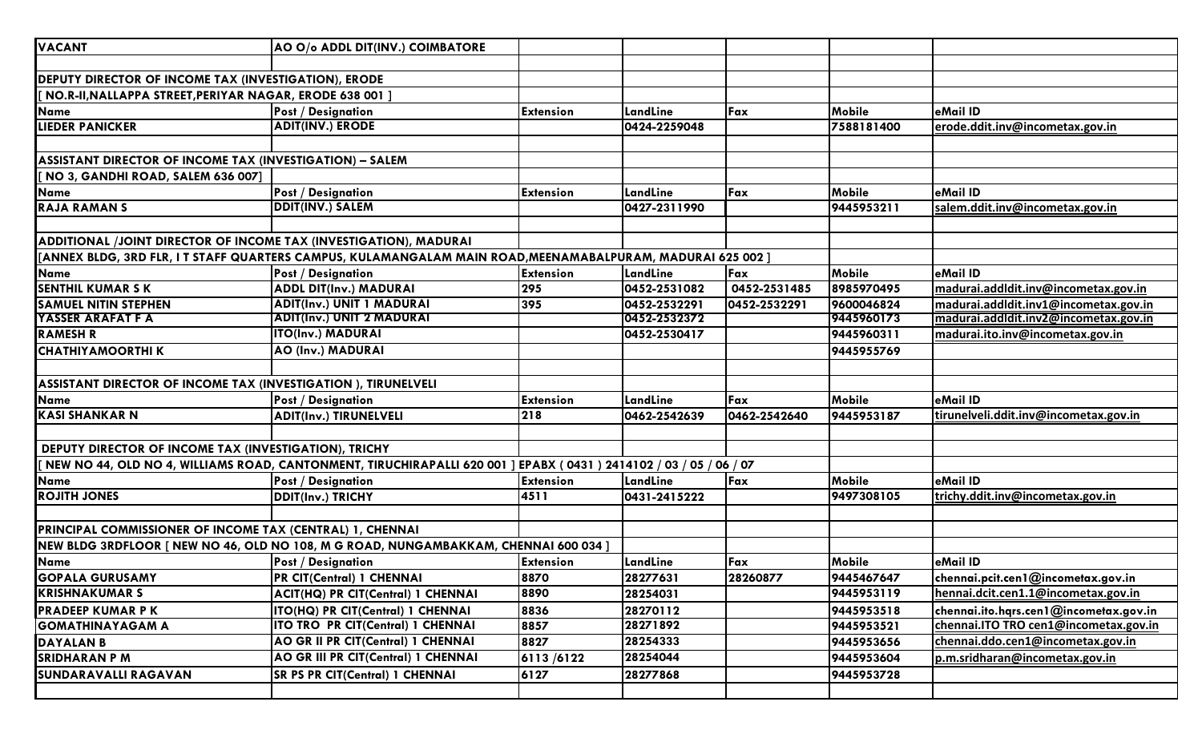| VACANT | AO O/o ADDL DIT(INV.) COIMBATORE | | | | | |
|---|---|---|---|---|---|---|
| | | | | | | |
| **DEPUTY DIRECTOR OF INCOME TAX (INVESTIGATION), ERODE** | | | | | | |
| [ NO.R-II,NALLAPPA STREET,PERIYAR NAGAR, ERODE 638 001 ] | | | | | | |
| **Name** | **Post / Designation** | **Extension** | **LandLine** | **Fax** | **Mobile** | **eMail ID** |
| LIEDER PANICKER | ADIT(INV.) ERODE | | 0424-2259048 | | 7588181400 | erode.ddit.inv@incometax.gov.in |
| | | | | | | |
| **ASSISTANT DIRECTOR OF INCOME TAX (INVESTIGATION) – SALEM** | | | | | | |
| [ NO 3, GANDHI ROAD, SALEM 636 007] | | | | | | |
| **Name** | **Post / Designation** | **Extension** | **LandLine** | **Fax** | **Mobile** | **eMail ID** |
| RAJA RAMAN S | DDIT(INV.) SALEM | | 0427-2311990 | | 9445953211 | salem.ddit.inv@incometax.gov.in |
| | | | | | | |
| **ADDITIONAL /JOINT DIRECTOR OF INCOME TAX (INVESTIGATION), MADURAI** | | | | | | |
| [ANNEX BLDG, 3RD FLR, I T STAFF QUARTERS CAMPUS, KULAMANGALAM MAIN ROAD,MEENAMABALPURAM, MADURAI 625 002 ] | | | | | | |
| **Name** | **Post / Designation** | **Extension** | **LandLine** | **Fax** | **Mobile** | **eMail ID** |
| SENTHIL KUMAR S K | ADDL DIT(Inv.) MADURAI | 295 | 0452-2531082 | 0452-2531485 | 8985970495 | madurai.addldit.inv@incometax.gov.in |
| SAMUEL NITIN STEPHEN | ADIT(Inv.) UNIT 1 MADURAI | 395 | 0452-2532291 | 0452-2532291 | 9600046824 | madurai.addldit.inv1@incometax.gov.in |
| YASSER ARAFAT F A | ADIT(Inv.) UNIT 2 MADURAI | | 0452-2532372 | | 9445960173 | madurai.addldit.inv2@incometax.gov.in |
| RAMESH R | ITO(Inv.) MADURAI | | 0452-2530417 | | 9445960311 | madurai.ito.inv@incometax.gov.in |
| CHATHIYAMOORTHI K | AO (Inv.) MADURAI | | | | 9445955769 | |
| | | | | | | |
| **ASSISTANT DIRECTOR OF INCOME TAX (INVESTIGATION ), TIRUNELVELI** | | | | | | |
| **Name** | **Post / Designation** | **Extension** | **LandLine** | **Fax** | **Mobile** | **eMail ID** |
| KASI SHANKAR N | ADIT(Inv.) TIRUNELVELI | 218 | 0462-2542639 | 0462-2542640 | 9445953187 | tirunelveli.ddit.inv@incometax.gov.in |
| | | | | | | |
| **DEPUTY DIRECTOR OF INCOME TAX (INVESTIGATION), TRICHY** | | | | | | |
| [ NEW NO 44, OLD NO 4, WILLIAMS ROAD, CANTONMENT, TIRUCHIRAPALLI 620 001 ] EPABX ( 0431 ) 2414102 / 03 / 05 / 06 / 07 | | | | | | |
| **Name** | **Post / Designation** | **Extension** | **LandLine** | **Fax** | **Mobile** | **eMail ID** |
| ROJITH JONES | DDIT(Inv.) TRICHY | 4511 | 0431-2415222 | | 9497308105 | trichy.ddit.inv@incometax.gov.in |
| | | | | | | |
| **PRINCIPAL COMMISSIONER OF INCOME TAX (CENTRAL) 1, CHENNAI** | | | | | | |
| NEW BLDG 3RDFLOOR [ NEW NO 46, OLD NO 108, M G ROAD, NUNGAMBAKKAM, CHENNAI 600 034 ] | | | | | | |
| **Name** | **Post / Designation** | **Extension** | **LandLine** | **Fax** | **Mobile** | **eMail ID** |
| GOPALA GURUSAMY | PR CIT(Central) 1 CHENNAI | 8870 | 28277631 | 28260877 | 9445467647 | chennai.pcit.cen1@incometax.gov.in |
| KRISHNAKUMAR S | ACIT(HQ) PR CIT(Central) 1 CHENNAI | 8890 | 28254031 | | 9445953119 | hennai.dcit.cen1.1@incometax.gov.in |
| PRADEEP KUMAR P K | ITO(HQ) PR CIT(Central) 1 CHENNAI | 8836 | 28270112 | | 9445953518 | chennai.ito.hqrs.cen1@incometax.gov.in |
| GOMATHINAYAGAM A | ITO TRO PR CIT(Central) 1 CHENNAI | 8857 | 28271892 | | 9445953521 | chennai.ITO TRO cen1@incometax.gov.in |
| DAYALAN B | AO GR II PR CIT(Central) 1 CHENNAI | 8827 | 28254333 | | 9445953656 | chennai.ddo.cen1@incometax.gov.in |
| SRIDHARAN P M | AO GR III PR CIT(Central) 1 CHENNAI | 6113 /6122 | 28254044 | | 9445953604 | p.m.sridharan@incometax.gov.in |
| SUNDARAVALLI RAGAVAN | SR PS PR CIT(Central) 1 CHENNAI | 6127 | 28277868 | | 9445953728 | |
| | | | | | | |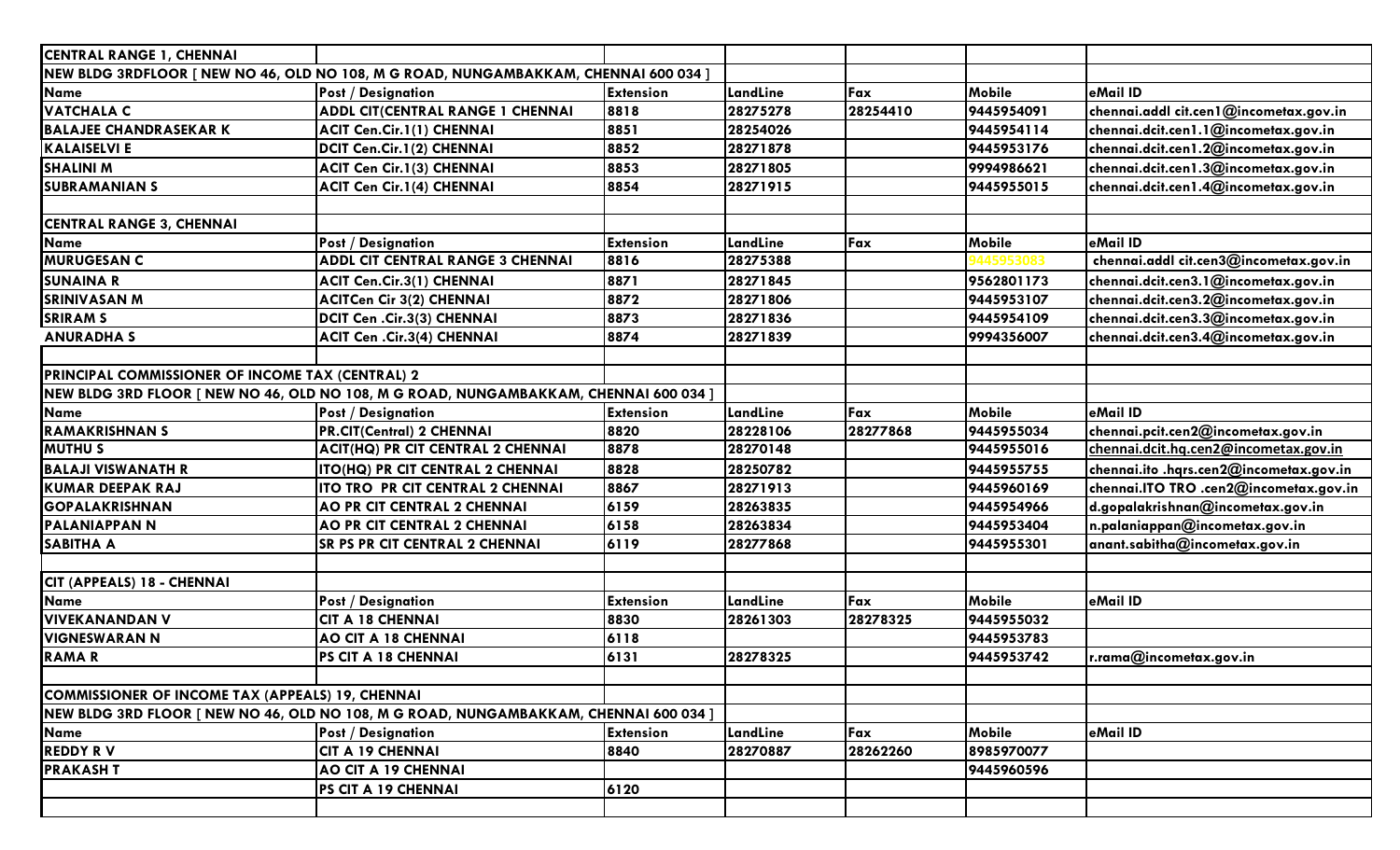| CENTRAL RANGE 1, CHENNAI | | | | | | |
|---|---|---|---|---|---|---|
| NEW BLDG 3RDFLOOR [ NEW NO 46, OLD NO 108, M G ROAD, NUNGAMBAKKAM, CHENNAI 600 034 ] | | | | | | |
| Name | Post / Designation | Extension | LandLine | Fax | Mobile | eMail ID |
| VATCHALA C | ADDL CIT(CENTRAL RANGE 1 CHENNAI | 8818 | 28275278 | 28254410 | 9445954091 | chennai.addl cit.cen1@incometax.gov.in |
| BALAJEE CHANDRASEKAR K | ACIT Cen.Cir.1(1) CHENNAI | 8851 | 28254026 | | 9445954114 | chennai.dcit.cen1.1@incometax.gov.in |
| KALAISELVI E | DCIT Cen.Cir.1(2) CHENNAI | 8852 | 28271878 | | 9445953176 | chennai.dcit.cen1.2@incometax.gov.in |
| SHALINI M | ACIT Cen Cir.1(3) CHENNAI | 8853 | 28271805 | | 9994986621 | chennai.dcit.cen1.3@incometax.gov.in |
| SUBRAMANIAN S | ACIT Cen Cir.1(4) CHENNAI | 8854 | 28271915 | | 9445955015 | chennai.dcit.cen1.4@incometax.gov.in |
| | | | | | | |
| CENTRAL RANGE 3, CHENNAI | | | | | | |
| Name | Post / Designation | Extension | LandLine | Fax | Mobile | eMail ID |
| MURUGESAN C | ADDL CIT CENTRAL RANGE 3 CHENNAI | 8816 | 28275388 | | 9445953083 | chennai.addl cit.cen3@incometax.gov.in |
| SUNAINA R | ACIT Cen.Cir.3(1) CHENNAI | 8871 | 28271845 | | 9562801173 | chennai.dcit.cen3.1@incometax.gov.in |
| SRINIVASAN M | ACITCen Cir 3(2) CHENNAI | 8872 | 28271806 | | 9445953107 | chennai.dcit.cen3.2@incometax.gov.in |
| SRIRAM S | DCIT Cen .Cir.3(3) CHENNAI | 8873 | 28271836 | | 9445954109 | chennai.dcit.cen3.3@incometax.gov.in |
| ANURADHA S | ACIT Cen .Cir.3(4) CHENNAI | 8874 | 28271839 | | 9994356007 | chennai.dcit.cen3.4@incometax.gov.in |
| | | | | | | |
| PRINCIPAL COMMISSIONER OF INCOME TAX (CENTRAL) 2 | | | | | | |
| NEW BLDG 3RD FLOOR [ NEW NO 46, OLD NO 108, M G ROAD, NUNGAMBAKKAM, CHENNAI 600 034 ] | | | | | | |
| Name | Post / Designation | Extension | LandLine | Fax | Mobile | eMail ID |
| RAMAKRISHNAN S | PR.CIT(Central) 2 CHENNAI | 8820 | 28228106 | 28277868 | 9445955034 | chennai.pcit.cen2@incometax.gov.in |
| MUTHU S | ACIT(HQ) PR CIT CENTRAL 2 CHENNAI | 8878 | 28270148 | | 9445955016 | chennai.dcit.hq.cen2@incometax.gov.in |
| BALAJI VISWANATH R | ITO(HQ) PR CIT CENTRAL 2 CHENNAI | 8828 | 28250782 | | 9445955755 | chennai.ito .hqrs.cen2@incometax.gov.in |
| KUMAR DEEPAK RAJ | ITO TRO PR CIT CENTRAL 2 CHENNAI | 8867 | 28271913 | | 9445960169 | chennai.ITO TRO .cen2@incometax.gov.in |
| GOPALAKRISHNAN | AO PR CIT CENTRAL 2 CHENNAI | 6159 | 28263835 | | 9445954966 | d.gopalakrishnan@incometax.gov.in |
| PALANIAPPAN N | AO PR CIT CENTRAL 2 CHENNAI | 6158 | 28263834 | | 9445953404 | n.palaniappan@incometax.gov.in |
| SABITHA A | SR PS PR CIT CENTRAL 2 CHENNAI | 6119 | 28277868 | | 9445955301 | anant.sabitha@incometax.gov.in |
| | | | | | | |
| CIT (APPEALS) 18 - CHENNAI | | | | | | |
| Name | Post / Designation | Extension | LandLine | Fax | Mobile | eMail ID |
| VIVEKANANDAN V | CIT A 18 CHENNAI | 8830 | 28261303 | 28278325 | 9445955032 | |
| VIGNESWARAN N | AO CIT A 18 CHENNAI | 6118 | | | 9445953783 | |
| RAMA R | PS CIT A 18 CHENNAI | 6131 | 28278325 | | 9445953742 | r.rama@incometax.gov.in |
| | | | | | | |
| COMMISSIONER OF INCOME TAX (APPEALS) 19, CHENNAI | | | | | | |
| NEW BLDG 3RD FLOOR [ NEW NO 46, OLD NO 108, M G ROAD, NUNGAMBAKKAM, CHENNAI 600 034 ] | | | | | | |
| Name | Post / Designation | Extension | LandLine | Fax | Mobile | eMail ID |
| REDDY R V | CIT A 19 CHENNAI | 8840 | 28270887 | 28262260 | 8985970077 | |
| PRAKASH T | AO CIT A 19 CHENNAI | | | | 9445960596 | |
| | PS CIT A 19 CHENNAI | 6120 | | | | |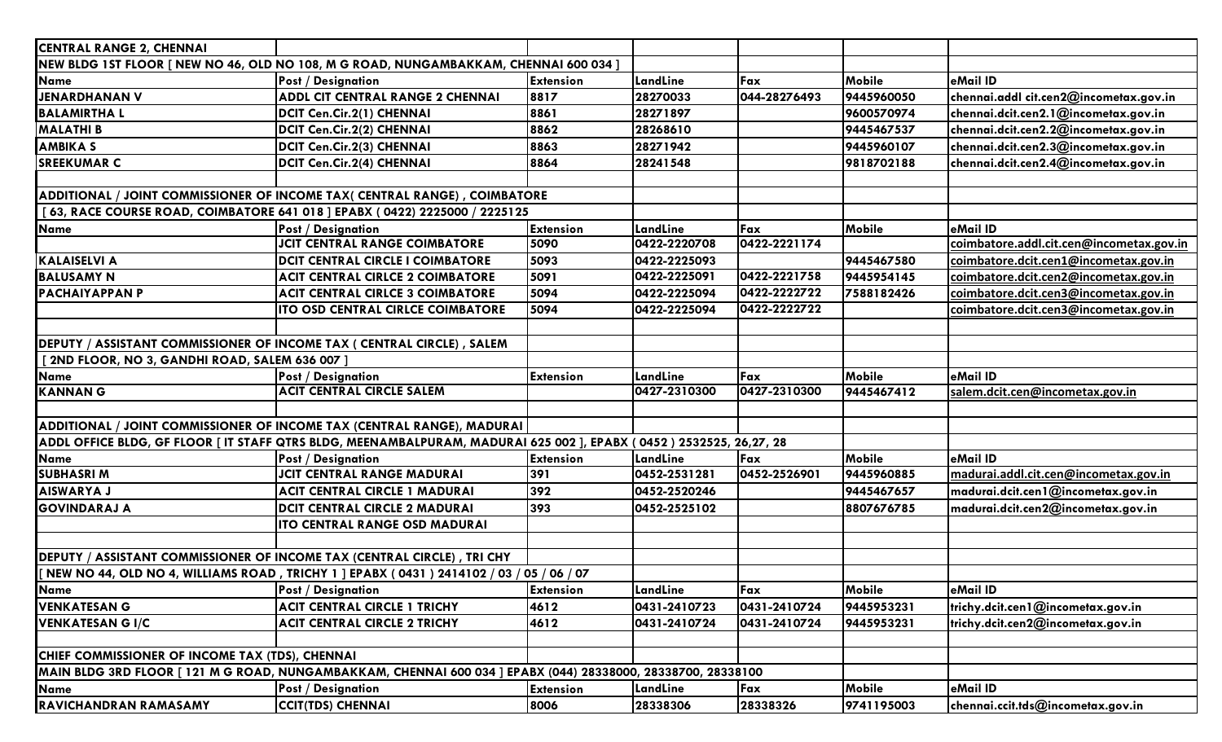| CENTRAL RANGE 2, CHENNAI | | | | | | |
|---|---|---|---|---|---|---|
| NEW BLDG 1ST FLOOR [ NEW NO 46, OLD NO 108, M G ROAD, NUNGAMBAKKAM, CHENNAI 600 034 ] | | | | | | |
| Name | Post / Designation | Extension | LandLine | Fax | Mobile | eMail ID |
| JENARDHANAN V | ADDL CIT CENTRAL RANGE 2 CHENNAI | 8817 | 28270033 | 044-28276493 | 9445960050 | chennai.addl cit.cen2@incometax.gov.in |
| BALAMIRTHA L | DCIT Cen.Cir.2(1) CHENNAI | 8861 | 28271897 | | 9600570974 | chennai.dcit.cen2.1@incometax.gov.in |
| MALATHI B | DCIT Cen.Cir.2(2) CHENNAI | 8862 | 28268610 | | 9445467537 | chennai.dcit.cen2.2@incometax.gov.in |
| AMBIKA S | DCIT Cen.Cir.2(3) CHENNAI | 8863 | 28271942 | | 9445960107 | chennai.dcit.cen2.3@incometax.gov.in |
| SREEKUMAR C | DCIT Cen.Cir.2(4) CHENNAI | 8864 | 28241548 | | 9818702188 | chennai.dcit.cen2.4@incometax.gov.in |
| | | | | | | |
| ADDITIONAL / JOINT COMMISSIONER OF INCOME TAX( CENTRAL RANGE) , COIMBATORE | | | | | | |
| [ 63, RACE COURSE ROAD, COIMBATORE 641 018 ] EPABX ( 0422) 2225000 / 2225125 | | | | | | |
| Name | Post / Designation | Extension | LandLine | Fax | Mobile | eMail ID |
| | JCIT CENTRAL RANGE COIMBATORE | 5090 | 0422-2220708 | 0422-2221174 | | coimbatore.addl.cit.cen@incometax.gov.in |
| KALAISELVI A | DCIT CENTRAL CIRCLE I COIMBATORE | 5093 | 0422-2225093 | | 9445467580 | coimbatore.dcit.cen1@incometax.gov.in |
| BALUSAMY N | ACIT CENTRAL CIRLCE 2 COIMBATORE | 5091 | 0422-2225091 | 0422-2221758 | 9445954145 | coimbatore.dcit.cen2@incometax.gov.in |
| PACHAIYAPPAN P | ACIT CENTRAL CIRLCE 3 COIMBATORE | 5094 | 0422-2225094 | 0422-2222722 | 7588182426 | coimbatore.dcit.cen3@incometax.gov.in |
| | ITO OSD CENTRAL CIRLCE COIMBATORE | 5094 | 0422-2225094 | 0422-2222722 | | coimbatore.dcit.cen3@incometax.gov.in |
| | | | | | | |
| DEPUTY / ASSISTANT COMMISSIONER OF INCOME TAX ( CENTRAL CIRCLE) , SALEM | | | | | | |
| [ 2ND FLOOR, NO 3, GANDHI ROAD, SALEM 636 007 ] | | | | | | |
| Name | Post / Designation | Extension | LandLine | Fax | Mobile | eMail ID |
| KANNAN G | ACIT CENTRAL CIRCLE SALEM | | 0427-2310300 | 0427-2310300 | 9445467412 | salem.dcit.cen@incometax.gov.in |
| | | | | | | |
| ADDITIONAL / JOINT COMMISSIONER OF INCOME TAX (CENTRAL RANGE), MADURAI | | | | | | |
| ADDL OFFICE BLDG, GF FLOOR [ IT STAFF QTRS BLDG, MEENAMBALPURAM, MADURAI 625 002 ], EPABX ( 0452 ) 2532525, 26,27, 28 | | | | | | |
| Name | Post / Designation | Extension | LandLine | Fax | Mobile | eMail ID |
| SUBHASRI M | JCIT CENTRAL RANGE MADURAI | 391 | 0452-2531281 | 0452-2526901 | 9445960885 | madurai.addl.cit.cen@incometax.gov.in |
| AISWARYA J | ACIT CENTRAL CIRCLE 1 MADURAI | 392 | 0452-2520246 | | 9445467657 | madurai.dcit.cen1@incometax.gov.in |
| GOVINDARAJ A | DCIT CENTRAL CIRCLE 2 MADURAI | 393 | 0452-2525102 | | 8807676785 | madurai.dcit.cen2@incometax.gov.in |
| | ITO CENTRAL RANGE OSD MADURAI | | | | | |
| | | | | | | |
| DEPUTY / ASSISTANT COMMISSIONER OF INCOME TAX (CENTRAL CIRCLE) , TRI CHY | | | | | | |
| [ NEW NO 44, OLD NO 4, WILLIAMS ROAD , TRICHY 1 ] EPABX ( 0431 ) 2414102 / 03 / 05 / 06 / 07 | | | | | | |
| Name | Post / Designation | Extension | LandLine | Fax | Mobile | eMail ID |
| VENKATESAN G | ACIT CENTRAL CIRCLE 1 TRICHY | 4612 | 0431-2410723 | 0431-2410724 | 9445953231 | trichy.dcit.cen1@incometax.gov.in |
| VENKATESAN G I/C | ACIT CENTRAL CIRCLE 2 TRICHY | 4612 | 0431-2410724 | 0431-2410724 | 9445953231 | trichy.dcit.cen2@incometax.gov.in |
| | | | | | | |
| CHIEF COMMISSIONER OF INCOME TAX (TDS), CHENNAI | | | | | | |
| MAIN BLDG 3RD FLOOR [ 121 M G ROAD, NUNGAMBAKKAM, CHENNAI 600 034 ] EPABX (044) 28338000, 28338700, 28338100 | | | | | | |
| Name | Post / Designation | Extension | LandLine | Fax | Mobile | eMail ID |
| RAVICHANDRAN RAMASAMY | CCIT(TDS) CHENNAI | 8006 | 28338306 | 28338326 | 9741195003 | chennai.ccit.tds@incometax.gov.in |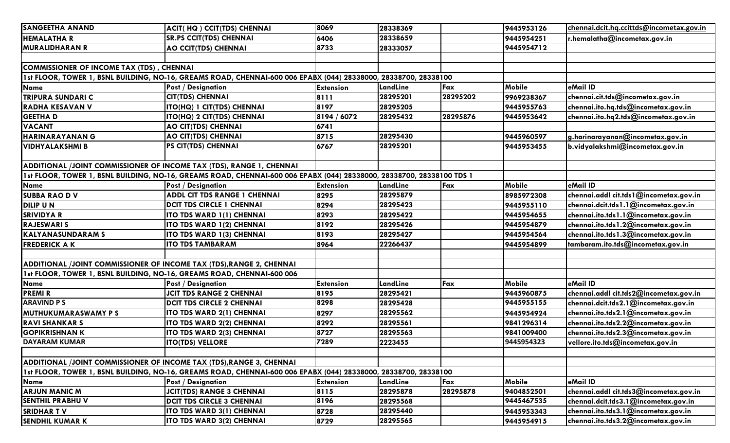| SANGEETHA ANAND | ACIT( HQ ) CCIT(TDS) CHENNAI | 8069 | 28338369 | | 9445953126 | chennai.dcit.hq.ccittds@incometax.gov.in |
|---|---|---|---|---|---|---|
| HEMALATHA R | SR.PS CCIT(TDS) CHENNAI | 6406 | 28338659 | | 9445954251 | r.hemalatha@incometax.gov.in |
| MURALIDHARAN R | AO CCIT(TDS) CHENNAI | 8733 | 28333057 | | 9445954712 | |

| COMMISSIONER OF INCOME TAX (TDS) , CHENNAI | | | | | | |
|---|---|---|---|---|---|---|
| 1st FLOOR, TOWER 1, BSNL BUILDING, NO-16, GREAMS ROAD, CHENNAI-600 006 EPABX (044) 28338000, 28338700, 28338100 | | | | | | |
| Name | Post / Designation | Extension | LandLine | Fax | Mobile | eMail ID |
| TRIPURA SUNDARI C | CIT(TDS) CHENNAI | 8111 | 28295201 | 28295202 | 9969238367 | chennai.cit.tds@incometax.gov.in |
| RADHA KESAVAN V | ITO(HQ) 1 CIT(TDS) CHENNAI | 8197 | 28295205 | | 9445955763 | chennai.ito.hq.tds@incometax.gov.in |
| GEETHA D | ITO(HQ) 2 CIT(TDS) CHENNAI | 8194 / 6072 | 28295432 | 28295876 | 9445953642 | chennai.ito.hq2.tds@incometax.gov.in |
| VACANT | AO CIT(TDS) CHENNAI | 6741 | | | | |
| HARINARAYANAN G | AO CIT(TDS) CHENNAI | 8715 | 28295430 | | 9445960597 | g.harinarayanan@incometax.gov.in |
| VIDHYALAKSHMI B | PS CIT(TDS) CHENNAI | 6767 | 28295201 | | 9445953455 | b.vidyalakshmi@incometax.gov.in |

| ADDITIONAL /JOINT COMMISSIONER OF INCOME TAX (TDS), RANGE 1, CHENNAI | | | | | | |
|---|---|---|---|---|---|---|
| 1st FLOOR, TOWER 1, BSNL BUILDING, NO-16, GREAMS ROAD, CHENNAI-600 006 EPABX (044) 28338000, 28338700, 28338100 TDS 1 | | | | | | |
| Name | Post / Designation | Extension | LandLine | Fax | Mobile | eMail ID |
| SUBBA RAO D V | ADDL CIT TDS RANGE 1 CHENNAI | 8295 | 28295879 | | 8985972308 | chennai.addl cit.tds1@incometax.gov.in |
| DILIP U N | DCIT TDS CIRCLE 1 CHENNAI | 8294 | 28295423 | | 9445955110 | chennai.dcit.tds1.1@incometax.gov.in |
| SRIVIDYA R | ITO TDS WARD 1(1) CHENNAI | 8293 | 28295422 | | 9445954655 | chennai.ito.tds1.1@incometax.gov.in |
| RAJESWARI S | ITO TDS WARD 1(2) CHENNAI | 8192 | 28295426 | | 9445954879 | chennai.ito.tds1.2@incometax.gov.in |
| KALYANASUNDARAM S | ITO TDS WARD 1(3) CHENNAI | 8193 | 28295427 | | 9445954564 | chennai.ito.tds1.3@incometax.gov.in |
| FREDERICK A K | ITO TDS TAMBARAM | 8964 | 22266437 | | 9445954899 | tambaram.ito.tds@incometax.gov.in |

| ADDITIONAL /JOINT COMMISSIONER OF INCOME TAX (TDS),RANGE 2, CHENNAI | | | | | | |
|---|---|---|---|---|---|---|
| 1st FLOOR, TOWER 1, BSNL BUILDING, NO-16, GREAMS ROAD, CHENNAI-600 006 | | | | | | |
| Name | Post / Designation | Extension | LandLine | Fax | Mobile | eMail ID |
| PREMI R | JCIT TDS RANGE 2 CHENNAI | 8195 | 28295421 | | 9445960875 | chennai.addl cit.tds2@incometax.gov.in |
| ARAVIND P S | DCIT TDS CIRCLE 2 CHENNAI | 8298 | 28295428 | | 9445955155 | chennai.dcit.tds2.1@incometax.gov.in |
| MUTHUKUMARASWAMY P S | ITO TDS WARD 2(1) CHENNAI | 8297 | 28295562 | | 9445954924 | chennai.ito.tds2.1@incometax.gov.in |
| RAVI SHANKAR S | ITO TDS WARD 2(2) CHENNAI | 8292 | 28295561 | | 9841296314 | chennai.ito.tds2.2@incometax.gov.in |
| GOPIKRISHNAN K | ITO TDS WARD 2(3) CHENNAI | 8727 | 28295563 | | 9841009400 | chennai.ito.tds2.3@incometax.gov.in |
| DAYARAM KUMAR | ITO(TDS) VELLORE | 7289 | 2223455 | | 9445954323 | vellore.ito.tds@incometax.gov.in |

| ADDITIONAL /JOINT COMMISSIONER OF INCOME TAX (TDS),RANGE 3, CHENNAI | | | | | | |
|---|---|---|---|---|---|---|
| 1st FLOOR, TOWER 1, BSNL BUILDING, NO-16, GREAMS ROAD, CHENNAI-600 006 EPABX (044) 28338000, 28338700, 28338100 | | | | | | |
| Name | Post / Designation | Extension | LandLine | Fax | Mobile | eMail ID |
| ARJUN MANIC M | JCIT(TDS) RANGE 3 CHENNAI | 8115 | 28295878 | 28295878 | 9404852501 | chennai.addl cit.tds3@incometax.gov.in |
| SENTHIL PRABHU V | DCIT TDS CIRCLE 3 CHENNAI | 8196 | 28295568 | | 9445467535 | chennai.dcit.tds3.1@incometax.gov.in |
| SRIDHAR T V | ITO TDS WARD 3(1) CHENNAI | 8728 | 28295440 | | 9445953343 | chennai.ito.tds3.1@incometax.gov.in |
| SENDHIL KUMAR K | ITO TDS WARD 3(2) CHENNAI | 8729 | 28295565 | | 9445954915 | chennai.ito.tds3.2@incometax.gov.in |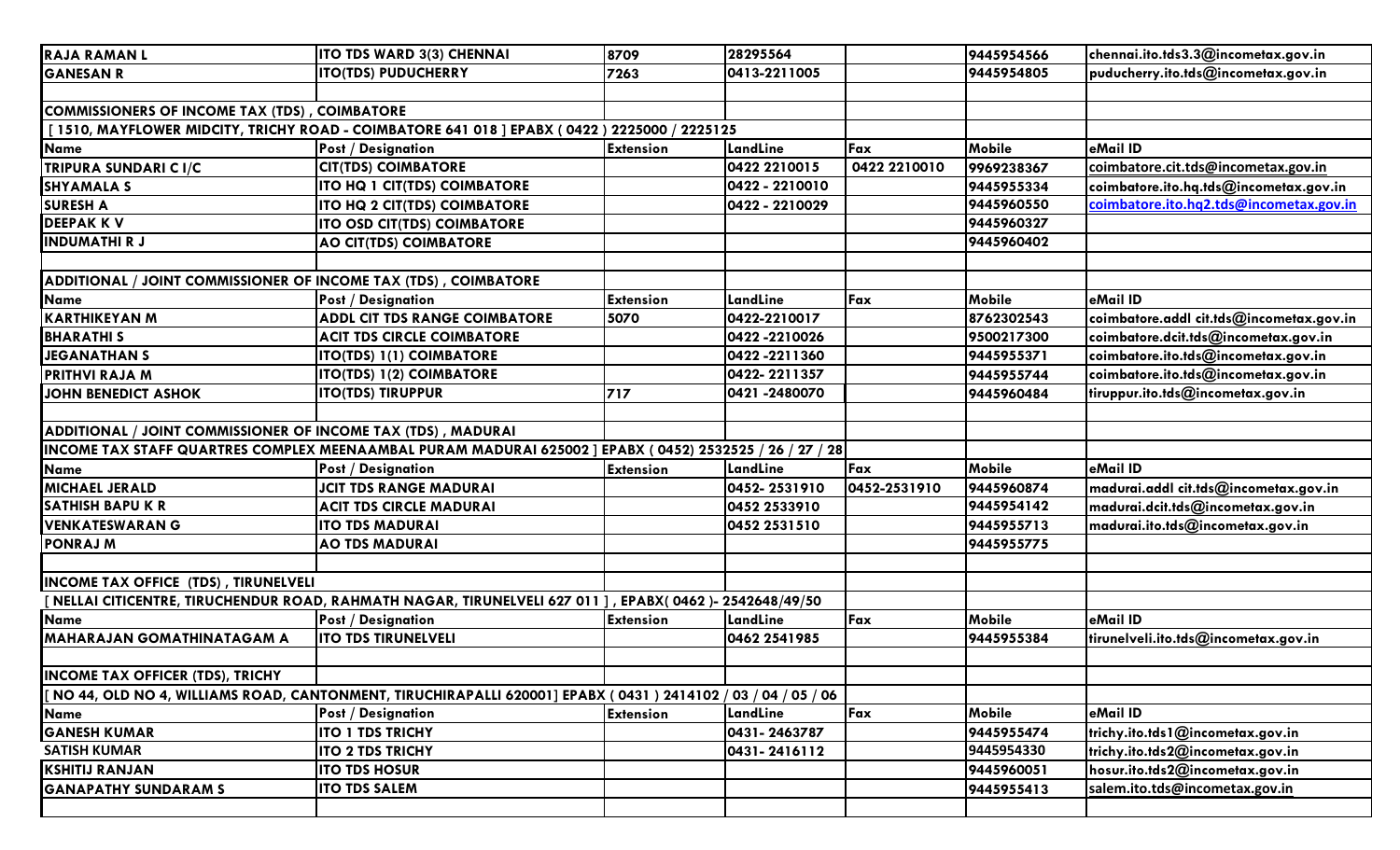| RAJA RAMAN L | ITO TDS WARD 3(3) CHENNAI | 8709 | 28295564 | | 9445954566 | chennai.ito.tds3.3@incometax.gov.in |
|---|---|---|---|---|---|---|
| GANESAN R | ITO(TDS) PUDUCHERRY | 7263 | 0413-2211005 | | 9445954805 | puducherry.ito.tds@incometax.gov.in |
| | | | | | | |
| **COMMISSIONERS OF INCOME TAX (TDS) , COIMBATORE** | | | | | | |
| [ 1510, MAYFLOWER MIDCITY, TRICHY ROAD - COIMBATORE 641 018 ] EPABX ( 0422 ) 2225000 / 2225125 | | | | | | |
| **Name** | **Post / Designation** | **Extension** | **LandLine** | **Fax** | **Mobile** | **eMail ID** |
| TRIPURA SUNDARI C I/C | CIT(TDS) COIMBATORE | | 0422 2210015 | 0422 2210010 | 9969238367 | coimbatore.cit.tds@incometax.gov.in |
| SHYAMALA S | ITO HQ 1 CIT(TDS) COIMBATORE | | 0422 - 2210010 | | 9445955334 | coimbatore.ito.hq.tds@incometax.gov.in |
| SURESH A | ITO HQ 2 CIT(TDS) COIMBATORE | | 0422 - 2210029 | | 9445960550 | coimbatore.ito.hq2.tds@incometax.gov.in |
| DEEPAK K V | ITO OSD CIT(TDS) COIMBATORE | | | | 9445960327 | |
| INDUMATHI R J | AO CIT(TDS) COIMBATORE | | | | 9445960402 | |
| | | | | | | |
| **ADDITIONAL / JOINT COMMISSIONER OF INCOME TAX (TDS) , COIMBATORE** | | | | | | |
| **Name** | **Post / Designation** | **Extension** | **LandLine** | **Fax** | **Mobile** | **eMail ID** |
| KARTHIKEYAN M | ADDL CIT TDS RANGE COIMBATORE | 5070 | 0422-2210017 | | 8762302543 | coimbatore.addl cit.tds@incometax.gov.in |
| BHARATHI S | ACIT TDS CIRCLE COIMBATORE | | 0422 -2210026 | | 9500217300 | coimbatore.dcit.tds@incometax.gov.in |
| JEGANATHAN S | ITO(TDS) 1(1) COIMBATORE | | 0422 -2211360 | | 9445955371 | coimbatore.ito.tds@incometax.gov.in |
| PRITHVI RAJA M | ITO(TDS) 1(2) COIMBATORE | | 0422- 2211357 | | 9445955744 | coimbatore.ito.tds@incometax.gov.in |
| JOHN BENEDICT ASHOK | ITO(TDS) TIRUPPUR | 717 | 0421 -2480070 | | 9445960484 | tiruppur.ito.tds@incometax.gov.in |
| | | | | | | |
| **ADDITIONAL / JOINT COMMISSIONER OF INCOME TAX (TDS) , MADURAI** | | | | | | |
| INCOME TAX STAFF QUARTRES COMPLEX MEENAAMBAL PURAM MADURAI 625002 ] EPABX ( 0452) 2532525 / 26 / 27 / 28 | | | | | | |
| **Name** | **Post / Designation** | **Extension** | **LandLine** | **Fax** | **Mobile** | **eMail ID** |
| MICHAEL JERALD | JCIT TDS RANGE MADURAI | | 0452- 2531910 | 0452-2531910 | 9445960874 | madurai.addl cit.tds@incometax.gov.in |
| SATHISH BAPU K R | ACIT TDS CIRCLE MADURAI | | 0452 2533910 | | 9445954142 | madurai.dcit.tds@incometax.gov.in |
| VENKATESWARAN G | ITO TDS MADURAI | | 0452 2531510 | | 9445955713 | madurai.ito.tds@incometax.gov.in |
| PONRAJ M | AO TDS MADURAI | | | | 9445955775 | |
| | | | | | | |
| **INCOME TAX OFFICE (TDS) , TIRUNELVELI** | | | | | | |
| [ NELLAI CITICENTRE, TIRUCHENDUR ROAD, RAHMATH NAGAR, TIRUNELVELI 627 011 ] , EPABX( 0462 )- 2542648/49/50 | | | | | | |
| **Name** | **Post / Designation** | **Extension** | **LandLine** | **Fax** | **Mobile** | **eMail ID** |
| MAHARAJAN GOMATHINATAGAM A | ITO TDS TIRUNELVELI | | 0462 2541985 | | 9445955384 | tirunelveli.ito.tds@incometax.gov.in |
| | | | | | | |
| **INCOME TAX OFFICER (TDS), TRICHY** | | | | | | |
| [ NO 44, OLD NO 4, WILLIAMS ROAD, CANTONMENT, TIRUCHIRAPALLI 620001] EPABX ( 0431 ) 2414102 / 03 / 04 / 05 / 06 | | | | | | |
| **Name** | **Post / Designation** | **Extension** | **LandLine** | **Fax** | **Mobile** | **eMail ID** |
| GANESH KUMAR | ITO 1 TDS TRICHY | | 0431- 2463787 | | 9445955474 | trichy.ito.tds1@incometax.gov.in |
| SATISH KUMAR | ITO 2 TDS TRICHY | | 0431- 2416112 | | 9445954330 | trichy.ito.tds2@incometax.gov.in |
| KSHITIJ RANJAN | ITO TDS HOSUR | | | | 9445960051 | hosur.ito.tds2@incometax.gov.in |
| GANAPATHY SUNDARAM S | ITO TDS SALEM | | | | 9445955413 | salem.ito.tds@incometax.gov.in |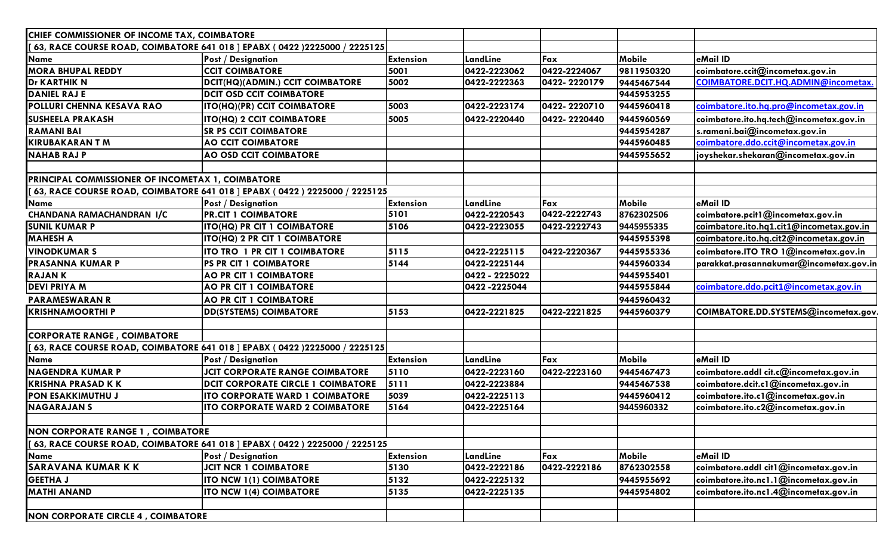| CHIEF COMMISSIONER OF INCOME TAX, COIMBATORE | | | | | | |
|---|---|---|---|---|---|---|
| [ 63, RACE COURSE ROAD, COIMBATORE 641 018 ] EPABX ( 0422 )2225000 / 2225125 | | | | | | |
| **Name** | **Post / Designation** | **Extension** | **LandLine** | **Fax** | **Mobile** | **eMail ID** |
| **MORA BHUPAL REDDY** | **CCIT COIMBATORE** | 5001 | 0422-2223062 | 0422-2224067 | 9811950320 | coimbatore.ccit@incometax.gov.in |
| **Dr KARTHIK N** | **DCIT(HQ)(ADMIN.) CCIT COIMBATORE** | 5002 | 0422-2222363 | 0422- 2220179 | 9445467544 | COIMBATORE.DCIT.HQ.ADMIN@incometax. |
| **DANIEL RAJ E** | **DCIT OSD CCIT COIMBATORE** | | | | 9445953255 | |
| **POLLURI CHENNA KESAVA RAO** | **ITO(HQ)(PR) CCIT COIMBATORE** | 5003 | 0422-2223174 | 0422- 2220710 | 9445960418 | coimbatore.ito.hq.pro@incometax.gov.in |
| **SUSHEELA PRAKASH** | **ITO(HQ) 2 CCIT COIMBATORE** | 5005 | 0422-2220440 | 0422- 2220440 | 9445960569 | coimbatore.ito.hq.tech@incometax.gov.in |
| **RAMANI BAI** | **SR PS CCIT COIMBATORE** | | | | 9445954287 | s.ramani.bai@incometax.gov.in |
| **KIRUBAKARAN T M** | **AO CCIT COIMBATORE** | | | | 9445960485 | coimbatore.ddo.ccit@incometax.gov.in |
| **NAHAB RAJ P** | **AO OSD CCIT COIMBATORE** | | | | 9445955652 | joyshekar.shekaran@incometax.gov.in |
| | | | | | | |
| **PRINCIPAL COMMISSIONER OF INCOMETAX 1, COIMBATORE** | | | | | | |
| [ 63, RACE COURSE ROAD, COIMBATORE 641 018 ] EPABX ( 0422 ) 2225000 / 2225125 | | | | | | |
| **Name** | **Post / Designation** | **Extension** | **LandLine** | **Fax** | **Mobile** | **eMail ID** |
| **CHANDANA RAMACHANDRAN I/C** | **PR.CIT 1 COIMBATORE** | 5101 | 0422-2220543 | 0422-2222743 | 8762302506 | coimbatore.pcit1@incometax.gov.in |
| **SUNIL KUMAR P** | **ITO(HQ) PR CIT 1 COIMBATORE** | 5106 | 0422-2223055 | 0422-2222743 | 9445955335 | coimbatore.ito.hq1.cit1@incometax.gov.in |
| **MAHESH A** | **ITO(HQ) 2 PR CIT 1 COIMBATORE** | | | | 9445955398 | coimbatore.ito.hq.cit2@incometax.gov.in |
| **VINODKUMAR S** | **ITO TRO 1 PR CIT 1 COIMBATORE** | 5115 | 0422-2225115 | 0422-2220367 | 9445955336 | coimbatore.ITO TRO 1@incometax.gov.in |
| **PRASANNA KUMAR P** | **PS PR CIT 1 COIMBATORE** | 5144 | 0422-2225144 | | 9445960334 | parakkat.prasannakumar@incometax.gov.in |
| **RAJAN K** | **AO PR CIT 1 COIMBATORE** | | 0422 - 2225022 | | 9445955401 | |
| **DEVI PRIYA M** | **AO PR CIT 1 COIMBATORE** | | 0422 -2225044 | | 9445955844 | coimbatore.ddo.pcit1@incometax.gov.in |
| **PARAMESWARAN R** | **AO PR CIT 1 COIMBATORE** | | | | 9445960432 | |
| **KRISHNAMOORTHI P** | **DD(SYSTEMS) COIMBATORE** | 5153 | 0422-2221825 | 0422-2221825 | 9445960379 | COIMBATORE.DD.SYSTEMS@incometax.gov. |
| | | | | | | |
| **CORPORATE RANGE , COIMBATORE** | | | | | | |
| [ 63, RACE COURSE ROAD, COIMBATORE 641 018 ] EPABX ( 0422 )2225000 / 2225125 | | | | | | |
| **Name** | **Post / Designation** | **Extension** | **LandLine** | **Fax** | **Mobile** | **eMail ID** |
| **NAGENDRA KUMAR P** | **JCIT CORPORATE RANGE COIMBATORE** | 5110 | 0422-2223160 | 0422-2223160 | 9445467473 | coimbatore.addl cit.c@incometax.gov.in |
| **KRISHNA PRASAD K K** | **DCIT CORPORATE CIRCLE 1 COIMBATORE** | 5111 | 0422-2223884 | | 9445467538 | coimbatore.dcit.c1@incometax.gov.in |
| **PON ESAKKIMUTHU J** | **ITO CORPORATE WARD 1 COIMBATORE** | 5039 | 0422-2225113 | | 9445960412 | coimbatore.ito.c1@incometax.gov.in |
| **NAGARAJAN S** | **ITO CORPORATE WARD 2 COIMBATORE** | 5164 | 0422-2225164 | | 9445960332 | coimbatore.ito.c2@incometax.gov.in |
| | | | | | | |
| **NON CORPORATE RANGE 1 , COIMBATORE** | | | | | | |
| [ 63, RACE COURSE ROAD, COIMBATORE 641 018 ] EPABX ( 0422 ) 2225000 / 2225125 | | | | | | |
| **Name** | **Post / Designation** | **Extension** | **LandLine** | **Fax** | **Mobile** | **eMail ID** |
| **SARAVANA KUMAR K K** | **JCIT NCR 1 COIMBATORE** | 5130 | 0422-2222186 | 0422-2222186 | 8762302558 | coimbatore.addl cit1@incometax.gov.in |
| **GEETHA J** | **ITO NCW 1(1) COIMBATORE** | 5132 | 0422-2225132 | | 9445955692 | coimbatore.ito.nc1.1@incometax.gov.in |
| **MATHI ANAND** | **ITO NCW 1(4) COIMBATORE** | 5135 | 0422-2225135 | | 9445954802 | coimbatore.ito.nc1.4@incometax.gov.in |
| | | | | | | |
| **NON CORPORATE CIRCLE 4 , COIMBATORE** | | | | | | |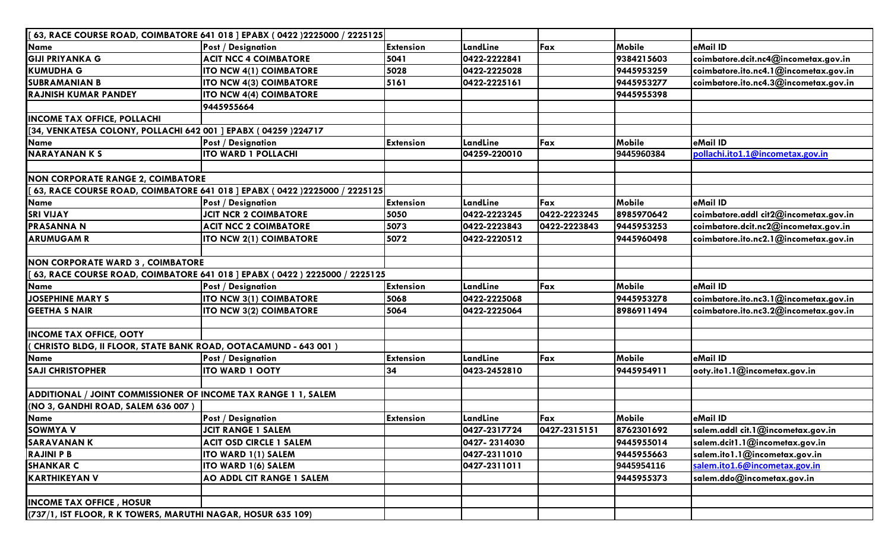| [ 63, RACE COURSE ROAD, COIMBATORE 641 018 ] EPABX ( 0422 )2225000 / 2225125 | | | | | | |
|---|---|---|---|---|---|---|
| **Name** | **Post / Designation** | **Extension** | **LandLine** | **Fax** | **Mobile** | **eMail ID** |
| **GIJI PRIYANKA G** | **ACIT NCC 4 COIMBATORE** | 5041 | 0422-2222841 | | 9384215603 | coimbatore.dcit.nc4@incometax.gov.in |
| **KUMUDHA G** | **ITO NCW 4(1) COIMBATORE** | 5028 | 0422-2225028 | | 9445953259 | coimbatore.ito.nc4.1@incometax.gov.in |
| **SUBRAMANIAN B** | **ITO NCW 4(3) COIMBATORE** | 5161 | 0422-2225161 | | 9445953277 | coimbatore.ito.nc4.3@incometax.gov.in |
| **RAJNISH KUMAR PANDEY** | **ITO NCW 4(4) COIMBATORE** | | | | 9445955398 | |
| | **9445955664** | | | | | |

| **INCOME TAX OFFICE, POLLACHI** | | | | | | |
|---|---|---|---|---|---|---|
| [34, VENKATESA COLONY, POLLACHI 642 001 ] EPABX ( 04259 )224717 | | | | | | |
| **Name** | **Post / Designation** | **Extension** | **LandLine** | **Fax** | **Mobile** | **eMail ID** |
| **NARAYANAN K S** | **ITO WARD 1 POLLACHI** | | 04259-220010 | | 9445960384 | pollachi.ito1.1@incometax.gov.in |

| **NON CORPORATE RANGE 2, COIMBATORE** | | | | | | |
|---|---|---|---|---|---|---|
| [ 63, RACE COURSE ROAD, COIMBATORE 641 018 ] EPABX ( 0422 )2225000 / 2225125 | | | | | | |
| **Name** | **Post / Designation** | **Extension** | **LandLine** | **Fax** | **Mobile** | **eMail ID** |
| **SRI VIJAY** | **JCIT NCR 2 COIMBATORE** | 5050 | 0422-2223245 | 0422-2223245 | 8985970642 | coimbatore.addl cit2@incometax.gov.in |
| **PRASANNA N** | **ACIT NCC 2 COIMBATORE** | 5073 | 0422-2223843 | 0422-2223843 | 9445953253 | coimbatore.dcit.nc2@incometax.gov.in |
| **ARUMUGAM R** | **ITO NCW 2(1) COIMBATORE** | 5072 | 0422-2220512 | | 9445960498 | coimbatore.ito.nc2.1@incometax.gov.in |

| **NON CORPORATE WARD 3 , COIMBATORE** | | | | | | |
|---|---|---|---|---|---|---|
| [ 63, RACE COURSE ROAD, COIMBATORE 641 018 ] EPABX ( 0422 ) 2225000 / 2225125 | | | | | | |
| **Name** | **Post / Designation** | **Extension** | **LandLine** | **Fax** | **Mobile** | **eMail ID** |
| **JOSEPHINE MARY S** | **ITO NCW 3(1) COIMBATORE** | 5068 | 0422-2225068 | | 9445953278 | coimbatore.ito.nc3.1@incometax.gov.in |
| **GEETHA S NAIR** | **ITO NCW 3(2) COIMBATORE** | 5064 | 0422-2225064 | | 8986911494 | coimbatore.ito.nc3.2@incometax.gov.in |

| **INCOME TAX OFFICE, OOTY** | | | | | | |
|---|---|---|---|---|---|---|
| ( CHRISTO BLDG, II FLOOR, STATE BANK ROAD, OOTACAMUND - 643 001 ) | | | | | | |
| **Name** | **Post / Designation** | **Extension** | **LandLine** | **Fax** | **Mobile** | **eMail ID** |
| **SAJI CHRISTOPHER** | **ITO WARD 1 OOTY** | 34 | 0423-2452810 | | 9445954911 | ooty.ito1.1@incometax.gov.in |

| **ADDITIONAL / JOINT COMMISSIONER OF INCOME TAX RANGE 1 1, SALEM** | | | | | | |
|---|---|---|---|---|---|---|
| **(NO 3, GANDHI ROAD, SALEM 636 007 )** | | | | | | |
| **Name** | **Post / Designation** | **Extension** | **LandLine** | **Fax** | **Mobile** | **eMail ID** |
| **SOWMYA V** | **JCIT RANGE 1 SALEM** | | 0427-2317724 | 0427-2315151 | 8762301692 | salem.addl cit.1@incometax.gov.in |
| **SARAVANAN K** | **ACIT OSD CIRCLE 1 SALEM** | | 0427- 2314030 | | 9445955014 | salem.dcit1.1@incometax.gov.in |
| **RAJINI P B** | **ITO WARD 1(1) SALEM** | | 0427-2311010 | | 9445955663 | salem.ito1.1@incometax.gov.in |
| **SHANKAR C** | **ITO WARD 1(6) SALEM** | | 0427-2311011 | | 9445954116 | salem.ito1.6@incometax.gov.in |
| **KARTHIKEYAN V** | **AO ADDL CIT RANGE 1 SALEM** | | | | 9445955373 | salem.ddo@incometax.gov.in |

| **INCOME TAX OFFICE , HOSUR** | | | | | | |
|---|---|---|---|---|---|---|
| **(737/1, IST FLOOR, R K TOWERS, MARUTHI NAGAR, HOSUR 635 109)** | | | | | | |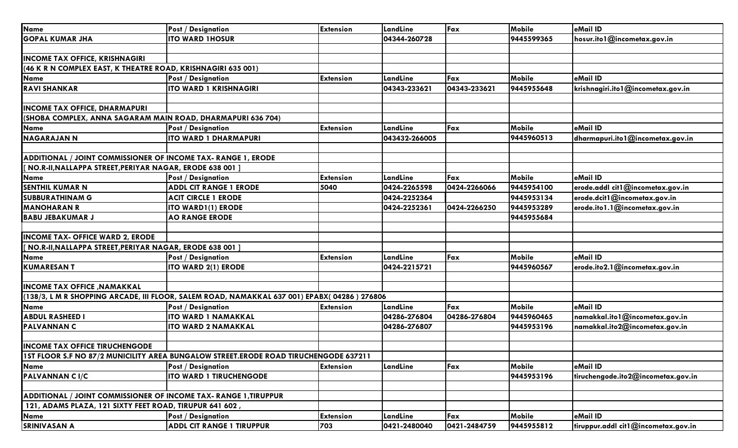| Name | Post / Designation | Extension | LandLine | Fax | Mobile | eMail ID |
|---|---|---|---|---|---|---|
| GOPAL KUMAR JHA | ITO WARD 1HOSUR | | 04344-260728 | | 9445599365 | hosur.ito1@incometax.gov.in |
| | | | | | | |
| INCOME TAX OFFICE, KRISHNAGIRI | | | | | | |
| (46 K R N COMPLEX EAST, K THEATRE ROAD, KRISHNAGIRI 635 001) | | | | | | |
| Name | Post / Designation | Extension | LandLine | Fax | Mobile | eMail ID |
| RAVI SHANKAR | ITO WARD 1 KRISHNAGIRI | | 04343-233621 | 04343-233621 | 9445955648 | krishnagiri.ito1@incometax.gov.in |
| | | | | | | |
| INCOME TAX OFFICE, DHARMAPURI | | | | | | |
| (SHOBA COMPLEX, ANNA SAGARAM MAIN ROAD, DHARMAPURI 636 704) | | | | | | |
| Name | Post / Designation | Extension | LandLine | Fax | Mobile | eMail ID |
| NAGARAJAN N | ITO WARD 1 DHARMAPURI | | 043432-266005 | | 9445960513 | dharmapuri.ito1@incometax.gov.in |
| | | | | | | |
| ADDITIONAL / JOINT COMMISSIONER OF INCOME TAX- RANGE 1, ERODE | | | | | | |
| [ NO.R-II,NALLAPPA STREET,PERIYAR NAGAR, ERODE 638 001 ] | | | | | | |
| Name | Post / Designation | Extension | LandLine | Fax | Mobile | eMail ID |
| SENTHIL KUMAR N | ADDL CIT RANGE 1 ERODE | 5040 | 0424-2265598 | 0424-2266066 | 9445954100 | erode.addl cit1@incometax.gov.in |
| SUBBURATHINAM G | ACIT CIRCLE 1 ERODE | | 0424-2252364 | | 9445953134 | erode.dcit1@incometax.gov.in |
| MANOHARAN R | ITO WARD1(1) ERODE | | 0424-2252361 | 0424-2266250 | 9445953289 | erode.ito1.1@incometax.gov.in |
| BABU JEBAKUMAR J | AO RANGE ERODE | | | | 9445955684 | |
| | | | | | | |
| INCOME TAX- OFFICE WARD 2, ERODE | | | | | | |
| [ NO.R-II,NALLAPPA STREET,PERIYAR NAGAR, ERODE 638 001 ] | | | | | | |
| Name | Post / Designation | Extension | LandLine | Fax | Mobile | eMail ID |
| KUMARESAN T | ITO WARD 2(1) ERODE | | 0424-2215721 | | 9445960567 | erode.ito2.1@incometax.gov.in |
| | | | | | | |
| INCOME TAX OFFICE ,NAMAKKAL | | | | | | |
| (138/3, L M R SHOPPING ARCADE, III FLOOR, SALEM ROAD, NAMAKKAL 637 001) EPABX( 04286 ) 276806 | | | | | | |
| Name | Post / Designation | Extension | LandLine | Fax | Mobile | eMail ID |
| ABDUL RASHEED I | ITO WARD 1 NAMAKKAL | | 04286-276804 | 04286-276804 | 9445960465 | namakkal.ito1@incometax.gov.in |
| PALVANNAN C | ITO WARD 2 NAMAKKAL | | 04286-276807 | | 9445953196 | namakkal.ito2@incometax.gov.in |
| | | | | | | |
| INCOME TAX OFFICE TIRUCHENGODE | | | | | | |
| 1ST FLOOR S.F NO 87/2 MUNICILITY AREA BUNGALOW STREET.ERODE ROAD TIRUCHENGODE 637211 | | | | | | |
| Name | Post / Designation | Extension | LandLine | Fax | Mobile | eMail ID |
| PALVANNAN C I/C | ITO WARD 1 TIRUCHENGODE | | | | 9445953196 | tiruchengode.ito2@incometax.gov.in |
| | | | | | | |
| ADDITIONAL / JOINT COMMISSIONER OF INCOME TAX- RANGE 1,TIRUPPUR | | | | | | |
| 121, ADAMS PLAZA, 121 SIXTY FEET ROAD, TIRUPUR 641 602 , | | | | | | |
| Name | Post / Designation | Extension | LandLine | Fax | Mobile | eMail ID |
| SRINIVASAN A | ADDL CIT RANGE 1 TIRUPPUR | 703 | 0421-2480040 | 0421-2484759 | 9445955812 | tiruppur.addl cit1@incometax.gov.in |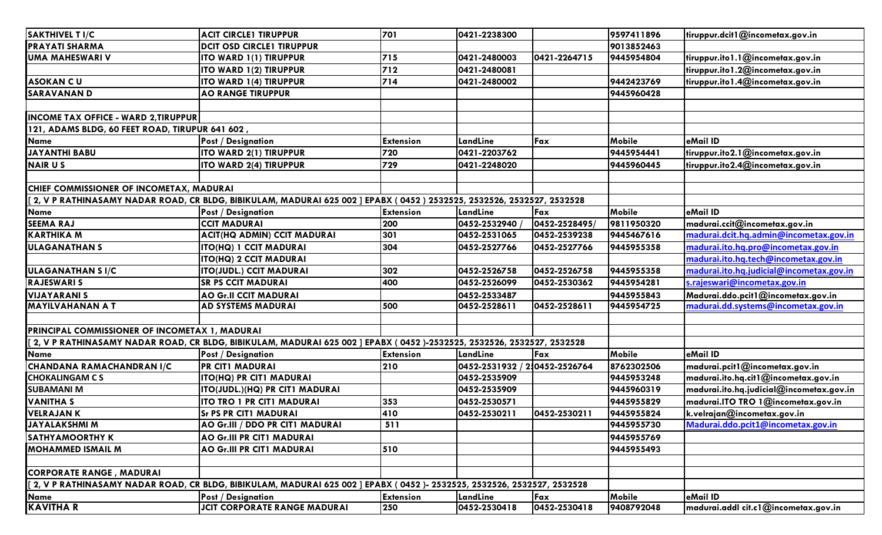| | | | | | | |
|---|---|---|---|---|---|---|
| **SAKTHIVEL T I/C** | **ACIT CIRCLE1 TIRUPPUR** | **701** | **0421-2238300** | | **9597411896** | **tiruppur.dcit1@incometax.gov.in** |
| **PRAYATI SHARMA** | **DCIT OSD CIRCLE1 TIRUPPUR** | | | | **9013852463** | |
| **UMA MAHESWARI V** | **ITO WARD 1(1) TIRUPPUR** | **715** | **0421-2480003** | **0421-2264715** | **9445954804** | **tiruppur.ito1.1@incometax.gov.in** |
| | **ITO WARD 1(2) TIRUPPUR** | **712** | **0421-2480081** | | | **tiruppur.ito1.2@incometax.gov.in** |
| **ASOKAN C U** | **ITO WARD 1(4) TIRUPPUR** | **714** | **0421-2480002** | | **9442423769** | **tiruppur.ito1.4@incometax.gov.in** |
| **SARAVANAN D** | **AO RANGE TIRUPPUR** | | | | **9445960428** | |
| | | | | | | |
| **INCOME TAX OFFICE - WARD 2,TIRUPPUR** | | | | | | |
| **121, ADAMS BLDG, 60 FEET ROAD, TIRUPUR 641 602 ,** | | | | | | |
| **Name** | **Post / Designation** | **Extension** | **LandLine** | **Fax** | **Mobile** | **eMail ID** |
| **JAYANTHI BABU** | **ITO WARD 2(1) TIRUPPUR** | **720** | **0421-2203762** | | **9445954441** | **tiruppur.ito2.1@incometax.gov.in** |
| **NAIR U S** | **ITO WARD 2(4) TIRUPPUR** | **729** | **0421-2248020** | | **9445960445** | **tiruppur.ito2.4@incometax.gov.in** |
| | | | | | | |
| **CHIEF COMMISSIONER OF INCOMETAX, MADURAI** | | | | | | |
| **[ 2, V P RATHINASAMY NADAR ROAD, CR BLDG, BIBIKULAM, MADURAI 625 002 ] EPABX ( 0452 ) 2532525, 2532526, 2532527, 2532528** | | | | | | |
| **Name** | **Post / Designation** | **Extension** | **LandLine** | **Fax** | **Mobile** | **eMail ID** |
| **SEEMA RAJ** | **CCIT MADURAI** | **200** | **0452-2532940 /** | **0452-2528495/** | **9811950320** | **madurai.ccit@incometax.gov.in** |
| **KARTHIKA M** | **ACIT(HQ ADMIN) CCIT MADURAI** | **301** | **0452-2531065** | **0452-2539238** | **9445467616** | **madurai.dcit.hq.admin@incometax.gov.in** |
| **ULAGANATHAN S** | **ITO(HQ) 1 CCIT MADURAI** | **304** | **0452-2527766** | **0452-2527766** | **9445955358** | **madurai.ito.hq.pro@incometax.gov.in** |
| | **ITO(HQ) 2 CCIT MADURAI** | | | | | **madurai.ito.hq.tech@incometax.gov.in** |
| **ULAGANATHAN S I/C** | **ITO(JUDL.) CCIT MADURAI** | **302** | **0452-2526758** | **0452-2526758** | **9445955358** | **madurai.ito.hq.judicial@incometax.gov.in** |
| **RAJESWARI S** | **SR PS CCIT MADURAI** | **400** | **0452-2526099** | **0452-2530362** | **9445954281** | **s.rajeswari@incometax.gov.in** |
| **VIJAYARANI S** | **AO Gr.II CCIT MADURAI** | | **0452-2533487** | | **9445955843** | **Madurai.ddo.pcit1@incometax.gov.in** |
| **MAYILVAHANAN A T** | **AD SYSTEMS MADURAI** | **500** | **0452-2528611** | **0452-2528611** | **9445954725** | **madurai.dd.systems@incometax.gov.in** |
| | | | | | | |
| **PRINCIPAL COMMISSIONER OF INCOMETAX 1, MADURAI** | | | | | | |
| **[ 2, V P RATHINASAMY NADAR ROAD, CR BLDG, BIBIKULAM, MADURAI 625 002 ] EPABX ( 0452 )-2532525, 2532526, 2532527, 2532528** | | | | | | |
| **Name** | **Post / Designation** | **Extension** | **LandLine** | **Fax** | **Mobile** | **eMail ID** |
| **CHANDANA RAMACHANDRAN I/C** | **PR CIT1 MADURAI** | **210** | **0452-2531932 / 2** | **0452-2526764** | **8762302506** | **madurai.pcit1@incometax.gov.in** |
| **CHOKALINGAM C S** | **ITO(HQ) PR CIT1 MADURAI** | | **0452-2535909** | | **9445953248** | **madurai.ito.hq.cit1@incometax.gov.in** |
| **SUBAMANI M** | **ITO(JUDL.)(HQ) PR CIT1 MADURAI** | | **0452-2535909** | | **9445960319** | **madurai.ito.hq.judicial@incometax.gov.in** |
| **VANITHA S** | **ITO TRO 1 PR CIT1 MADURAI** | **353** | **0452-2530571** | | **9445955829** | **madurai.ITO TRO 1@incometax.gov.in** |
| **VELRAJAN K** | **Sr PS PR CIT1 MADURAI** | **410** | **0452-2530211** | **0452-2530211** | **9445955824** | **k.velrajan@incometax.gov.in** |
| **JAYALAKSHMI M** | **AO Gr.III / DDO PR CIT1 MADURAI** | **511** | | | **9445955730** | **Madurai.ddo.pcit1@incometax.gov.in** |
| **SATHYAMOORTHY K** | **AO Gr.III PR CIT1 MADURAI** | | | | **9445955769** | |
| **MOHAMMED ISMAIL M** | **AO Gr.III PR CIT1 MADURAI** | **510** | | | **9445955493** | |
| | | | | | | |
| **CORPORATE RANGE , MADURAI** | | | | | | |
| **[ 2, V P RATHINASAMY NADAR ROAD, CR BLDG, BIBIKULAM, MADURAI 625 002 ] EPABX ( 0452 )- 2532525, 2532526, 2532527, 2532528** | | | | | | |
| **Name** | **Post / Designation** | **Extension** | **LandLine** | **Fax** | **Mobile** | **eMail ID** |
| **KAVITHA R** | **JCIT CORPORATE RANGE MADURAI** | **250** | **0452-2530418** | **0452-2530418** | **9408792048** | **madurai.addl cit.c1@incometax.gov.in** |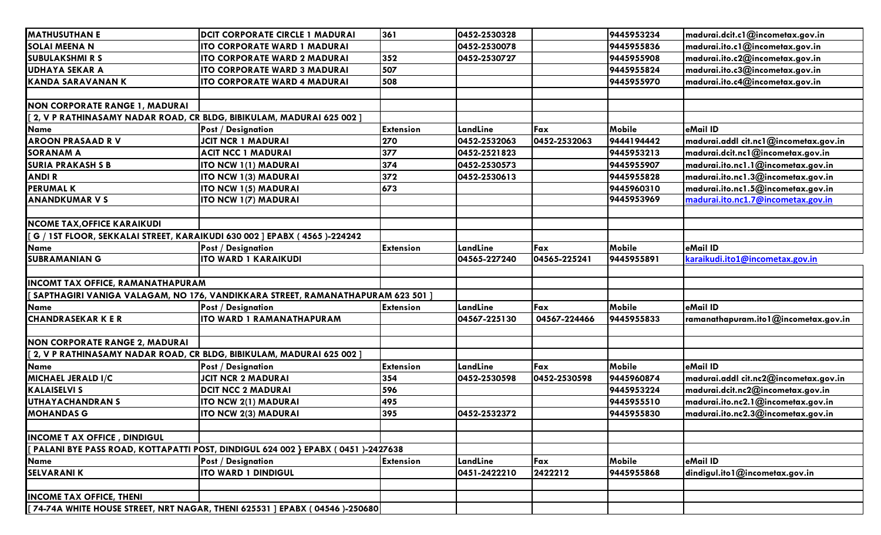| | | | | | | |
|---|---|---|---|---|---|---|
| **MATHUSUTHAN E** | **DCIT CORPORATE CIRCLE 1 MADURAI** | 361 | 0452-2530328 | | 9445953234 | madurai.dcit.c1@incometax.gov.in |
| **SOLAI MEENA N** | **ITO CORPORATE WARD 1 MADURAI** | | 0452-2530078 | | 9445955836 | madurai.ito.c1@incometax.gov.in |
| **SUBULAKSHMI R S** | **ITO CORPORATE WARD 2 MADURAI** | 352 | 0452-2530727 | | 9445955908 | madurai.ito.c2@incometax.gov.in |
| **UDHAYA SEKAR A** | **ITO CORPORATE WARD 3 MADURAI** | 507 | | | 9445955824 | madurai.ito.c3@incometax.gov.in |
| **KANDA SARAVANAN K** | **ITO CORPORATE WARD 4 MADURAI** | 508 | | | 9445955970 | madurai.ito.c4@incometax.gov.in |
| | | | | | | |
| **NON CORPORATE RANGE 1, MADURAI** | | | | | | |
| **[ 2, V P RATHINASAMY NADAR ROAD, CR BLDG, BIBIKULAM, MADURAI 625 002 ]** | | | | | | |
| **Name** | **Post / Designation** | **Extension** | **LandLine** | **Fax** | **Mobile** | **eMail ID** |
| **AROON PRASAAD R V** | **JCIT NCR 1 MADURAI** | 270 | 0452-2532063 | 0452-2532063 | 9444194442 | madurai.addl cit.nc1@incometax.gov.in |
| **SORANAM A** | **ACIT NCC 1 MADURAI** | 377 | 0452-2521823 | | 9445953213 | madurai.dcit.nc1@incometax.gov.in |
| **SURIA PRAKASH S B** | **ITO NCW 1(1) MADURAI** | 374 | 0452-2530573 | | 9445955907 | madurai.ito.nc1.1@incometax.gov.in |
| **ANDI R** | **ITO NCW 1(3) MADURAI** | 372 | 0452-2530613 | | 9445955828 | madurai.ito.nc1.3@incometax.gov.in |
| **PERUMAL K** | **ITO NCW 1(5) MADURAI** | 673 | | | 9445960310 | madurai.ito.nc1.5@incometax.gov.in |
| **ANANDKUMAR V S** | **ITO NCW 1(7) MADURAI** | | | | 9445953969 | madurai.ito.nc1.7@incometax.gov.in |
| | | | | | | |
| **NCOME TAX,OFFICE KARAIKUDI** | | | | | | |
| **[ G / 1ST FLOOR, SEKKALAI STREET, KARAIKUDI 630 002 ] EPABX ( 4565 )-224242** | | | | | | |
| **Name** | **Post / Designation** | **Extension** | **LandLine** | **Fax** | **Mobile** | **eMail ID** |
| **SUBRAMANIAN G** | **ITO WARD 1 KARAIKUDI** | | 04565-227240 | 04565-225241 | 9445955891 | karaikudi.ito1@incometax.gov.in |
| | | | | | | |
| **INCOMT TAX OFFICE, RAMANATHAPURAM** | | | | | | |
| **[ SAPTHAGIRI VANIGA VALAGAM, NO 176, VANDIKKARA STREET, RAMANATHAPURAM 623 501 ]** | | | | | | |
| **Name** | **Post / Designation** | **Extension** | **LandLine** | **Fax** | **Mobile** | **eMail ID** |
| **CHANDRASEKAR K E R** | **ITO WARD 1 RAMANATHAPURAM** | | 04567-225130 | 04567-224466 | 9445955833 | ramanathapuram.ito1@incometax.gov.in |
| | | | | | | |
| **NON CORPORATE RANGE 2, MADURAI** | | | | | | |
| **[ 2, V P RATHINASAMY NADAR ROAD, CR BLDG, BIBIKULAM, MADURAI 625 002 ]** | | | | | | |
| **Name** | **Post / Designation** | **Extension** | **LandLine** | **Fax** | **Mobile** | **eMail ID** |
| **MICHAEL JERALD I/C** | **JCIT NCR 2 MADURAI** | 354 | 0452-2530598 | 0452-2530598 | 9445960874 | madurai.addl cit.nc2@incometax.gov.in |
| **KALAISELVI S** | **DCIT NCC 2 MADURAI** | 596 | | | 9445953224 | madurai.dcit.nc2@incometax.gov.in |
| **UTHAYACHANDRAN S** | **ITO NCW 2(1) MADURAI** | 495 | | | 9445955510 | madurai.ito.nc2.1@incometax.gov.in |
| **MOHANDAS G** | **ITO NCW 2(3) MADURAI** | 395 | 0452-2532372 | | 9445955830 | madurai.ito.nc2.3@incometax.gov.in |
| | | | | | | |
| **INCOME T AX OFFICE , DINDIGUL** | | | | | | |
| **[ PALANI BYE PASS ROAD, KOTTAPATTI POST, DINDIGUL 624 002 } EPABX ( 0451 )-2427638** | | | | | | |
| **Name** | **Post / Designation** | **Extension** | **LandLine** | **Fax** | **Mobile** | **eMail ID** |
| **SELVARANI K** | **ITO WARD 1 DINDIGUL** | | 0451-2422210 | 2422212 | 9445955868 | dindigul.ito1@incometax.gov.in |
| | | | | | | |
| **INCOME TAX OFFICE, THENI** | | | | | | |
| **[ 74-74A WHITE HOUSE STREET, NRT NAGAR, THENI 625531 ] EPABX ( 04546 )-250680** | | | | | | |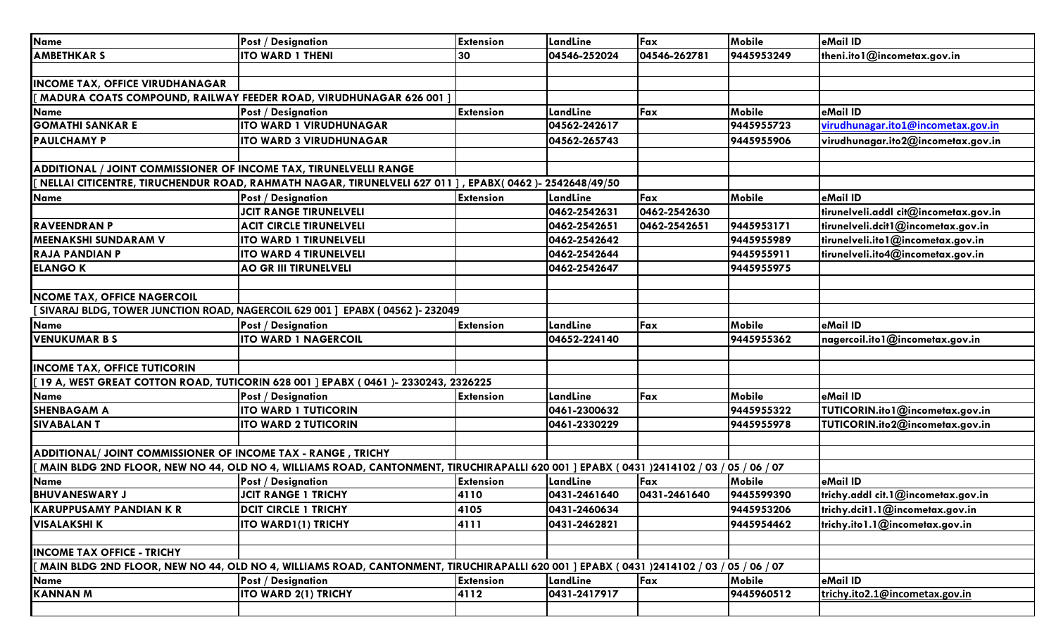| Name | Post / Designation | Extension | LandLine | Fax | Mobile | eMail ID |
|---|---|---|---|---|---|---|
| AMBETHKAR S | ITO WARD 1 THENI | 30 | 04546-252024 | 04546-262781 | 9445953249 | theni.ito1@incometax.gov.in |
| | | | | | | |
| INCOME TAX, OFFICE VIRUDHANAGAR | | | | | | |
| [ MADURA COATS COMPOUND, RAILWAY FEEDER ROAD, VIRUDHUNAGAR 626 001 ] | | | | | | |
| Name | Post / Designation | Extension | LandLine | Fax | Mobile | eMail ID |
| GOMATHI SANKAR E | ITO WARD 1 VIRUDHUNAGAR | | 04562-242617 | | 9445955723 | virudhunagar.ito1@incometax.gov.in |
| PAULCHAMY P | ITO WARD 3 VIRUDHUNAGAR | | 04562-265743 | | 9445955906 | virudhunagar.ito2@incometax.gov.in |
| | | | | | | |
| ADDITIONAL / JOINT COMMISSIONER OF INCOME TAX, TIRUNELVELLI RANGE | | | | | | |
| [ NELLAI CITICENTRE, TIRUCHENDUR ROAD, RAHMATH NAGAR, TIRUNELVELI 627 011 ] , EPABX( 0462 )- 2542648/49/50 | | | | | | |
| Name | Post / Designation | Extension | LandLine | Fax | Mobile | eMail ID |
| | JCIT RANGE TIRUNELVELI | | 0462-2542631 | 0462-2542630 | | tirunelveli.addl cit@incometax.gov.in |
| RAVEENDRAN P | ACIT CIRCLE TIRUNELVELI | | 0462-2542651 | 0462-2542651 | 9445953171 | tirunelveli.dcit1@incometax.gov.in |
| MEENAKSHI SUNDARAM V | ITO WARD 1 TIRUNELVELI | | 0462-2542642 | | 9445955989 | tirunelveli.ito1@incometax.gov.in |
| RAJA PANDIAN P | ITO WARD 4 TIRUNELVELI | | 0462-2542644 | | 9445955911 | tirunelveli.ito4@incometax.gov.in |
| ELANGO K | AO GR III TIRUNELVELI | | 0462-2542647 | | 9445955975 | |
| | | | | | | |
| NCOME TAX, OFFICE NAGERCOIL | | | | | | |
| [ SIVARAJ BLDG, TOWER JUNCTION ROAD, NAGERCOIL 629 001 ] EPABX ( 04562 )- 232049 | | | | | | |
| Name | Post / Designation | Extension | LandLine | Fax | Mobile | eMail ID |
| VENUKUMAR B S | ITO WARD 1 NAGERCOIL | | 04652-224140 | | 9445955362 | nagercoil.ito1@incometax.gov.in |
| | | | | | | |
| INCOME TAX, OFFICE TUTICORIN | | | | | | |
| [ 19 A, WEST GREAT COTTON ROAD, TUTICORIN 628 001 ] EPABX ( 0461 )- 2330243, 2326225 | | | | | | |
| Name | Post / Designation | Extension | LandLine | Fax | Mobile | eMail ID |
| SHENBAGAM A | ITO WARD 1 TUTICORIN | | 0461-2300632 | | 9445955322 | TUTICORIN.ito1@incometax.gov.in |
| SIVABALAN T | ITO WARD 2 TUTICORIN | | 0461-2330229 | | 9445955978 | TUTICORIN.ito2@incometax.gov.in |
| | | | | | | |
| ADDITIONAL/ JOINT COMMISSIONER OF INCOME TAX - RANGE , TRICHY | | | | | | |
| [ MAIN BLDG 2ND FLOOR, NEW NO 44, OLD NO 4, WILLIAMS ROAD, CANTONMENT, TIRUCHIRAPALLI 620 001 ] EPABX ( 0431 )2414102 / 03 / 05 / 06 / 07 | | | | | | |
| Name | Post / Designation | Extension | LandLine | Fax | Mobile | eMail ID |
| BHUVANESWARY J | JCIT RANGE 1 TRICHY | 4110 | 0431-2461640 | 0431-2461640 | 9445599390 | trichy.addl cit.1@incometax.gov.in |
| KARUPPUSAMY PANDIAN K R | DCIT CIRCLE 1 TRICHY | 4105 | 0431-2460634 | | 9445953206 | trichy.dcit1.1@incometax.gov.in |
| VISALAKSHI K | ITO WARD1(1) TRICHY | 4111 | 0431-2462821 | | 9445954462 | trichy.ito1.1@incometax.gov.in |
| | | | | | | |
| INCOME TAX OFFICE - TRICHY | | | | | | |
| [ MAIN BLDG 2ND FLOOR, NEW NO 44, OLD NO 4, WILLIAMS ROAD, CANTONMENT, TIRUCHIRAPALLI 620 001 ] EPABX ( 0431 )2414102 / 03 / 05 / 06 / 07 | | | | | | |
| Name | Post / Designation | Extension | LandLine | Fax | Mobile | eMail ID |
| KANNAN M | ITO WARD 2(1) TRICHY | 4112 | 0431-2417917 | | 9445960512 | trichy.ito2.1@incometax.gov.in |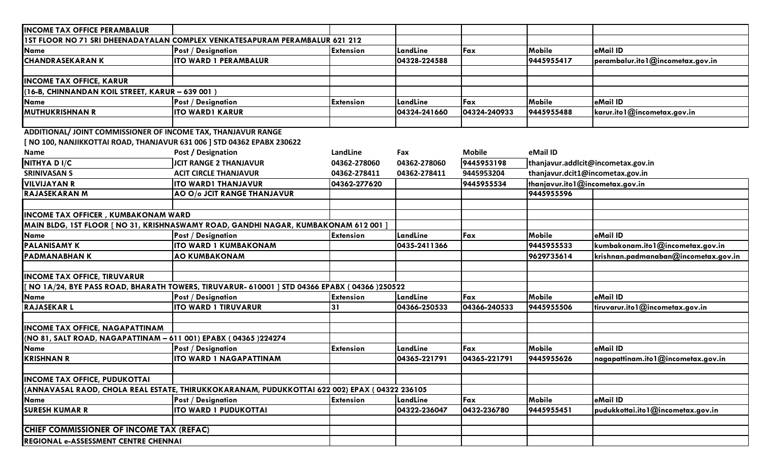| INCOME TAX OFFICE PERAMBALUR | | | | | | |
|---|---|---|---|---|---|---|
| 1ST FLOOR NO 71 SRI DHEENADAYALAN COMPLEX VENKATESAPURAM PERAMBALUR 621 212 | | | | | | |
| Name | Post / Designation | Extension | LandLine | Fax | Mobile | eMail ID |
| CHANDRASEKARAN K | ITO WARD 1 PERAMBALUR | | 04328-224588 | | 9445955417 | perambalur.ito1@incometax.gov.in |
| | | | | | | |
| INCOME TAX OFFICE, KARUR | | | | | | |
| (16-B, CHINNANDAN KOIL STREET, KARUR – 639 001 ) | | | | | | |
| Name | Post / Designation | Extension | LandLine | Fax | Mobile | eMail ID |
| MUTHUKRISHNAN R | ITO WARD1 KARUR | | 04324-241660 | 04324-240933 | 9445955488 | karur.ito1@incometax.gov.in |

ADDITIONAL/ JOINT COMMISSIONER OF INCOME TAX, THANJAVUR RANGE

[ NO 100, NANJIKKOTTAI ROAD, THANJAVUR 631 006 ] STD 04362 EPABX 230622

| Name | Post / Designation | LandLine | Fax | Mobile | eMail ID | |
|---|---|---|---|---|---|---|
| NITHYA D I/C | JCIT RANGE 2 THANJAVUR | 04362-278060 | 04362-278060 | 9445953198 | thanjavur.addlcit@incometax.gov.in | |
| SRINIVASAN S | ACIT CIRCLE THANJAVUR | 04362-278411 | 04362-278411 | 9445953204 | thanjavur.dcit1@incometax.gov.in | |
| VILVIJAYAN R | ITO WARD1 THANJAVUR | 04362-277620 | | 9445955534 | thanjavur.ito1@incometax.gov.in | |
| RAJASEKARAN M | AO O/o JCIT RANGE THANJAVUR | | | | 9445955596 | |

| INCOME TAX OFFICER , KUMBAKONAM WARD | | | | | | |
|---|---|---|---|---|---|---|
| MAIN BLDG, 1ST FLOOR [ NO 31, KRISHNASWAMY ROAD, GANDHI NAGAR, KUMBAKONAM 612 001 ] | | | | | | |
| Name | Post / Designation | Extension | LandLine | Fax | Mobile | eMail ID |
| PALANISAMY K | ITO WARD 1 KUMBAKONAM | | 0435-2411366 | | 9445955533 | kumbakonam.ito1@incometax.gov.in |
| PADMANABHAN K | AO KUMBAKONAM | | | | 9629735614 | krishnan.padmanaban@incometax.gov.in |
| | | | | | | |
| INCOME TAX OFFICE, TIRUVARUR | | | | | | |
| [ NO 1A/24, BYE PASS ROAD, BHARATH TOWERS, TIRUVARUR- 610001 ] STD 04366 EPABX ( 04366 )250522 | | | | | | |
| Name | Post / Designation | Extension | LandLine | Fax | Mobile | eMail ID |
| RAJASEKAR L | ITO WARD 1 TIRUVARUR | 31 | 04366-250533 | 04366-240533 | 9445955506 | tiruvarur.ito1@incometax.gov.in |
| | | | | | | |
| INCOME TAX OFFICE, NAGAPATTINAM | | | | | | |
| (NO 81, SALT ROAD, NAGAPATTINAM – 611 001) EPABX ( 04365 )224274 | | | | | | |
| Name | Post / Designation | Extension | LandLine | Fax | Mobile | eMail ID |
| KRISHNAN R | ITO WARD 1 NAGAPATTINAM | | 04365-221791 | 04365-221791 | 9445955626 | nagapattinam.ito1@incometax.gov.in |
| | | | | | | |
| INCOME TAX OFFICE, PUDUKOTTAI | | | | | | |
| (ANNAVASAL RAOD, CHOLA REAL ESTATE, THIRUKKOKARANAM, PUDUKKOTTAI 622 002) EPAX ( 04322 236105 | | | | | | |
| Name | Post / Designation | Extension | LandLine | Fax | Mobile | eMail ID |
| SURESH KUMAR R | ITO WARD 1 PUDUKOTTAI | | 04322-236047 | 0432-236780 | 9445955451 | pudukkottai.ito1@incometax.gov.in |
| | | | | | | |
| CHIEF COMMISSIONER OF INCOME TAX (REFAC) | | | | | | |
| REGIONAL e-ASSESSMENT CENTRE CHENNAI | | | | | | |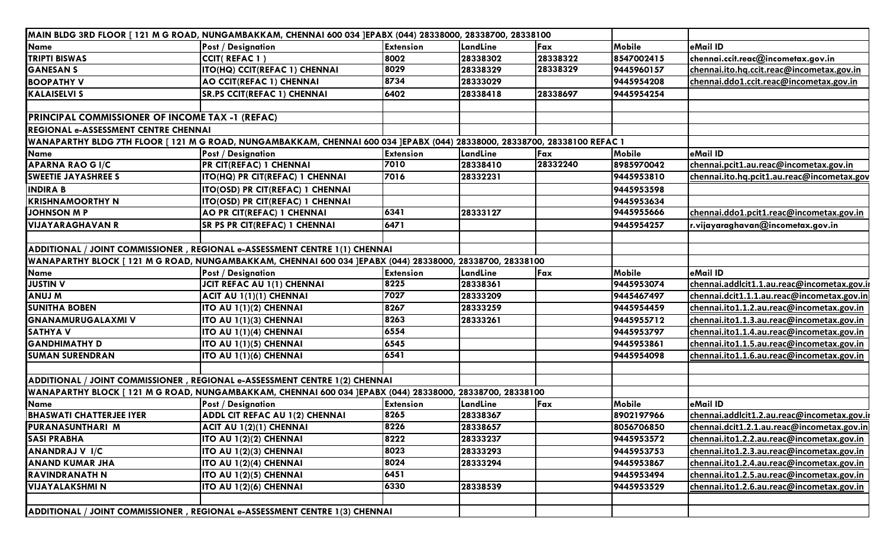| MAIN BLDG 3RD FLOOR [ 121 M G ROAD, NUNGAMBAKKAM, CHENNAI 600 034 ]EPABX (044) 28338000, 28338700, 28338100 | | | | | | |
|---|---|---|---|---|---|---|
| **Name** | **Post / Designation** | **Extension** | **LandLine** | **Fax** | **Mobile** | **eMail ID** |
| TRIPTI BISWAS | CCIT( REFAC 1 ) | 8002 | 28338302 | 28338322 | 8547002415 | chennai.ccit.reac@incometax.gov.in |
| GANESAN S | ITO(HQ) CCIT(REFAC 1) CHENNAI | 8029 | 28338329 | 28338329 | 9445960157 | chennai.ito.hq.ccit.reac@incometax.gov.in |
| BOOPATHY V | AO CCIT(REFAC 1) CHENNAI | 8734 | 28333029 | | 9445954208 | chennai.ddo1.ccit.reac@incometax.gov.in |
| KALAISELVI S | SR.PS CCIT(REFAC 1) CHENNAI | 6402 | 28338418 | 28338697 | 9445954254 | |
| | | | | | | |
| **PRINCIPAL COMMISSIONER OF INCOME TAX -1 (REFAC)** | | | | | | |
| **REGIONAL e-ASSESSMENT CENTRE CHENNAI** | | | | | | |
| **WANAPARTHY BLDG 7TH FLOOR [ 121 M G ROAD, NUNGAMBAKKAM, CHENNAI 600 034 ]EPABX (044) 28338000, 28338700, 28338100 REFAC 1** | | | | | | |
| **Name** | **Post / Designation** | **Extension** | **LandLine** | **Fax** | **Mobile** | **eMail ID** |
| APARNA RAO G I/C | PR CIT(REFAC) 1 CHENNAI | 7010 | 28338410 | 28332240 | 8985970042 | chennai.pcit1.au.reac@incometax.gov.in |
| SWEETIE JAYASHREE S | ITO(HQ) PR CIT(REFAC) 1 CHENNAI | 7016 | 28332231 | | 9445953810 | chennai.ito.hq.pcit1.au.reac@incometax.gov |
| INDIRA B | ITO(OSD) PR CIT(REFAC) 1 CHENNAI | | | | 9445953598 | |
| KRISHNAMOORTHY N | ITO(OSD) PR CIT(REFAC) 1 CHENNAI | | | | 9445953634 | |
| JOHNSON M P | AO PR CIT(REFAC) 1 CHENNAI | 6341 | 28333127 | | 9445955666 | chennai.ddo1.pcit1.reac@incometax.gov.in |
| VIJAYARAGHAVAN R | SR PS PR CIT(REFAC) 1 CHENNAI | 6471 | | | 9445954257 | r.vijayaraghavan@incometax.gov.in |
| | | | | | | |
| **ADDITIONAL / JOINT COMMISSIONER , REGIONAL e-ASSESSMENT CENTRE 1(1) CHENNAI** | | | | | | |
| **WANAPARTHY BLOCK [ 121 M G ROAD, NUNGAMBAKKAM, CHENNAI 600 034 ]EPABX (044) 28338000, 28338700, 28338100** | | | | | | |
| **Name** | **Post / Designation** | **Extension** | **LandLine** | **Fax** | **Mobile** | **eMail ID** |
| JUSTIN V | JCIT REFAC AU 1(1) CHENNAI | 8225 | 28338361 | | 9445953074 | chennai.addlcit1.1.au.reac@incometax.gov.i |
| ANUJ M | ACIT AU 1(1)(1) CHENNAI | 7027 | 28333209 | | 9445467497 | chennai.dcit1.1.1.au.reac@incometax.gov.in |
| SUNITHA BOBEN | ITO AU 1(1)(2) CHENNAI | 8267 | 28333259 | | 9445954459 | chennai.ito1.1.2.au.reac@incometax.gov.in |
| GNANAMURUGALAXMI V | ITO AU 1(1)(3) CHENNAI | 8263 | 28333261 | | 9445955712 | chennai.ito1.1.3.au.reac@incometax.gov.in |
| SATHYA V | ITO AU 1(1)(4) CHENNAI | 6554 | | | 9445953797 | chennai.ito1.1.4.au.reac@incometax.gov.in |
| GANDHIMATHY D | ITO AU 1(1)(5) CHENNAI | 6545 | | | 9445953861 | chennai.ito1.1.5.au.reac@incometax.gov.in |
| SUMAN SURENDRAN | ITO AU 1(1)(6) CHENNAI | 6541 | | | 9445954098 | chennai.ito1.1.6.au.reac@incometax.gov.in |
| | | | | | | |
| **ADDITIONAL / JOINT COMMISSIONER , REGIONAL e-ASSESSMENT CENTRE 1(2) CHENNAI** | | | | | | |
| **WANAPARTHY BLOCK [ 121 M G ROAD, NUNGAMBAKKAM, CHENNAI 600 034 ]EPABX (044) 28338000, 28338700, 28338100** | | | | | | |
| **Name** | **Post / Designation** | **Extension** | **LandLine** | **Fax** | **Mobile** | **eMail ID** |
| BHASWATI CHATTERJEE IYER | ADDL CIT REFAC AU 1(2) CHENNAI | 8265 | 28338367 | | 8902197966 | chennai.addlcit1.2.au.reac@incometax.gov.i |
| PURANASUNTHARI M | ACIT AU 1(2)(1) CHENNAI | 8226 | 28338657 | | 8056706850 | chennai.dcit1.2.1.au.reac@incometax.gov.in |
| SASI PRABHA | ITO AU 1(2)(2) CHENNAI | 8222 | 28333237 | | 9445953572 | chennai.ito1.2.2.au.reac@incometax.gov.in |
| ANANDRAJ V I/C | ITO AU 1(2)(3) CHENNAI | 8023 | 28333293 | | 9445953753 | chennai.ito1.2.3.au.reac@incometax.gov.in |
| ANAND KUMAR JHA | ITO AU 1(2)(4) CHENNAI | 8024 | 28333294 | | 9445953867 | chennai.ito1.2.4.au.reac@incometax.gov.in |
| RAVINDRANATH N | ITO AU 1(2)(5) CHENNAI | 6451 | | | 9445953494 | chennai.ito1.2.5.au.reac@incometax.gov.in |
| VIJAYALAKSHMI N | ITO AU 1(2)(6) CHENNAI | 6330 | 28338539 | | 9445953529 | chennai.ito1.2.6.au.reac@incometax.gov.in |
| | | | | | | |
| **ADDITIONAL / JOINT COMMISSIONER , REGIONAL e-ASSESSMENT CENTRE 1(3) CHENNAI** | | | | | | |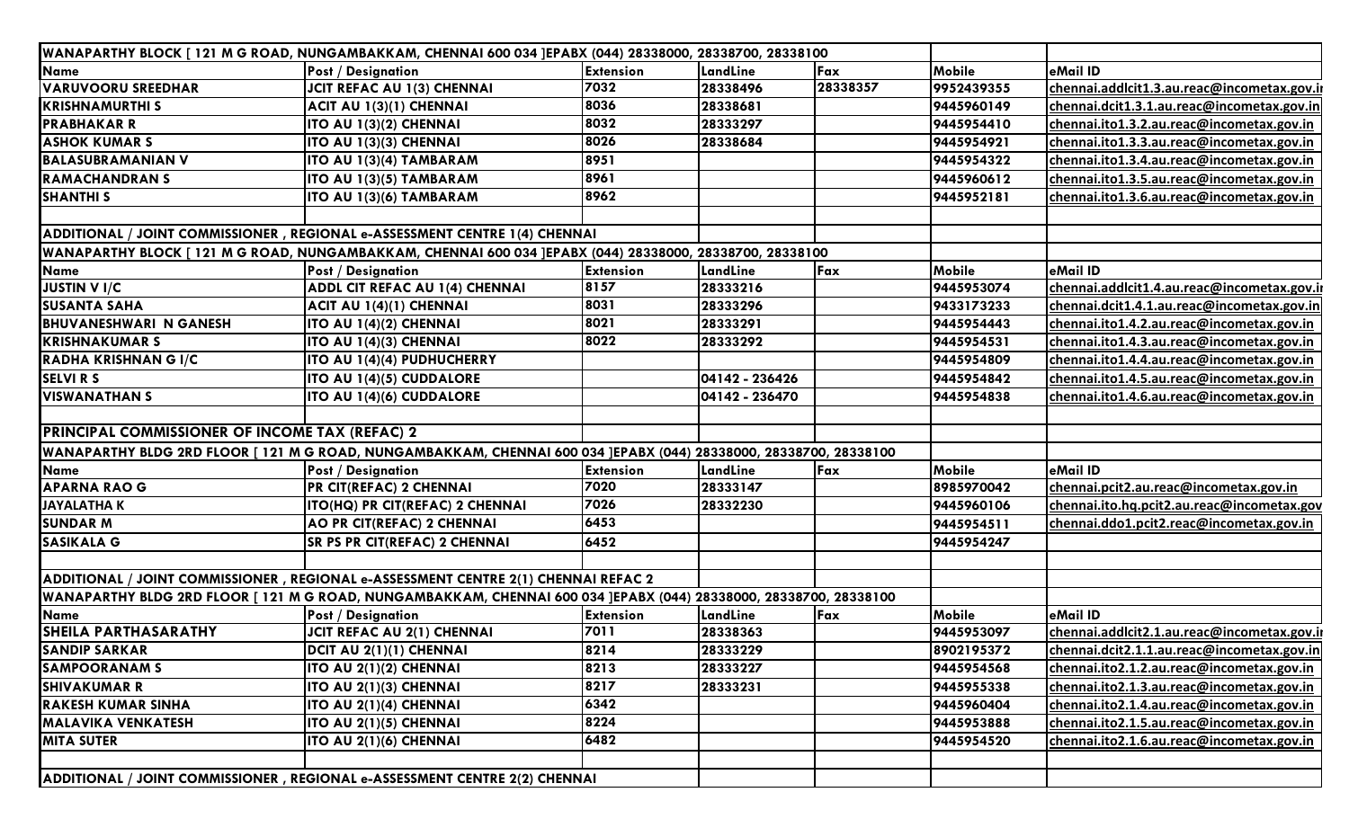| WANAPARTHY BLOCK [ 121 M G ROAD, NUNGAMBAKKAM, CHENNAI 600 034 ]EPABX (044) 28338000, 28338700, 28338100 | | | | | | |
|---|---|---|---|---|---|---|
| **Name** | **Post / Designation** | **Extension** | **LandLine** | **Fax** | **Mobile** | **eMail ID** |
| VARUVOORU SREEDHAR | JCIT REFAC AU 1(3) CHENNAI | 7032 | 28338496 | 28338357 | 9952439355 | chennai.addlcit1.3.au.reac@incometax.gov.i |
| KRISHNAMURTHI S | ACIT AU 1(3)(1) CHENNAI | 8036 | 28338681 | | 9445960149 | chennai.dcit1.3.1.au.reac@incometax.gov.in |
| PRABHAKAR R | ITO AU 1(3)(2) CHENNAI | 8032 | 28333297 | | 9445954410 | chennai.ito1.3.2.au.reac@incometax.gov.in |
| ASHOK KUMAR S | ITO AU 1(3)(3) CHENNAI | 8026 | 28338684 | | 9445954921 | chennai.ito1.3.3.au.reac@incometax.gov.in |
| BALASUBRAMANIAN V | ITO AU 1(3)(4) TAMBARAM | 8951 | | | 9445954322 | chennai.ito1.3.4.au.reac@incometax.gov.in |
| RAMACHANDRAN S | ITO AU 1(3)(5) TAMBARAM | 8961 | | | 9445960612 | chennai.ito1.3.5.au.reac@incometax.gov.in |
| SHANTHI S | ITO AU 1(3)(6) TAMBARAM | 8962 | | | 9445952181 | chennai.ito1.3.6.au.reac@incometax.gov.in |
| | | | | | | |
| **ADDITIONAL / JOINT COMMISSIONER , REGIONAL e-ASSESSMENT CENTRE 1(4) CHENNAI** | | | | | | |
| **WANAPARTHY BLOCK [ 121 M G ROAD, NUNGAMBAKKAM, CHENNAI 600 034 ]EPABX (044) 28338000, 28338700, 28338100** | | | | | | |
| **Name** | **Post / Designation** | **Extension** | **LandLine** | **Fax** | **Mobile** | **eMail ID** |
| JUSTIN V I/C | ADDL CIT REFAC AU 1(4) CHENNAI | 8157 | 28333216 | | 9445953074 | chennai.addlcit1.4.au.reac@incometax.gov.i |
| SUSANTA SAHA | ACIT AU 1(4)(1) CHENNAI | 8031 | 28333296 | | 9433173233 | chennai.dcit1.4.1.au.reac@incometax.gov.in |
| BHUVANESHWARI N GANESH | ITO AU 1(4)(2) CHENNAI | 8021 | 28333291 | | 9445954443 | chennai.ito1.4.2.au.reac@incometax.gov.in |
| KRISHNAKUMAR S | ITO AU 1(4)(3) CHENNAI | 8022 | 28333292 | | 9445954531 | chennai.ito1.4.3.au.reac@incometax.gov.in |
| RADHA KRISHNAN G I/C | ITO AU 1(4)(4) PUDHUCHERRY | | | | 9445954809 | chennai.ito1.4.4.au.reac@incometax.gov.in |
| SELVI R S | ITO AU 1(4)(5) CUDDALORE | | 04142 - 236426 | | 9445954842 | chennai.ito1.4.5.au.reac@incometax.gov.in |
| VISWANATHAN S | ITO AU 1(4)(6) CUDDALORE | | 04142 - 236470 | | 9445954838 | chennai.ito1.4.6.au.reac@incometax.gov.in |
| | | | | | | |
| **PRINCIPAL COMMISSIONER OF INCOME TAX (REFAC) 2** | | | | | | |
| **WANAPARTHY BLDG 2RD FLOOR [ 121 M G ROAD, NUNGAMBAKKAM, CHENNAI 600 034 ]EPABX (044) 28338000, 28338700, 28338100** | | | | | | |
| **Name** | **Post / Designation** | **Extension** | **LandLine** | **Fax** | **Mobile** | **eMail ID** |
| APARNA RAO G | PR CIT(REFAC) 2 CHENNAI | 7020 | 28333147 | | 8985970042 | chennai.pcit2.au.reac@incometax.gov.in |
| JAYALATHA K | ITO(HQ) PR CIT(REFAC) 2 CHENNAI | 7026 | 28332230 | | 9445960106 | chennai.ito.hq.pcit2.au.reac@incometax.gov |
| SUNDAR M | AO PR CIT(REFAC) 2 CHENNAI | 6453 | | | 9445954511 | chennai.ddo1.pcit2.reac@incometax.gov.in |
| SASIKALA G | SR PS PR CIT(REFAC) 2 CHENNAI | 6452 | | | 9445954247 | |
| | | | | | | |
| **ADDITIONAL / JOINT COMMISSIONER , REGIONAL e-ASSESSMENT CENTRE 2(1) CHENNAI REFAC 2** | | | | | | |
| **WANAPARTHY BLDG 2RD FLOOR [ 121 M G ROAD, NUNGAMBAKKAM, CHENNAI 600 034 ]EPABX (044) 28338000, 28338700, 28338100** | | | | | | |
| **Name** | **Post / Designation** | **Extension** | **LandLine** | **Fax** | **Mobile** | **eMail ID** |
| SHEILA PARTHASARATHY | JCIT REFAC AU 2(1) CHENNAI | 7011 | 28338363 | | 9445953097 | chennai.addlcit2.1.au.reac@incometax.gov.i |
| SANDIP SARKAR | DCIT AU 2(1)(1) CHENNAI | 8214 | 28333229 | | 8902195372 | chennai.dcit2.1.1.au.reac@incometax.gov.in |
| SAMPOORANAM S | ITO AU 2(1)(2) CHENNAI | 8213 | 28333227 | | 9445954568 | chennai.ito2.1.2.au.reac@incometax.gov.in |
| SHIVAKUMAR R | ITO AU 2(1)(3) CHENNAI | 8217 | 28333231 | | 9445955338 | chennai.ito2.1.3.au.reac@incometax.gov.in |
| RAKESH KUMAR SINHA | ITO AU 2(1)(4) CHENNAI | 6342 | | | 9445960404 | chennai.ito2.1.4.au.reac@incometax.gov.in |
| MALAVIKA VENKATESH | ITO AU 2(1)(5) CHENNAI | 8224 | | | 9445953888 | chennai.ito2.1.5.au.reac@incometax.gov.in |
| MITA SUTER | ITO AU 2(1)(6) CHENNAI | 6482 | | | 9445954520 | chennai.ito2.1.6.au.reac@incometax.gov.in |
| | | | | | | |
| **ADDITIONAL / JOINT COMMISSIONER , REGIONAL e-ASSESSMENT CENTRE 2(2) CHENNAI** | | | | | | |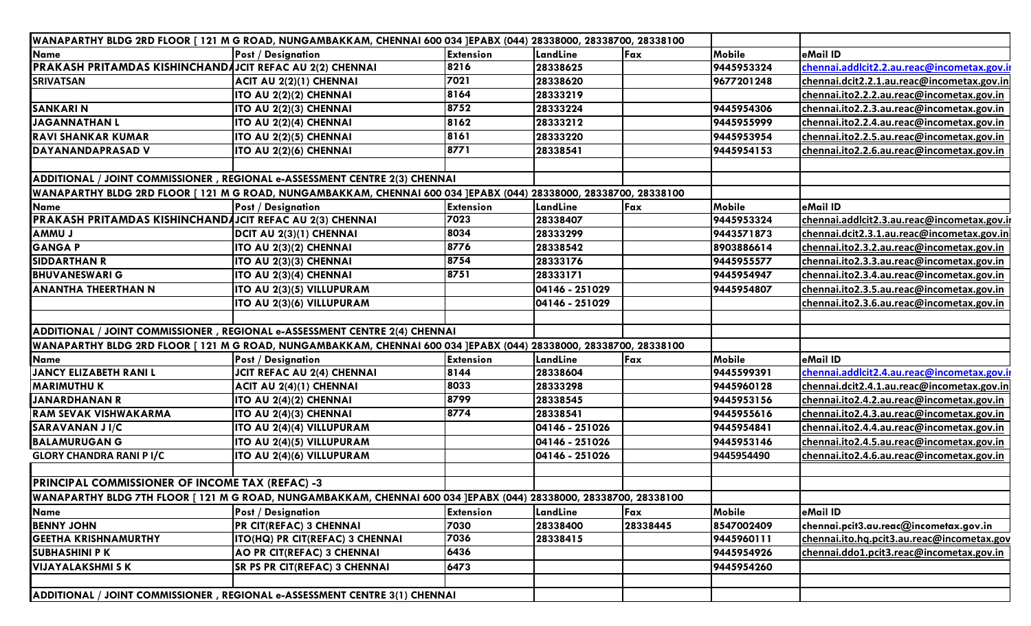| WANAPARTHY BLDG 2RD FLOOR [ 121 M G ROAD, NUNGAMBAKKAM, CHENNAI 600 034 ]EPABX (044) 28338000, 28338700, 28338100 | | | | | | |
|---|---|---|---|---|---|---|
| **Name** | **Post / Designation** | **Extension** | **LandLine** | **Fax** | **Mobile** | **eMail ID** |
| PRAKASH PRITAMDAS KISHINCHAND | JCIT REFAC AU 2(2) CHENNAI | 8216 | 28338625 | | 9445953324 | chennai.addlcit2.2.au.reac@incometax.gov.in |
| SRIVATSAN | ACIT AU 2(2)(1) CHENNAI | 7021 | 28338620 | | 9677201248 | chennai.dcit2.2.1.au.reac@incometax.gov.in |
| | ITO AU 2(2)(2) CHENNAI | 8164 | 28333219 | | | chennai.ito2.2.2.au.reac@incometax.gov.in |
| SANKARI N | ITO AU 2(2)(3) CHENNAI | 8752 | 28333224 | | 9445954306 | chennai.ito2.2.3.au.reac@incometax.gov.in |
| JAGANNATHAN L | ITO AU 2(2)(4) CHENNAI | 8162 | 28333212 | | 9445955999 | chennai.ito2.2.4.au.reac@incometax.gov.in |
| RAVI SHANKAR KUMAR | ITO AU 2(2)(5) CHENNAI | 8161 | 28333220 | | 9445953954 | chennai.ito2.2.5.au.reac@incometax.gov.in |
| DAYANANDAPRASAD V | ITO AU 2(2)(6) CHENNAI | 8771 | 28338541 | | 9445954153 | chennai.ito2.2.6.au.reac@incometax.gov.in |
| | | | | | | |
| **ADDITIONAL / JOINT COMMISSIONER , REGIONAL e-ASSESSMENT CENTRE 2(3) CHENNAI** | | | | | | |
| WANAPARTHY BLDG 2RD FLOOR [ 121 M G ROAD, NUNGAMBAKKAM, CHENNAI 600 034 ]EPABX (044) 28338000, 28338700, 28338100 | | | | | | |
| **Name** | **Post / Designation** | **Extension** | **LandLine** | **Fax** | **Mobile** | **eMail ID** |
| PRAKASH PRITAMDAS KISHINCHAND | JCIT REFAC AU 2(3) CHENNAI | 7023 | 28338407 | | 9445953324 | chennai.addlcit2.3.au.reac@incometax.gov.in |
| AMMU J | DCIT AU 2(3)(1) CHENNAI | 8034 | 28333299 | | 9443571873 | chennai.dcit2.3.1.au.reac@incometax.gov.in |
| GANGA P | ITO AU 2(3)(2) CHENNAI | 8776 | 28338542 | | 8903886614 | chennai.ito2.3.2.au.reac@incometax.gov.in |
| SIDDARTHAN R | ITO AU 2(3)(3) CHENNAI | 8754 | 28333176 | | 9445955577 | chennai.ito2.3.3.au.reac@incometax.gov.in |
| BHUVANESWARI G | ITO AU 2(3)(4) CHENNAI | 8751 | 28333171 | | 9445954947 | chennai.ito2.3.4.au.reac@incometax.gov.in |
| ANANTHA THEERTHAN N | ITO AU 2(3)(5) VILLUPURAM | | 04146 - 251029 | | 9445954807 | chennai.ito2.3.5.au.reac@incometax.gov.in |
| | ITO AU 2(3)(6) VILLUPURAM | | 04146 - 251029 | | | chennai.ito2.3.6.au.reac@incometax.gov.in |
| | | | | | | |
| **ADDITIONAL / JOINT COMMISSIONER , REGIONAL e-ASSESSMENT CENTRE 2(4) CHENNAI** | | | | | | |
| WANAPARTHY BLDG 2RD FLOOR [ 121 M G ROAD, NUNGAMBAKKAM, CHENNAI 600 034 ]EPABX (044) 28338000, 28338700, 28338100 | | | | | | |
| **Name** | **Post / Designation** | **Extension** | **LandLine** | **Fax** | **Mobile** | **eMail ID** |
| JANCY ELIZABETH RANI L | JCIT REFAC AU 2(4) CHENNAI | 8144 | 28338604 | | 9445599391 | chennai.addlcit2.4.au.reac@incometax.gov.in |
| MARIMUTHU K | ACIT AU 2(4)(1) CHENNAI | 8033 | 28333298 | | 9445960128 | chennai.dcit2.4.1.au.reac@incometax.gov.in |
| JANARDHANAN R | ITO AU 2(4)(2) CHENNAI | 8799 | 28338545 | | 9445953156 | chennai.ito2.4.2.au.reac@incometax.gov.in |
| RAM SEVAK VISHWAKARMA | ITO AU 2(4)(3) CHENNAI | 8774 | 28338541 | | 9445955616 | chennai.ito2.4.3.au.reac@incometax.gov.in |
| SARAVANAN J I/C | ITO AU 2(4)(4) VILLUPURAM | | 04146 - 251026 | | 9445954841 | chennai.ito2.4.4.au.reac@incometax.gov.in |
| BALAMURUGAN G | ITO AU 2(4)(5) VILLUPURAM | | 04146 - 251026 | | 9445953146 | chennai.ito2.4.5.au.reac@incometax.gov.in |
| GLORY CHANDRA RANI P I/C | ITO AU 2(4)(6) VILLUPURAM | | 04146 - 251026 | | 9445954490 | chennai.ito2.4.6.au.reac@incometax.gov.in |
| | | | | | | |
| **PRINCIPAL COMMISSIONER OF INCOME TAX (REFAC) -3** | | | | | | |
| WANAPARTHY BLDG 7TH FLOOR [ 121 M G ROAD, NUNGAMBAKKAM, CHENNAI 600 034 ]EPABX (044) 28338000, 28338700, 28338100 | | | | | | |
| **Name** | **Post / Designation** | **Extension** | **LandLine** | **Fax** | **Mobile** | **eMail ID** |
| BENNY JOHN | PR CIT(REFAC) 3 CHENNAI | 7030 | 28338400 | 28338445 | 8547002409 | chennai.pcit3.au.reac@incometax.gov.in |
| GEETHA KRISHNAMURTHY | ITO(HQ) PR CIT(REFAC) 3 CHENNAI | 7036 | 28338415 | | 9445960111 | chennai.ito.hq.pcit3.au.reac@incometax.gov |
| SUBHASHINI P K | AO PR CIT(REFAC) 3 CHENNAI | 6436 | | | 9445954926 | chennai.ddo1.pcit3.reac@incometax.gov.in |
| VIJAYALAKSHMI S K | SR PS PR CIT(REFAC) 3 CHENNAI | 6473 | | | 9445954260 | |
| | | | | | | |
| **ADDITIONAL / JOINT COMMISSIONER , REGIONAL e-ASSESSMENT CENTRE 3(1) CHENNAI** | | | | | | |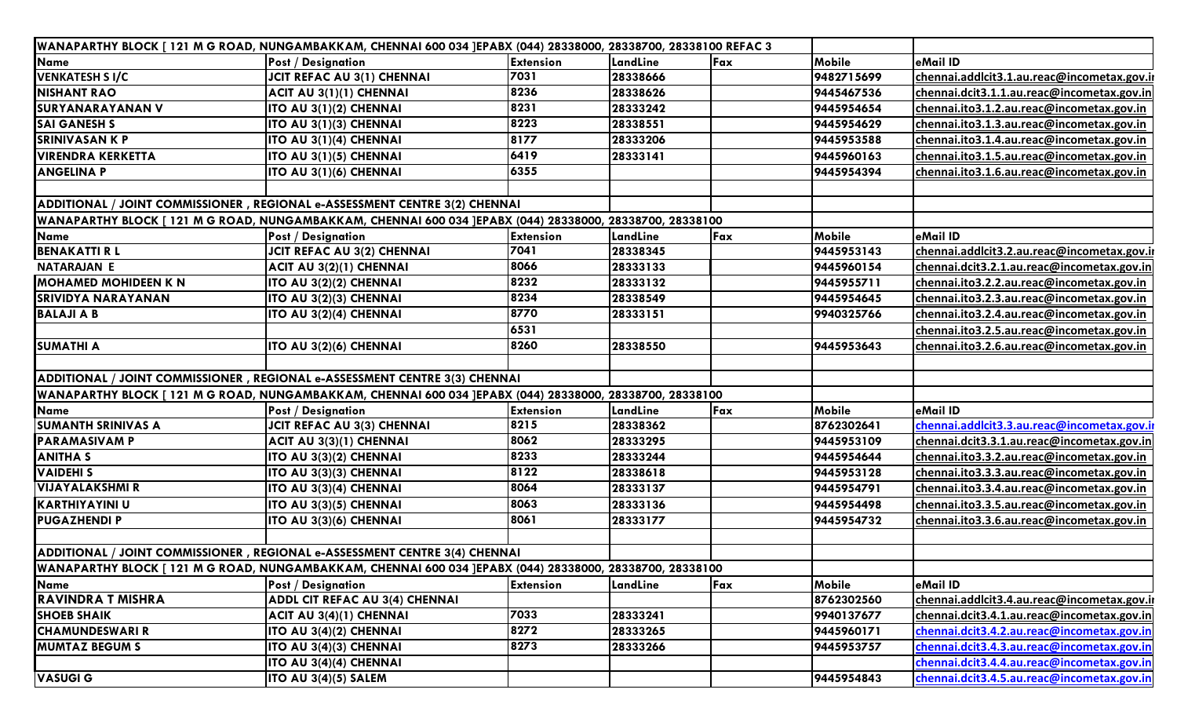| WANAPARTHY BLOCK [ 121 M G ROAD, NUNGAMBAKKAM, CHENNAI 600 034 ]EPABX (044) 28338000, 28338700, 28338100 REFAC 3 | | | | | | |
|---|---|---|---|---|---|---|
| Name | Post / Designation | Extension | LandLine | Fax | Mobile | eMail ID |
| VENKATESH S I/C | JCIT REFAC AU 3(1) CHENNAI | 7031 | 28338666 | | 9482715699 | chennai.addlcit3.1.au.reac@incometax.gov.in |
| NISHANT RAO | ACIT AU 3(1)(1) CHENNAI | 8236 | 28338626 | | 9445467536 | chennai.dcit3.1.1.au.reac@incometax.gov.in |
| SURYANARAYANAN V | ITO AU 3(1)(2) CHENNAI | 8231 | 28333242 | | 9445954654 | chennai.ito3.1.2.au.reac@incometax.gov.in |
| SAI GANESH S | ITO AU 3(1)(3) CHENNAI | 8223 | 28338551 | | 9445954629 | chennai.ito3.1.3.au.reac@incometax.gov.in |
| SRINIVASAN K P | ITO AU 3(1)(4) CHENNAI | 8177 | 28333206 | | 9445953588 | chennai.ito3.1.4.au.reac@incometax.gov.in |
| VIRENDRA KERKETTA | ITO AU 3(1)(5) CHENNAI | 6419 | 28333141 | | 9445960163 | chennai.ito3.1.5.au.reac@incometax.gov.in |
| ANGELINA P | ITO AU 3(1)(6) CHENNAI | 6355 | | | 9445954394 | chennai.ito3.1.6.au.reac@incometax.gov.in |
| | | | | | | |
| ADDITIONAL / JOINT COMMISSIONER , REGIONAL e-ASSESSMENT CENTRE 3(2) CHENNAI | | | | | | |
| WANAPARTHY BLOCK [ 121 M G ROAD, NUNGAMBAKKAM, CHENNAI 600 034 ]EPABX (044) 28338000, 28338700, 28338100 | | | | | | |
| Name | Post / Designation | Extension | LandLine | Fax | Mobile | eMail ID |
| BENAKATTI R L | JCIT REFAC AU 3(2) CHENNAI | 7041 | 28338345 | | 9445953143 | chennai.addlcit3.2.au.reac@incometax.gov.in |
| NATARAJAN E | ACIT AU 3(2)(1) CHENNAI | 8066 | 28333133 | | 9445960154 | chennai.dcit3.2.1.au.reac@incometax.gov.in |
| MOHAMED MOHIDEEN K N | ITO AU 3(2)(2) CHENNAI | 8232 | 28333132 | | 9445955711 | chennai.ito3.2.2.au.reac@incometax.gov.in |
| SRIVIDYA NARAYANAN | ITO AU 3(2)(3) CHENNAI | 8234 | 28338549 | | 9445954645 | chennai.ito3.2.3.au.reac@incometax.gov.in |
| BALAJI A B | ITO AU 3(2)(4) CHENNAI | 8770 | 28333151 | | 9940325766 | chennai.ito3.2.4.au.reac@incometax.gov.in |
| | | 6531 | | | | chennai.ito3.2.5.au.reac@incometax.gov.in |
| SUMATHI A | ITO AU 3(2)(6) CHENNAI | 8260 | 28338550 | | 9445953643 | chennai.ito3.2.6.au.reac@incometax.gov.in |
| | | | | | | |
| ADDITIONAL / JOINT COMMISSIONER , REGIONAL e-ASSESSMENT CENTRE 3(3) CHENNAI | | | | | | |
| WANAPARTHY BLOCK [ 121 M G ROAD, NUNGAMBAKKAM, CHENNAI 600 034 ]EPABX (044) 28338000, 28338700, 28338100 | | | | | | |
| Name | Post / Designation | Extension | LandLine | Fax | Mobile | eMail ID |
| SUMANTH SRINIVAS A | JCIT REFAC AU 3(3) CHENNAI | 8215 | 28338362 | | 8762302641 | chennai.addlcit3.3.au.reac@incometax.gov.in |
| PARAMASIVAM P | ACIT AU 3(3)(1) CHENNAI | 8062 | 28333295 | | 9445953109 | chennai.dcit3.3.1.au.reac@incometax.gov.in |
| ANITHA S | ITO AU 3(3)(2) CHENNAI | 8233 | 28333244 | | 9445954644 | chennai.ito3.3.2.au.reac@incometax.gov.in |
| VAIDEHI S | ITO AU 3(3)(3) CHENNAI | 8122 | 28338618 | | 9445953128 | chennai.ito3.3.3.au.reac@incometax.gov.in |
| VIJAYALAKSHMI R | ITO AU 3(3)(4) CHENNAI | 8064 | 28333137 | | 9445954791 | chennai.ito3.3.4.au.reac@incometax.gov.in |
| KARTHIYAYINI U | ITO AU 3(3)(5) CHENNAI | 8063 | 28333136 | | 9445954498 | chennai.ito3.3.5.au.reac@incometax.gov.in |
| PUGAZHENDI P | ITO AU 3(3)(6) CHENNAI | 8061 | 28333177 | | 9445954732 | chennai.ito3.3.6.au.reac@incometax.gov.in |
| | | | | | | |
| ADDITIONAL / JOINT COMMISSIONER , REGIONAL e-ASSESSMENT CENTRE 3(4) CHENNAI | | | | | | |
| WANAPARTHY BLOCK [ 121 M G ROAD, NUNGAMBAKKAM, CHENNAI 600 034 ]EPABX (044) 28338000, 28338700, 28338100 | | | | | | |
| Name | Post / Designation | Extension | LandLine | Fax | Mobile | eMail ID |
| RAVINDRA T MISHRA | ADDL CIT REFAC AU 3(4) CHENNAI | | | | 8762302560 | chennai.addlcit3.4.au.reac@incometax.gov.in |
| SHOEB SHAIK | ACIT AU 3(4)(1) CHENNAI | 7033 | 28333241 | | 9940137677 | chennai.dcit3.4.1.au.reac@incometax.gov.in |
| CHAMUNDESWARI R | ITO AU 3(4)(2) CHENNAI | 8272 | 28333265 | | 9445960171 | chennai.dcit3.4.2.au.reac@incometax.gov.in |
| MUMTAZ BEGUM S | ITO AU 3(4)(3) CHENNAI | 8273 | 28333266 | | 9445953757 | chennai.dcit3.4.3.au.reac@incometax.gov.in |
| | ITO AU 3(4)(4) CHENNAI | | | | | chennai.dcit3.4.4.au.reac@incometax.gov.in |
| VASUGI G | ITO AU 3(4)(5) SALEM | | | | 9445954843 | chennai.dcit3.4.5.au.reac@incometax.gov.in |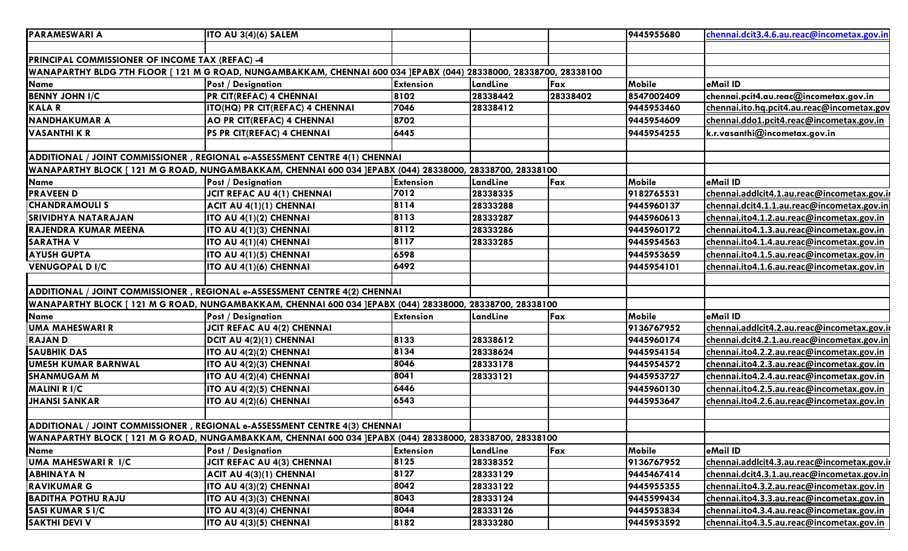| PARAMESWARI A | ITO AU 3(4)(6) SALEM | | | | 9445955680 | chennai.dcit3.4.6.au.reac@incometax.gov.in |
|---|---|---|---|---|---|---|
| | | | | | | |
| **PRINCIPAL COMMISSIONER OF INCOME TAX (REFAC) -4** | | | | | | |
| **WANAPARTHY BLDG 7TH FLOOR [ 121 M G ROAD, NUNGAMBAKKAM, CHENNAI 600 034 ]EPABX (044) 28338000, 28338700, 28338100** | | | | | | |
| **Name** | **Post / Designation** | **Extension** | **LandLine** | **Fax** | **Mobile** | **eMail ID** |
| BENNY JOHN I/C | PR CIT(REFAC) 4 CHENNAI | 8102 | 28338442 | 28338402 | 8547002409 | chennai.pcit4.au.reac@incometax.gov.in |
| KALA R | ITO(HQ) PR CIT(REFAC) 4 CHENNAI | 7046 | 28338412 | | 9445953460 | chennai.ito.hq.pcit4.au.reac@incometax.gov |
| NANDHAKUMAR A | AO PR CIT(REFAC) 4 CHENNAI | 8702 | | | 9445954609 | chennai.ddo1.pcit4.reac@incometax.gov.in |
| VASANTHI K R | PS PR CIT(REFAC) 4 CHENNAI | 6445 | | | 9445954255 | k.r.vasanthi@incometax.gov.in |
| | | | | | | |
| **ADDITIONAL / JOINT COMMISSIONER , REGIONAL e-ASSESSMENT CENTRE 4(1) CHENNAI** | | | | | | |
| **WANAPARTHY BLOCK [ 121 M G ROAD, NUNGAMBAKKAM, CHENNAI 600 034 ]EPABX (044) 28338000, 28338700, 28338100** | | | | | | |
| **Name** | **Post / Designation** | **Extension** | **LandLine** | **Fax** | **Mobile** | **eMail ID** |
| PRAVEEN D | JCIT REFAC AU 4(1) CHENNAI | 7012 | 28338335 | | 9182765531 | chennai.addlcit4.1.au.reac@incometax.gov.in |
| CHANDRAMOULI S | ACIT AU 4(1)(1) CHENNAI | 8114 | 28333288 | | 9445960137 | chennai.dcit4.1.1.au.reac@incometax.gov.in |
| SRIVIDHYA NATARAJAN | ITO AU 4(1)(2) CHENNAI | 8113 | 28333287 | | 9445960613 | chennai.ito4.1.2.au.reac@incometax.gov.in |
| RAJENDRA KUMAR MEENA | ITO AU 4(1)(3) CHENNAI | 8112 | 28333286 | | 9445960172 | chennai.ito4.1.3.au.reac@incometax.gov.in |
| SARATHA V | ITO AU 4(1)(4) CHENNAI | 8117 | 28333285 | | 9445954563 | chennai.ito4.1.4.au.reac@incometax.gov.in |
| AYUSH GUPTA | ITO AU 4(1)(5) CHENNAI | 6598 | | | 9445953659 | chennai.ito4.1.5.au.reac@incometax.gov.in |
| VENUGOPAL D I/C | ITO AU 4(1)(6) CHENNAI | 6492 | | | 9445954101 | chennai.ito4.1.6.au.reac@incometax.gov.in |
| | | | | | | |
| **ADDITIONAL / JOINT COMMISSIONER , REGIONAL e-ASSESSMENT CENTRE 4(2) CHENNAI** | | | | | | |
| **WANAPARTHY BLOCK [ 121 M G ROAD, NUNGAMBAKKAM, CHENNAI 600 034 ]EPABX (044) 28338000, 28338700, 28338100** | | | | | | |
| **Name** | **Post / Designation** | **Extension** | **LandLine** | **Fax** | **Mobile** | **eMail ID** |
| UMA MAHESWARI R | JCIT REFAC AU 4(2) CHENNAI | | | | 9136767952 | chennai.addlcit4.2.au.reac@incometax.gov.in |
| RAJAN D | DCIT AU 4(2)(1) CHENNAI | 8133 | 28338612 | | 9445960174 | chennai.dcit4.2.1.au.reac@incometax.gov.in |
| SAUBHIK DAS | ITO AU 4(2)(2) CHENNAI | 8134 | 28338624 | | 9445954154 | chennai.ito4.2.2.au.reac@incometax.gov.in |
| UMESH KUMAR BARNWAL | ITO AU 4(2)(3) CHENNAI | 8046 | 28333178 | | 9445954572 | chennai.ito4.2.3.au.reac@incometax.gov.in |
| SHANMUGAM M | ITO AU 4(2)(4) CHENNAI | 8041 | 28333121 | | 9445953727 | chennai.ito4.2.4.au.reac@incometax.gov.in |
| MALINI R I/C | ITO AU 4(2)(5) CHENNAI | 6446 | | | 9445960130 | chennai.ito4.2.5.au.reac@incometax.gov.in |
| JHANSI SANKAR | ITO AU 4(2)(6) CHENNAI | 6543 | | | 9445953647 | chennai.ito4.2.6.au.reac@incometax.gov.in |
| | | | | | | |
| **ADDITIONAL / JOINT COMMISSIONER , REGIONAL e-ASSESSMENT CENTRE 4(3) CHENNAI** | | | | | | |
| **WANAPARTHY BLOCK [ 121 M G ROAD, NUNGAMBAKKAM, CHENNAI 600 034 ]EPABX (044) 28338000, 28338700, 28338100** | | | | | | |
| **Name** | **Post / Designation** | **Extension** | **LandLine** | **Fax** | **Mobile** | **eMail ID** |
| UMA MAHESWARI R I/C | JCIT REFAC AU 4(3) CHENNAI | 8125 | 28338352 | | 9136767952 | chennai.addlcit4.3.au.reac@incometax.gov.in |
| ABHINAYA N | ACIT AU 4(3)(1) CHENNAI | 8127 | 28333129 | | 9445467414 | chennai.dcit4.3.1.au.reac@incometax.gov.in |
| RAVIKUMAR G | ITO AU 4(3)(2) CHENNAI | 8042 | 28333122 | | 9445955355 | chennai.ito4.3.2.au.reac@incometax.gov.in |
| BADITHA POTHU RAJU | ITO AU 4(3)(3) CHENNAI | 8043 | 28333124 | | 9445599434 | chennai.ito4.3.3.au.reac@incometax.gov.in |
| SASI KUMAR S I/C | ITO AU 4(3)(4) CHENNAI | 8044 | 28333126 | | 9445953834 | chennai.ito4.3.4.au.reac@incometax.gov.in |
| SAKTHI DEVI V | ITO AU 4(3)(5) CHENNAI | 8182 | 28333280 | | 9445953592 | chennai.ito4.3.5.au.reac@incometax.gov.in |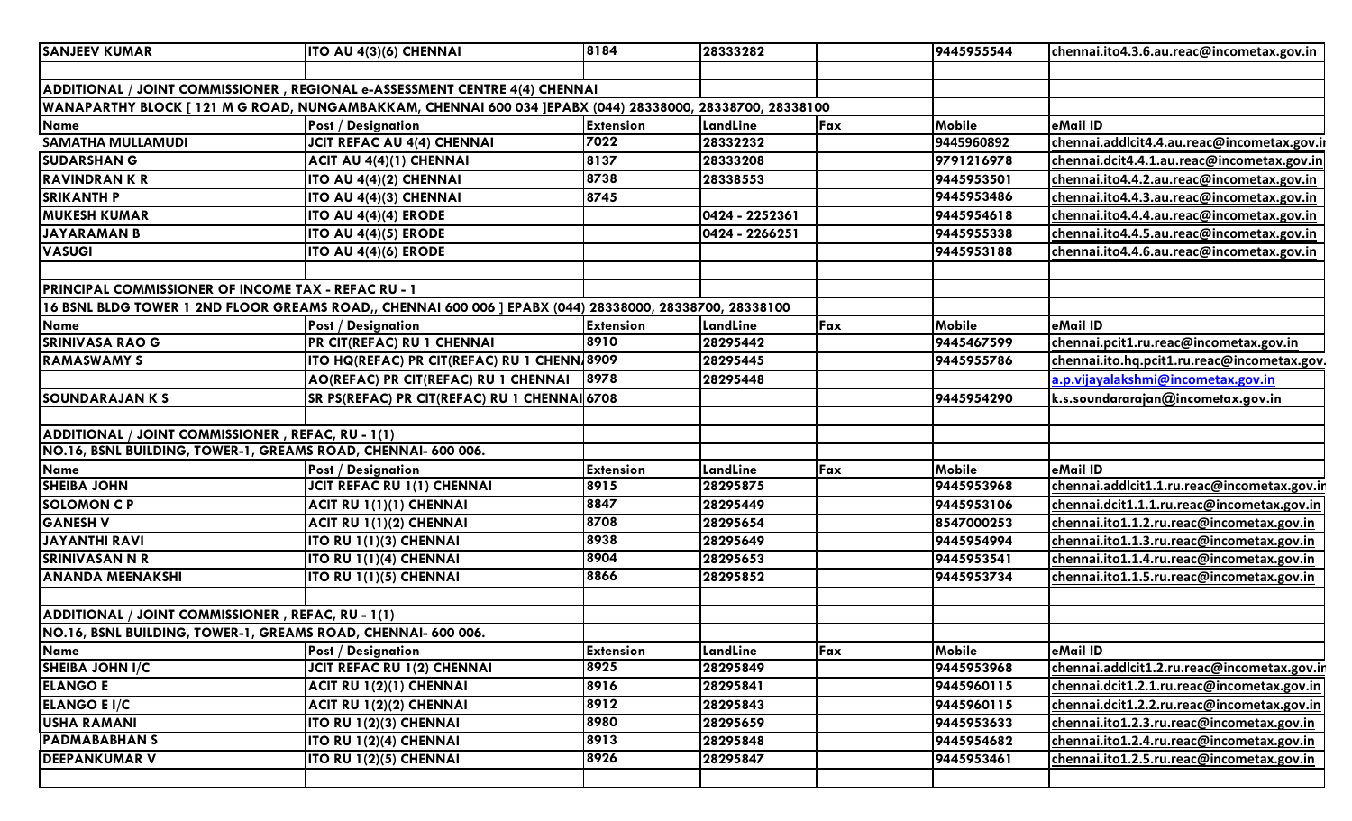| SANJEEV KUMAR | ITO AU 4(3)(6) CHENNAI | 8184 | 28333282 | | 9445955544 | chennai.ito4.3.6.au.reac@incometax.gov.in |
|---|---|---|---|---|---|---|

**ADDITIONAL / JOINT COMMISSIONER , REGIONAL e-ASSESSMENT CENTRE 4(4) CHENNAI**

**WANAPARTHY BLOCK [ 121 M G ROAD, NUNGAMBAKKAM, CHENNAI 600 034 ]EPABX (044) 28338000, 28338700, 28338100**

| Name | Post / Designation | Extension | LandLine | Fax | Mobile | eMail ID |
|---|---|---|---|---|---|---|
| SAMATHA MULLAMUDI | JCIT REFAC AU 4(4) CHENNAI | 7022 | 28332232 | | 9445960892 | chennai.addlcit4.4.au.reac@incometax.gov.in |
| SUDARSHAN G | ACIT AU 4(4)(1) CHENNAI | 8137 | 28333208 | | 9791216978 | chennai.dcit4.4.1.au.reac@incometax.gov.in |
| RAVINDRAN K R | ITO AU 4(4)(2) CHENNAI | 8738 | 28338553 | | 9445953501 | chennai.ito4.4.2.au.reac@incometax.gov.in |
| SRIKANTH P | ITO AU 4(4)(3) CHENNAI | 8745 | | | 9445953486 | chennai.ito4.4.3.au.reac@incometax.gov.in |
| MUKESH KUMAR | ITO AU 4(4)(4) ERODE | | 0424 - 2252361 | | 9445954618 | chennai.ito4.4.4.au.reac@incometax.gov.in |
| JAYARAMAN B | ITO AU 4(4)(5) ERODE | | 0424 - 2266251 | | 9445955338 | chennai.ito4.4.5.au.reac@incometax.gov.in |
| VASUGI | ITO AU 4(4)(6) ERODE | | | | 9445953188 | chennai.ito4.4.6.au.reac@incometax.gov.in |

**PRINCIPAL COMMISSIONER OF INCOME TAX - REFAC RU - 1**

**16 BSNL BLDG TOWER 1 2ND FLOOR GREAMS ROAD,, CHENNAI 600 006 ] EPABX (044) 28338000, 28338700, 28338100**

| Name | Post / Designation | Extension | LandLine | Fax | Mobile | eMail ID |
|---|---|---|---|---|---|---|
| SRINIVASA RAO G | PR CIT(REFAC) RU 1 CHENNAI | 8910 | 28295442 | | 9445467599 | chennai.pcit1.ru.reac@incometax.gov.in |
| RAMASWAMY S | ITO HQ(REFAC) PR CIT(REFAC) RU 1 CHENNAI | 8909 | 28295445 | | 9445955786 | chennai.ito.hq.pcit1.ru.reac@incometax.gov. |
| | AO(REFAC) PR CIT(REFAC) RU 1 CHENNAI | 8978 | 28295448 | | | a.p.vijayalakshmi@incometax.gov.in |
| SOUNDARAJAN K S | SR PS(REFAC) PR CIT(REFAC) RU 1 CHENNAI | 6708 | | | 9445954290 | k.s.soundararajan@incometax.gov.in |

**ADDITIONAL / JOINT COMMISSIONER , REFAC, RU - 1(1)**

**NO.16, BSNL BUILDING, TOWER-1, GREAMS ROAD, CHENNAI- 600 006.**

| Name | Post / Designation | Extension | LandLine | Fax | Mobile | eMail ID |
|---|---|---|---|---|---|---|
| SHEIBA JOHN | JCIT REFAC RU 1(1) CHENNAI | 8915 | 28295875 | | 9445953968 | chennai.addlcit1.1.ru.reac@incometax.gov.in |
| SOLOMON C P | ACIT RU 1(1)(1) CHENNAI | 8847 | 28295449 | | 9445953106 | chennai.dcit1.1.1.ru.reac@incometax.gov.in |
| GANESH V | ACIT RU 1(1)(2) CHENNAI | 8708 | 28295654 | | 8547000253 | chennai.ito1.1.2.ru.reac@incometax.gov.in |
| JAYANTHI RAVI | ITO RU 1(1)(3) CHENNAI | 8938 | 28295649 | | 9445954994 | chennai.ito1.1.3.ru.reac@incometax.gov.in |
| SRINIVASAN N R | ITO RU 1(1)(4) CHENNAI | 8904 | 28295653 | | 9445953541 | chennai.ito1.1.4.ru.reac@incometax.gov.in |
| ANANDA MEENAKSHI | ITO RU 1(1)(5) CHENNAI | 8866 | 28295852 | | 9445953734 | chennai.ito1.1.5.ru.reac@incometax.gov.in |

**ADDITIONAL / JOINT COMMISSIONER , REFAC, RU - 1(1)**

**NO.16, BSNL BUILDING, TOWER-1, GREAMS ROAD, CHENNAI- 600 006.**

| Name | Post / Designation | Extension | LandLine | Fax | Mobile | eMail ID |
|---|---|---|---|---|---|---|
| SHEIBA JOHN I/C | JCIT REFAC RU 1(2) CHENNAI | 8925 | 28295849 | | 9445953968 | chennai.addlcit1.2.ru.reac@incometax.gov.in |
| ELANGO E | ACIT RU 1(2)(1) CHENNAI | 8916 | 28295841 | | 9445960115 | chennai.dcit1.2.1.ru.reac@incometax.gov.in |
| ELANGO E I/C | ACIT RU 1(2)(2) CHENNAI | 8912 | 28295843 | | 9445960115 | chennai.dcit1.2.2.ru.reac@incometax.gov.in |
| USHA RAMANI | ITO RU 1(2)(3) CHENNAI | 8980 | 28295659 | | 9445953633 | chennai.ito1.2.3.ru.reac@incometax.gov.in |
| PADMABABHAN S | ITO RU 1(2)(4) CHENNAI | 8913 | 28295848 | | 9445954682 | chennai.ito1.2.4.ru.reac@incometax.gov.in |
| DEEPANKUMAR V | ITO RU 1(2)(5) CHENNAI | 8926 | 28295847 | | 9445953461 | chennai.ito1.2.5.ru.reac@incometax.gov.in |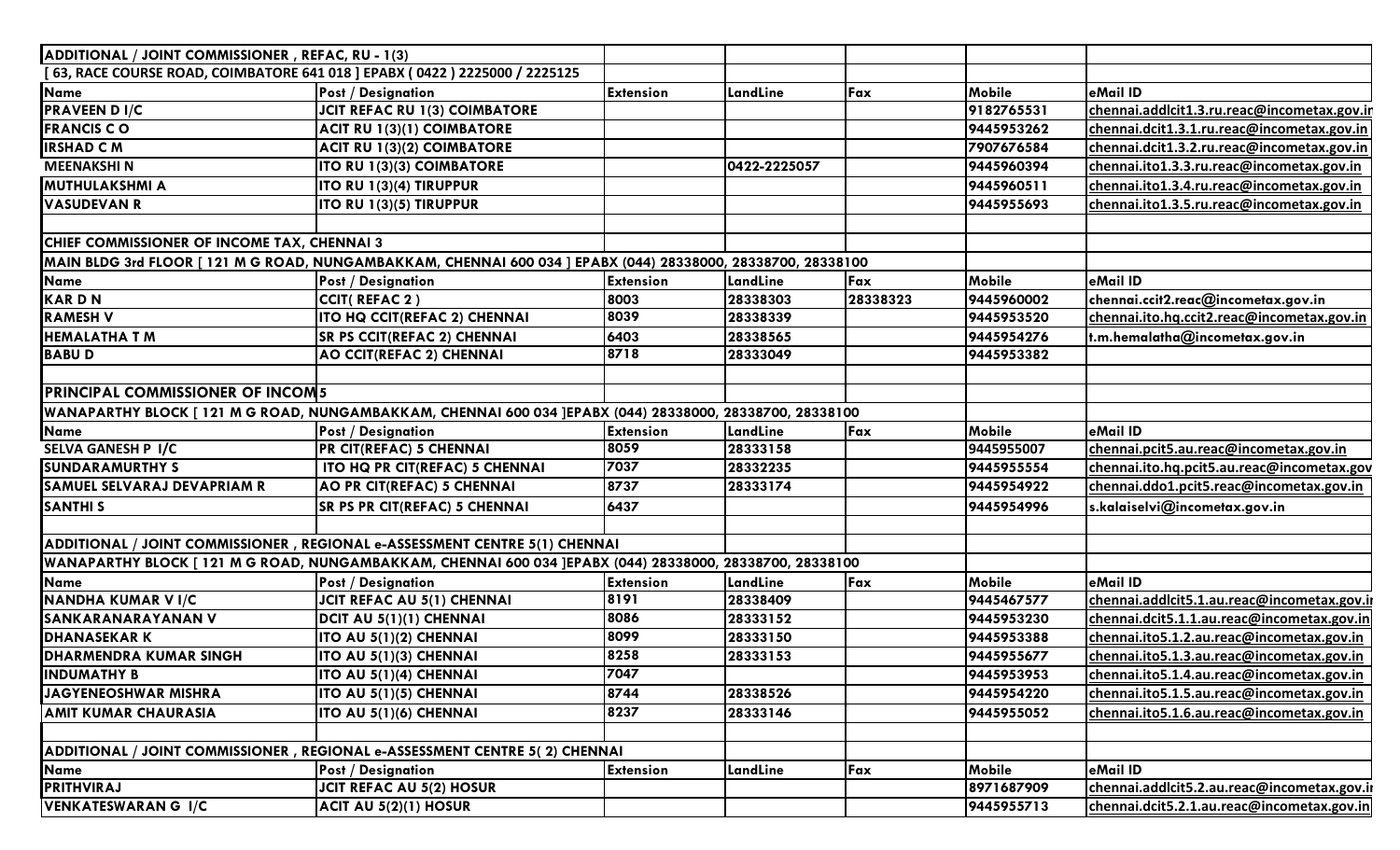| ADDITIONAL / JOINT COMMISSIONER , REFAC, RU - 1(3) | | | | | | |
|---|---|---|---|---|---|---|
| [ 63, RACE COURSE ROAD, COIMBATORE 641 018 ] EPABX ( 0422 ) 2225000 / 2225125 | | | | | | |
| **Name** | **Post / Designation** | **Extension** | **LandLine** | **Fax** | **Mobile** | **eMail ID** |
| **PRAVEEN D I/C** | **JCIT REFAC RU 1(3) COIMBATORE** | | | | 9182765531 | chennai.addlcit1.3.ru.reac@incometax.gov.in |
| **FRANCIS C O** | **ACIT RU 1(3)(1) COIMBATORE** | | | | 9445953262 | chennai.dcit1.3.1.ru.reac@incometax.gov.in |
| **IRSHAD C M** | **ACIT RU 1(3)(2) COIMBATORE** | | | | 7907676584 | chennai.dcit1.3.2.ru.reac@incometax.gov.in |
| **MEENAKSHI N** | **ITO RU 1(3)(3) COIMBATORE** | | 0422-2225057 | | 9445960394 | chennai.ito1.3.3.ru.reac@incometax.gov.in |
| **MUTHULAKSHMI A** | **ITO RU 1(3)(4) TIRUPPUR** | | | | 9445960511 | chennai.ito1.3.4.ru.reac@incometax.gov.in |
| **VASUDEVAN R** | **ITO RU 1(3)(5) TIRUPPUR** | | | | 9445955693 | chennai.ito1.3.5.ru.reac@incometax.gov.in |

| CHIEF COMMISSIONER OF INCOME TAX, CHENNAI 3 | | | | | | |
|---|---|---|---|---|---|---|
| MAIN BLDG 3rd FLOOR [ 121 M G ROAD, NUNGAMBAKKAM, CHENNAI 600 034 ] EPABX (044) 28338000, 28338700, 28338100 | | | | | | |
| **Name** | **Post / Designation** | **Extension** | **LandLine** | **Fax** | **Mobile** | **eMail ID** |
| **KAR D N** | **CCIT( REFAC 2 )** | 8003 | 28338303 | 28338323 | 9445960002 | chennai.ccit2.reac@incometax.gov.in |
| **RAMESH V** | **ITO HQ CCIT(REFAC 2) CHENNAI** | 8039 | 28338339 | | 9445953520 | chennai.ito.hq.ccit2.reac@incometax.gov.in |
| **HEMALATHA T M** | **SR PS CCIT(REFAC 2) CHENNAI** | 6403 | 28338565 | | 9445954276 | t.m.hemalatha@incometax.gov.in |
| **BABU D** | **AO CCIT(REFAC 2) CHENNAI** | 8718 | 28333049 | | 9445953382 | |

| PRINCIPAL COMMISSIONER OF INCOM 5 | | | | | | |
|---|---|---|---|---|---|---|
| WANAPARTHY BLOCK [ 121 M G ROAD, NUNGAMBAKKAM, CHENNAI 600 034 ]EPABX (044) 28338000, 28338700, 28338100 | | | | | | |
| **Name** | **Post / Designation** | **Extension** | **LandLine** | **Fax** | **Mobile** | **eMail ID** |
| **SELVA GANESH P I/C** | **PR CIT(REFAC) 5 CHENNAI** | 8059 | 28333158 | | 9445955007 | chennai.pcit5.au.reac@incometax.gov.in |
| **SUNDARAMURTHY S** | **ITO HQ PR CIT(REFAC) 5 CHENNAI** | 7037 | 28332235 | | 9445955554 | chennai.ito.hq.pcit5.au.reac@incometax.gov |
| **SAMUEL SELVARAJ DEVAPRIAM R** | **AO PR CIT(REFAC) 5 CHENNAI** | 8737 | 28333174 | | 9445954922 | chennai.ddo1.pcit5.reac@incometax.gov.in |
| **SANTHI S** | **SR PS PR CIT(REFAC) 5 CHENNAI** | 6437 | | | 9445954996 | s.kalaiselvi@incometax.gov.in |

| ADDITIONAL / JOINT COMMISSIONER , REGIONAL e-ASSESSMENT CENTRE 5(1) CHENNAI | | | | | | |
|---|---|---|---|---|---|---|
| WANAPARTHY BLOCK [ 121 M G ROAD, NUNGAMBAKKAM, CHENNAI 600 034 ]EPABX (044) 28338000, 28338700, 28338100 | | | | | | |
| **Name** | **Post / Designation** | **Extension** | **LandLine** | **Fax** | **Mobile** | **eMail ID** |
| **NANDHA KUMAR V I/C** | **JCIT REFAC AU 5(1) CHENNAI** | 8191 | 28338409 | | 9445467577 | chennai.addlcit5.1.au.reac@incometax.gov.in |
| **SANKARANARAYANAN V** | **DCIT AU 5(1)(1) CHENNAI** | 8086 | 28333152 | | 9445953230 | chennai.dcit5.1.1.au.reac@incometax.gov.in |
| **DHANASEKAR K** | **ITO AU 5(1)(2) CHENNAI** | 8099 | 28333150 | | 9445953388 | chennai.ito5.1.2.au.reac@incometax.gov.in |
| **DHARMENDRA KUMAR SINGH** | **ITO AU 5(1)(3) CHENNAI** | 8258 | 28333153 | | 9445955677 | chennai.ito5.1.3.au.reac@incometax.gov.in |
| **INDUMATHY B** | **ITO AU 5(1)(4) CHENNAI** | 7047 | | | 9445953953 | chennai.ito5.1.4.au.reac@incometax.gov.in |
| **JAGYENEOSHWAR MISHRA** | **ITO AU 5(1)(5) CHENNAI** | 8744 | 28338526 | | 9445954220 | chennai.ito5.1.5.au.reac@incometax.gov.in |
| **AMIT KUMAR CHAURASIA** | **ITO AU 5(1)(6) CHENNAI** | 8237 | 28333146 | | 9445955052 | chennai.ito5.1.6.au.reac@incometax.gov.in |

| ADDITIONAL / JOINT COMMISSIONER , REGIONAL e-ASSESSMENT CENTRE 5( 2) CHENNAI | | | | | | |
|---|---|---|---|---|---|---|
| **Name** | **Post / Designation** | **Extension** | **LandLine** | **Fax** | **Mobile** | **eMail ID** |
| **PRITHVIRAJ** | **JCIT REFAC AU 5(2) HOSUR** | | | | 8971687909 | chennai.addlcit5.2.au.reac@incometax.gov.in |
| **VENKATESWARAN G I/C** | **ACIT AU 5(2)(1) HOSUR** | | | | 9445955713 | chennai.dcit5.2.1.au.reac@incometax.gov.in |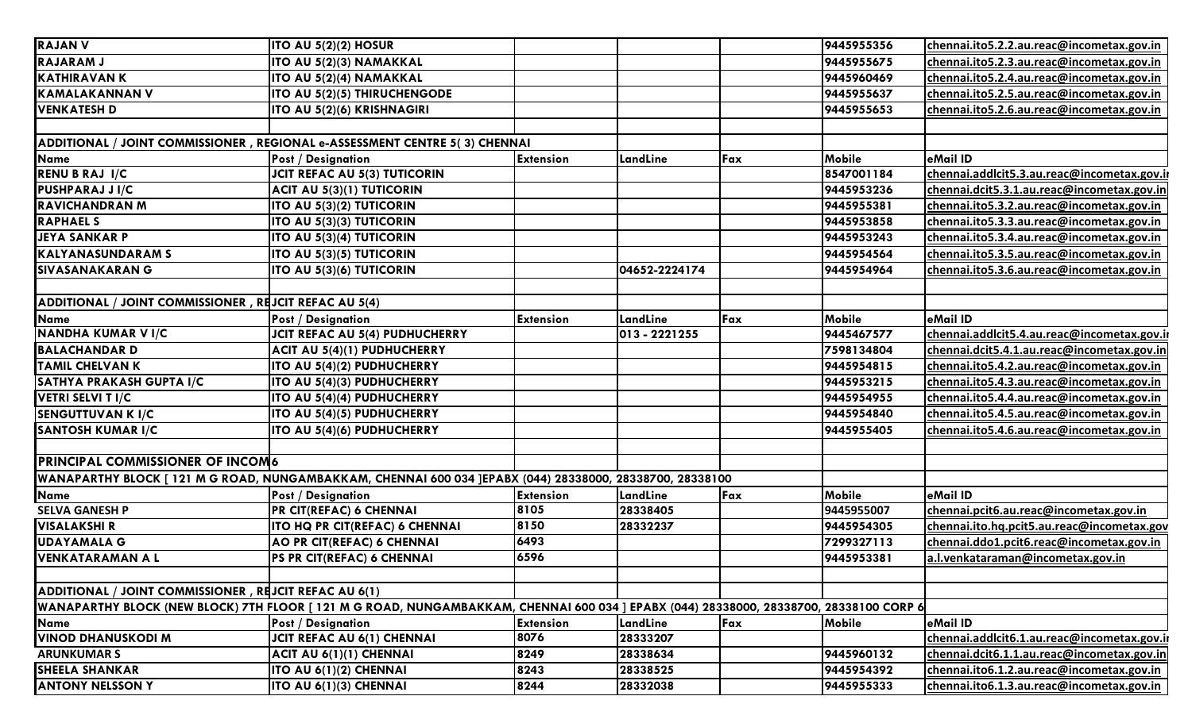| | | | | | | |
|---|---|---|---|---|---|---|
| RAJAN V | ITO AU 5(2)(2) HOSUR | | | | 9445955356 | chennai.ito5.2.2.au.reac@incometax.gov.in |
| RAJARAM J | ITO AU 5(2)(3) NAMAKKAL | | | | 9445955675 | chennai.ito5.2.3.au.reac@incometax.gov.in |
| KATHIRAVAN K | ITO AU 5(2)(4) NAMAKKAL | | | | 9445960469 | chennai.ito5.2.4.au.reac@incometax.gov.in |
| KAMALAKANNAN V | ITO AU 5(2)(5) THIRUCHENGODE | | | | 9445955637 | chennai.ito5.2.5.au.reac@incometax.gov.in |
| VENKATESH D | ITO AU 5(2)(6) KRISHNAGIRI | | | | 9445955653 | chennai.ito5.2.6.au.reac@incometax.gov.in |
| | | | | | | |
| ADDITIONAL / JOINT COMMISSIONER , REGIONAL e-ASSESSMENT CENTRE 5( 3) CHENNAI | | | | | | |
| Name | Post / Designation | Extension | LandLine | Fax | Mobile | eMail ID |
| RENU B RAJ I/C | JCIT REFAC AU 5(3) TUTICORIN | | | | 8547001184 | chennai.addlcit5.3.au.reac@incometax.gov.in |
| PUSHPARAJ J I/C | ACIT AU 5(3)(1) TUTICORIN | | | | 9445953236 | chennai.dcit5.3.1.au.reac@incometax.gov.in |
| RAVICHANDRAN M | ITO AU 5(3)(2) TUTICORIN | | | | 9445955381 | chennai.ito5.3.2.au.reac@incometax.gov.in |
| RAPHAEL S | ITO AU 5(3)(3) TUTICORIN | | | | 9445953858 | chennai.ito5.3.3.au.reac@incometax.gov.in |
| JEYA SANKAR P | ITO AU 5(3)(4) TUTICORIN | | | | 9445953243 | chennai.ito5.3.4.au.reac@incometax.gov.in |
| KALYANASUNDARAM S | ITO AU 5(3)(5) TUTICORIN | | | | 9445954564 | chennai.ito5.3.5.au.reac@incometax.gov.in |
| SIVASANAKARAN G | ITO AU 5(3)(6) TUTICORIN | | 04652-2224174 | | 9445954964 | chennai.ito5.3.6.au.reac@incometax.gov.in |
| | | | | | | |
| ADDITIONAL / JOINT COMMISSIONER , REJCIT REFAC AU 5(4) | | | | | | |
| Name | Post / Designation | Extension | LandLine | Fax | Mobile | eMail ID |
| NANDHA KUMAR V I/C | JCIT REFAC AU 5(4) PUDHUCHERRY | | 013 - 2221255 | | 9445467577 | chennai.addlcit5.4.au.reac@incometax.gov.in |
| BALACHANDAR D | ACIT AU 5(4)(1) PUDHUCHERRY | | | | 7598134804 | chennai.dcit5.4.1.au.reac@incometax.gov.in |
| TAMIL CHELVAN K | ITO AU 5(4)(2) PUDHUCHERRY | | | | 9445954815 | chennai.ito5.4.2.au.reac@incometax.gov.in |
| SATHYA PRAKASH GUPTA I/C | ITO AU 5(4)(3) PUDHUCHERRY | | | | 9445953215 | chennai.ito5.4.3.au.reac@incometax.gov.in |
| VETRI SELVI T I/C | ITO AU 5(4)(4) PUDHUCHERRY | | | | 9445954955 | chennai.ito5.4.4.au.reac@incometax.gov.in |
| SENGUTTUVAN K I/C | ITO AU 5(4)(5) PUDHUCHERRY | | | | 9445954840 | chennai.ito5.4.5.au.reac@incometax.gov.in |
| SANTOSH KUMAR I/C | ITO AU 5(4)(6) PUDHUCHERRY | | | | 9445955405 | chennai.ito5.4.6.au.reac@incometax.gov.in |
| | | | | | | |
| PRINCIPAL COMMISSIONER OF INCOM6 | | | | | | |
| WANAPARTHY BLOCK [ 121 M G ROAD, NUNGAMBAKKAM, CHENNAI 600 034 ]EPABX (044) 28338000, 28338700, 28338100 | | | | | | |
| Name | Post / Designation | Extension | LandLine | Fax | Mobile | eMail ID |
| SELVA GANESH P | PR CIT(REFAC) 6 CHENNAI | 8105 | 28338405 | | 9445955007 | chennai.pcit6.au.reac@incometax.gov.in |
| VISALAKSHI R | ITO HQ PR CIT(REFAC) 6 CHENNAI | 8150 | 28332237 | | 9445954305 | chennai.ito.hq.pcit5.au.reac@incometax.gov |
| UDAYAMALA G | AO PR CIT(REFAC) 6 CHENNAI | 6493 | | | 7299327113 | chennai.ddo1.pcit6.reac@incometax.gov.in |
| VENKATARAMAN A L | PS PR CIT(REFAC) 6 CHENNAI | 6596 | | | 9445953381 | a.l.venkataraman@incometax.gov.in |
| | | | | | | |
| ADDITIONAL / JOINT COMMISSIONER , REJCIT REFAC AU 6(1) | | | | | | |
| WANAPARTHY BLOCK (NEW BLOCK) 7TH FLOOR [ 121 M G ROAD, NUNGAMBAKKAM, CHENNAI 600 034 ] EPABX (044) 28338000, 28338700, 28338100 CORP 6 | | | | | | |
| Name | Post / Designation | Extension | LandLine | Fax | Mobile | eMail ID |
| VINOD DHANUSKODI M | JCIT REFAC AU 6(1) CHENNAI | 8076 | 28333207 | | | chennai.addlcit6.1.au.reac@incometax.gov.in |
| ARUNKUMAR S | ACIT AU 6(1)(1) CHENNAI | 8249 | 28338634 | | 9445960132 | chennai.dcit6.1.1.au.reac@incometax.gov.in |
| SHEELA SHANKAR | ITO AU 6(1)(2) CHENNAI | 8243 | 28338525 | | 9445954392 | chennai.ito6.1.2.au.reac@incometax.gov.in |
| ANTONY NELSSON Y | ITO AU 6(1)(3) CHENNAI | 8244 | 28332038 | | 9445955333 | chennai.ito6.1.3.au.reac@incometax.gov.in |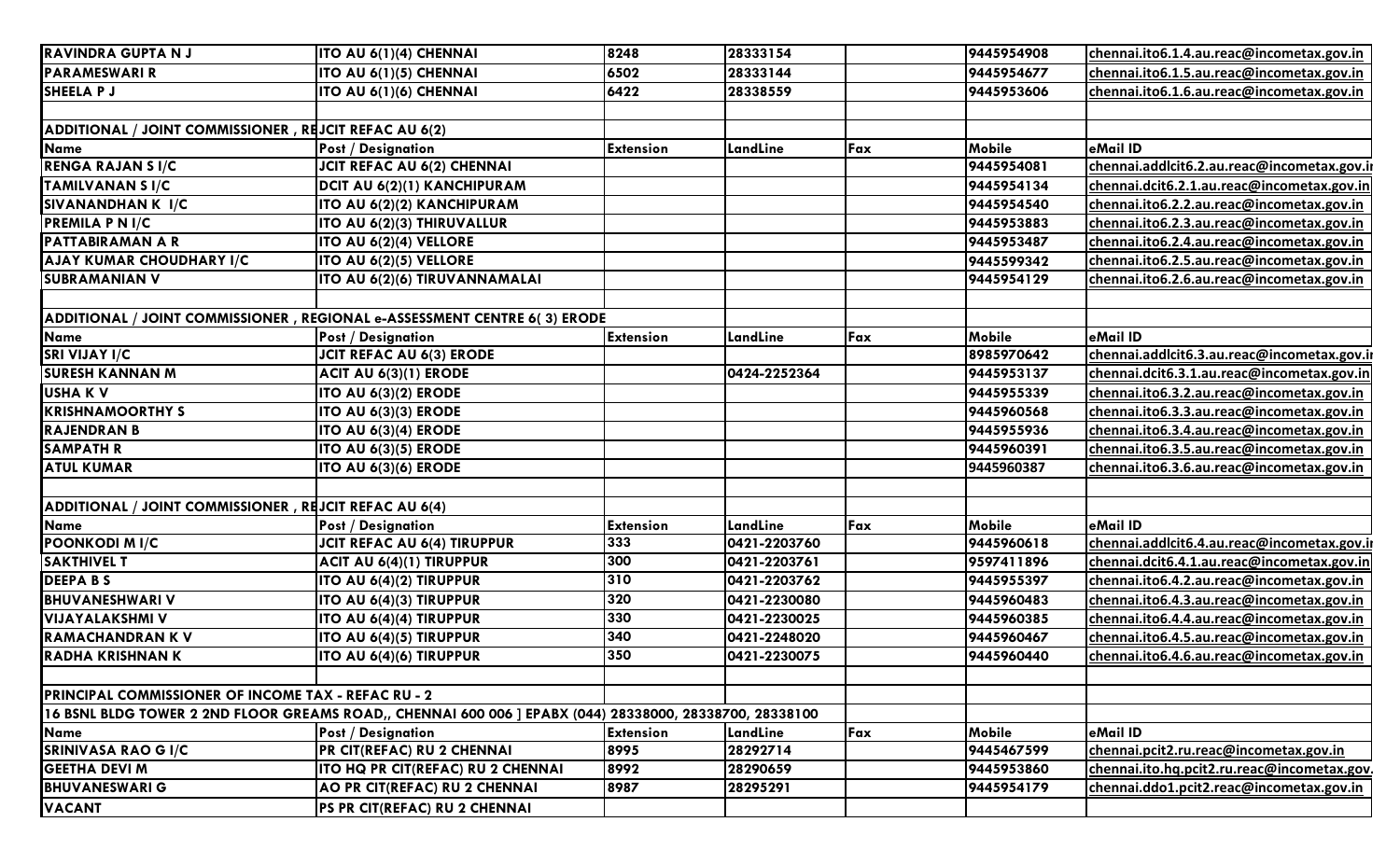| | | | | | | |
|---|---|---|---|---|---|---|
| **RAVINDRA GUPTA N J** | **ITO AU 6(1)(4) CHENNAI** | **8248** | **28333154** | | **9445954908** | chennai.ito6.1.4.au.reac@incometax.gov.in |
| **PARAMESWARI R** | **ITO AU 6(1)(5) CHENNAI** | **6502** | **28333144** | | **9445954677** | chennai.ito6.1.5.au.reac@incometax.gov.in |
| **SHEELA P J** | **ITO AU 6(1)(6) CHENNAI** | **6422** | **28338559** | | **9445953606** | chennai.ito6.1.6.au.reac@incometax.gov.in |
| | | | | | | |
| **ADDITIONAL / JOINT COMMISSIONER , REJCIT REFAC AU 6(2)** | | | | | | |
| **Name** | **Post / Designation** | **Extension** | **LandLine** | **Fax** | **Mobile** | **eMail ID** |
| **RENGA RAJAN S I/C** | **JCIT REFAC AU 6(2) CHENNAI** | | | | **9445954081** | chennai.addlcit6.2.au.reac@incometax.gov.i |
| **TAMILVANAN S I/C** | **DCIT AU 6(2)(1) KANCHIPURAM** | | | | **9445954134** | chennai.dcit6.2.1.au.reac@incometax.gov.in |
| **SIVANANDHAN K I/C** | **ITO AU 6(2)(2) KANCHIPURAM** | | | | **9445954540** | chennai.ito6.2.2.au.reac@incometax.gov.in |
| **PREMILA P N I/C** | **ITO AU 6(2)(3) THIRUVALLUR** | | | | **9445953883** | chennai.ito6.2.3.au.reac@incometax.gov.in |
| **PATTABIRAMAN A R** | **ITO AU 6(2)(4) VELLORE** | | | | **9445953487** | chennai.ito6.2.4.au.reac@incometax.gov.in |
| **AJAY KUMAR CHOUDHARY I/C** | **ITO AU 6(2)(5) VELLORE** | | | | **9445599342** | chennai.ito6.2.5.au.reac@incometax.gov.in |
| **SUBRAMANIAN V** | **ITO AU 6(2)(6) TIRUVANNAMALAI** | | | | **9445954129** | chennai.ito6.2.6.au.reac@incometax.gov.in |
| | | | | | | |
| **ADDITIONAL / JOINT COMMISSIONER , REGIONAL e-ASSESSMENT CENTRE 6( 3) ERODE** | | | | | | |
| **Name** | **Post / Designation** | **Extension** | **LandLine** | **Fax** | **Mobile** | **eMail ID** |
| **SRI VIJAY I/C** | **JCIT REFAC AU 6(3) ERODE** | | | | **8985970642** | chennai.addlcit6.3.au.reac@incometax.gov.i |
| **SURESH KANNAN M** | **ACIT AU 6(3)(1) ERODE** | | **0424-2252364** | | **9445953137** | chennai.dcit6.3.1.au.reac@incometax.gov.in |
| **USHA K V** | **ITO AU 6(3)(2) ERODE** | | | | **9445955339** | chennai.ito6.3.2.au.reac@incometax.gov.in |
| **KRISHNAMOORTHY S** | **ITO AU 6(3)(3) ERODE** | | | | **9445960568** | chennai.ito6.3.3.au.reac@incometax.gov.in |
| **RAJENDRAN B** | **ITO AU 6(3)(4) ERODE** | | | | **9445955936** | chennai.ito6.3.4.au.reac@incometax.gov.in |
| **SAMPATH R** | **ITO AU 6(3)(5) ERODE** | | | | **9445960391** | chennai.ito6.3.5.au.reac@incometax.gov.in |
| **ATUL KUMAR** | **ITO AU 6(3)(6) ERODE** | | | | **9445960387** | chennai.ito6.3.6.au.reac@incometax.gov.in |
| | | | | | | |
| **ADDITIONAL / JOINT COMMISSIONER , REJCIT REFAC AU 6(4)** | | | | | | |
| **Name** | **Post / Designation** | **Extension** | **LandLine** | **Fax** | **Mobile** | **eMail ID** |
| **POONKODI M I/C** | **JCIT REFAC AU 6(4) TIRUPPUR** | **333** | **0421-2203760** | | **9445960618** | chennai.addlcit6.4.au.reac@incometax.gov.i |
| **SAKTHIVEL T** | **ACIT AU 6(4)(1) TIRUPPUR** | **300** | **0421-2203761** | | **9597411896** | chennai.dcit6.4.1.au.reac@incometax.gov.in |
| **DEEPA B S** | **ITO AU 6(4)(2) TIRUPPUR** | **310** | **0421-2203762** | | **9445955397** | chennai.ito6.4.2.au.reac@incometax.gov.in |
| **BHUVANESHWARI V** | **ITO AU 6(4)(3) TIRUPPUR** | **320** | **0421-2230080** | | **9445960483** | chennai.ito6.4.3.au.reac@incometax.gov.in |
| **VIJAYALAKSHMI V** | **ITO AU 6(4)(4) TIRUPPUR** | **330** | **0421-2230025** | | **9445960385** | chennai.ito6.4.4.au.reac@incometax.gov.in |
| **RAMACHANDRAN K V** | **ITO AU 6(4)(5) TIRUPPUR** | **340** | **0421-2248020** | | **9445960467** | chennai.ito6.4.5.au.reac@incometax.gov.in |
| **RADHA KRISHNAN K** | **ITO AU 6(4)(6) TIRUPPUR** | **350** | **0421-2230075** | | **9445960440** | chennai.ito6.4.6.au.reac@incometax.gov.in |
| | | | | | | |
| **PRINCIPAL COMMISSIONER OF INCOME TAX - REFAC RU - 2** | | | | | | |
| **16 BSNL BLDG TOWER 2 2ND FLOOR GREAMS ROAD,, CHENNAI 600 006 ] EPABX (044) 28338000, 28338700, 28338100** | | | | | | |
| **Name** | **Post / Designation** | **Extension** | **LandLine** | **Fax** | **Mobile** | **eMail ID** |
| **SRINIVASA RAO G I/C** | **PR CIT(REFAC) RU 2 CHENNAI** | **8995** | **28292714** | | **9445467599** | chennai.pcit2.ru.reac@incometax.gov.in |
| **GEETHA DEVI M** | **ITO HQ PR CIT(REFAC) RU 2 CHENNAI** | **8992** | **28290659** | | **9445953860** | chennai.ito.hq.pcit2.ru.reac@incometax.gov. |
| **BHUVANESWARI G** | **AO PR CIT(REFAC) RU 2 CHENNAI** | **8987** | **28295291** | | **9445954179** | chennai.ddo1.pcit2.reac@incometax.gov.in |
| **VACANT** | **PS PR CIT(REFAC) RU 2 CHENNAI** | | | | | |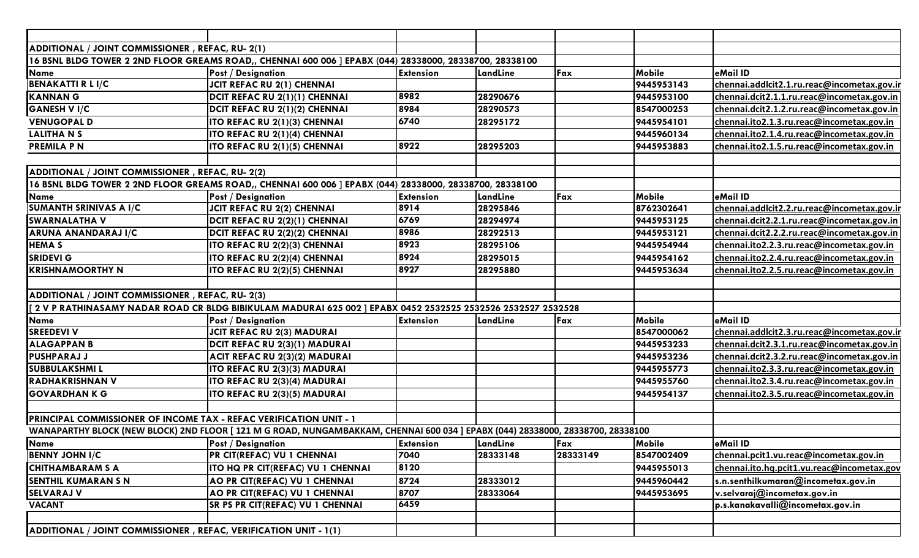| | | | | | | |
|---|---|---|---|---|---|---|
| **ADDITIONAL / JOINT COMMISSIONER , REFAC, RU- 2(1)** | | | | | | |
| **16 BSNL BLDG TOWER 2 2ND FLOOR GREAMS ROAD,, CHENNAI 600 006 ] EPABX (044) 28338000, 28338700, 28338100** | | | | | | |
| **Name** | **Post / Designation** | **Extension** | **LandLine** | **Fax** | **Mobile** | **eMail ID** |
| **BENAKATTI R L I/C** | **JCIT REFAC RU 2(1) CHENNAI** | | | | 9445953143 | chennai.addlcit2.1.ru.reac@incometax.gov.in |
| **KANNAN G** | **DCIT REFAC RU 2(1)(1) CHENNAI** | 8982 | 28290676 | | 9445953100 | chennai.dcit2.1.1.ru.reac@incometax.gov.in |
| **GANESH V I/C** | **DCIT REFAC RU 2(1)(2) CHENNAI** | 8984 | 28290573 | | 8547000253 | chennai.dcit2.1.2.ru.reac@incometax.gov.in |
| **VENUGOPAL D** | **ITO REFAC RU 2(1)(3) CHENNAI** | 6740 | 28295172 | | 9445954101 | chennai.ito2.1.3.ru.reac@incometax.gov.in |
| **LALITHA N S** | **ITO REFAC RU 2(1)(4) CHENNAI** | | | | 9445960134 | chennai.ito2.1.4.ru.reac@incometax.gov.in |
| **PREMILA P N** | **ITO REFAC RU 2(1)(5) CHENNAI** | 8922 | 28295203 | | 9445953883 | chennai.ito2.1.5.ru.reac@incometax.gov.in |
| | | | | | | |
| **ADDITIONAL / JOINT COMMISSIONER , REFAC, RU- 2(2)** | | | | | | |
| **16 BSNL BLDG TOWER 2 2ND FLOOR GREAMS ROAD,, CHENNAI 600 006 ] EPABX (044) 28338000, 28338700, 28338100** | | | | | | |
| **Name** | **Post / Designation** | **Extension** | **LandLine** | **Fax** | **Mobile** | **eMail ID** |
| **SUMANTH SRINIVAS A I/C** | **JCIT REFAC RU 2(2) CHENNAI** | 8914 | 28295846 | | 8762302641 | chennai.addlcit2.2.ru.reac@incometax.gov.in |
| **SWARNALATHA V** | **DCIT REFAC RU 2(2)(1) CHENNAI** | 6769 | 28294974 | | 9445953125 | chennai.dcit2.2.1.ru.reac@incometax.gov.in |
| **ARUNA ANANDARAJ I/C** | **DCIT REFAC RU 2(2)(2) CHENNAI** | 8986 | 28292513 | | 9445953121 | chennai.dcit2.2.2.ru.reac@incometax.gov.in |
| **HEMA S** | **ITO REFAC RU 2(2)(3) CHENNAI** | 8923 | 28295106 | | 9445954944 | chennai.ito2.2.3.ru.reac@incometax.gov.in |
| **SRIDEVI G** | **ITO REFAC RU 2(2)(4) CHENNAI** | 8924 | 28295015 | | 9445954162 | chennai.ito2.2.4.ru.reac@incometax.gov.in |
| **KRISHNAMOORTHY N** | **ITO REFAC RU 2(2)(5) CHENNAI** | 8927 | 28295880 | | 9445953634 | chennai.ito2.2.5.ru.reac@incometax.gov.in |
| | | | | | | |
| **ADDITIONAL / JOINT COMMISSIONER , REFAC, RU- 2(3)** | | | | | | |
| **[ 2 V P RATHINASAMY NADAR ROAD CR BLDG BIBIKULAM MADURAI 625 002 ] EPABX 0452 2532525 2532526 2532527 2532528** | | | | | | |
| **Name** | **Post / Designation** | **Extension** | **LandLine** | **Fax** | **Mobile** | **eMail ID** |
| **SREEDEVI V** | **JCIT REFAC RU 2(3) MADURAI** | | | | 8547000062 | chennai.addlcit2.3.ru.reac@incometax.gov.in |
| **ALAGAPPAN B** | **DCIT REFAC RU 2(3)(1) MADURAI** | | | | 9445953233 | chennai.dcit2.3.1.ru.reac@incometax.gov.in |
| **PUSHPARAJ J** | **ACIT REFAC RU 2(3)(2) MADURAI** | | | | 9445953236 | chennai.dcit2.3.2.ru.reac@incometax.gov.in |
| **SUBBULAKSHMI L** | **ITO REFAC RU 2(3)(3) MADURAI** | | | | 9445955773 | chennai.ito2.3.3.ru.reac@incometax.gov.in |
| **RADHAKRISHNAN V** | **ITO REFAC RU 2(3)(4) MADURAI** | | | | 9445955760 | chennai.ito2.3.4.ru.reac@incometax.gov.in |
| **GOVARDHAN K G** | **ITO REFAC RU 2(3)(5) MADURAI** | | | | 9445954137 | chennai.ito2.3.5.ru.reac@incometax.gov.in |
| | | | | | | |
| **PRINCIPAL COMMISSIONER OF INCOME TAX - REFAC VERIFICATION UNIT - 1** | | | | | | |
| **WANAPARTHY BLOCK (NEW BLOCK) 2ND FLOOR [ 121 M G ROAD, NUNGAMBAKKAM, CHENNAI 600 034 ] EPABX (044) 28338000, 28338700, 28338100** | | | | | | |
| **Name** | **Post / Designation** | **Extension** | **LandLine** | **Fax** | **Mobile** | **eMail ID** |
| **BENNY JOHN I/C** | **PR CIT(REFAC) VU 1 CHENNAI** | 7040 | 28333148 | 28333149 | 8547002409 | chennai.pcit1.vu.reac@incometax.gov.in |
| **CHITHAMBARAM S A** | **ITO HQ PR CIT(REFAC) VU 1 CHENNAI** | 8120 | | | 9445955013 | chennai.ito.hq.pcit1.vu.reac@incometax.gov |
| **SENTHIL KUMARAN S N** | **AO PR CIT(REFAC) VU 1 CHENNAI** | 8724 | 28333012 | | 9445960442 | s.n.senthilkumaran@incometax.gov.in |
| **SELVARAJ V** | **AO PR CIT(REFAC) VU 1 CHENNAI** | 8707 | 28333064 | | 9445953695 | v.selvaraj@incometax.gov.in |
| **VACANT** | **SR PS PR CIT(REFAC) VU 1 CHENNAI** | 6459 | | | | p.s.kanakavalli@incometax.gov.in |
| | | | | | | |
| **ADDITIONAL / JOINT COMMISSIONER , REFAC, VERIFICATION UNIT - 1(1)** | | | | | | |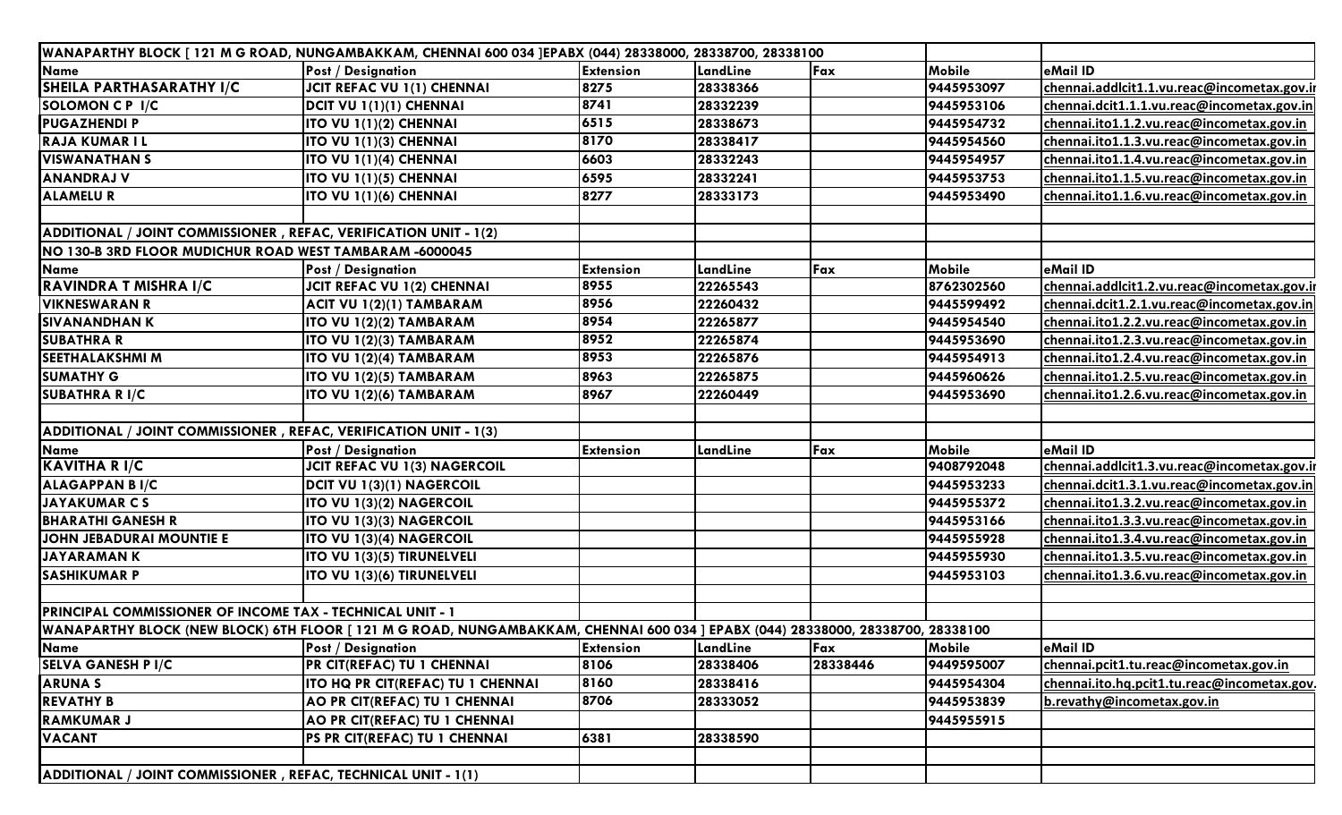| WANAPARTHY BLOCK [ 121 M G ROAD, NUNGAMBAKKAM, CHENNAI 600 034 ]EPABX (044) 28338000, 28338700, 28338100 | | | | | | |
|---|---|---|---|---|---|---|
| **Name** | **Post / Designation** | **Extension** | **LandLine** | **Fax** | **Mobile** | **eMail ID** |
| **SHEILA PARTHASARATHY I/C** | JCIT REFAC VU 1(1) CHENNAI | 8275 | 28338366 | | 9445953097 | chennai.addlcit1.1.vu.reac@incometax.gov.ir |
| **SOLOMON C P I/C** | DCIT VU 1(1)(1) CHENNAI | 8741 | 28332239 | | 9445953106 | chennai.dcit1.1.1.vu.reac@incometax.gov.in |
| **PUGAZHENDI P** | ITO VU 1(1)(2) CHENNAI | 6515 | 28338673 | | 9445954732 | chennai.ito1.1.2.vu.reac@incometax.gov.in |
| **RAJA KUMAR I L** | ITO VU 1(1)(3) CHENNAI | 8170 | 28338417 | | 9445954560 | chennai.ito1.1.3.vu.reac@incometax.gov.in |
| **VISWANATHAN S** | ITO VU 1(1)(4) CHENNAI | 6603 | 28332243 | | 9445954957 | chennai.ito1.1.4.vu.reac@incometax.gov.in |
| **ANANDRAJ V** | ITO VU 1(1)(5) CHENNAI | 6595 | 28332241 | | 9445953753 | chennai.ito1.1.5.vu.reac@incometax.gov.in |
| **ALAMELU R** | ITO VU 1(1)(6) CHENNAI | 8277 | 28333173 | | 9445953490 | chennai.ito1.1.6.vu.reac@incometax.gov.in |
| | | | | | | |
| **ADDITIONAL / JOINT COMMISSIONER , REFAC, VERIFICATION UNIT - 1(2)** | | | | | | |
| **NO 130-B 3RD FLOOR MUDICHUR ROAD WEST TAMBARAM -6000045** | | | | | | |
| **Name** | **Post / Designation** | **Extension** | **LandLine** | **Fax** | **Mobile** | **eMail ID** |
| **RAVINDRA T MISHRA I/C** | JCIT REFAC VU 1(2) CHENNAI | 8955 | 22265543 | | 8762302560 | chennai.addlcit1.2.vu.reac@incometax.gov.ir |
| **VIKNESWARAN R** | ACIT VU 1(2)(1) TAMBARAM | 8956 | 22260432 | | 9445599492 | chennai.dcit1.2.1.vu.reac@incometax.gov.in |
| **SIVANANDHAN K** | ITO VU 1(2)(2) TAMBARAM | 8954 | 22265877 | | 9445954540 | chennai.ito1.2.2.vu.reac@incometax.gov.in |
| **SUBATHRA R** | ITO VU 1(2)(3) TAMBARAM | 8952 | 22265874 | | 9445953690 | chennai.ito1.2.3.vu.reac@incometax.gov.in |
| **SEETHALAKSHMI M** | ITO VU 1(2)(4) TAMBARAM | 8953 | 22265876 | | 9445954913 | chennai.ito1.2.4.vu.reac@incometax.gov.in |
| **SUMATHY G** | ITO VU 1(2)(5) TAMBARAM | 8963 | 22265875 | | 9445960626 | chennai.ito1.2.5.vu.reac@incometax.gov.in |
| **SUBATHRA R I/C** | ITO VU 1(2)(6) TAMBARAM | 8967 | 22260449 | | 9445953690 | chennai.ito1.2.6.vu.reac@incometax.gov.in |
| | | | | | | |
| **ADDITIONAL / JOINT COMMISSIONER , REFAC, VERIFICATION UNIT - 1(3)** | | | | | | |
| **Name** | **Post / Designation** | **Extension** | **LandLine** | **Fax** | **Mobile** | **eMail ID** |
| **KAVITHA R I/C** | JCIT REFAC VU 1(3) NAGERCOIL | | | | 9408792048 | chennai.addlcit1.3.vu.reac@incometax.gov.ir |
| **ALAGAPPAN B I/C** | DCIT VU 1(3)(1) NAGERCOIL | | | | 9445953233 | chennai.dcit1.3.1.vu.reac@incometax.gov.in |
| **JAYAKUMAR C S** | ITO VU 1(3)(2) NAGERCOIL | | | | 9445955372 | chennai.ito1.3.2.vu.reac@incometax.gov.in |
| **BHARATHI GANESH R** | ITO VU 1(3)(3) NAGERCOIL | | | | 9445953166 | chennai.ito1.3.3.vu.reac@incometax.gov.in |
| **JOHN JEBADURAI MOUNTIE E** | ITO VU 1(3)(4) NAGERCOIL | | | | 9445955928 | chennai.ito1.3.4.vu.reac@incometax.gov.in |
| **JAYARAMAN K** | ITO VU 1(3)(5) TIRUNELVELI | | | | 9445955930 | chennai.ito1.3.5.vu.reac@incometax.gov.in |
| **SASHIKUMAR P** | ITO VU 1(3)(6) TIRUNELVELI | | | | 9445953103 | chennai.ito1.3.6.vu.reac@incometax.gov.in |
| | | | | | | |
| **PRINCIPAL COMMISSIONER OF INCOME TAX - TECHNICAL UNIT - 1** | | | | | | |
| **WANAPARTHY BLOCK (NEW BLOCK) 6TH FLOOR [ 121 M G ROAD, NUNGAMBAKKAM, CHENNAI 600 034 ] EPABX (044) 28338000, 28338700, 28338100** | | | | | | |
| **Name** | **Post / Designation** | **Extension** | **LandLine** | **Fax** | **Mobile** | **eMail ID** |
| **SELVA GANESH P I/C** | PR CIT(REFAC) TU 1 CHENNAI | 8106 | 28338406 | 28338446 | 9449595007 | chennai.pcit1.tu.reac@incometax.gov.in |
| **ARUNA S** | ITO HQ PR CIT(REFAC) TU 1 CHENNAI | 8160 | 28338416 | | 9445954304 | chennai.ito.hq.pcit1.tu.reac@incometax.gov. |
| **REVATHY B** | AO PR CIT(REFAC) TU 1 CHENNAI | 8706 | 28333052 | | 9445953839 | b.revathy@incometax.gov.in |
| **RAMKUMAR J** | AO PR CIT(REFAC) TU 1 CHENNAI | | | | 9445955915 | |
| **VACANT** | PS PR CIT(REFAC) TU 1 CHENNAI | 6381 | 28338590 | | | |
| | | | | | | |
| **ADDITIONAL / JOINT COMMISSIONER , REFAC, TECHNICAL UNIT - 1(1)** | | | | | | |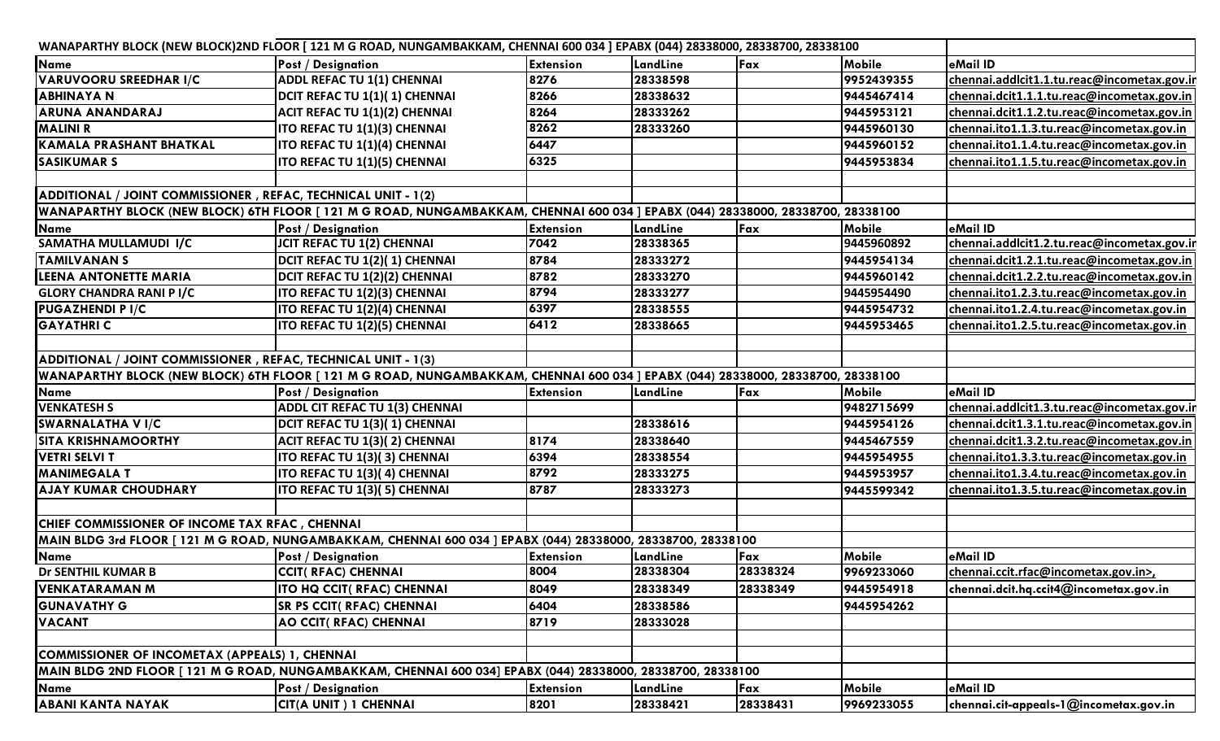WANAPARTHY BLOCK (NEW BLOCK)2ND FLOOR [ 121 M G ROAD, NUNGAMBAKKAM, CHENNAI 600 034 ] EPABX (044) 28338000, 28338700, 28338100

| Name | Post / Designation | Extension | LandLine | Fax | Mobile | eMail ID |
|---|---|---|---|---|---|---|
| VARUVOORU SREEDHAR I/C | ADDL REFAC TU 1(1) CHENNAI | 8276 | 28338598 | | 9952439355 | chennai.addlcit1.1.tu.reac@incometax.gov.in |
| ABHINAYA N | DCIT REFAC TU 1(1)( 1) CHENNAI | 8266 | 28338632 | | 9445467414 | chennai.dcit1.1.1.tu.reac@incometax.gov.in |
| ARUNA ANANDARAJ | ACIT REFAC TU 1(1)(2) CHENNAI | 8264 | 28333262 | | 9445953121 | chennai.dcit1.1.2.tu.reac@incometax.gov.in |
| MALINI R | ITO REFAC TU 1(1)(3) CHENNAI | 8262 | 28333260 | | 9445960130 | chennai.ito1.1.3.tu.reac@incometax.gov.in |
| KAMALA PRASHANT BHATKAL | ITO REFAC TU 1(1)(4) CHENNAI | 6447 | | | 9445960152 | chennai.ito1.1.4.tu.reac@incometax.gov.in |
| SASIKUMAR S | ITO REFAC TU 1(1)(5) CHENNAI | 6325 | | | 9445953834 | chennai.ito1.1.5.tu.reac@incometax.gov.in |

ADDITIONAL / JOINT COMMISSIONER , REFAC, TECHNICAL UNIT - 1(2)

WANAPARTHY BLOCK (NEW BLOCK) 6TH FLOOR [ 121 M G ROAD, NUNGAMBAKKAM, CHENNAI 600 034 ] EPABX (044) 28338000, 28338700, 28338100

| Name | Post / Designation | Extension | LandLine | Fax | Mobile | eMail ID |
|---|---|---|---|---|---|---|
| SAMATHA MULLAMUDI I/C | JCIT REFAC TU 1(2) CHENNAI | 7042 | 28338365 | | 9445960892 | chennai.addlcit1.2.tu.reac@incometax.gov.in |
| TAMILVANAN S | DCIT REFAC TU 1(2)( 1) CHENNAI | 8784 | 28333272 | | 9445954134 | chennai.dcit1.2.1.tu.reac@incometax.gov.in |
| LEENA ANTONETTE MARIA | DCIT REFAC TU 1(2)(2) CHENNAI | 8782 | 28333270 | | 9445960142 | chennai.dcit1.2.2.tu.reac@incometax.gov.in |
| GLORY CHANDRA RANI P I/C | ITO REFAC TU 1(2)(3) CHENNAI | 8794 | 28333277 | | 9445954490 | chennai.ito1.2.3.tu.reac@incometax.gov.in |
| PUGAZHENDI P I/C | ITO REFAC TU 1(2)(4) CHENNAI | 6397 | 28338555 | | 9445954732 | chennai.ito1.2.4.tu.reac@incometax.gov.in |
| GAYATHRI C | ITO REFAC TU 1(2)(5) CHENNAI | 6412 | 28338665 | | 9445953465 | chennai.ito1.2.5.tu.reac@incometax.gov.in |

ADDITIONAL / JOINT COMMISSIONER , REFAC, TECHNICAL UNIT - 1(3)

WANAPARTHY BLOCK (NEW BLOCK) 6TH FLOOR [ 121 M G ROAD, NUNGAMBAKKAM, CHENNAI 600 034 ] EPABX (044) 28338000, 28338700, 28338100

| Name | Post / Designation | Extension | LandLine | Fax | Mobile | eMail ID |
|---|---|---|---|---|---|---|
| VENKATESH S | ADDL CIT REFAC TU 1(3) CHENNAI | | | | 9482715699 | chennai.addlcit1.3.tu.reac@incometax.gov.in |
| SWARNALATHA V I/C | DCIT REFAC TU 1(3)( 1) CHENNAI | | 28338616 | | 9445954126 | chennai.dcit1.3.1.tu.reac@incometax.gov.in |
| SITA KRISHNAMOORTHY | ACIT REFAC TU 1(3)( 2) CHENNAI | 8174 | 28338640 | | 9445467559 | chennai.dcit1.3.2.tu.reac@incometax.gov.in |
| VETRI SELVI T | ITO REFAC TU 1(3)( 3) CHENNAI | 6394 | 28338554 | | 9445954955 | chennai.ito1.3.3.tu.reac@incometax.gov.in |
| MANIMEGALA T | ITO REFAC TU 1(3)( 4) CHENNAI | 8792 | 28333275 | | 9445953957 | chennai.ito1.3.4.tu.reac@incometax.gov.in |
| AJAY KUMAR CHOUDHARY | ITO REFAC TU 1(3)( 5) CHENNAI | 8787 | 28333273 | | 9445599342 | chennai.ito1.3.5.tu.reac@incometax.gov.in |

CHIEF COMMISSIONER OF INCOME TAX RFAC , CHENNAI

MAIN BLDG 3rd FLOOR [ 121 M G ROAD, NUNGAMBAKKAM, CHENNAI 600 034 ] EPABX (044) 28338000, 28338700, 28338100

| Name | Post / Designation | Extension | LandLine | Fax | Mobile | eMail ID |
|---|---|---|---|---|---|---|
| Dr SENTHIL KUMAR B | CCIT( RFAC) CHENNAI | 8004 | 28338304 | 28338324 | 9969233060 | chennai.ccit.rfac@incometax.gov.in>, |
| VENKATARAMAN M | ITO HQ CCIT( RFAC) CHENNAI | 8049 | 28338349 | 28338349 | 9445954918 | chennai.dcit.hq.ccit4@incometax.gov.in |
| GUNAVATHY G | SR PS CCIT( RFAC) CHENNAI | 6404 | 28338586 | | 9445954262 | |
| VACANT | AO CCIT( RFAC) CHENNAI | 8719 | 28333028 | | | |

COMMISSIONER OF INCOMETAX (APPEALS) 1, CHENNAI

MAIN BLDG 2ND FLOOR [ 121 M G ROAD, NUNGAMBAKKAM, CHENNAI 600 034] EPABX (044) 28338000, 28338700, 28338100

| Name | Post / Designation | Extension | LandLine | Fax | Mobile | eMail ID |
|---|---|---|---|---|---|---|
| ABANI KANTA NAYAK | CIT(A UNIT ) 1 CHENNAI | 8201 | 28338421 | 28338431 | 9969233055 | chennai.cit-appeals-1@incometax.gov.in |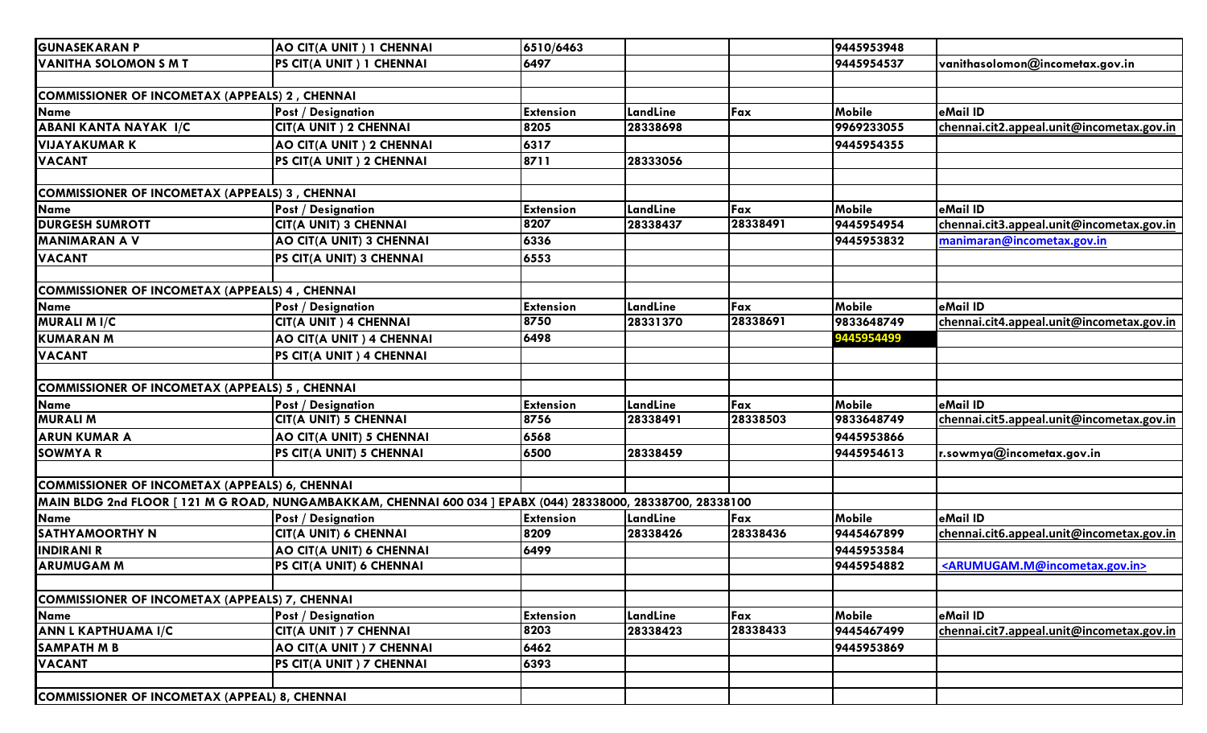| | | | | | | |
|---|---|---|---|---|---|---|
| GUNASEKARAN P | AO CIT(A UNIT ) 1 CHENNAI | 6510/6463 | | | 9445953948 | |
| VANITHA SOLOMON S M T | PS CIT(A UNIT ) 1 CHENNAI | 6497 | | | 9445954537 | vanithasolomon@incometax.gov.in |
| | | | | | | |
| COMMISSIONER OF INCOMETAX (APPEALS) 2 , CHENNAI | | | | | | |
| Name | Post / Designation | Extension | LandLine | Fax | Mobile | eMail ID |
| ABANI KANTA NAYAK I/C | CIT(A UNIT ) 2 CHENNAI | 8205 | 28338698 | | 9969233055 | chennai.cit2.appeal.unit@incometax.gov.in |
| VIJAYAKUMAR K | AO CIT(A UNIT ) 2 CHENNAI | 6317 | | | 9445954355 | |
| VACANT | PS CIT(A UNIT ) 2 CHENNAI | 8711 | 28333056 | | | |
| | | | | | | |
| COMMISSIONER OF INCOMETAX (APPEALS) 3 , CHENNAI | | | | | | |
| Name | Post / Designation | Extension | LandLine | Fax | Mobile | eMail ID |
| DURGESH SUMROTT | CIT(A UNIT) 3 CHENNAI | 8207 | 28338437 | 28338491 | 9445954954 | chennai.cit3.appeal.unit@incometax.gov.in |
| MANIMARAN A V | AO CIT(A UNIT) 3 CHENNAI | 6336 | | | 9445953832 | manimaran@incometax.gov.in |
| VACANT | PS CIT(A UNIT) 3 CHENNAI | 6553 | | | | |
| | | | | | | |
| COMMISSIONER OF INCOMETAX (APPEALS) 4 , CHENNAI | | | | | | |
| Name | Post / Designation | Extension | LandLine | Fax | Mobile | eMail ID |
| MURALI M I/C | CIT(A UNIT ) 4 CHENNAI | 8750 | 28331370 | 28338691 | 9833648749 | chennai.cit4.appeal.unit@incometax.gov.in |
| KUMARAN M | AO CIT(A UNIT ) 4 CHENNAI | 6498 | | | 9445954499 | |
| VACANT | PS CIT(A UNIT ) 4 CHENNAI | | | | | |
| | | | | | | |
| COMMISSIONER OF INCOMETAX (APPEALS) 5 , CHENNAI | | | | | | |
| Name | Post / Designation | Extension | LandLine | Fax | Mobile | eMail ID |
| MURALI M | CIT(A UNIT) 5 CHENNAI | 8756 | 28338491 | 28338503 | 9833648749 | chennai.cit5.appeal.unit@incometax.gov.in |
| ARUN KUMAR A | AO CIT(A UNIT) 5 CHENNAI | 6568 | | | 9445953866 | |
| SOWMYA R | PS CIT(A UNIT) 5 CHENNAI | 6500 | 28338459 | | 9445954613 | r.sowmya@incometax.gov.in |
| | | | | | | |
| COMMISSIONER OF INCOMETAX (APPEALS) 6, CHENNAI | | | | | | |
| MAIN BLDG 2nd FLOOR [ 121 M G ROAD, NUNGAMBAKKAM, CHENNAI 600 034 ] EPABX (044) 28338000, 28338700, 28338100 | | | | | | |
| Name | Post / Designation | Extension | LandLine | Fax | Mobile | eMail ID |
| SATHYAMOORTHY N | CIT(A UNIT) 6 CHENNAI | 8209 | 28338426 | 28338436 | 9445467899 | chennai.cit6.appeal.unit@incometax.gov.in |
| INDIRANI R | AO CIT(A UNIT) 6 CHENNAI | 6499 | | | 9445953584 | |
| ARUMUGAM M | PS CIT(A UNIT) 6 CHENNAI | | | | 9445954882 | <ARUMUGAM.M@incometax.gov.in> |
| | | | | | | |
| COMMISSIONER OF INCOMETAX (APPEALS) 7, CHENNAI | | | | | | |
| Name | Post / Designation | Extension | LandLine | Fax | Mobile | eMail ID |
| ANN L KAPTHUAMA I/C | CIT(A UNIT ) 7 CHENNAI | 8203 | 28338423 | 28338433 | 9445467499 | chennai.cit7.appeal.unit@incometax.gov.in |
| SAMPATH M B | AO CIT(A UNIT ) 7 CHENNAI | 6462 | | | 9445953869 | |
| VACANT | PS CIT(A UNIT ) 7 CHENNAI | 6393 | | | | |
| | | | | | | |
| COMMISSIONER OF INCOMETAX (APPEAL) 8, CHENNAI | | | | | | |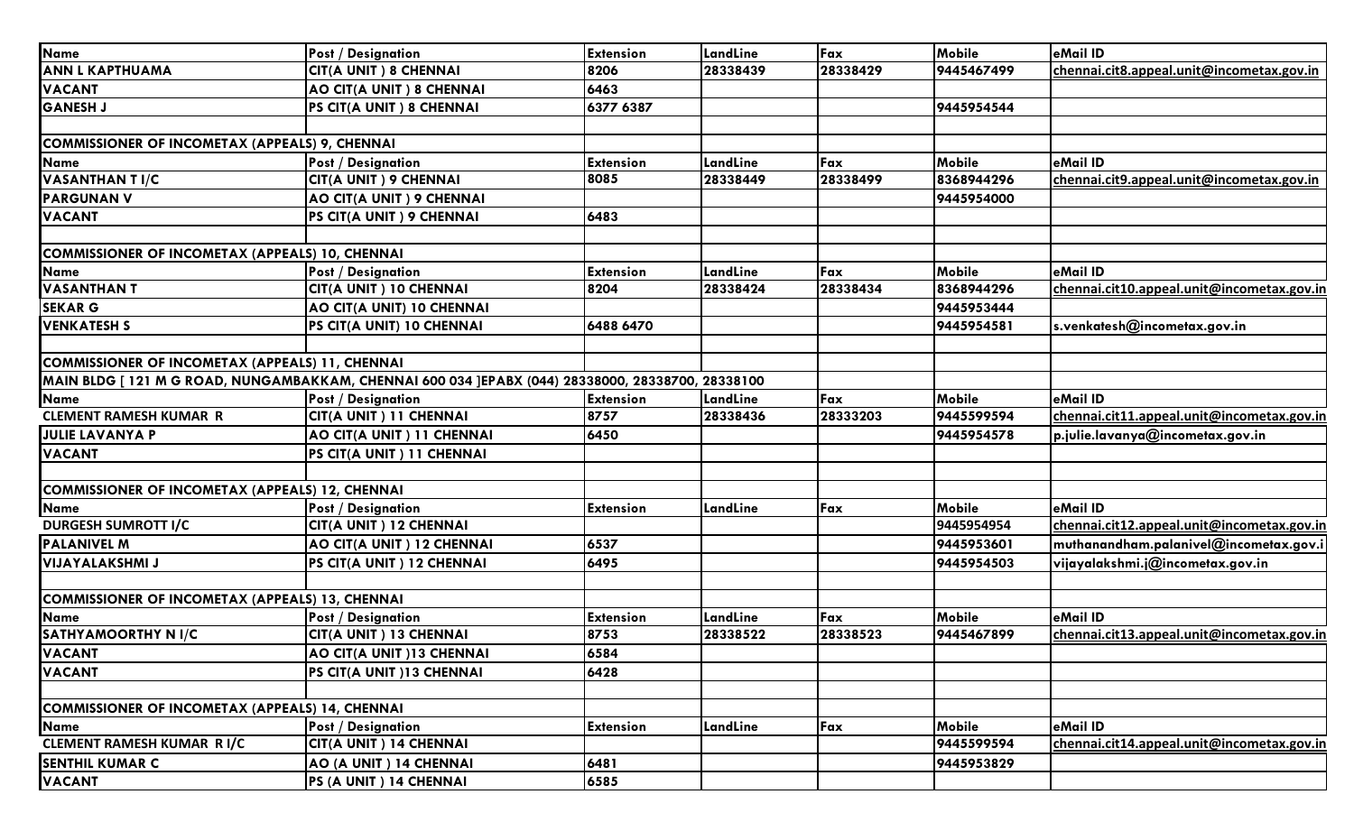| Name | Post / Designation | Extension | LandLine | Fax | Mobile | eMail ID |
|---|---|---|---|---|---|---|
| ANN L KAPTHUAMA | CIT(A UNIT ) 8 CHENNAI | 8206 | 28338439 | 28338429 | 9445467499 | chennai.cit8.appeal.unit@incometax.gov.in |
| VACANT | AO CIT(A UNIT ) 8 CHENNAI | 6463 | | | | |
| GANESH J | PS CIT(A UNIT ) 8 CHENNAI | 6377 6387 | | | 9445954544 | |
| | | | | | | |
| **COMMISSIONER OF INCOMETAX (APPEALS) 9, CHENNAI** | | | | | | |
| Name | Post / Designation | Extension | LandLine | Fax | Mobile | eMail ID |
| VASANTHAN T I/C | CIT(A UNIT ) 9 CHENNAI | 8085 | 28338449 | 28338499 | 8368944296 | chennai.cit9.appeal.unit@incometax.gov.in |
| PARGUNAN V | AO CIT(A UNIT ) 9 CHENNAI | | | | 9445954000 | |
| VACANT | PS CIT(A UNIT ) 9 CHENNAI | 6483 | | | | |
| | | | | | | |
| **COMMISSIONER OF INCOMETAX (APPEALS) 10, CHENNAI** | | | | | | |
| Name | Post / Designation | Extension | LandLine | Fax | Mobile | eMail ID |
| VASANTHAN T | CIT(A UNIT ) 10 CHENNAI | 8204 | 28338424 | 28338434 | 8368944296 | chennai.cit10.appeal.unit@incometax.gov.in |
| SEKAR G | AO CIT(A UNIT) 10 CHENNAI | | | | 9445953444 | |
| VENKATESH S | PS CIT(A UNIT) 10 CHENNAI | 6488 6470 | | | 9445954581 | s.venkatesh@incometax.gov.in |
| | | | | | | |
| **COMMISSIONER OF INCOMETAX (APPEALS) 11, CHENNAI** | | | | | | |
| MAIN BLDG [ 121 M G ROAD, NUNGAMBAKKAM, CHENNAI 600 034 ]EPABX (044) 28338000, 28338700, 28338100 | | | | | | |
| Name | Post / Designation | Extension | LandLine | Fax | Mobile | eMail ID |
| CLEMENT RAMESH KUMAR R | CIT(A UNIT ) 11 CHENNAI | 8757 | 28338436 | 28333203 | 9445599594 | chennai.cit11.appeal.unit@incometax.gov.in |
| JULIE LAVANYA P | AO CIT(A UNIT ) 11 CHENNAI | 6450 | | | 9445954578 | p.julie.lavanya@incometax.gov.in |
| VACANT | PS CIT(A UNIT ) 11 CHENNAI | | | | | |
| | | | | | | |
| **COMMISSIONER OF INCOMETAX (APPEALS) 12, CHENNAI** | | | | | | |
| Name | Post / Designation | Extension | LandLine | Fax | Mobile | eMail ID |
| DURGESH SUMROTT I/C | CIT(A UNIT ) 12 CHENNAI | | | | 9445954954 | chennai.cit12.appeal.unit@incometax.gov.in |
| PALANIVEL M | AO CIT(A UNIT ) 12 CHENNAI | 6537 | | | 9445953601 | muthanandham.palanivel@incometax.gov.i |
| VIJAYALAKSHMI J | PS CIT(A UNIT ) 12 CHENNAI | 6495 | | | 9445954503 | vijayalakshmi.j@incometax.gov.in |
| | | | | | | |
| **COMMISSIONER OF INCOMETAX (APPEALS) 13, CHENNAI** | | | | | | |
| Name | Post / Designation | Extension | LandLine | Fax | Mobile | eMail ID |
| SATHYAMOORTHY N I/C | CIT(A UNIT ) 13 CHENNAI | 8753 | 28338522 | 28338523 | 9445467899 | chennai.cit13.appeal.unit@incometax.gov.in |
| VACANT | AO CIT(A UNIT )13 CHENNAI | 6584 | | | | |
| VACANT | PS CIT(A UNIT )13 CHENNAI | 6428 | | | | |
| | | | | | | |
| **COMMISSIONER OF INCOMETAX (APPEALS) 14, CHENNAI** | | | | | | |
| Name | Post / Designation | Extension | LandLine | Fax | Mobile | eMail ID |
| CLEMENT RAMESH KUMAR R I/C | CIT(A UNIT ) 14 CHENNAI | | | | 9445599594 | chennai.cit14.appeal.unit@incometax.gov.in |
| SENTHIL KUMAR C | AO (A UNIT ) 14 CHENNAI | 6481 | | | 9445953829 | |
| VACANT | PS (A UNIT ) 14 CHENNAI | 6585 | | | | |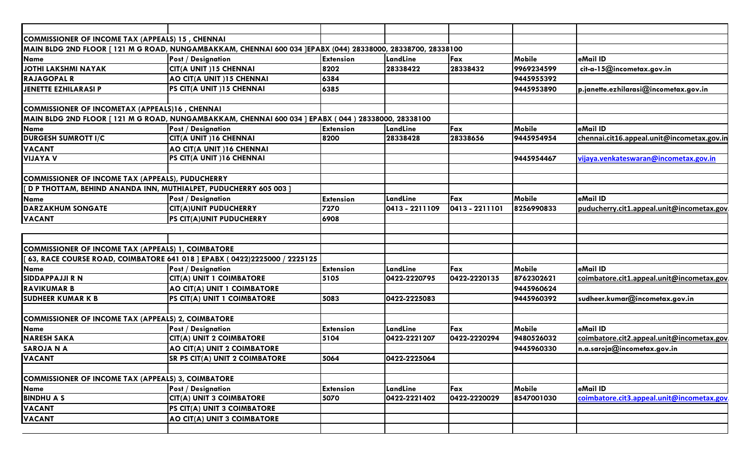| | | | | | | |
|---|---|---|---|---|---|---|
| **COMMISSIONER OF INCOME TAX (APPEALS) 15 , CHENNAI** | | | | | | |
| **MAIN BLDG 2ND FLOOR [ 121 M G ROAD, NUNGAMBAKKAM, CHENNAI 600 034 ]EPABX (044) 28338000, 28338700, 28338100** | | | | | | |
| **Name** | **Post / Designation** | **Extension** | **LandLine** | **Fax** | **Mobile** | **eMail ID** |
| **JOTHI LAKSHMI NAYAK** | **CIT(A UNIT )15 CHENNAI** | **8202** | **28338422** | **28338432** | **9969234599** | **cit-a-15@incometax.gov.in** |
| **RAJAGOPAL R** | **AO CIT(A UNIT )15 CHENNAI** | **6384** | | | **9445955392** | |
| **JENETTE EZHILARASI P** | **PS CIT(A UNIT )15 CHENNAI** | **6385** | | | **9445953890** | **p.janette.ezhilarasi@incometax.gov.in** |
| | | | | | | |
| **COMMISSIONER OF INCOMETAX (APPEALS)16 , CHENNAI** | | | | | | |
| **MAIN BLDG 2ND FLOOR [ 121 M G ROAD, NUNGAMBAKKAM, CHENNAI 600 034 ] EPABX ( 044 ) 28338000, 28338100** | | | | | | |
| **Name** | **Post / Designation** | **Extension** | **LandLine** | **Fax** | **Mobile** | **eMail ID** |
| **DURGESH SUMROTT I/C** | **CIT(A UNIT )16 CHENNAI** | **8200** | **28338428** | **28338656** | **9445954954** | **chennai.cit16.appeal.unit@incometax.gov.in** |
| **VACANT** | **AO CIT(A UNIT )16 CHENNAI** | | | | | |
| **VIJAYA V** | **PS CIT(A UNIT )16 CHENNAI** | | | | **9445954467** | **vijaya.venkateswaran@incometax.gov.in** |
| | | | | | | |
| **COMMISSIONER OF INCOME TAX (APPEALS), PUDUCHERRY** | | | | | | |
| **[ D P THOTTAM, BEHIND ANANDA INN, MUTHIALPET, PUDUCHERRY 605 003 ]** | | | | | | |
| **Name** | **Post / Designation** | **Extension** | **LandLine** | **Fax** | **Mobile** | **eMail ID** |
| **DARZAKHUM SONGATE** | **CIT(A)UNIT PUDUCHERRY** | **7270** | **0413 - 2211109** | **0413 - 2211101** | **8256990833** | **puducherry.cit1.appeal.unit@incometax.gov.** |
| **VACANT** | **PS CIT(A)UNIT PUDUCHERRY** | **6908** | | | | |
| | | | | | | |
| | | | | | | |
| **COMMISSIONER OF INCOME TAX (APPEALS) 1, COIMBATORE** | | | | | | |
| **[ 63, RACE COURSE ROAD, COIMBATORE 641 018 ] EPABX ( 0422)2225000 / 2225125** | | | | | | |
| **Name** | **Post / Designation** | **Extension** | **LandLine** | **Fax** | **Mobile** | **eMail ID** |
| **SIDDAPPAJJI R N** | **CIT(A) UNIT 1 COIMBATORE** | **5105** | **0422-2220795** | **0422-2220135** | **8762302621** | **coimbatore.cit1.appeal.unit@incometax.gov.** |
| **RAVIKUMAR B** | **AO CIT(A) UNIT 1 COIMBATORE** | | | | **9445960624** | |
| **SUDHEER KUMAR K B** | **PS CIT(A) UNIT 1 COIMBATORE** | **5083** | **0422-2225083** | | **9445960392** | **sudheer.kumar@incometax.gov.in** |
| | | | | | | |
| **COMMISSIONER OF INCOME TAX (APPEALS) 2, COIMBATORE** | | | | | | |
| **Name** | **Post / Designation** | **Extension** | **LandLine** | **Fax** | **Mobile** | **eMail ID** |
| **NARESH SAKA** | **CIT(A) UNIT 2 COIMBATORE** | **5104** | **0422-2221207** | **0422-2220294** | **9480526032** | **coimbatore.cit2.appeal.unit@incometax.gov.** |
| **SAROJA N A** | **AO CIT(A) UNIT 2 COIMBATORE** | | | | **9445960330** | **n.a.saroja@incometax.gov.in** |
| **VACANT** | **SR PS CIT(A) UNIT 2 COIMBATORE** | **5064** | **0422-2225064** | | | |
| | | | | | | |
| **COMMISSIONER OF INCOME TAX (APPEALS) 3, COIMBATORE** | | | | | | |
| **Name** | **Post / Designation** | **Extension** | **LandLine** | **Fax** | **Mobile** | **eMail ID** |
| **BINDHU A S** | **CIT(A) UNIT 3 COIMBATORE** | **5070** | **0422-2221402** | **0422-2220029** | **8547001030** | **coimbatore.cit3.appeal.unit@incometax.gov.** |
| **VACANT** | **PS CIT(A) UNIT 3 COIMBATORE** | | | | | |
| **VACANT** | **AO CIT(A) UNIT 3 COIMBATORE** | | | | | |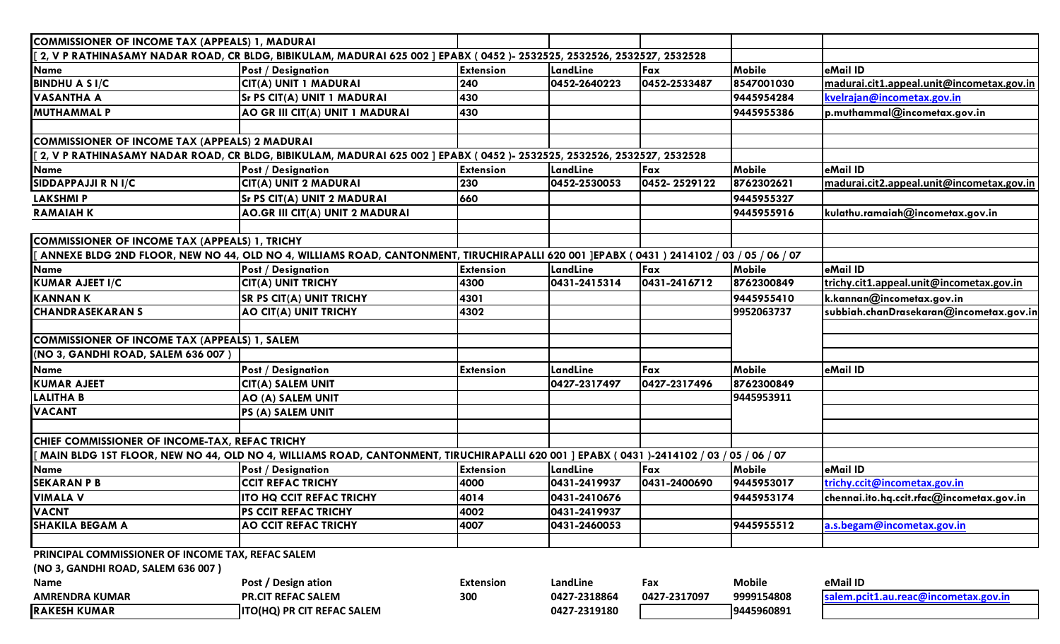| COMMISSIONER OF INCOME TAX (APPEALS) 1, MADURAI | | | | | | |
|---|---|---|---|---|---|---|
| [ 2, V P RATHINASAMY NADAR ROAD, CR BLDG, BIBIKULAM, MADURAI 625 002 ] EPABX ( 0452 )- 2532525, 2532526, 2532527, 2532528 | | | | | | |
| Name | Post / Designation | Extension | LandLine | Fax | Mobile | eMail ID |
| BINDHU A S I/C | CIT(A) UNIT 1 MADURAI | 240 | 0452-2640223 | 0452-2533487 | 8547001030 | madurai.cit1.appeal.unit@incometax.gov.in |
| VASANTHA A | Sr PS CIT(A) UNIT 1 MADURAI | 430 | | | 9445954284 | kvelrajan@incometax.gov.in |
| MUTHAMMAL P | AO GR III CIT(A) UNIT 1 MADURAI | 430 | | | 9445955386 | p.muthammal@incometax.gov.in |
| | | | | | | |
| COMMISSIONER OF INCOME TAX (APPEALS) 2 MADURAI | | | | | | |
| [ 2, V P RATHINASAMY NADAR ROAD, CR BLDG, BIBIKULAM, MADURAI 625 002 ] EPABX ( 0452 )- 2532525, 2532526, 2532527, 2532528 | | | | | | |
| Name | Post / Designation | Extension | LandLine | Fax | Mobile | eMail ID |
| SIDDAPPAJJI R N I/C | CIT(A) UNIT 2 MADURAI | 230 | 0452-2530053 | 0452- 2529122 | 8762302621 | madurai.cit2.appeal.unit@incometax.gov.in |
| LAKSHMI P | Sr PS CIT(A) UNIT 2 MADURAI | 660 | | | 9445955327 | |
| RAMAIAH K | AO.GR III CIT(A) UNIT 2 MADURAI | | | | 9445955916 | kulathu.ramaiah@incometax.gov.in |
| | | | | | | |
| COMMISSIONER OF INCOME TAX (APPEALS) 1, TRICHY | | | | | | |
| [ ANNEXE BLDG 2ND FLOOR, NEW NO 44, OLD NO 4, WILLIAMS ROAD, CANTONMENT, TIRUCHIRAPALLI 620 001 ]EPABX ( 0431 ) 2414102 / 03 / 05 / 06 / 07 | | | | | | |
| Name | Post / Designation | Extension | LandLine | Fax | Mobile | eMail ID |
| KUMAR AJEET I/C | CIT(A) UNIT TRICHY | 4300 | 0431-2415314 | 0431-2416712 | 8762300849 | trichy.cit1.appeal.unit@incometax.gov.in |
| KANNAN K | SR PS CIT(A) UNIT TRICHY | 4301 | | | 9445955410 | k.kannan@incometax.gov.in |
| CHANDRASEKARAN S | AO CIT(A) UNIT TRICHY | 4302 | | | 9952063737 | subbiah.chanDrasekaran@incometax.gov.in |
| | | | | | | |
| COMMISSIONER OF INCOME TAX (APPEALS) 1, SALEM | | | | | | |
| (NO 3, GANDHI ROAD, SALEM 636 007 ) | | | | | | |
| Name | Post / Designation | Extension | LandLine | Fax | Mobile | eMail ID |
| KUMAR AJEET | CIT(A) SALEM UNIT | | 0427-2317497 | 0427-2317496 | 8762300849 | |
| LALITHA B | AO (A) SALEM UNIT | | | | 9445953911 | |
| VACANT | PS (A) SALEM UNIT | | | | | |
| | | | | | | |
| CHIEF COMMISSIONER OF INCOME-TAX, REFAC TRICHY | | | | | | |
| [ MAIN BLDG 1ST FLOOR, NEW NO 44, OLD NO 4, WILLIAMS ROAD, CANTONMENT, TIRUCHIRAPALLI 620 001 ] EPABX ( 0431 )-2414102 / 03 / 05 / 06 / 07 | | | | | | |
| Name | Post / Designation | Extension | LandLine | Fax | Mobile | eMail ID |
| SEKARAN P B | CCIT REFAC TRICHY | 4000 | 0431-2419937 | 0431-2400690 | 9445953017 | trichy.ccit@incometax.gov.in |
| VIMALA V | ITO HQ CCIT REFAC TRICHY | 4014 | 0431-2410676 | | 9445953174 | chennai.ito.hq.ccit.rfac@incometax.gov.in |
| VACNT | PS CCIT REFAC TRICHY | 4002 | 0431-2419937 | | | |
| SHAKILA BEGAM A | AO CCIT REFAC TRICHY | 4007 | 0431-2460053 | | 9445955512 | a.s.begam@incometax.gov.in |
| | | | | | | |
| PRINCIPAL COMMISSIONER OF INCOME TAX, REFAC SALEM | | | | | | |
| (NO 3, GANDHI ROAD, SALEM 636 007 ) | | | | | | |
| Name | Post / Design ation | Extension | LandLine | Fax | Mobile | eMail ID |
| AMRENDRA KUMAR | PR.CIT REFAC SALEM | 300 | 0427-2318864 | 0427-2317097 | 9999154808 | salem.pcit1.au.reac@incometax.gov.in |
| RAKESH KUMAR | ITO(HQ) PR CIT REFAC SALEM | | 0427-2319180 | | 9445960891 | |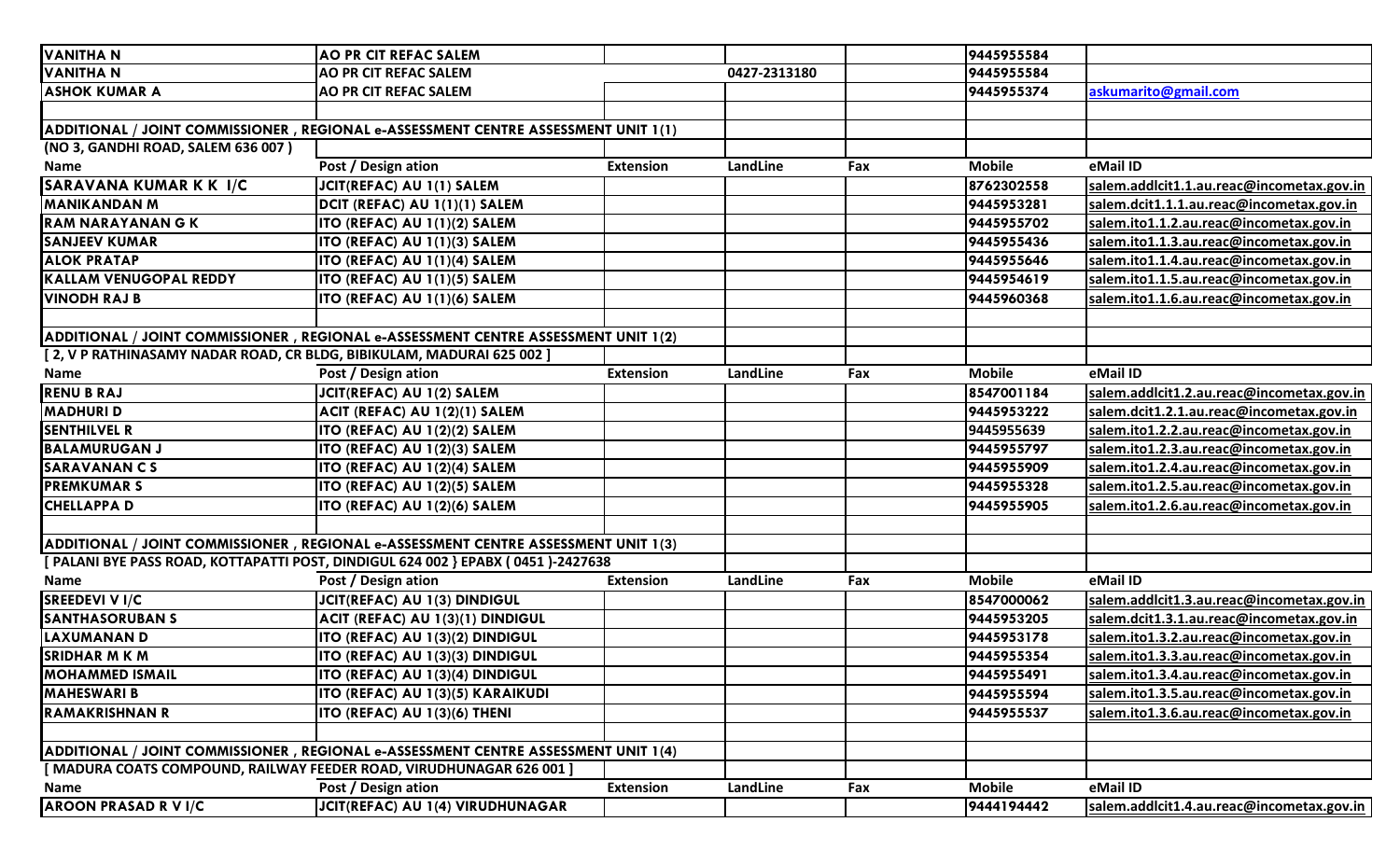| | | | | | | |
|---|---|---|---|---|---|---|
| **VANITHA N** | **AO PR CIT REFAC SALEM** | | | | 9445955584 | |
| **VANITHA N** | **AO PR CIT REFAC SALEM** | | 0427-2313180 | | 9445955584 | |
| **ASHOK KUMAR A** | **AO PR CIT REFAC SALEM** | | | | 9445955374 | askumarito@gmail.com |
| | | | | | | |
| **ADDITIONAL / JOINT COMMISSIONER , REGIONAL e-ASSESSMENT CENTRE ASSESSMENT UNIT 1(1)** | | | | | | |
| **(NO 3, GANDHI ROAD, SALEM 636 007 )** | | | | | | |
| **Name** | **Post / Design ation** | **Extension** | **LandLine** | **Fax** | **Mobile** | **eMail ID** |
| **SARAVANA KUMAR K K I/C** | **JCIT(REFAC) AU 1(1) SALEM** | | | | 8762302558 | salem.addlcit1.1.au.reac@incometax.gov.in |
| **MANIKANDAN M** | **DCIT (REFAC) AU 1(1)(1) SALEM** | | | | 9445953281 | salem.dcit1.1.1.au.reac@incometax.gov.in |
| **RAM NARAYANAN G K** | **ITO (REFAC) AU 1(1)(2) SALEM** | | | | 9445955702 | salem.ito1.1.2.au.reac@incometax.gov.in |
| **SANJEEV KUMAR** | **ITO (REFAC) AU 1(1)(3) SALEM** | | | | 9445955436 | salem.ito1.1.3.au.reac@incometax.gov.in |
| **ALOK PRATAP** | **ITO (REFAC) AU 1(1)(4) SALEM** | | | | 9445955646 | salem.ito1.1.4.au.reac@incometax.gov.in |
| **KALLAM VENUGOPAL REDDY** | **ITO (REFAC) AU 1(1)(5) SALEM** | | | | 9445954619 | salem.ito1.1.5.au.reac@incometax.gov.in |
| **VINODH RAJ B** | **ITO (REFAC) AU 1(1)(6) SALEM** | | | | 9445960368 | salem.ito1.1.6.au.reac@incometax.gov.in |
| | | | | | | |
| **ADDITIONAL / JOINT COMMISSIONER , REGIONAL e-ASSESSMENT CENTRE ASSESSMENT UNIT 1(2)** | | | | | | |
| **[ 2, V P RATHINASAMY NADAR ROAD, CR BLDG, BIBIKULAM, MADURAI 625 002 ]** | | | | | | |
| **Name** | **Post / Design ation** | **Extension** | **LandLine** | **Fax** | **Mobile** | **eMail ID** |
| **RENU B RAJ** | **JCIT(REFAC) AU 1(2) SALEM** | | | | 8547001184 | salem.addlcit1.2.au.reac@incometax.gov.in |
| **MADHURI D** | **ACIT (REFAC) AU 1(2)(1) SALEM** | | | | 9445953222 | salem.dcit1.2.1.au.reac@incometax.gov.in |
| **SENTHILVEL R** | **ITO (REFAC) AU 1(2)(2) SALEM** | | | | 9445955639 | salem.ito1.2.2.au.reac@incometax.gov.in |
| **BALAMURUGAN J** | **ITO (REFAC) AU 1(2)(3) SALEM** | | | | 9445955797 | salem.ito1.2.3.au.reac@incometax.gov.in |
| **SARAVANAN C S** | **ITO (REFAC) AU 1(2)(4) SALEM** | | | | 9445955909 | salem.ito1.2.4.au.reac@incometax.gov.in |
| **PREMKUMAR S** | **ITO (REFAC) AU 1(2)(5) SALEM** | | | | 9445955328 | salem.ito1.2.5.au.reac@incometax.gov.in |
| **CHELLAPPA D** | **ITO (REFAC) AU 1(2)(6) SALEM** | | | | 9445955905 | salem.ito1.2.6.au.reac@incometax.gov.in |
| | | | | | | |
| **ADDITIONAL / JOINT COMMISSIONER , REGIONAL e-ASSESSMENT CENTRE ASSESSMENT UNIT 1(3)** | | | | | | |
| **[ PALANI BYE PASS ROAD, KOTTAPATTI POST, DINDIGUL 624 002 } EPABX ( 0451 )-2427638** | | | | | | |
| **Name** | **Post / Design ation** | **Extension** | **LandLine** | **Fax** | **Mobile** | **eMail ID** |
| **SREEDEVI V I/C** | **JCIT(REFAC) AU 1(3) DINDIGUL** | | | | 8547000062 | salem.addlcit1.3.au.reac@incometax.gov.in |
| **SANTHASORUBAN S** | **ACIT (REFAC) AU 1(3)(1) DINDIGUL** | | | | 9445953205 | salem.dcit1.3.1.au.reac@incometax.gov.in |
| **LAXUMANAN D** | **ITO (REFAC) AU 1(3)(2) DINDIGUL** | | | | 9445953178 | salem.ito1.3.2.au.reac@incometax.gov.in |
| **SRIDHAR M K M** | **ITO (REFAC) AU 1(3)(3) DINDIGUL** | | | | 9445955354 | salem.ito1.3.3.au.reac@incometax.gov.in |
| **MOHAMMED ISMAIL** | **ITO (REFAC) AU 1(3)(4) DINDIGUL** | | | | 9445955491 | salem.ito1.3.4.au.reac@incometax.gov.in |
| **MAHESWARI B** | **ITO (REFAC) AU 1(3)(5) KARAIKUDI** | | | | 9445955594 | salem.ito1.3.5.au.reac@incometax.gov.in |
| **RAMAKRISHNAN R** | **ITO (REFAC) AU 1(3)(6) THENI** | | | | 9445955537 | salem.ito1.3.6.au.reac@incometax.gov.in |
| | | | | | | |
| **ADDITIONAL / JOINT COMMISSIONER , REGIONAL e-ASSESSMENT CENTRE ASSESSMENT UNIT 1(4)** | | | | | | |
| **[ MADURA COATS COMPOUND, RAILWAY FEEDER ROAD, VIRUDHUNAGAR 626 001 ]** | | | | | | |
| **Name** | **Post / Design ation** | **Extension** | **LandLine** | **Fax** | **Mobile** | **eMail ID** |
| **AROON PRASAD R V I/C** | **JCIT(REFAC) AU 1(4) VIRUDHUNAGAR** | | | | 9444194442 | salem.addlcit1.4.au.reac@incometax.gov.in |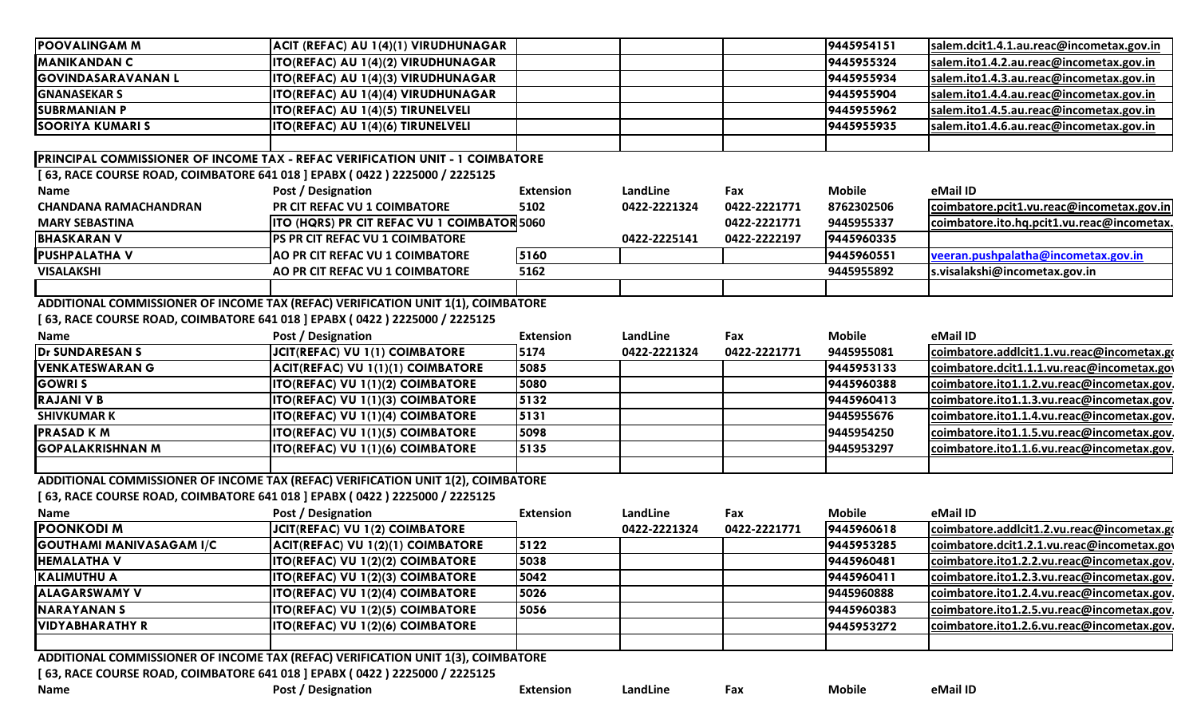| | | | | | | |
|---|---|---|---|---|---|---|
| POOVALINGAM M | ACIT (REFAC) AU 1(4)(1) VIRUDHUNAGAR | | | | 9445954151 | salem.dcit1.4.1.au.reac@incometax.gov.in |
| MANIKANDAN C | ITO(REFAC) AU 1(4)(2) VIRUDHUNAGAR | | | | 9445955324 | salem.ito1.4.2.au.reac@incometax.gov.in |
| GOVINDASARAVANAN L | ITO(REFAC) AU 1(4)(3) VIRUDHUNAGAR | | | | 9445955934 | salem.ito1.4.3.au.reac@incometax.gov.in |
| GNANASEKAR S | ITO(REFAC) AU 1(4)(4) VIRUDHUNAGAR | | | | 9445955904 | salem.ito1.4.4.au.reac@incometax.gov.in |
| SUBRMANIAN P | ITO(REFAC) AU 1(4)(5) TIRUNELVELI | | | | 9445955962 | salem.ito1.4.5.au.reac@incometax.gov.in |
| SOORIYA KUMARI S | ITO(REFAC) AU 1(4)(6) TIRUNELVELI | | | | 9445955935 | salem.ito1.4.6.au.reac@incometax.gov.in |

**PRINCIPAL COMMISSIONER OF INCOME TAX - REFAC VERIFICATION UNIT - 1 COIMBATORE**

**[ 63, RACE COURSE ROAD, COIMBATORE 641 018 ] EPABX ( 0422 ) 2225000 / 2225125**

| Name | Post / Designation | Extension | LandLine | Fax | Mobile | eMail ID |
|---|---|---|---|---|---|---|
| CHANDANA RAMACHANDRAN | PR CIT REFAC VU 1 COIMBATORE | 5102 | 0422-2221324 | 0422-2221771 | 8762302506 | coimbatore.pcit1.vu.reac@incometax.gov.in |
| MARY SEBASTINA | ITO (HQRS) PR CIT REFAC VU 1 COIMBATOR | 5060 | | 0422-2221771 | 9445955337 | coimbatore.ito.hq.pcit1.vu.reac@incometax. |
| BHASKARAN V | PS PR CIT REFAC VU 1 COIMBATORE | | 0422-2225141 | 0422-2222197 | 9445960335 | |
| PUSHPALATHA V | AO PR CIT REFAC VU 1 COIMBATORE | 5160 | | | 9445960551 | veeran.pushpalatha@incometax.gov.in |
| VISALAKSHI | AO PR CIT REFAC VU 1 COIMBATORE | 5162 | | | 9445955892 | s.visalakshi@incometax.gov.in |

**ADDITIONAL COMMISSIONER OF INCOME TAX (REFAC) VERIFICATION UNIT 1(1), COIMBATORE**

**[ 63, RACE COURSE ROAD, COIMBATORE 641 018 ] EPABX ( 0422 ) 2225000 / 2225125**

| Name | Post / Designation | Extension | LandLine | Fax | Mobile | eMail ID |
|---|---|---|---|---|---|---|
| Dr SUNDARESAN S | JCIT(REFAC) VU 1(1) COIMBATORE | 5174 | 0422-2221324 | 0422-2221771 | 9445955081 | coimbatore.addlcit1.1.vu.reac@incometax.go |
| VENKATESWARAN G | ACIT(REFAC) VU 1(1)(1) COIMBATORE | 5085 | | | 9445953133 | coimbatore.dcit1.1.1.vu.reac@incometax.gov |
| GOWRI S | ITO(REFAC) VU 1(1)(2) COIMBATORE | 5080 | | | 9445960388 | coimbatore.ito1.1.2.vu.reac@incometax.gov. |
| RAJANI V B | ITO(REFAC) VU 1(1)(3) COIMBATORE | 5132 | | | 9445960413 | coimbatore.ito1.1.3.vu.reac@incometax.gov. |
| SHIVKUMAR K | ITO(REFAC) VU 1(1)(4) COIMBATORE | 5131 | | | 9445955676 | coimbatore.ito1.1.4.vu.reac@incometax.gov. |
| PRASAD K M | ITO(REFAC) VU 1(1)(5) COIMBATORE | 5098 | | | 9445954250 | coimbatore.ito1.1.5.vu.reac@incometax.gov. |
| GOPALAKRISHNAN M | ITO(REFAC) VU 1(1)(6) COIMBATORE | 5135 | | | 9445953297 | coimbatore.ito1.1.6.vu.reac@incometax.gov. |

**ADDITIONAL COMMISSIONER OF INCOME TAX (REFAC) VERIFICATION UNIT 1(2), COIMBATORE**

**[ 63, RACE COURSE ROAD, COIMBATORE 641 018 ] EPABX ( 0422 ) 2225000 / 2225125**

| Name | Post / Designation | Extension | LandLine | Fax | Mobile | eMail ID |
|---|---|---|---|---|---|---|
| POONKODI M | JCIT(REFAC) VU 1(2) COIMBATORE | | 0422-2221324 | 0422-2221771 | 9445960618 | coimbatore.addlcit1.2.vu.reac@incometax.go |
| GOUTHAMI MANIVASAGAM I/C | ACIT(REFAC) VU 1(2)(1) COIMBATORE | 5122 | | | 9445953285 | coimbatore.dcit1.2.1.vu.reac@incometax.gov |
| HEMALATHA V | ITO(REFAC) VU 1(2)(2) COIMBATORE | 5038 | | | 9445960481 | coimbatore.ito1.2.2.vu.reac@incometax.gov. |
| KALIMUTHU A | ITO(REFAC) VU 1(2)(3) COIMBATORE | 5042 | | | 9445960411 | coimbatore.ito1.2.3.vu.reac@incometax.gov. |
| ALAGARSWAMY V | ITO(REFAC) VU 1(2)(4) COIMBATORE | 5026 | | | 9445960888 | coimbatore.ito1.2.4.vu.reac@incometax.gov. |
| NARAYANAN S | ITO(REFAC) VU 1(2)(5) COIMBATORE | 5056 | | | 9445960383 | coimbatore.ito1.2.5.vu.reac@incometax.gov. |
| VIDYABHARATHY R | ITO(REFAC) VU 1(2)(6) COIMBATORE | | | | 9445953272 | coimbatore.ito1.2.6.vu.reac@incometax.gov. |

**ADDITIONAL COMMISSIONER OF INCOME TAX (REFAC) VERIFICATION UNIT 1(3), COIMBATORE**

**[ 63, RACE COURSE ROAD, COIMBATORE 641 018 ] EPABX ( 0422 ) 2225000 / 2225125**

| Name | Post / Designation | Extension | LandLine | Fax | Mobile | eMail ID |
|---|---|---|---|---|---|---|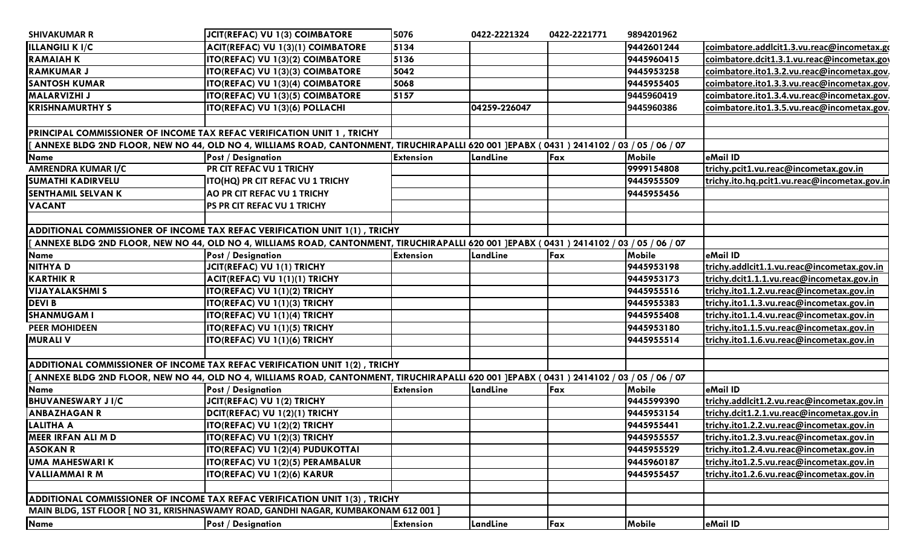| | | | | | | |
|---|---|---|---|---|---|---|
| SHIVAKUMAR R | JCIT(REFAC) VU 1(3) COIMBATORE | 5076 | 0422-2221324 | 0422-2221771 | 9894201962 | |
| ILLANGILI K I/C | ACIT(REFAC) VU 1(3)(1) COIMBATORE | 5134 | | | 9442601244 | coimbatore.addlcit1.3.vu.reac@incometax.go |
| RAMAIAH K | ITO(REFAC) VU 1(3)(2) COIMBATORE | 5136 | | | 9445960415 | coimbatore.dcit1.3.1.vu.reac@incometax.gov |
| RAMKUMAR J | ITO(REFAC) VU 1(3)(3) COIMBATORE | 5042 | | | 9445953258 | coimbatore.ito1.3.2.vu.reac@incometax.gov. |
| SANTOSH KUMAR | ITO(REFAC) VU 1(3)(4) COIMBATORE | 5068 | | | 9445955405 | coimbatore.ito1.3.3.vu.reac@incometax.gov. |
| MALARVIZHI J | ITO(REFAC) VU 1(3)(5) COIMBATORE | 5157 | | | 9445960419 | coimbatore.ito1.3.4.vu.reac@incometax.gov. |
| KRISHNAMURTHY S | ITO(REFAC) VU 1(3)(6) POLLACHI | | 04259-226047 | | 9445960386 | coimbatore.ito1.3.5.vu.reac@incometax.gov. |

**PRINCIPAL COMMISSIONER OF INCOME TAX REFAC VERIFICATION UNIT 1 , TRICHY**

[ ANNEXE BLDG 2ND FLOOR, NEW NO 44, OLD NO 4, WILLIAMS ROAD, CANTONMENT, TIRUCHIRAPALLI 620 001 ]EPABX ( 0431 ) 2414102 / 03 / 05 / 06 / 07

| Name | Post / Designation | Extension | LandLine | Fax | Mobile | eMail ID |
|---|---|---|---|---|---|---|
| AMRENDRA KUMAR I/C | PR CIT REFAC VU 1 TRICHY | | | | 9999154808 | trichy.pcit1.vu.reac@incometax.gov.in |
| SUMATHI KADIRVELU | ITO(HQ) PR CIT REFAC VU 1 TRICHY | | | | 9445955509 | trichy.ito.hq.pcit1.vu.reac@incometax.gov.in |
| SENTHAMIL SELVAN K | AO PR CIT REFAC VU 1 TRICHY | | | | 9445955456 | |
| VACANT | PS PR CIT REFAC VU 1 TRICHY | | | | | |

**ADDITIONAL COMMISSIONER OF INCOME TAX REFAC VERIFICATION UNIT 1(1) , TRICHY**

[ ANNEXE BLDG 2ND FLOOR, NEW NO 44, OLD NO 4, WILLIAMS ROAD, CANTONMENT, TIRUCHIRAPALLI 620 001 ]EPABX ( 0431 ) 2414102 / 03 / 05 / 06 / 07

| Name | Post / Designation | Extension | LandLine | Fax | Mobile | eMail ID |
|---|---|---|---|---|---|---|
| NITHYA D | JCIT(REFAC) VU 1(1) TRICHY | | | | 9445953198 | trichy.addlcit1.1.vu.reac@incometax.gov.in |
| KARTHIK R | ACIT(REFAC) VU 1(1)(1) TRICHY | | | | 9445953173 | trichy.dcit1.1.1.vu.reac@incometax.gov.in |
| VIJAYALAKSHMI S | ITO(REFAC) VU 1(1)(2) TRICHY | | | | 9445955516 | trichy.ito1.1.2.vu.reac@incometax.gov.in |
| DEVI B | ITO(REFAC) VU 1(1)(3) TRICHY | | | | 9445955383 | trichy.ito1.1.3.vu.reac@incometax.gov.in |
| SHANMUGAM I | ITO(REFAC) VU 1(1)(4) TRICHY | | | | 9445955408 | trichy.ito1.1.4.vu.reac@incometax.gov.in |
| PEER MOHIDEEN | ITO(REFAC) VU 1(1)(5) TRICHY | | | | 9445953180 | trichy.ito1.1.5.vu.reac@incometax.gov.in |
| MURALI V | ITO(REFAC) VU 1(1)(6) TRICHY | | | | 9445955514 | trichy.ito1.1.6.vu.reac@incometax.gov.in |

**ADDITIONAL COMMISSIONER OF INCOME TAX REFAC VERIFICATION UNIT 1(2) , TRICHY**

[ ANNEXE BLDG 2ND FLOOR, NEW NO 44, OLD NO 4, WILLIAMS ROAD, CANTONMENT, TIRUCHIRAPALLI 620 001 ]EPABX ( 0431 ) 2414102 / 03 / 05 / 06 / 07

| Name | Post / Designation | Extension | LandLine | Fax | Mobile | eMail ID |
|---|---|---|---|---|---|---|
| BHUVANESWARY J I/C | JCIT(REFAC) VU 1(2) TRICHY | | | | 9445599390 | trichy.addlcit1.2.vu.reac@incometax.gov.in |
| ANBAZHAGAN R | DCIT(REFAC) VU 1(2)(1) TRICHY | | | | 9445953154 | trichy.dcit1.2.1.vu.reac@incometax.gov.in |
| LALITHA A | ITO(REFAC) VU 1(2)(2) TRICHY | | | | 9445955441 | trichy.ito1.2.2.vu.reac@incometax.gov.in |
| MEER IRFAN ALI M D | ITO(REFAC) VU 1(2)(3) TRICHY | | | | 9445955557 | trichy.ito1.2.3.vu.reac@incometax.gov.in |
| ASOKAN R | ITO(REFAC) VU 1(2)(4) PUDUKOTTAI | | | | 9445955529 | trichy.ito1.2.4.vu.reac@incometax.gov.in |
| UMA MAHESWARI K | ITO(REFAC) VU 1(2)(5) PERAMBALUR | | | | 9445960187 | trichy.ito1.2.5.vu.reac@incometax.gov.in |
| VALLIAMMAI R M | ITO(REFAC) VU 1(2)(6) KARUR | | | | 9445955457 | trichy.ito1.2.6.vu.reac@incometax.gov.in |

**ADDITIONAL COMMISSIONER OF INCOME TAX REFAC VERIFICATION UNIT 1(3) , TRICHY**

MAIN BLDG, 1ST FLOOR [ NO 31, KRISHNASWAMY ROAD, GANDHI NAGAR, KUMBAKONAM 612 001 ]

| Name | Post / Designation | Extension | LandLine | Fax | Mobile | eMail ID |
|---|---|---|---|---|---|---|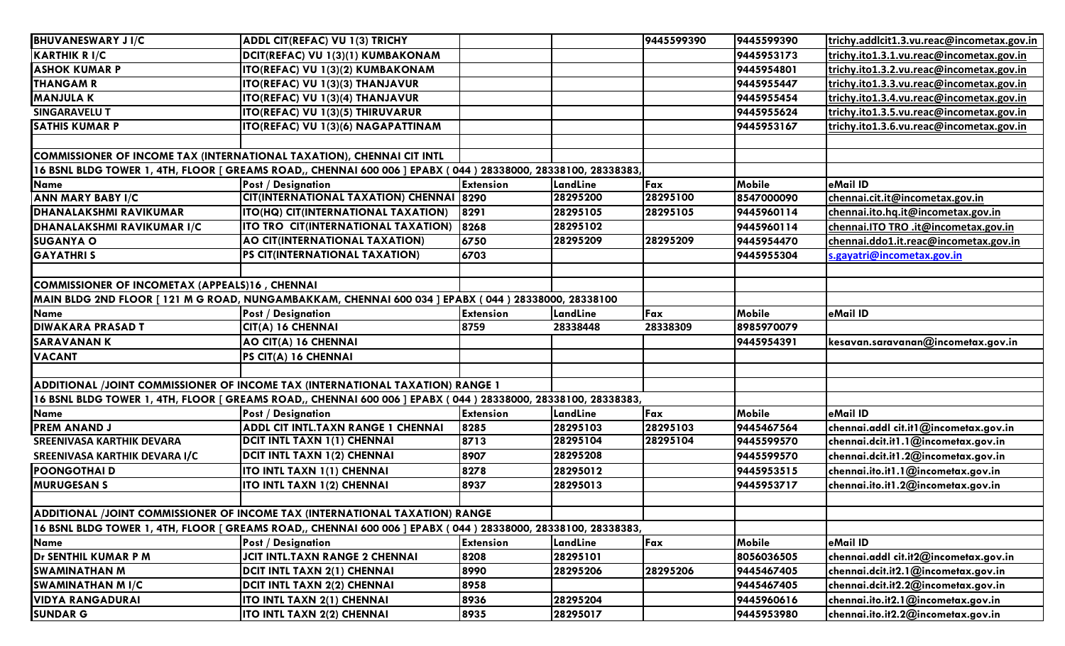| BHUVANESWARY J I/C | ADDL CIT(REFAC) VU 1(3) TRICHY | | | 9445599390 | 9445599390 | trichy.addlcit1.3.vu.reac@incometax.gov.in |
|---|---|---|---|---|---|---|
| KARTHIK R I/C | DCIT(REFAC) VU 1(3)(1) KUMBAKONAM | | | | 9445953173 | trichy.ito1.3.1.vu.reac@incometax.gov.in |
| ASHOK KUMAR P | ITO(REFAC) VU 1(3)(2) KUMBAKONAM | | | | 9445954801 | trichy.ito1.3.2.vu.reac@incometax.gov.in |
| THANGAM R | ITO(REFAC) VU 1(3)(3) THANJAVUR | | | | 9445955447 | trichy.ito1.3.3.vu.reac@incometax.gov.in |
| MANJULA K | ITO(REFAC) VU 1(3)(4) THANJAVUR | | | | 9445955454 | trichy.ito1.3.4.vu.reac@incometax.gov.in |
| SINGARAVELU T | ITO(REFAC) VU 1(3)(5) THIRUVARUR | | | | 9445955624 | trichy.ito1.3.5.vu.reac@incometax.gov.in |
| SATHIS KUMAR P | ITO(REFAC) VU 1(3)(6) NAGAPATTINAM | | | | 9445953167 | trichy.ito1.3.6.vu.reac@incometax.gov.in |

**COMMISSIONER OF INCOME TAX (INTERNATIONAL TAXATION), CHENNAI CIT INTL**

16 BSNL BLDG TOWER 1, 4TH, FLOOR [ GREAMS ROAD,, CHENNAI 600 006 ] EPABX ( 044 ) 28338000, 28338100, 28338383,

| Name | Post / Designation | Extension | LandLine | Fax | Mobile | eMail ID |
|---|---|---|---|---|---|---|
| ANN MARY BABY I/C | CIT(INTERNATIONAL TAXATION) CHENNAI | 8290 | 28295200 | 28295100 | 8547000090 | chennai.cit.it@incometax.gov.in |
| DHANALAKSHMI RAVIKUMAR | ITO(HQ) CIT(INTERNATIONAL TAXATION) | 8291 | 28295105 | 28295105 | 9445960114 | chennai.ito.hq.it@incometax.gov.in |
| DHANALAKSHMI RAVIKUMAR I/C | ITO TRO CIT(INTERNATIONAL TAXATION) | 8268 | 28295102 | | 9445960114 | chennai.ITO TRO .it@incometax.gov.in |
| SUGANYA O | AO CIT(INTERNATIONAL TAXATION) | 6750 | 28295209 | 28295209 | 9445954470 | chennai.ddo1.it.reac@incometax.gov.in |
| GAYATHRI S | PS CIT(INTERNATIONAL TAXATION) | 6703 | | | 9445955304 | s.gayatri@incometax.gov.in |

**COMMISSIONER OF INCOMETAX (APPEALS)16 , CHENNAI**

MAIN BLDG 2ND FLOOR [ 121 M G ROAD, NUNGAMBAKKAM, CHENNAI 600 034 ] EPABX ( 044 ) 28338000, 28338100

| Name | Post / Designation | Extension | LandLine | Fax | Mobile | eMail ID |
|---|---|---|---|---|---|---|
| DIWAKARA PRASAD T | CIT(A) 16 CHENNAI | 8759 | 28338448 | 28338309 | 8985970079 | |
| SARAVANAN K | AO CIT(A) 16 CHENNAI | | | | 9445954391 | kesavan.saravanan@incometax.gov.in |
| VACANT | PS CIT(A) 16 CHENNAI | | | | | |

**ADDITIONAL /JOINT COMMISSIONER OF INCOME TAX (INTERNATIONAL TAXATION) RANGE 1**

16 BSNL BLDG TOWER 1, 4TH, FLOOR [ GREAMS ROAD,, CHENNAI 600 006 ] EPABX ( 044 ) 28338000, 28338100, 28338383,

| Name | Post / Designation | Extension | LandLine | Fax | Mobile | eMail ID |
|---|---|---|---|---|---|---|
| PREM ANAND J | ADDL CIT INTL.TAXN RANGE 1 CHENNAI | 8285 | 28295103 | 28295103 | 9445467564 | chennai.addl cit.it1@incometax.gov.in |
| SREENIVASA KARTHIK DEVARA | DCIT INTL TAXN 1(1) CHENNAI | 8713 | 28295104 | 28295104 | 9445599570 | chennai.dcit.it1.1@incometax.gov.in |
| SREENIVASA KARTHIK DEVARA I/C | DCIT INTL TAXN 1(2) CHENNAI | 8907 | 28295208 | | 9445599570 | chennai.dcit.it1.2@incometax.gov.in |
| POONGOTHAI D | ITO INTL TAXN 1(1) CHENNAI | 8278 | 28295012 | | 9445953515 | chennai.ito.it1.1@incometax.gov.in |
| MURUGESAN S | ITO INTL TAXN 1(2) CHENNAI | 8937 | 28295013 | | 9445953717 | chennai.ito.it1.2@incometax.gov.in |

**ADDITIONAL /JOINT COMMISSIONER OF INCOME TAX (INTERNATIONAL TAXATION) RANGE**

16 BSNL BLDG TOWER 1, 4TH, FLOOR [ GREAMS ROAD,, CHENNAI 600 006 ] EPABX ( 044 ) 28338000, 28338100, 28338383,

| Name | Post / Designation | Extension | LandLine | Fax | Mobile | eMail ID |
|---|---|---|---|---|---|---|
| Dr SENTHIL KUMAR P M | JCIT INTL.TAXN RANGE 2 CHENNAI | 8208 | 28295101 | | 8056036505 | chennai.addl cit.it2@incometax.gov.in |
| SWAMINATHAN M | DCIT INTL TAXN 2(1) CHENNAI | 8990 | 28295206 | 28295206 | 9445467405 | chennai.dcit.it2.1@incometax.gov.in |
| SWAMINATHAN M I/C | DCIT INTL TAXN 2(2) CHENNAI | 8958 | | | 9445467405 | chennai.dcit.it2.2@incometax.gov.in |
| VIDYA RANGADURAI | ITO INTL TAXN 2(1) CHENNAI | 8936 | 28295204 | | 9445960616 | chennai.ito.it2.1@incometax.gov.in |
| SUNDAR G | ITO INTL TAXN 2(2) CHENNAI | 8935 | 28295017 | | 9445953980 | chennai.ito.it2.2@incometax.gov.in |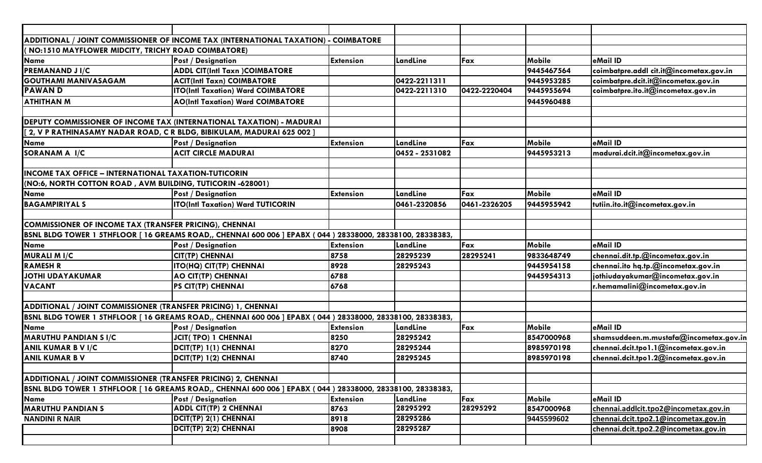| | | | | | | |
|---|---|---|---|---|---|---|
| **ADDITIONAL / JOINT COMMISSIONER OF INCOME TAX (INTERNATIONAL TAXATION) - COIMBATORE** | | | | | | |
| **( NO:1510 MAYFLOWER MIDCITY, TRICHY ROAD COIMBATORE)** | | | | | | |
| **Name** | **Post / Designation** | **Extension** | **LandLine** | **Fax** | **Mobile** | **eMail ID** |
| **PREMANAND J I/C** | **ADDL CIT(Intl Taxn )COIMBATORE** | | | | 9445467564 | coimbatpre.addl cit.it@incometax.gov.in |
| **GOUTHAMI MANIVASAGAM** | **ACIT(Intl Taxn) COIMBATORE** | | 0422-2211311 | | 9445953285 | coimbatpre.dcit.it@incometax.gov.in |
| **PAWAN D** | **ITO(Intl Taxation) Ward COIMBATORE** | | 0422-2211310 | 0422-2220404 | 9445955694 | coimbatpre.ito.it@incometax.gov.in |
| **ATHITHAN M** | **AO(Intl Taxation) Ward COIMBATORE** | | | | 9445960488 | |
| | | | | | | |
| **DEPUTY COMMISSIONER OF INCOME TAX (INTERNATIONAL TAXATION) - MADURAI** | | | | | | |
| **[ 2, V P RATHINASAMY NADAR ROAD, C R BLDG, BIBIKULAM, MADURAI 625 002 ]** | | | | | | |
| **Name** | **Post / Designation** | **Extension** | **LandLine** | **Fax** | **Mobile** | **eMail ID** |
| **SORANAM A I/C** | **ACIT CIRCLE MADURAI** | | 0452 - 2531082 | | 9445953213 | madurai.dcit.it@incometax.gov.in |
| | | | | | | |
| **INCOME TAX OFFICE – INTERNATIONAL TAXATION-TUTICORIN** | | | | | | |
| **(NO:6, NORTH COTTON ROAD , AVM BUILDING, TUTICORIN -628001)** | | | | | | |
| **Name** | **Post / Designation** | **Extension** | **LandLine** | **Fax** | **Mobile** | **eMail ID** |
| **BAGAMPIRIYAL S** | **ITO(Intl Taxation) Ward TUTICORIN** | | 0461-2320856 | 0461-2326205 | 9445955942 | tutiin.ito.it@incometax.gov.in |
| | | | | | | |
| **COMMISSIONER OF INCOME TAX (TRANSFER PRICING), CHENNAI** | | | | | | |
| **BSNL BLDG TOWER 1 5THFLOOR [ 16 GREAMS ROAD,, CHENNAI 600 006 ] EPABX ( 044 ) 28338000, 28338100, 28338383,** | | | | | | |
| **Name** | **Post / Designation** | **Extension** | **LandLine** | **Fax** | **Mobile** | **eMail ID** |
| **MURALI M I/C** | **CIT(TP) CHENNAI** | 8758 | 28295239 | 28295241 | 9833648749 | chennai.dit.tp.@incometax.gov.in |
| **RAMESH R** | **ITO(HQ) CIT(TP) CHENNAI** | 8928 | 28295243 | | 9445954158 | chennai.ito hq.tp.@incometax.gov.in |
| **JOTHI UDAYAKUMAR** | **AO CIT(TP) CHENNAI** | 6788 | | | 9445954313 | jothiudayakumar@incometax.gov.in |
| **VACANT** | **PS CIT(TP) CHENNAI** | 6768 | | | | r.hemamalini@incometax.gov.in |
| | | | | | | |
| **ADDITIONAL / JOINT COMMISSIONER (TRANSFER PRICING) 1, CHENNAI** | | | | | | |
| **BSNL BLDG TOWER 1 5THFLOOR [ 16 GREAMS ROAD,, CHENNAI 600 006 ] EPABX ( 044 ) 28338000, 28338100, 28338383,** | | | | | | |
| **Name** | **Post / Designation** | **Extension** | **LandLine** | **Fax** | **Mobile** | **eMail ID** |
| **MARUTHU PANDIAN S I/C** | **JCIT( TPO) 1 CHENNAI** | 8250 | 28295242 | | 8547000968 | shamsuddeen.m.mustafa@incometax.gov.in |
| **ANIL KUMAR B V I/C** | **DCIT(TP) 1(1) CHENNAI** | 8270 | 28295244 | | 8985970198 | chennai.dcit.tpo1.1@incometax.gov.in |
| **ANIL KUMAR B V** | **DCIT(TP) 1(2) CHENNAI** | 8740 | 28295245 | | 8985970198 | chennai.dcit.tpo1.2@incometax.gov.in |
| | | | | | | |
| **ADDITIONAL / JOINT COMMISSIONER (TRANSFER PRICING) 2, CHENNAI** | | | | | | |
| **BSNL BLDG TOWER 1 5THFLOOR [ 16 GREAMS ROAD,, CHENNAI 600 006 ] EPABX ( 044 ) 28338000, 28338100, 28338383,** | | | | | | |
| **Name** | **Post / Designation** | **Extension** | **LandLine** | **Fax** | **Mobile** | **eMail ID** |
| **MARUTHU PANDIAN S** | **ADDL CIT(TP) 2 CHENNAI** | 8763 | 28295292 | 28295292 | 8547000968 | chennai.addlcit.tpo2@incometax.gov.in |
| **NANDINI R NAIR** | **DCIT(TP) 2(1) CHENNAI** | 8918 | 28295286 | | 9445599602 | chennai.dcit.tpo2.1@incometax.gov.in |
| | **DCIT(TP) 2(2) CHENNAI** | 8908 | 28295287 | | | chennai.dcit.tpo2.2@incometax.gov.in |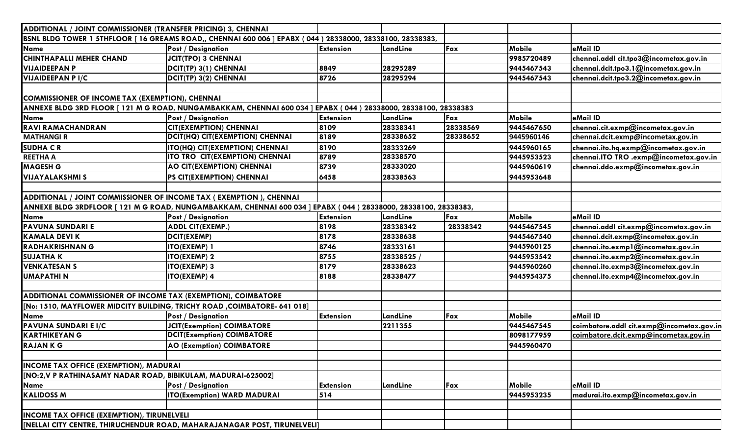| ADDITIONAL / JOINT COMMISSIONER (TRANSFER PRICING) 3, CHENNAI | | | | | | |
|---|---|---|---|---|---|---|
| BSNL BLDG TOWER 1 5THFLOOR [ 16 GREAMS ROAD,, CHENNAI 600 006 ] EPABX ( 044 ) 28338000, 28338100, 28338383, | | | | | | |
| **Name** | **Post / Designation** | **Extension** | **LandLine** | **Fax** | **Mobile** | **eMail ID** |
| CHINTHAPALLI MEHER CHAND | JCIT(TPO) 3 CHENNAI | | | | 9985720489 | chennai.addl cit.tpo3@incometax.gov.in |
| VIJAIDEEPAN P | DCIT(TP) 3(1) CHENNAI | 8849 | 28295289 | | 9445467543 | chennai.dcit.tpo3.1@incometax.gov.in |
| VIJAIDEEPAN P I/C | DCIT(TP) 3(2) CHENNAI | 8726 | 28295294 | | 9445467543 | chennai.dcit.tpo3.2@incometax.gov.in |
| | | | | | | |
| COMMISSIONER OF INCOME TAX (EXEMPTION), CHENNAI | | | | | | |
| ANNEXE BLDG 3RD FLOOR [ 121 M G ROAD, NUNGAMBAKKAM, CHENNAI 600 034 ] EPABX ( 044 ) 28338000, 28338100, 28338383 | | | | | | |
| **Name** | **Post / Designation** | **Extension** | **LandLine** | **Fax** | **Mobile** | **eMail ID** |
| RAVI RAMACHANDRAN | CIT(EXEMPTION) CHENNAI | 8109 | 28338341 | 28338569 | 9445467650 | chennai.cit.exmp@incometax.gov.in |
| MATHANGI R | DCIT(HQ) CIT(EXEMPTION) CHENNAI | 8189 | 28338652 | 28338652 | 9445960146 | chennai.dcit.exmp@incometax.gov.in |
| SUDHA C R | ITO(HQ) CIT(EXEMPTION) CHENNAI | 8190 | 28333269 | | 9445960165 | chennai.ito.hq.exmp@incometax.gov.in |
| REETHA A | ITO TRO CIT(EXEMPTION) CHENNAI | 8789 | 28338570 | | 9445953523 | chennai.ITO TRO .exmp@incometax.gov.in |
| MAGESH G | AO CIT(EXEMPTION) CHENNAI | 8739 | 28333020 | | 9445960619 | chennai.ddo.exmp@incometax.gov.in |
| VIJAYALAKSHMI S | PS CIT(EXEMPTION) CHENNAI | 6458 | 28338563 | | 9445953648 | |
| | | | | | | |
| ADDITIONAL / JOINT COMMISSIONER OF INCOME TAX ( EXEMPTION ), CHENNAI | | | | | | |
| ANNEXE BLDG 3RDFLOOR [ 121 M G ROAD, NUNGAMBAKKAM, CHENNAI 600 034 ] EPABX ( 044 ) 28338000, 28338100, 28338383, | | | | | | |
| **Name** | **Post / Designation** | **Extension** | **LandLine** | **Fax** | **Mobile** | **eMail ID** |
| PAVUNA SUNDARI E | ADDL CIT(EXEMP.) | 8198 | 28338342 | 28338342 | 9445467545 | chennai.addl cit.exmp@incometax.gov.in |
| KAMALA DEVI K | DCIT(EXEMP) | 8178 | 28338638 | | 9445467540 | chennai.dcit.exmp@incometax.gov.in |
| RADHAKRISHNAN G | ITO(EXEMP) 1 | 8746 | 28333161 | | 9445960125 | chennai.ito.exmp1@incometax.gov.in |
| SUJATHA K | ITO(EXEMP) 2 | 8755 | 28338525 / | | 9445953542 | chennai.ito.exmp2@incometax.gov.in |
| VENKATESAN S | ITO(EXEMP) 3 | 8179 | 28338623 | | 9445960260 | chennai.ito.exmp3@incometax.gov.in |
| UMAPATHI N | ITO(EXEMP) 4 | 8188 | 28338477 | | 9445954375 | chennai.ito.exmp4@incometax.gov.in |
| | | | | | | |
| ADDITIONAL COMMISSIONER OF INCOME TAX (EXEMPTION), COIMBATORE | | | | | | |
| [No: 1510, MAYFLOWER MIDCITY BUILDING, TRICHY ROAD ,COIMBATORE- 641 018] | | | | | | |
| **Name** | **Post / Designation** | **Extension** | **LandLine** | **Fax** | **Mobile** | **eMail ID** |
| PAVUNA SUNDARI E I/C | JCIT(Exemption) COIMBATORE | | 2211355 | | 9445467545 | coimbatore.addl cit.exmp@incometax.gov.in |
| KARTHIKEYAN G | DCIT(Exemption) COIMBATORE | | | | 8098177959 | coimbatore.dcit.exmp@incometax.gov.in |
| RAJAN K G | AO (Exemption) COIMBATORE | | | | 9445960470 | |
| | | | | | | |
| INCOME TAX OFFICE (EXEMPTION), MADURAI | | | | | | |
| [NO:2,V P RATHINASAMY NADAR ROAD, BIBIKULAM, MADURAI-625002] | | | | | | |
| **Name** | **Post / Designation** | **Extension** | **LandLine** | **Fax** | **Mobile** | **eMail ID** |
| KALIDOSS M | ITO(Exemption) WARD MADURAI | 514 | | | 9445953235 | madurai.ito.exmp@incometax.gov.in |
| | | | | | | |
| INCOME TAX OFFICE (EXEMPTION), TIRUNELVELI | | | | | | |
| [NELLAI CITY CENTRE, THIRUCHENDUR ROAD, MAHARAJANAGAR POST, TIRUNELVELI] | | | | | | |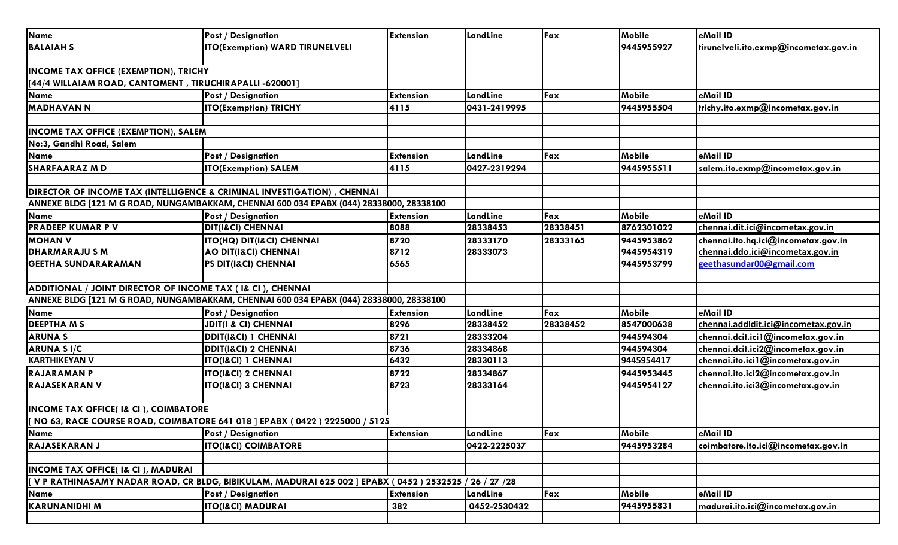| Name | Post / Designation | Extension | LandLine | Fax | Mobile | eMail ID |
|---|---|---|---|---|---|---|
| BALAIAH S | ITO(Exemption) WARD TIRUNELVELI | | | | 9445955927 | tirunelveli.ito.exmp@incometax.gov.in |
| | | | | | | |
| INCOME TAX OFFICE (EXEMPTION), TRICHY | | | | | | |
| [44/4 WILLAIAM ROAD, CANTOMENT , TIRUCHIRAPALLI -620001] | | | | | | |
| Name | Post / Designation | Extension | LandLine | Fax | Mobile | eMail ID |
| MADHAVAN N | ITO(Exemption) TRICHY | 4115 | 0431-2419995 | | 9445955504 | trichy.ito.exmp@incometax.gov.in |
| | | | | | | |
| INCOME TAX OFFICE (EXEMPTION), SALEM | | | | | | |
| No:3, Gandhi Road, Salem | | | | | | |
| Name | Post / Designation | Extension | LandLine | Fax | Mobile | eMail ID |
| SHARFAARAZ M D | ITO(Exemption) SALEM | 4115 | 0427-2319294 | | 9445955511 | salem.ito.exmp@incometax.gov.in |
| | | | | | | |
| DIRECTOR OF INCOME TAX (INTELLIGENCE & CRIMINAL INVESTIGATION) , CHENNAI | | | | | | |
| ANNEXE BLDG [121 M G ROAD, NUNGAMBAKKAM, CHENNAI 600 034 EPABX (044) 28338000, 28338100 | | | | | | |
| Name | Post / Designation | Extension | LandLine | Fax | Mobile | eMail ID |
| PRADEEP KUMAR P V | DIT(I&CI) CHENNAI | 8088 | 28338453 | 28338451 | 8762301022 | chennai.dit.ici@incometax.gov.in |
| MOHAN V | ITO(HQ) DIT(I&CI) CHENNAI | 8720 | 28333170 | 28333165 | 9445953862 | chennai.ito.hq.ici@incometax.gov.in |
| DHARMARAJU S M | AO DIT(I&CI) CHENNAI | 8712 | 28333073 | | 9445954319 | chennai.ddo.ici@incometax.gov.in |
| GEETHA SUNDARARAMAN | PS DIT(I&CI) CHENNAI | 6565 | | | 9445953799 | geethasundar00@gmail.com |
| | | | | | | |
| ADDITIONAL / JOINT DIRECTOR OF INCOME TAX ( I& CI ), CHENNAI | | | | | | |
| ANNEXE BLDG [121 M G ROAD, NUNGAMBAKKAM, CHENNAI 600 034 EPABX (044) 28338000, 28338100 | | | | | | |
| Name | Post / Designation | Extension | LandLine | Fax | Mobile | eMail ID |
| DEEPTHA M S | JDIT(I & CI) CHENNAI | 8296 | 28338452 | 28338452 | 8547000638 | chennai.addldit.ici@incometax.gov.in |
| ARUNA S | DDIT(I&CI) 1 CHENNAI | 8721 | 28333204 | | 944594304 | chennai.dcit.ici1@incometax.gov.in |
| ARUNA S I/C | DDIT(I&CI) 2 CHENNAI | 8736 | 28334868 | | 944594304 | chennai.dcit.ici2@incometax.gov.in |
| KARTHIKEYAN V | ITO(I&CI) 1 CHENNAI | 6432 | 28330113 | | 9445954417 | chennai.ito.ici1@incometax.gov.in |
| RAJARAMAN P | ITO(I&CI) 2 CHENNAI | 8722 | 28334867 | | 9445953445 | chennai.ito.ici2@incometax.gov.in |
| RAJASEKARAN V | ITO(I&CI) 3 CHENNAI | 8723 | 28333164 | | 9445954127 | chennai.ito.ici3@incometax.gov.in |
| | | | | | | |
| INCOME TAX OFFICE( I& CI ), COIMBATORE | | | | | | |
| [ NO 63, RACE COURSE ROAD, COIMBATORE 641 018 ] EPABX ( 0422 ) 2225000 / 5125 | | | | | | |
| Name | Post / Designation | Extension | LandLine | Fax | Mobile | eMail ID |
| RAJASEKARAN J | ITO(I&CI) COIMBATORE | | 0422-2225037 | | 9445953284 | coimbatore.ito.ici@incometax.gov.in |
| | | | | | | |
| INCOME TAX OFFICE( I& CI ), MADURAI | | | | | | |
| [ V P RATHINASAMY NADAR ROAD, CR BLDG, BIBIKULAM, MADURAI 625 002 ] EPABX ( 0452 ) 2532525 / 26 / 27 /28 | | | | | | |
| Name | Post / Designation | Extension | LandLine | Fax | Mobile | eMail ID |
| KARUNANIDHI M | ITO(I&CI) MADURAI | 382 | 0452-2530432 | | 9445955831 | madurai.ito.ici@incometax.gov.in |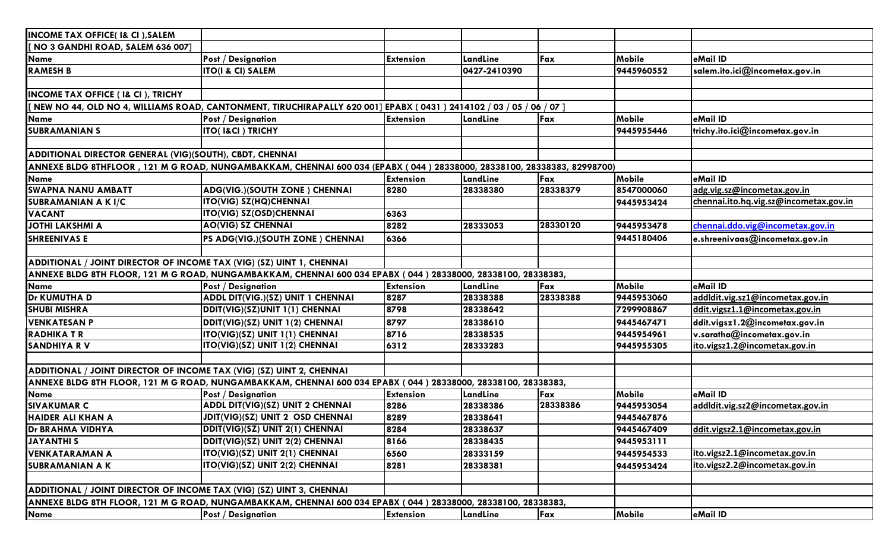| INCOME TAX OFFICE( I& CI ),SALEM | | | | | | |
|---|---|---|---|---|---|---|
| [ NO 3 GANDHI ROAD, SALEM 636 007] | | | | | | |
| Name | Post / Designation | Extension | LandLine | Fax | Mobile | eMail ID |
| RAMESH B | ITO(I & CI) SALEM | | 0427-2410390 | | 9445960552 | salem.ito.ici@incometax.gov.in |
| | | | | | | |
| INCOME TAX OFFICE ( I& CI ), TRICHY | | | | | | |
| [ NEW NO 44, OLD NO 4, WILLIAMS ROAD, CANTONMENT, TIRUCHIRAPALLY 620 001] EPABX ( 0431 ) 2414102 / 03 / 05 / 06 / 07 ] | | | | | | |
| Name | Post / Designation | Extension | LandLine | Fax | Mobile | eMail ID |
| SUBRAMANIAN S | ITO( I&CI ) TRICHY | | | | 9445955446 | trichy.ito.ici@incometax.gov.in |
| | | | | | | |
| ADDITIONAL DIRECTOR GENERAL (VIG)(SOUTH), CBDT, CHENNAI | | | | | | |
| ANNEXE BLDG 8THFLOOR , 121 M G ROAD, NUNGAMBAKKAM, CHENNAI 600 034 (EPABX ( 044 ) 28338000, 28338100, 28338383, 82998700) | | | | | | |
| Name | | Extension | LandLine | Fax | Mobile | eMail ID |
| SWAPNA NANU AMBATT | ADG(VIG.)(SOUTH ZONE ) CHENNAI | 8280 | 28338380 | 28338379 | 8547000060 | adg.vig.sz@incometax.gov.in |
| SUBRAMANIAN A K I/C | ITO(VIG) SZ(HQ)CHENNAI | | | | 9445953424 | chennai.ito.hq.vig.sz@incometax.gov.in |
| VACANT | ITO(VIG) SZ(OSD)CHENNAI | 6363 | | | | |
| JOTHI LAKSHMI A | AO(VIG) SZ CHENNAI | 8282 | 28333053 | 28330120 | 9445953478 | chennai.ddo.vig@incometax.gov.in |
| SHREENIVAS E | PS ADG(VIG.)(SOUTH ZONE ) CHENNAI | 6366 | | | 9445180406 | e.shreenivaas@incometax.gov.in |
| | | | | | | |
| ADDITIONAL / JOINT DIRECTOR OF INCOME TAX (VIG) (SZ) UINT 1, CHENNAI | | | | | | |
| ANNEXE BLDG 8TH FLOOR, 121 M G ROAD, NUNGAMBAKKAM, CHENNAI 600 034 EPABX ( 044 ) 28338000, 28338100, 28338383, | | | | | | |
| Name | Post / Designation | Extension | LandLine | Fax | Mobile | eMail ID |
| Dr KUMUTHA D | ADDL DIT(VIG.)(SZ) UNIT 1 CHENNAI | 8287 | 28338388 | 28338388 | 9445953060 | addldit.vig.sz1@incometax.gov.in |
| SHUBI MISHRA | DDIT(VIG)(SZ)UNIT 1(1) CHENNAI | 8798 | 28338642 | | 7299908867 | ddit.vigsz1.1@incometax.gov.in |
| VENKATESAN P | DDIT(VIG)(SZ) UNIT 1(2) CHENNAI | 8797 | 28338610 | | 9445467471 | ddit.vigsz1.2@incometax.gov.in |
| RADHIKA T R | ITO(VIG)(SZ) UNIT 1(1) CHENNAI | 8716 | 28338535 | | 9445954961 | v.saratha@incometax.gov.in |
| SANDHIYA R V | ITO(VIG)(SZ) UNIT 1(2) CHENNAI | 6312 | 28333283 | | 9445955305 | ito.vigsz1.2@incometax.gov.in |
| | | | | | | |
| ADDITIONAL / JOINT DIRECTOR OF INCOME TAX (VIG) (SZ) UINT 2, CHENNAI | | | | | | |
| ANNEXE BLDG 8TH FLOOR, 121 M G ROAD, NUNGAMBAKKAM, CHENNAI 600 034 EPABX ( 044 ) 28338000, 28338100, 28338383, | | | | | | |
| Name | Post / Designation | Extension | LandLine | Fax | Mobile | eMail ID |
| SIVAKUMAR C | ADDL DIT(VIG)(SZ) UNIT 2 CHENNAI | 8286 | 28338386 | 28338386 | 9445953054 | addldit.vig.sz2@incometax.gov.in |
| HAIDER ALI KHAN A | JDIT(VIG)(SZ) UNIT 2 OSD CHENNAI | 8289 | 28338641 | | 9445467876 | |
| Dr BRAHMA VIDHYA | DDIT(VIG)(SZ) UNIT 2(1) CHENNAI | 8284 | 28338637 | | 9445467409 | ddit.vigsz2.1@incometax.gov.in |
| JAYANTHI S | DDIT(VIG)(SZ) UNIT 2(2) CHENNAI | 8166 | 28338435 | | 9445953111 | |
| VENKATARAMAN A | ITO(VIG)(SZ) UNIT 2(1) CHENNAI | 6560 | 28333159 | | 9445954533 | ito.vigsz2.1@incometax.gov.in |
| SUBRAMANIAN A K | ITO(VIG)(SZ) UNIT 2(2) CHENNAI | 8281 | 28338381 | | 9445953424 | ito.vigsz2.2@incometax.gov.in |
| | | | | | | |
| ADDITIONAL / JOINT DIRECTOR OF INCOME TAX (VIG) (SZ) UINT 3, CHENNAI | | | | | | |
| ANNEXE BLDG 8TH FLOOR, 121 M G ROAD, NUNGAMBAKKAM, CHENNAI 600 034 EPABX ( 044 ) 28338000, 28338100, 28338383, | | | | | | |
| Name | Post / Designation | Extension | LandLine | Fax | Mobile | eMail ID |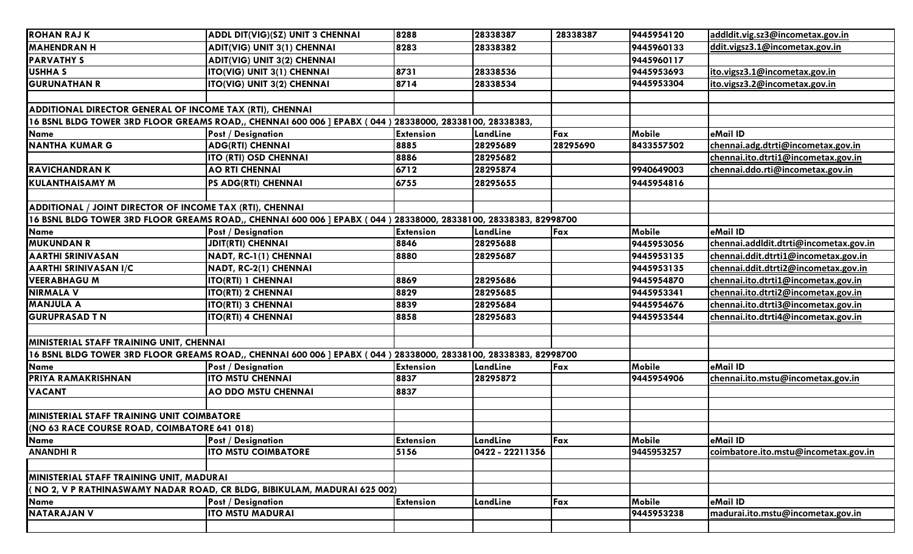| | | | | | | |
|---|---|---|---|---|---|---|
| **ROHAN RAJ K** | ADDL DIT(VIG)(SZ) UNIT 3 CHENNAI | 8288 | 28338387 | 28338387 | 9445954120 | addldit.vig.sz3@incometax.gov.in |
| **MAHENDRAN H** | ADIT(VIG) UNIT 3(1) CHENNAI | 8283 | 28338382 | | 9445960133 | ddit.vigsz3.1@incometax.gov.in |
| **PARVATHY S** | ADIT(VIG) UNIT 3(2) CHENNAI | | | | 9445960117 | |
| **USHHA S** | ITO(VIG) UNIT 3(1) CHENNAI | 8731 | 28338536 | | 9445953693 | ito.vigsz3.1@incometax.gov.in |
| **GURUNATHAN R** | ITO(VIG) UNIT 3(2) CHENNAI | 8714 | 28338534 | | 9445953304 | ito.vigsz3.2@incometax.gov.in |

**ADDITIONAL DIRECTOR GENERAL OF INCOME TAX (RTI), CHENNAI**

16 BSNL BLDG TOWER 3RD FLOOR GREAMS ROAD,, CHENNAI 600 006 ] EPABX ( 044 ) 28338000, 28338100, 28338383,

| Name | Post / Designation | Extension | LandLine | Fax | Mobile | eMail ID |
|---|---|---|---|---|---|---|
| **NANTHA KUMAR G** | ADG(RTI) CHENNAI | 8885 | 28295689 | 28295690 | 8433557502 | chennai.adg.dtrti@incometax.gov.in |
| | ITO (RTI) OSD CHENNAI | 8886 | 28295682 | | | chennai.ito.dtrti1@incometax.gov.in |
| **RAVICHANDRAN K** | AO RTI CHENNAI | 6712 | 28295874 | | 9940649003 | chennai.ddo.rti@incometax.gov.in |
| **KULANTHAISAMY M** | PS ADG(RTI) CHENNAI | 6755 | 28295655 | | 9445954816 | |

**ADDITIONAL / JOINT DIRECTOR OF INCOME TAX (RTI), CHENNAI**

16 BSNL BLDG TOWER 3RD FLOOR GREAMS ROAD,, CHENNAI 600 006 ] EPABX ( 044 ) 28338000, 28338100, 28338383, 82998700

| Name | Post / Designation | Extension | LandLine | Fax | Mobile | eMail ID |
|---|---|---|---|---|---|---|
| **MUKUNDAN R** | JDIT(RTI) CHENNAI | 8846 | 28295688 | | 9445953056 | chennai.addldit.dtrti@incometax.gov.in |
| **AARTHI SRINIVASAN** | NADT, RC-1(1) CHENNAI | 8880 | 28295687 | | 9445953135 | chennai.ddit.dtrti1@incometax.gov.in |
| **AARTHI SRINIVASAN I/C** | NADT, RC-2(1) CHENNAI | | | | 9445953135 | chennai.ddit.dtrti2@incometax.gov.in |
| **VEERABHAGU M** | ITO(RTI) 1 CHENNAI | 8869 | 28295686 | | 9445954870 | chennai.ito.dtrti1@incometax.gov.in |
| **NIRMALA V** | ITO(RTI) 2 CHENNAI | 8829 | 28295685 | | 9445953341 | chennai.ito.dtrti2@incometax.gov.in |
| **MANJULA A** | ITO(RTI) 3 CHENNAI | 8839 | 28295684 | | 9445954676 | chennai.ito.dtrti3@incometax.gov.in |
| **GURUPRASAD T N** | ITO(RTI) 4 CHENNAI | 8858 | 28295683 | | 9445953544 | chennai.ito.dtrti4@incometax.gov.in |

**MINISTERIAL STAFF TRAINING UNIT, CHENNAI**

16 BSNL BLDG TOWER 3RD FLOOR GREAMS ROAD,, CHENNAI 600 006 ] EPABX ( 044 ) 28338000, 28338100, 28338383, 82998700

| Name | Post / Designation | Extension | LandLine | Fax | Mobile | eMail ID |
|---|---|---|---|---|---|---|
| **PRIYA RAMAKRISHNAN** | ITO MSTU CHENNAI | 8837 | 28295872 | | 9445954906 | chennai.ito.mstu@incometax.gov.in |
| **VACANT** | AO DDO MSTU CHENNAI | 8837 | | | | |

**MINISTERIAL STAFF TRAINING UNIT COIMBATORE**

(NO 63 RACE COURSE ROAD, COIMBATORE 641 018)

| Name | Post / Designation | Extension | LandLine | Fax | Mobile | eMail ID |
|---|---|---|---|---|---|---|
| **ANANDHI R** | ITO MSTU COIMBATORE | 5156 | 0422 - 22211356 | | 9445953257 | coimbatore.ito.mstu@incometax.gov.in |

**MINISTERIAL STAFF TRAINING UNIT, MADURAI**

( NO 2, V P RATHINASWAMY NADAR ROAD, CR BLDG, BIBIKULAM, MADURAI 625 002)

| Name | Post / Designation | Extension | LandLine | Fax | Mobile | eMail ID |
|---|---|---|---|---|---|---|
| **NATARAJAN V** | ITO MSTU MADURAI | | | | 9445953238 | madurai.ito.mstu@incometax.gov.in |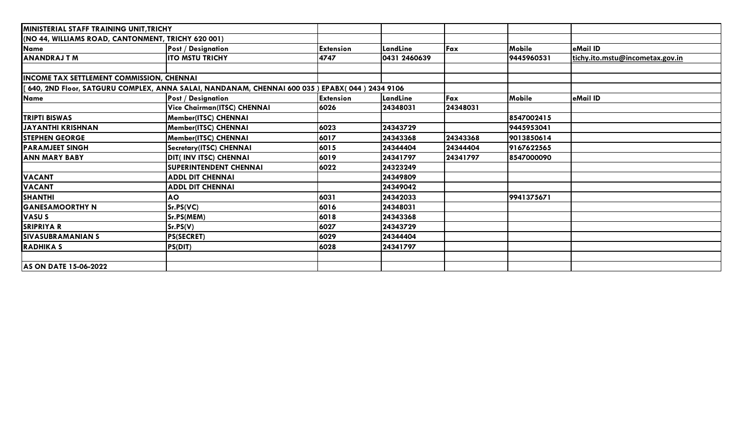| | | | | | | |
|---|---|---|---|---|---|---|
| **MINISTERIAL STAFF TRAINING UNIT,TRICHY** | | | | | | |
| **(NO 44, WILLIAMS ROAD, CANTONMENT, TRICHY 620 001)** | | | | | | |
| **Name** | **Post / Designation** | **Extension** | **LandLine** | **Fax** | **Mobile** | **eMail ID** |
| **ANANDRAJ T M** | **ITO MSTU TRICHY** | **4747** | **0431 2460639** | | **9445960531** | **tichy.ito.mstu@incometax.gov.in** |
| | | | | | | |
| **INCOME TAX SETTLEMENT COMMISSION, CHENNAI** | | | | | | |
| **[ 640, 2ND Floor, SATGURU COMPLEX, ANNA SALAI, NANDANAM, CHENNAI 600 035 ) EPABX( 044 ) 2434 9106** | | | | | | |
| **Name** | **Post / Designation** | **Extension** | **LandLine** | **Fax** | **Mobile** | **eMail ID** |
| | **Vice Chairman(ITSC) CHENNAI** | **6026** | **24348031** | **24348031** | | |
| **TRIPTI BISWAS** | **Member(ITSC) CHENNAI** | | | | **8547002415** | |
| **JAYANTHI KRISHNAN** | **Member(ITSC) CHENNAI** | **6023** | **24343729** | | **9445953041** | |
| **STEPHEN GEORGE** | **Member(ITSC) CHENNAI** | **6017** | **24343368** | **24343368** | **9013850614** | |
| **PARAMJEET SINGH** | **Secretary(ITSC) CHENNAI** | **6015** | **24344404** | **24344404** | **9167622565** | |
| **ANN MARY BABY** | **DIT( INV ITSC) CHENNAI** | **6019** | **24341797** | **24341797** | **8547000090** | |
| | **SUPERINTENDENT CHENNAI** | **6022** | **24323249** | | | |
| **VACANT** | **ADDL DIT CHENNAI** | | **24349809** | | | |
| **VACANT** | **ADDL DIT CHENNAI** | | **24349042** | | | |
| **SHANTHI** | **AO** | **6031** | **24342033** | | **9941375671** | |
| **GANESAMOORTHY N** | **Sr.PS(VC)** | **6016** | **24348031** | | | |
| **VASU S** | **Sr.PS(MEM)** | **6018** | **24343368** | | | |
| **SRIPRIYA R** | **Sr.PS(V)** | **6027** | **24343729** | | | |
| **SIVASUBRAMANIAN S** | **PS(SECRET)** | **6029** | **24344404** | | | |
| **RADHIKA S** | **PS(DIT)** | **6028** | **24341797** | | | |
| | | | | | | |
| **AS ON DATE 15-06-2022** | | | | | | |